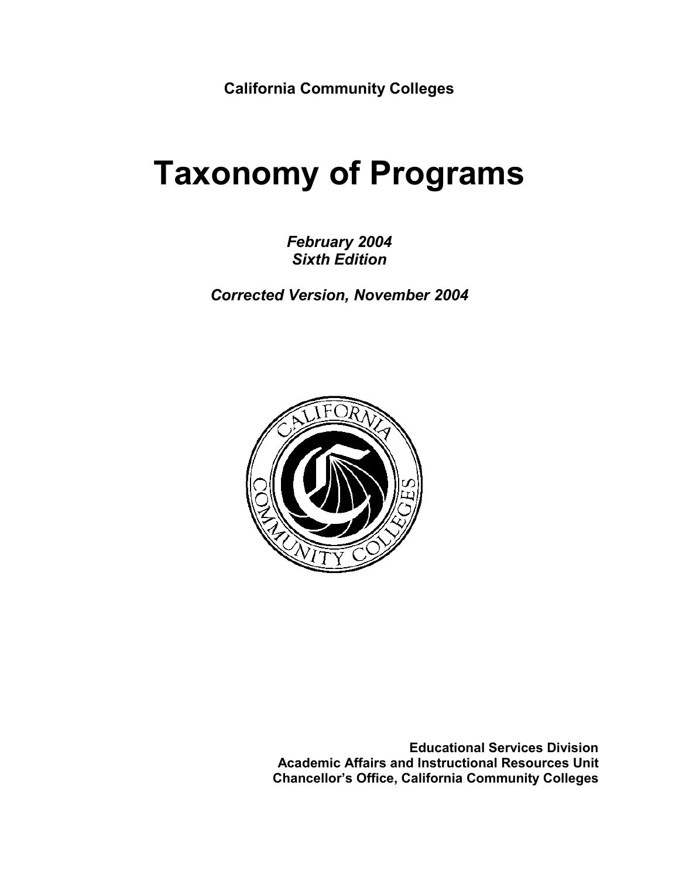**California Community Colleges**

# Taxonomy of Programs

***February 2004***
***Sixth Edition***

***Corrected Version, November 2004***

**Educational Services Division**
**Academic Affairs and Instructional Resources Unit**
**Chancellor's Office, California Community Colleges**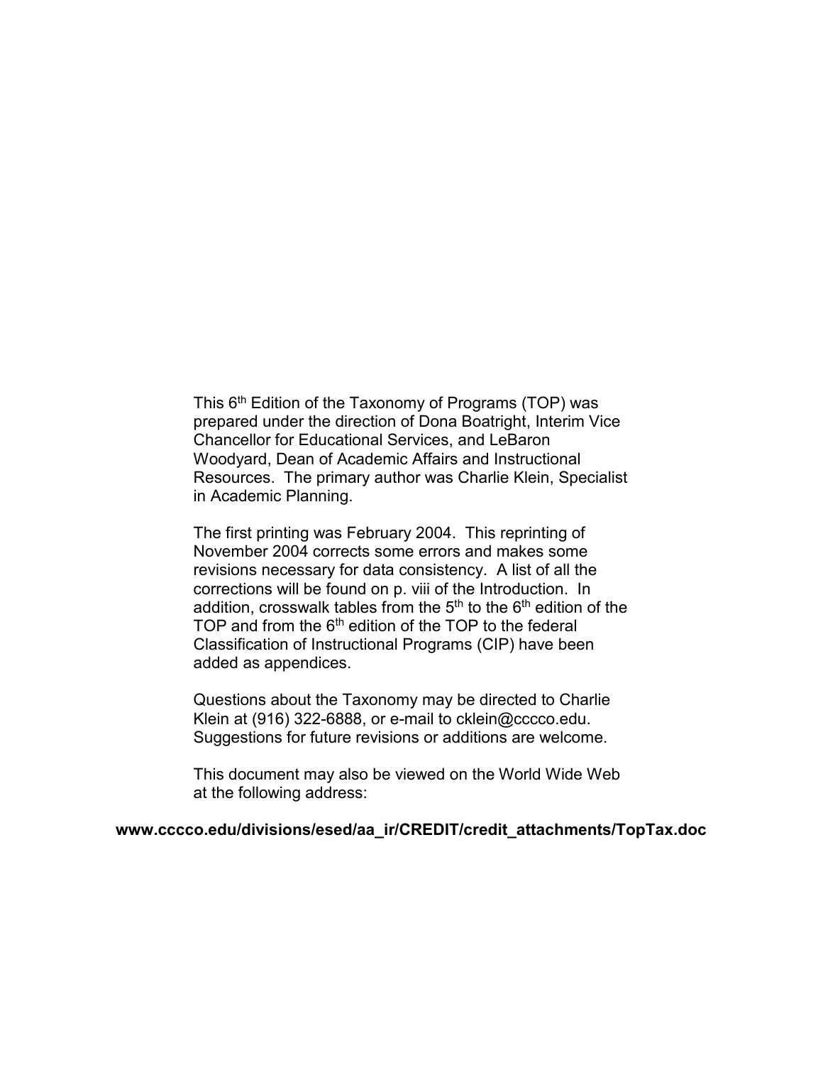This 6th Edition of the Taxonomy of Programs (TOP) was prepared under the direction of Dona Boatright, Interim Vice Chancellor for Educational Services, and LeBaron Woodyard, Dean of Academic Affairs and Instructional Resources. The primary author was Charlie Klein, Specialist in Academic Planning.

The first printing was February 2004. This reprinting of November 2004 corrects some errors and makes some revisions necessary for data consistency. A list of all the corrections will be found on p. viii of the Introduction. In addition, crosswalk tables from the 5th to the 6th edition of the TOP and from the 6th edition of the TOP to the federal Classification of Instructional Programs (CIP) have been added as appendices.

Questions about the Taxonomy may be directed to Charlie Klein at (916) 322-6888, or e-mail to cklein@cccco.edu. Suggestions for future revisions or additions are welcome.

This document may also be viewed on the World Wide Web at the following address:

**www.cccco.edu/divisions/esed/aa_ir/CREDIT/credit_attachments/TopTax.doc**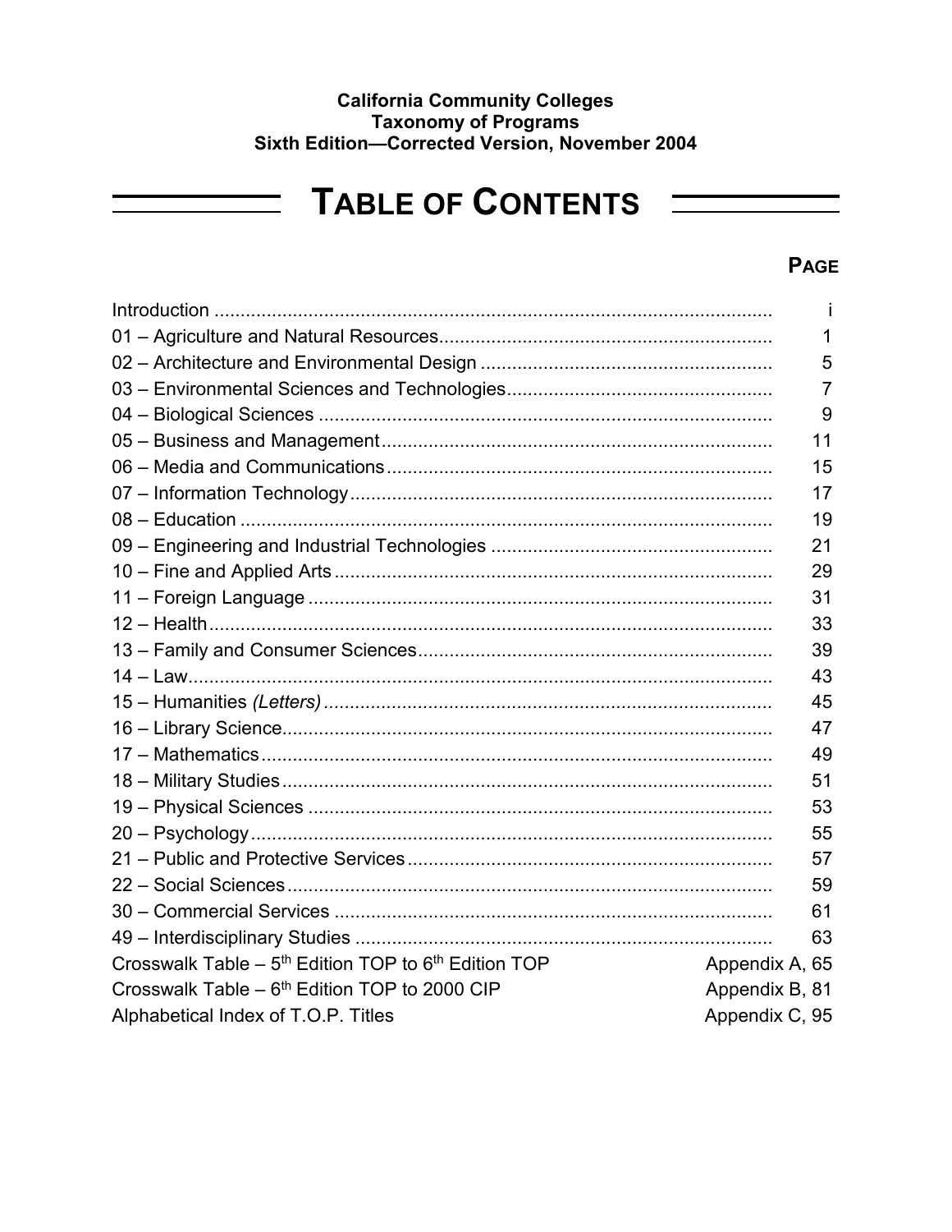**California Community Colleges**
**Taxonomy of Programs**
**Sixth Edition—Corrected Version, November 2004**

# TABLE OF CONTENTS

| | PAGE |
|---|---|
| Introduction | i |
| 01 – Agriculture and Natural Resources | 1 |
| 02 – Architecture and Environmental Design | 5 |
| 03 – Environmental Sciences and Technologies | 7 |
| 04 – Biological Sciences | 9 |
| 05 – Business and Management | 11 |
| 06 – Media and Communications | 15 |
| 07 – Information Technology | 17 |
| 08 – Education | 19 |
| 09 – Engineering and Industrial Technologies | 21 |
| 10 – Fine and Applied Arts | 29 |
| 11 – Foreign Language | 31 |
| 12 – Health | 33 |
| 13 – Family and Consumer Sciences | 39 |
| 14 – Law | 43 |
| 15 – Humanities *(Letters)* | 45 |
| 16 – Library Science | 47 |
| 17 – Mathematics | 49 |
| 18 – Military Studies | 51 |
| 19 – Physical Sciences | 53 |
| 20 – Psychology | 55 |
| 21 – Public and Protective Services | 57 |
| 22 – Social Sciences | 59 |
| 30 – Commercial Services | 61 |
| 49 – Interdisciplinary Studies | 63 |
| Crosswalk Table – 5th Edition TOP to 6th Edition TOP | Appendix A, 65 |
| Crosswalk Table – 6th Edition TOP to 2000 CIP | Appendix B, 81 |
| Alphabetical Index of T.O.P. Titles | Appendix C, 95 |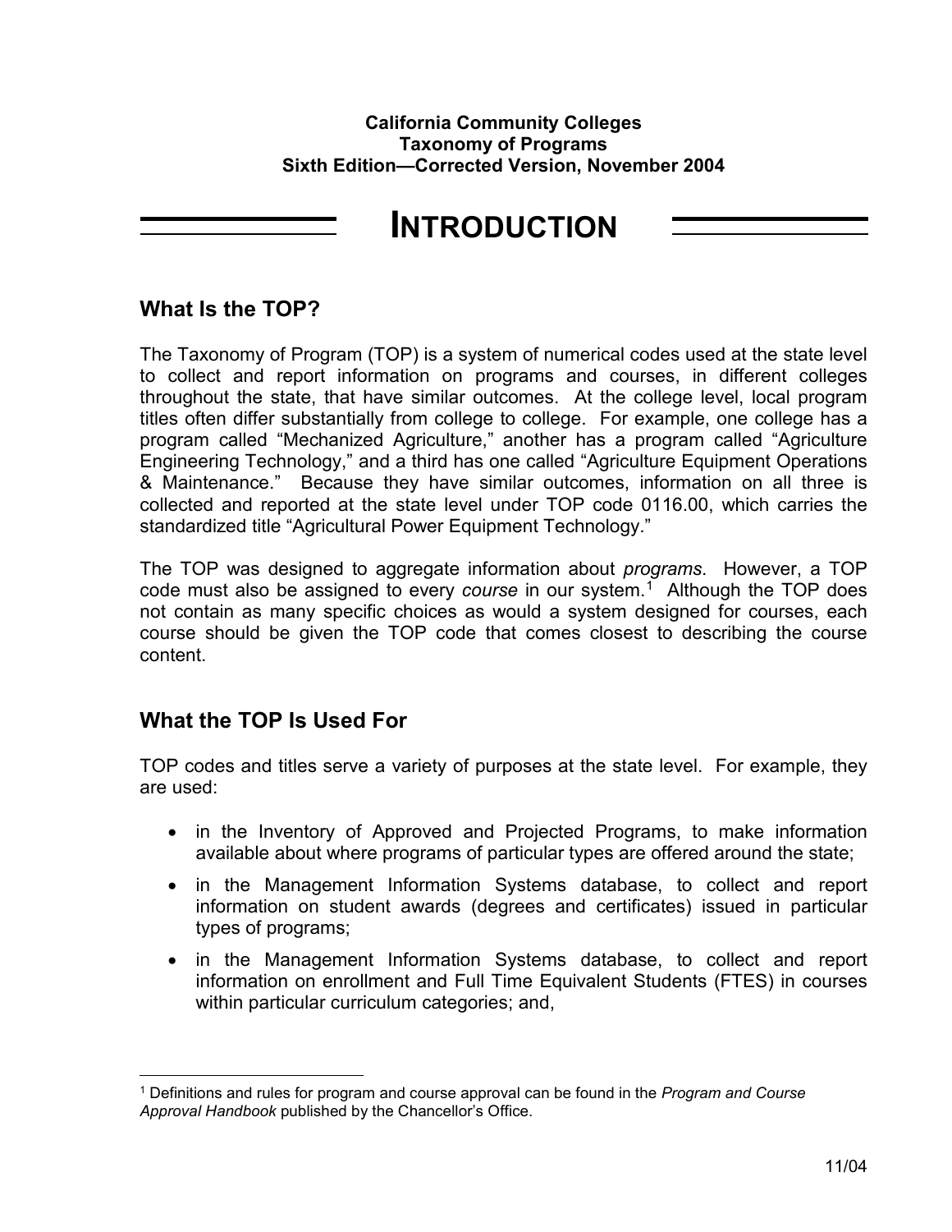**California Community Colleges**
**Taxonomy of Programs**
**Sixth Edition—Corrected Version, November 2004**

# INTRODUCTION

## What Is the TOP?

The Taxonomy of Program (TOP) is a system of numerical codes used at the state level to collect and report information on programs and courses, in different colleges throughout the state, that have similar outcomes. At the college level, local program titles often differ substantially from college to college. For example, one college has a program called "Mechanized Agriculture," another has a program called "Agriculture Engineering Technology," and a third has one called "Agriculture Equipment Operations & Maintenance." Because they have similar outcomes, information on all three is collected and reported at the state level under TOP code 0116.00, which carries the standardized title "Agricultural Power Equipment Technology."

The TOP was designed to aggregate information about *programs*. However, a TOP code must also be assigned to every *course* in our system.[1] Although the TOP does not contain as many specific choices as would a system designed for courses, each course should be given the TOP code that comes closest to describing the course content.

## What the TOP Is Used For

TOP codes and titles serve a variety of purposes at the state level. For example, they are used:

- in the Inventory of Approved and Projected Programs, to make information available about where programs of particular types are offered around the state;
- in the Management Information Systems database, to collect and report information on student awards (degrees and certificates) issued in particular types of programs;
- in the Management Information Systems database, to collect and report information on enrollment and Full Time Equivalent Students (FTES) in courses within particular curriculum categories; and,

---

[1] Definitions and rules for program and course approval can be found in the *Program and Course Approval Handbook* published by the Chancellor's Office.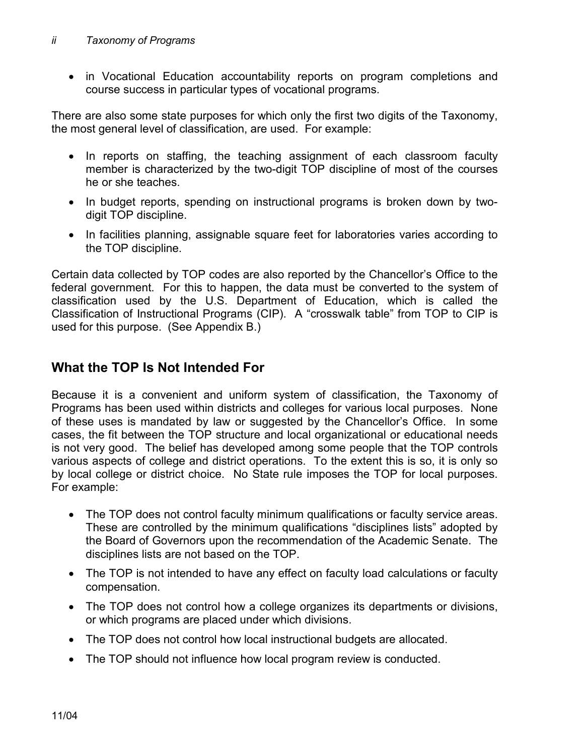- in Vocational Education accountability reports on program completions and course success in particular types of vocational programs.

There are also some state purposes for which only the first two digits of the Taxonomy, the most general level of classification, are used. For example:

- In reports on staffing, the teaching assignment of each classroom faculty member is characterized by the two-digit TOP discipline of most of the courses he or she teaches.
- In budget reports, spending on instructional programs is broken down by two-digit TOP discipline.
- In facilities planning, assignable square feet for laboratories varies according to the TOP discipline.

Certain data collected by TOP codes are also reported by the Chancellor's Office to the federal government. For this to happen, the data must be converted to the system of classification used by the U.S. Department of Education, which is called the Classification of Instructional Programs (CIP). A "crosswalk table" from TOP to CIP is used for this purpose. (See Appendix B.)

## What the TOP Is Not Intended For

Because it is a convenient and uniform system of classification, the Taxonomy of Programs has been used within districts and colleges for various local purposes. None of these uses is mandated by law or suggested by the Chancellor's Office. In some cases, the fit between the TOP structure and local organizational or educational needs is not very good. The belief has developed among some people that the TOP controls various aspects of college and district operations. To the extent this is so, it is only so by local college or district choice. No State rule imposes the TOP for local purposes. For example:

- The TOP does not control faculty minimum qualifications or faculty service areas. These are controlled by the minimum qualifications "disciplines lists" adopted by the Board of Governors upon the recommendation of the Academic Senate. The disciplines lists are not based on the TOP.
- The TOP is not intended to have any effect on faculty load calculations or faculty compensation.
- The TOP does not control how a college organizes its departments or divisions, or which programs are placed under which divisions.
- The TOP does not control how local instructional budgets are allocated.
- The TOP should not influence how local program review is conducted.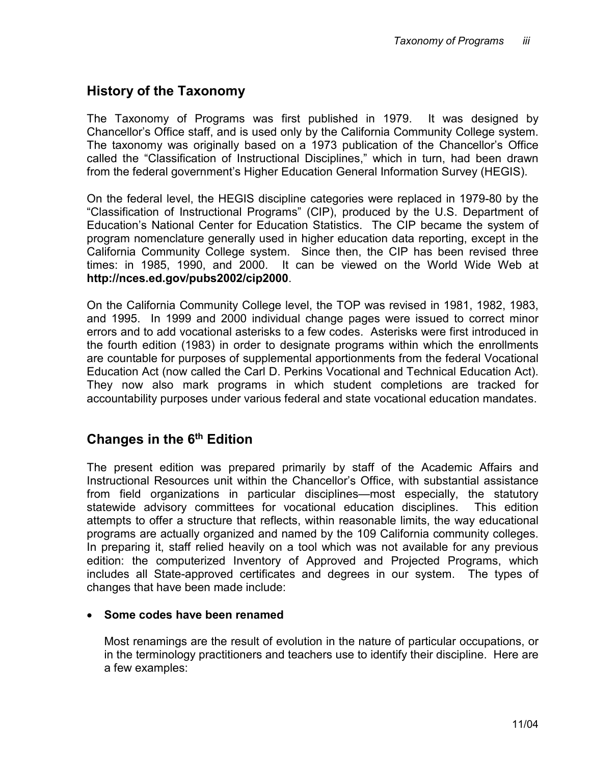## History of the Taxonomy

The Taxonomy of Programs was first published in 1979. It was designed by Chancellor's Office staff, and is used only by the California Community College system. The taxonomy was originally based on a 1973 publication of the Chancellor's Office called the "Classification of Instructional Disciplines," which in turn, had been drawn from the federal government's Higher Education General Information Survey (HEGIS).

On the federal level, the HEGIS discipline categories were replaced in 1979-80 by the "Classification of Instructional Programs" (CIP), produced by the U.S. Department of Education's National Center for Education Statistics. The CIP became the system of program nomenclature generally used in higher education data reporting, except in the California Community College system. Since then, the CIP has been revised three times: in 1985, 1990, and 2000. It can be viewed on the World Wide Web at **http://nces.ed.gov/pubs2002/cip2000**.

On the California Community College level, the TOP was revised in 1981, 1982, 1983, and 1995. In 1999 and 2000 individual change pages were issued to correct minor errors and to add vocational asterisks to a few codes. Asterisks were first introduced in the fourth edition (1983) in order to designate programs within which the enrollments are countable for purposes of supplemental apportionments from the federal Vocational Education Act (now called the Carl D. Perkins Vocational and Technical Education Act). They now also mark programs in which student completions are tracked for accountability purposes under various federal and state vocational education mandates.

## Changes in the 6th Edition

The present edition was prepared primarily by staff of the Academic Affairs and Instructional Resources unit within the Chancellor's Office, with substantial assistance from field organizations in particular disciplines—most especially, the statutory statewide advisory committees for vocational education disciplines. This edition attempts to offer a structure that reflects, within reasonable limits, the way educational programs are actually organized and named by the 109 California community colleges. In preparing it, staff relied heavily on a tool which was not available for any previous edition: the computerized Inventory of Approved and Projected Programs, which includes all State-approved certificates and degrees in our system. The types of changes that have been made include:

- **Some codes have been renamed**

  Most renamings are the result of evolution in the nature of particular occupations, or in the terminology practitioners and teachers use to identify their discipline. Here are a few examples: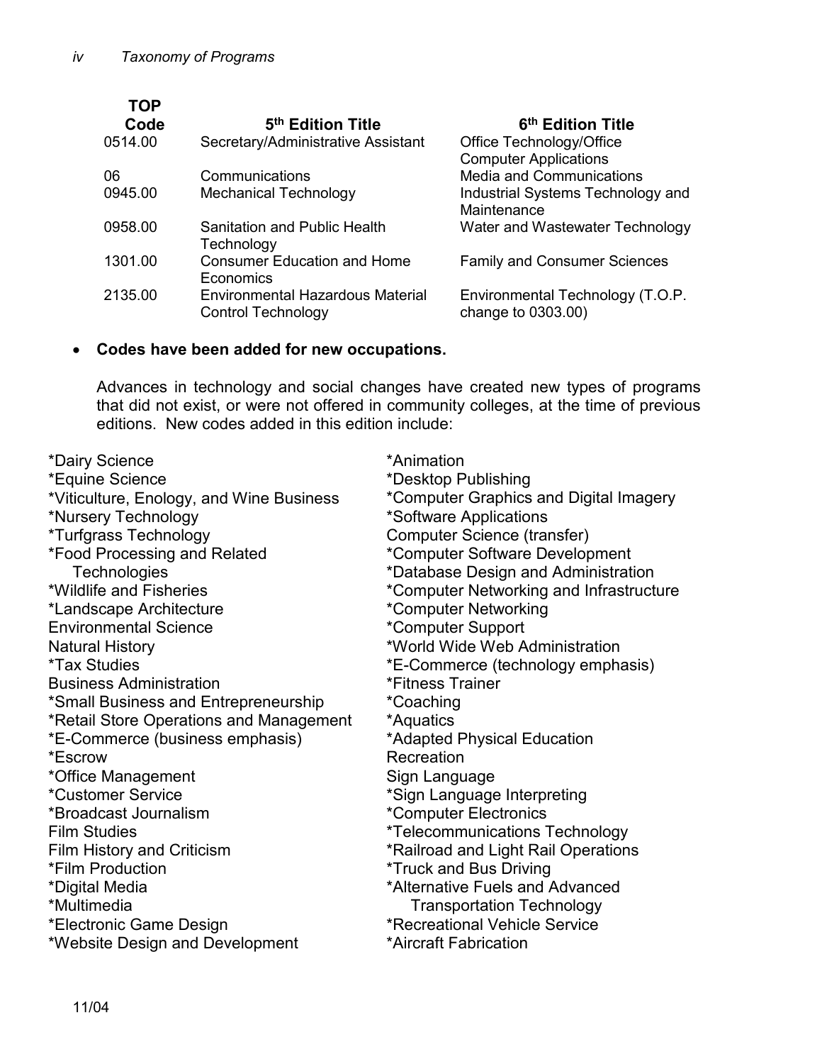| TOP Code | 5th Edition Title | 6th Edition Title |
|---|---|---|
| 0514.00 | Secretary/Administrative Assistant | Office Technology/Office Computer Applications |
| 06 | Communications | Media and Communications |
| 0945.00 | Mechanical Technology | Industrial Systems Technology and Maintenance |
| 0958.00 | Sanitation and Public Health Technology | Water and Wastewater Technology |
| 1301.00 | Consumer Education and Home Economics | Family and Consumer Sciences |
| 2135.00 | Environmental Hazardous Material Control Technology | Environmental Technology (T.O.P. change to 0303.00) |

- **Codes have been added for new occupations.**

  Advances in technology and social changes have created new types of programs that did not exist, or were not offered in community colleges, at the time of previous editions. New codes added in this edition include:

*Dairy Science
*Equine Science
*Viticulture, Enology, and Wine Business
*Nursery Technology
*Turfgrass Technology
*Food Processing and Related Technologies
*Wildlife and Fisheries
*Landscape Architecture
Environmental Science
Natural History
*Tax Studies
Business Administration
*Small Business and Entrepreneurship
*Retail Store Operations and Management
*E-Commerce (business emphasis)
*Escrow
*Office Management
*Customer Service
*Broadcast Journalism
Film Studies
Film History and Criticism
*Film Production
*Digital Media
*Multimedia
*Electronic Game Design
*Website Design and Development
*Animation
*Desktop Publishing
*Computer Graphics and Digital Imagery
*Software Applications
Computer Science (transfer)
*Computer Software Development
*Database Design and Administration
*Computer Networking and Infrastructure
*Computer Networking
*Computer Support
*World Wide Web Administration
*E-Commerce (technology emphasis)
*Fitness Trainer
*Coaching
*Aquatics
*Adapted Physical Education
Recreation
Sign Language
*Sign Language Interpreting
*Computer Electronics
*Telecommunications Technology
*Railroad and Light Rail Operations
*Truck and Bus Driving
*Alternative Fuels and Advanced Transportation Technology
*Recreational Vehicle Service
*Aircraft Fabrication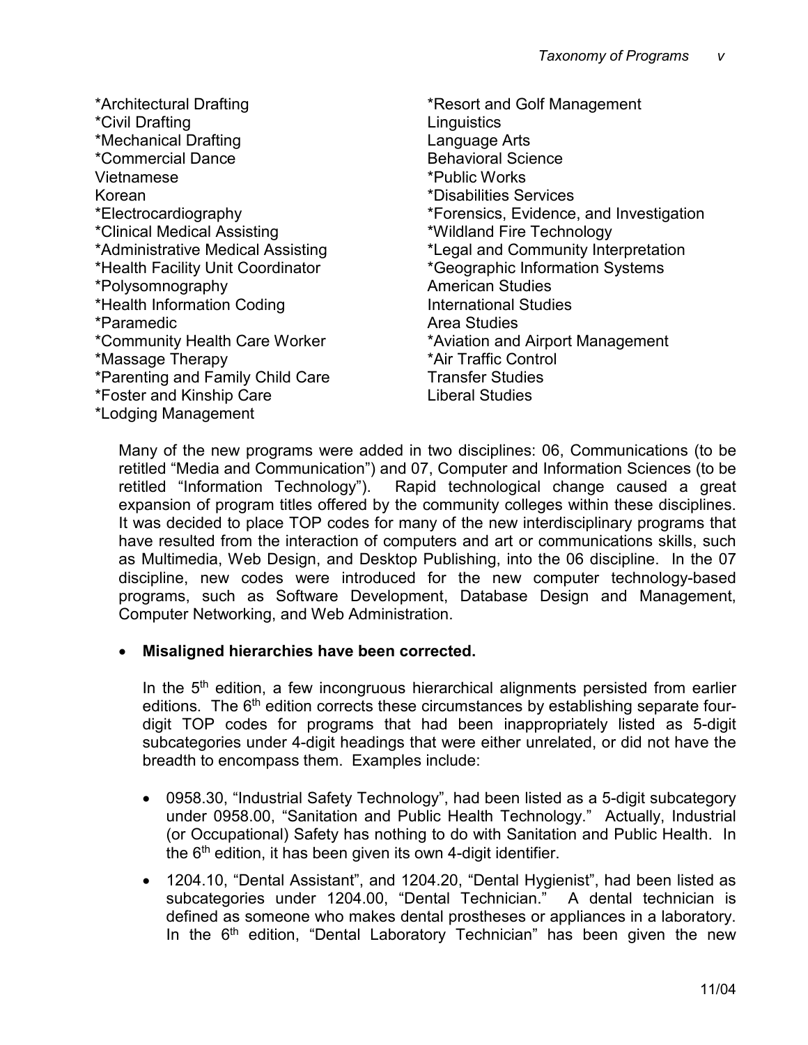*Architectural Drafting
*Civil Drafting
*Mechanical Drafting
*Commercial Dance
Vietnamese
Korean
*Electrocardiography
*Clinical Medical Assisting
*Administrative Medical Assisting
*Health Facility Unit Coordinator
*Polysomnography
*Health Information Coding
*Paramedic
*Community Health Care Worker
*Massage Therapy
*Parenting and Family Child Care
*Foster and Kinship Care
*Lodging Management
*Resort and Golf Management
Linguistics
Language Arts
Behavioral Science
*Public Works
*Disabilities Services
*Forensics, Evidence, and Investigation
*Wildland Fire Technology
*Legal and Community Interpretation
*Geographic Information Systems
American Studies
International Studies
Area Studies
*Aviation and Airport Management
*Air Traffic Control
Transfer Studies
Liberal Studies

Many of the new programs were added in two disciplines: 06, Communications (to be retitled "Media and Communication") and 07, Computer and Information Sciences (to be retitled "Information Technology"). Rapid technological change caused a great expansion of program titles offered by the community colleges within these disciplines. It was decided to place TOP codes for many of the new interdisciplinary programs that have resulted from the interaction of computers and art or communications skills, such as Multimedia, Web Design, and Desktop Publishing, into the 06 discipline. In the 07 discipline, new codes were introduced for the new computer technology-based programs, such as Software Development, Database Design and Management, Computer Networking, and Web Administration.

- **Misaligned hierarchies have been corrected.**

  In the 5th edition, a few incongruous hierarchical alignments persisted from earlier editions. The 6th edition corrects these circumstances by establishing separate four-digit TOP codes for programs that had been inappropriately listed as 5-digit subcategories under 4-digit headings that were either unrelated, or did not have the breadth to encompass them. Examples include:

  - 0958.30, "Industrial Safety Technology", had been listed as a 5-digit subcategory under 0958.00, "Sanitation and Public Health Technology." Actually, Industrial (or Occupational) Safety has nothing to do with Sanitation and Public Health. In the 6th edition, it has been given its own 4-digit identifier.
  - 1204.10, "Dental Assistant", and 1204.20, "Dental Hygienist", had been listed as subcategories under 1204.00, "Dental Technician." A dental technician is defined as someone who makes dental prostheses or appliances in a laboratory. In the 6th edition, "Dental Laboratory Technician" has been given the new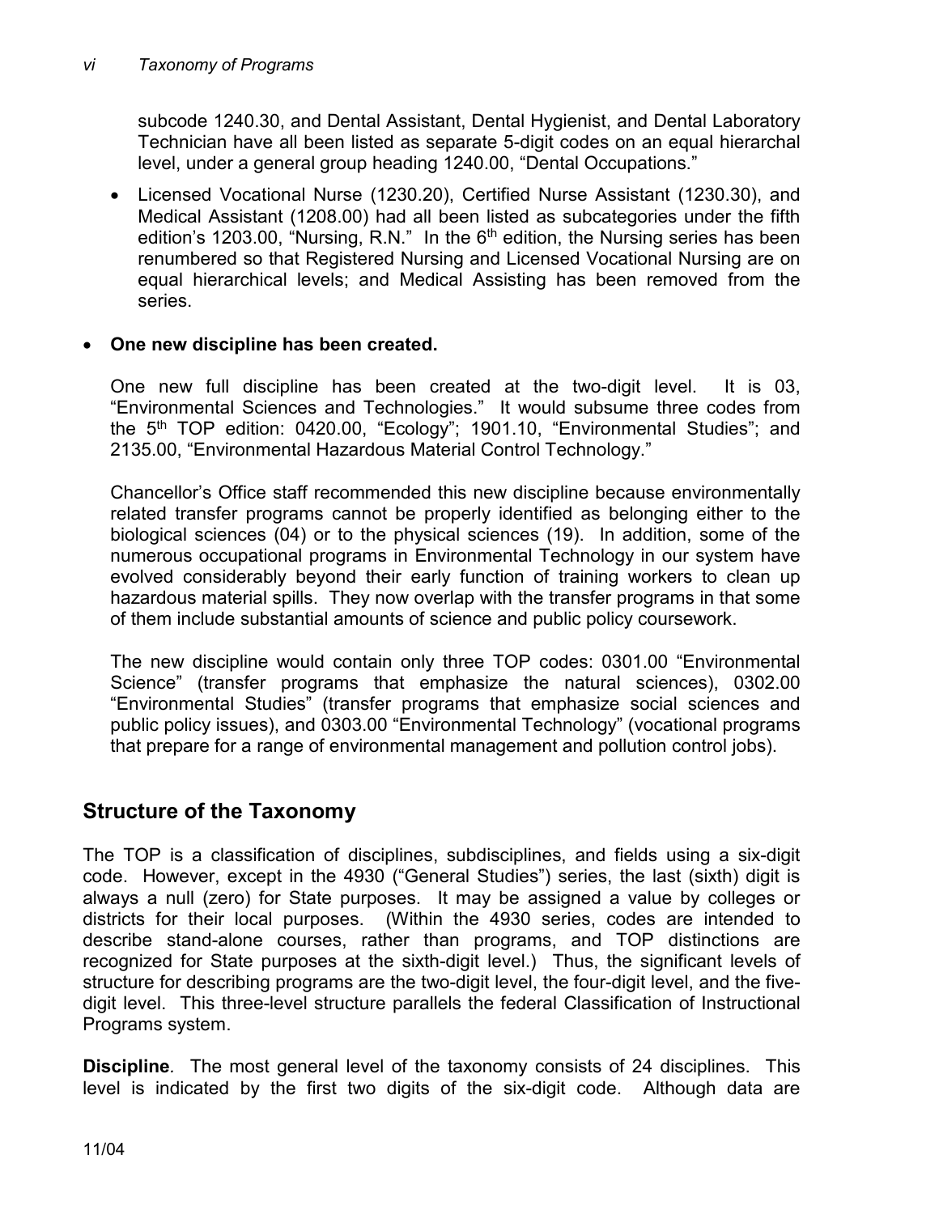subcode 1240.30, and Dental Assistant, Dental Hygienist, and Dental Laboratory Technician have all been listed as separate 5-digit codes on an equal hierarchal level, under a general group heading 1240.00, "Dental Occupations."

- Licensed Vocational Nurse (1230.20), Certified Nurse Assistant (1230.30), and Medical Assistant (1208.00) had all been listed as subcategories under the fifth edition's 1203.00, "Nursing, R.N." In the 6th edition, the Nursing series has been renumbered so that Registered Nursing and Licensed Vocational Nursing are on equal hierarchical levels; and Medical Assisting has been removed from the series.

- **One new discipline has been created.**

  One new full discipline has been created at the two-digit level. It is 03, "Environmental Sciences and Technologies." It would subsume three codes from the 5th TOP edition: 0420.00, "Ecology"; 1901.10, "Environmental Studies"; and 2135.00, "Environmental Hazardous Material Control Technology."

  Chancellor's Office staff recommended this new discipline because environmentally related transfer programs cannot be properly identified as belonging either to the biological sciences (04) or to the physical sciences (19). In addition, some of the numerous occupational programs in Environmental Technology in our system have evolved considerably beyond their early function of training workers to clean up hazardous material spills. They now overlap with the transfer programs in that some of them include substantial amounts of science and public policy coursework.

  The new discipline would contain only three TOP codes: 0301.00 "Environmental Science" (transfer programs that emphasize the natural sciences), 0302.00 "Environmental Studies" (transfer programs that emphasize social sciences and public policy issues), and 0303.00 "Environmental Technology" (vocational programs that prepare for a range of environmental management and pollution control jobs).

## Structure of the Taxonomy

The TOP is a classification of disciplines, subdisciplines, and fields using a six-digit code. However, except in the 4930 ("General Studies") series, the last (sixth) digit is always a null (zero) for State purposes. It may be assigned a value by colleges or districts for their local purposes. (Within the 4930 series, codes are intended to describe stand-alone courses, rather than programs, and TOP distinctions are recognized for State purposes at the sixth-digit level.) Thus, the significant levels of structure for describing programs are the two-digit level, the four-digit level, and the five-digit level. This three-level structure parallels the federal Classification of Instructional Programs system.

**Discipline***.* The most general level of the taxonomy consists of 24 disciplines. This level is indicated by the first two digits of the six-digit code. Although data are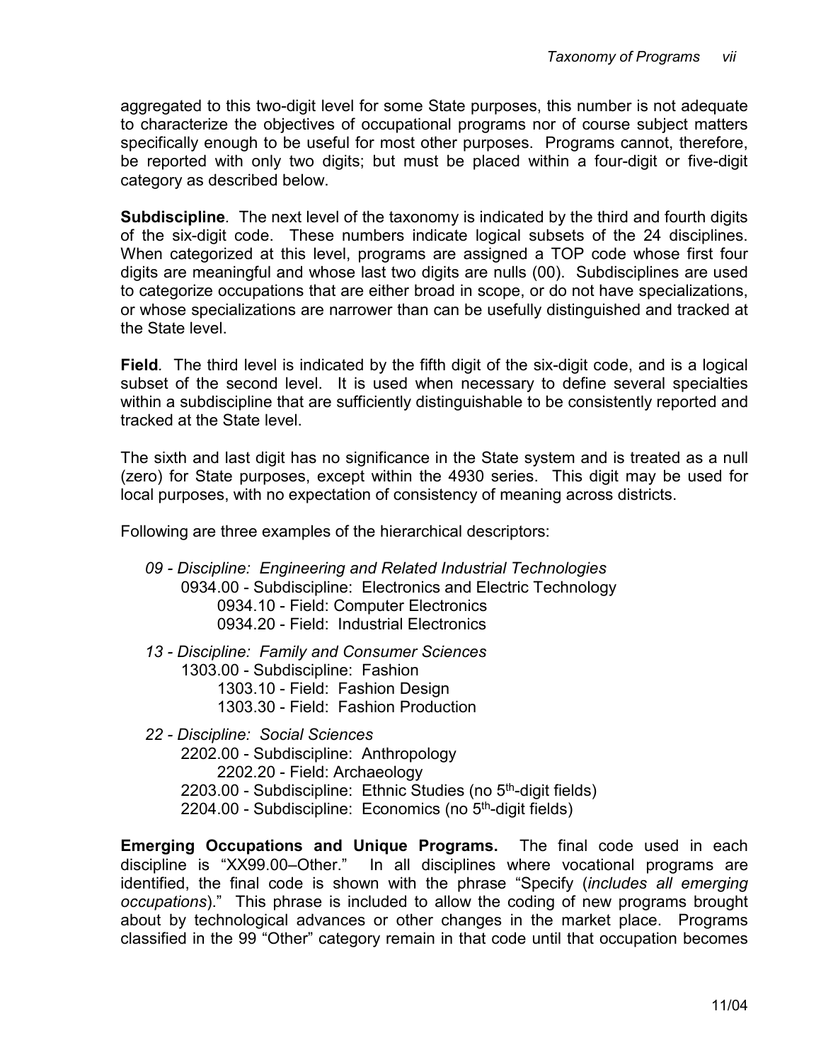aggregated to this two-digit level for some State purposes, this number is not adequate to characterize the objectives of occupational programs nor of course subject matters specifically enough to be useful for most other purposes. Programs cannot, therefore, be reported with only two digits; but must be placed within a four-digit or five-digit category as described below.

**Subdiscipline**. The next level of the taxonomy is indicated by the third and fourth digits of the six-digit code. These numbers indicate logical subsets of the 24 disciplines. When categorized at this level, programs are assigned a TOP code whose first four digits are meaningful and whose last two digits are nulls (00). Subdisciplines are used to categorize occupations that are either broad in scope, or do not have specializations, or whose specializations are narrower than can be usefully distinguished and tracked at the State level.

**Field**. The third level is indicated by the fifth digit of the six-digit code, and is a logical subset of the second level. It is used when necessary to define several specialties within a subdiscipline that are sufficiently distinguishable to be consistently reported and tracked at the State level.

The sixth and last digit has no significance in the State system and is treated as a null (zero) for State purposes, except within the 4930 series. This digit may be used for local purposes, with no expectation of consistency of meaning across districts.

Following are three examples of the hierarchical descriptors:

- *09 - Discipline: Engineering and Related Industrial Technologies*
  - 0934.00 - Subdiscipline: Electronics and Electric Technology
    - 0934.10 - Field: Computer Electronics
    - 0934.20 - Field: Industrial Electronics
- *13 - Discipline: Family and Consumer Sciences*
  - 1303.00 - Subdiscipline: Fashion
    - 1303.10 - Field: Fashion Design
    - 1303.30 - Field: Fashion Production
- *22 - Discipline: Social Sciences*
  - 2202.00 - Subdiscipline: Anthropology
    - 2202.20 - Field: Archaeology
  - 2203.00 - Subdiscipline: Ethnic Studies (no 5th-digit fields)
  - 2204.00 - Subdiscipline: Economics (no 5th-digit fields)

**Emerging Occupations and Unique Programs.** The final code used in each discipline is "XX99.00–Other." In all disciplines where vocational programs are identified, the final code is shown with the phrase "Specify (*includes all emerging occupations*)." This phrase is included to allow the coding of new programs brought about by technological advances or other changes in the market place. Programs classified in the 99 "Other" category remain in that code until that occupation becomes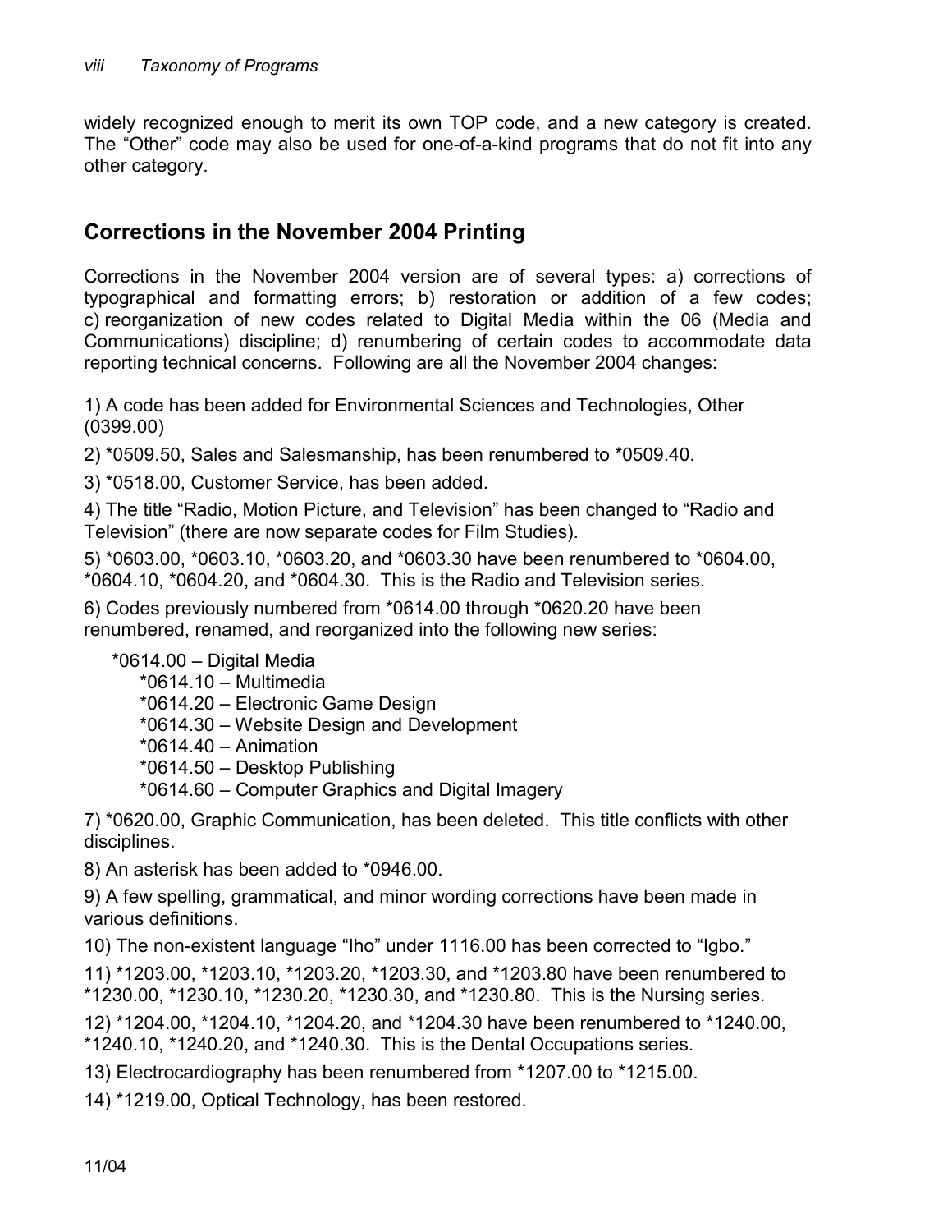widely recognized enough to merit its own TOP code, and a new category is created. The “Other” code may also be used for one-of-a-kind programs that do not fit into any other category.

## Corrections in the November 2004 Printing

Corrections in the November 2004 version are of several types: a) corrections of typographical and formatting errors; b) restoration or addition of a few codes; c) reorganization of new codes related to Digital Media within the 06 (Media and Communications) discipline; d) renumbering of certain codes to accommodate data reporting technical concerns. Following are all the November 2004 changes:

1) A code has been added for Environmental Sciences and Technologies, Other (0399.00)

2) *0509.50, Sales and Salesmanship, has been renumbered to *0509.40.

3) *0518.00, Customer Service, has been added.

4) The title “Radio, Motion Picture, and Television” has been changed to “Radio and Television” (there are now separate codes for Film Studies).

5) *0603.00, *0603.10, *0603.20, and *0603.30 have been renumbered to *0604.00, *0604.10, *0604.20, and *0604.30. This is the Radio and Television series.

6) Codes previously numbered from *0614.00 through *0620.20 have been renumbered, renamed, and reorganized into the following new series:

- *0614.00 – Digital Media
  - *0614.10 – Multimedia
  - *0614.20 – Electronic Game Design
  - *0614.30 – Website Design and Development
  - *0614.40 – Animation
  - *0614.50 – Desktop Publishing
  - *0614.60 – Computer Graphics and Digital Imagery

7) *0620.00, Graphic Communication, has been deleted. This title conflicts with other disciplines.

8) An asterisk has been added to *0946.00.

9) A few spelling, grammatical, and minor wording corrections have been made in various definitions.

10) The non-existent language “Iho” under 1116.00 has been corrected to “Igbo.”

11) *1203.00, *1203.10, *1203.20, *1203.30, and *1203.80 have been renumbered to *1230.00, *1230.10, *1230.20, *1230.30, and *1230.80. This is the Nursing series.

12) *1204.00, *1204.10, *1204.20, and *1204.30 have been renumbered to *1240.00, *1240.10, *1240.20, and *1240.30. This is the Dental Occupations series.

13) Electrocardiography has been renumbered from *1207.00 to *1215.00.

14) *1219.00, Optical Technology, has been restored.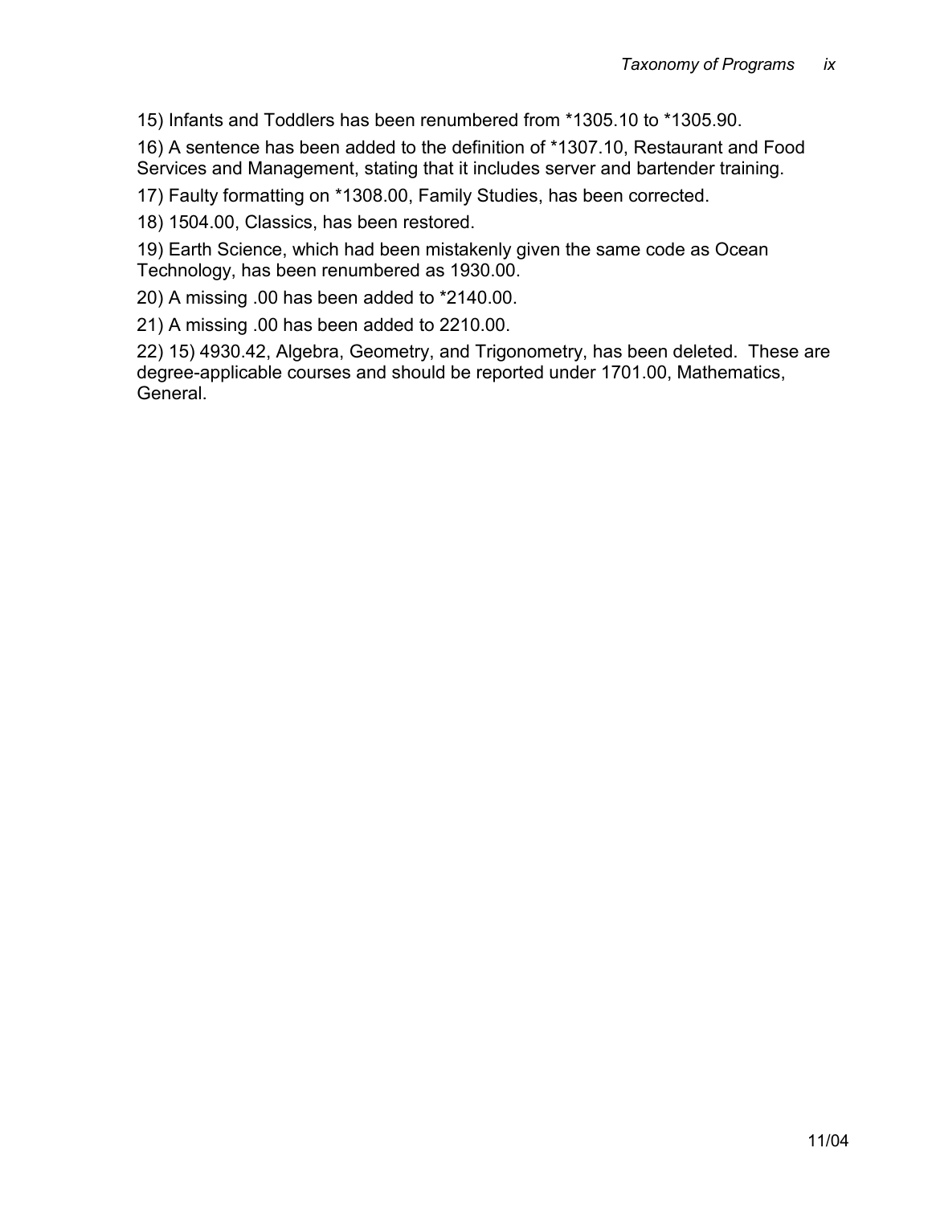15) Infants and Toddlers has been renumbered from *1305.10 to *1305.90.

16) A sentence has been added to the definition of *1307.10, Restaurant and Food Services and Management, stating that it includes server and bartender training.

17) Faulty formatting on *1308.00, Family Studies, has been corrected.

18) 1504.00, Classics, has been restored.

19) Earth Science, which had been mistakenly given the same code as Ocean Technology, has been renumbered as 1930.00.

20) A missing .00 has been added to *2140.00.

21) A missing .00 has been added to 2210.00.

22) 15) 4930.42, Algebra, Geometry, and Trigonometry, has been deleted. These are degree-applicable courses and should be reported under 1701.00, Mathematics, General.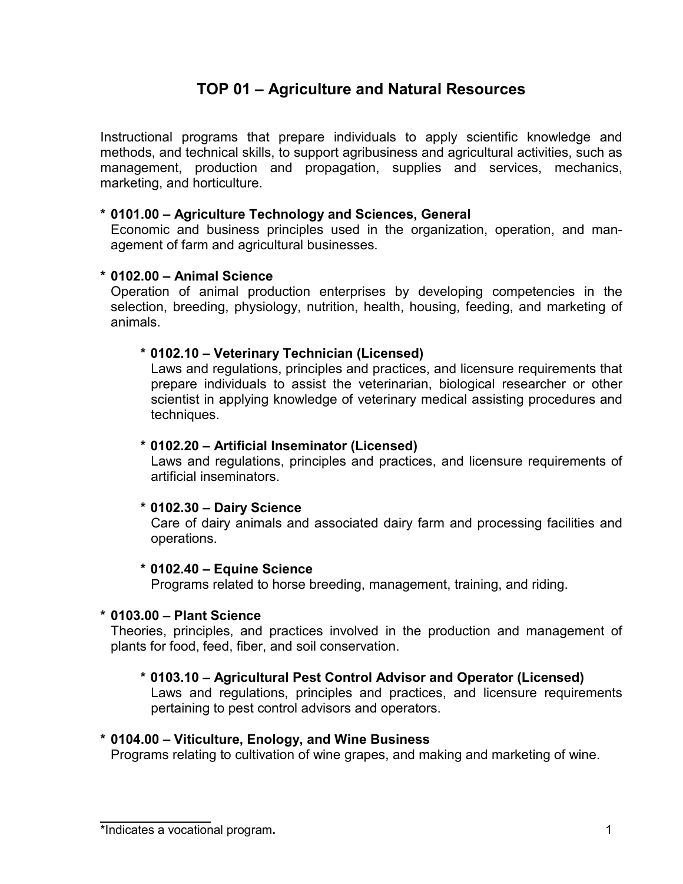# TOP 01 – Agriculture and Natural Resources

Instructional programs that prepare individuals to apply scientific knowledge and methods, and technical skills, to support agribusiness and agricultural activities, such as management, production and propagation, supplies and services, mechanics, marketing, and horticulture.

**\* 0101.00 – Agriculture Technology and Sciences, General**
Economic and business principles used in the organization, operation, and management of farm and agricultural businesses.

**\* 0102.00 – Animal Science**
Operation of animal production enterprises by developing competencies in the selection, breeding, physiology, nutrition, health, housing, feeding, and marketing of animals.

> **\* 0102.10 – Veterinary Technician (Licensed)**
> Laws and regulations, principles and practices, and licensure requirements that prepare individuals to assist the veterinarian, biological researcher or other scientist in applying knowledge of veterinary medical assisting procedures and techniques.
>
> **\* 0102.20 – Artificial Inseminator (Licensed)**
> Laws and regulations, principles and practices, and licensure requirements of artificial inseminators.
>
> **\* 0102.30 – Dairy Science**
> Care of dairy animals and associated dairy farm and processing facilities and operations.
>
> **\* 0102.40 – Equine Science**
> Programs related to horse breeding, management, training, and riding.

**\* 0103.00 – Plant Science**
Theories, principles, and practices involved in the production and management of plants for food, feed, fiber, and soil conservation.

> **\* 0103.10 – Agricultural Pest Control Advisor and Operator (Licensed)**
> Laws and regulations, principles and practices, and licensure requirements pertaining to pest control advisors and operators.

**\* 0104.00 – Viticulture, Enology, and Wine Business**
Programs relating to cultivation of wine grapes, and making and marketing of wine.

\*Indicates a vocational program**.**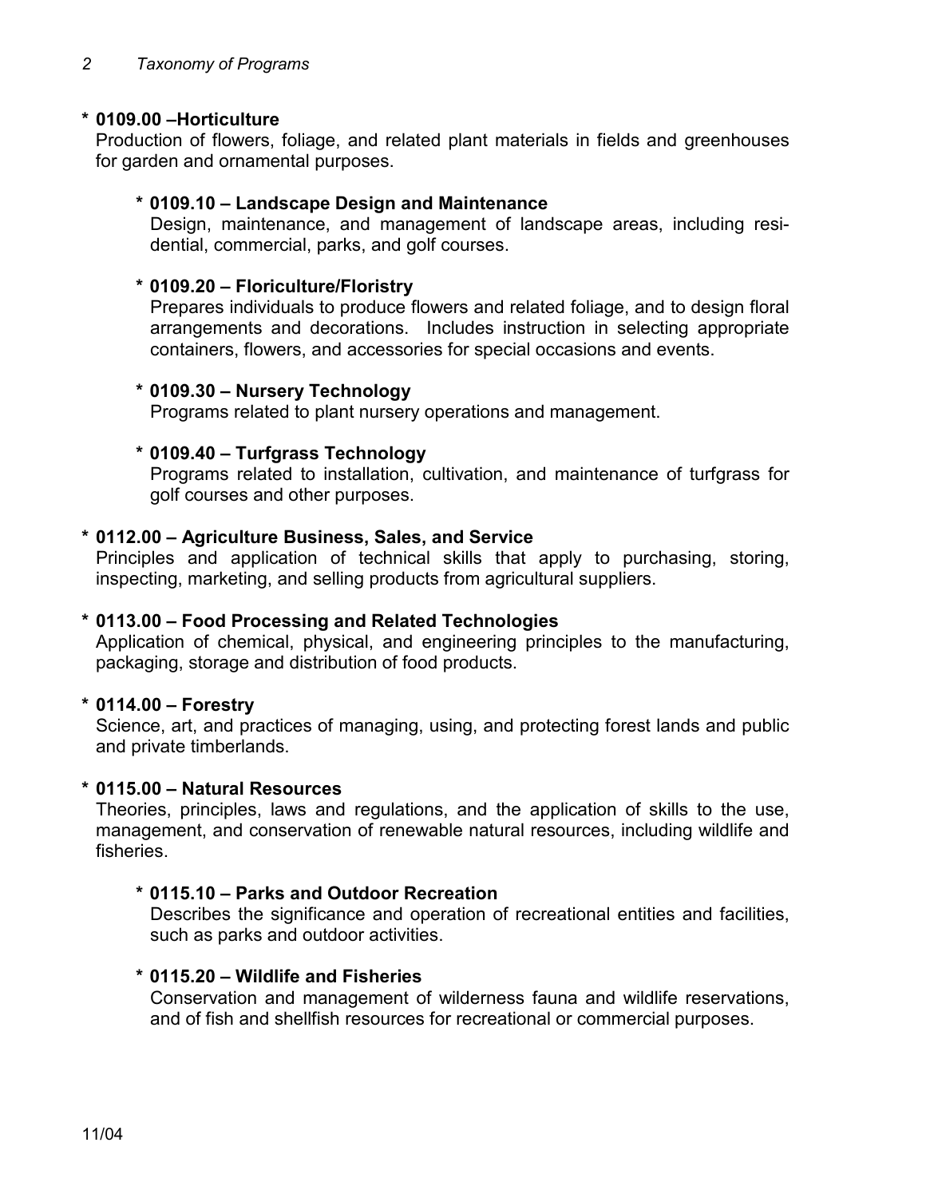**\* 0109.00 –Horticulture**

Production of flowers, foliage, and related plant materials in fields and greenhouses for garden and ornamental purposes.

**\* 0109.10 – Landscape Design and Maintenance**

Design, maintenance, and management of landscape areas, including residential, commercial, parks, and golf courses.

**\* 0109.20 – Floriculture/Floristry**

Prepares individuals to produce flowers and related foliage, and to design floral arrangements and decorations. Includes instruction in selecting appropriate containers, flowers, and accessories for special occasions and events.

**\* 0109.30 – Nursery Technology**

Programs related to plant nursery operations and management.

**\* 0109.40 – Turfgrass Technology**

Programs related to installation, cultivation, and maintenance of turfgrass for golf courses and other purposes.

**\* 0112.00 – Agriculture Business, Sales, and Service**

Principles and application of technical skills that apply to purchasing, storing, inspecting, marketing, and selling products from agricultural suppliers.

**\* 0113.00 – Food Processing and Related Technologies**

Application of chemical, physical, and engineering principles to the manufacturing, packaging, storage and distribution of food products.

**\* 0114.00 – Forestry**

Science, art, and practices of managing, using, and protecting forest lands and public and private timberlands.

**\* 0115.00 – Natural Resources**

Theories, principles, laws and regulations, and the application of skills to the use, management, and conservation of renewable natural resources, including wildlife and fisheries.

**\* 0115.10 – Parks and Outdoor Recreation**

Describes the significance and operation of recreational entities and facilities, such as parks and outdoor activities.

**\* 0115.20 – Wildlife and Fisheries**

Conservation and management of wilderness fauna and wildlife reservations, and of fish and shellfish resources for recreational or commercial purposes.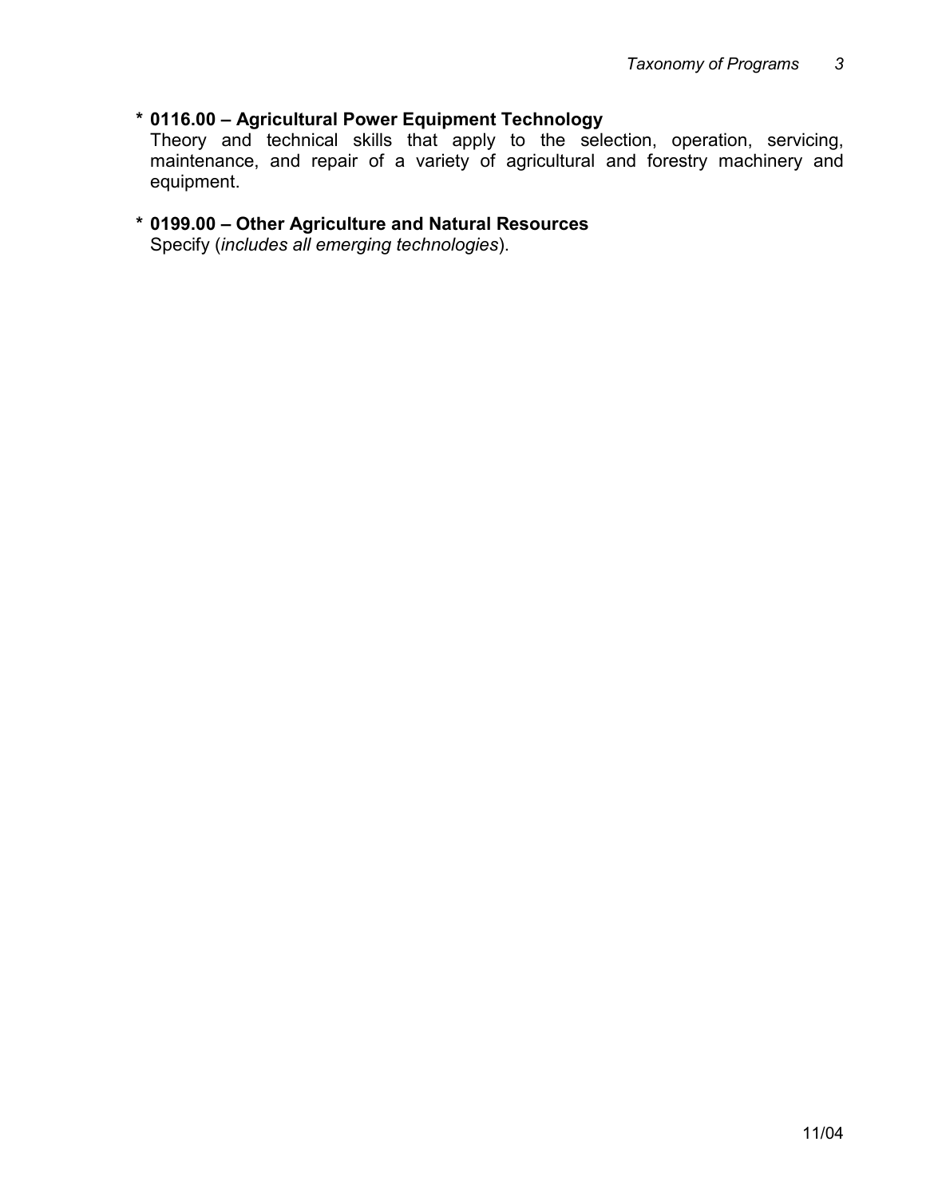**\* 0116.00 – Agricultural Power Equipment Technology**
Theory and technical skills that apply to the selection, operation, servicing, maintenance, and repair of a variety of agricultural and forestry machinery and equipment.

**\* 0199.00 – Other Agriculture and Natural Resources**
Specify (*includes all emerging technologies*).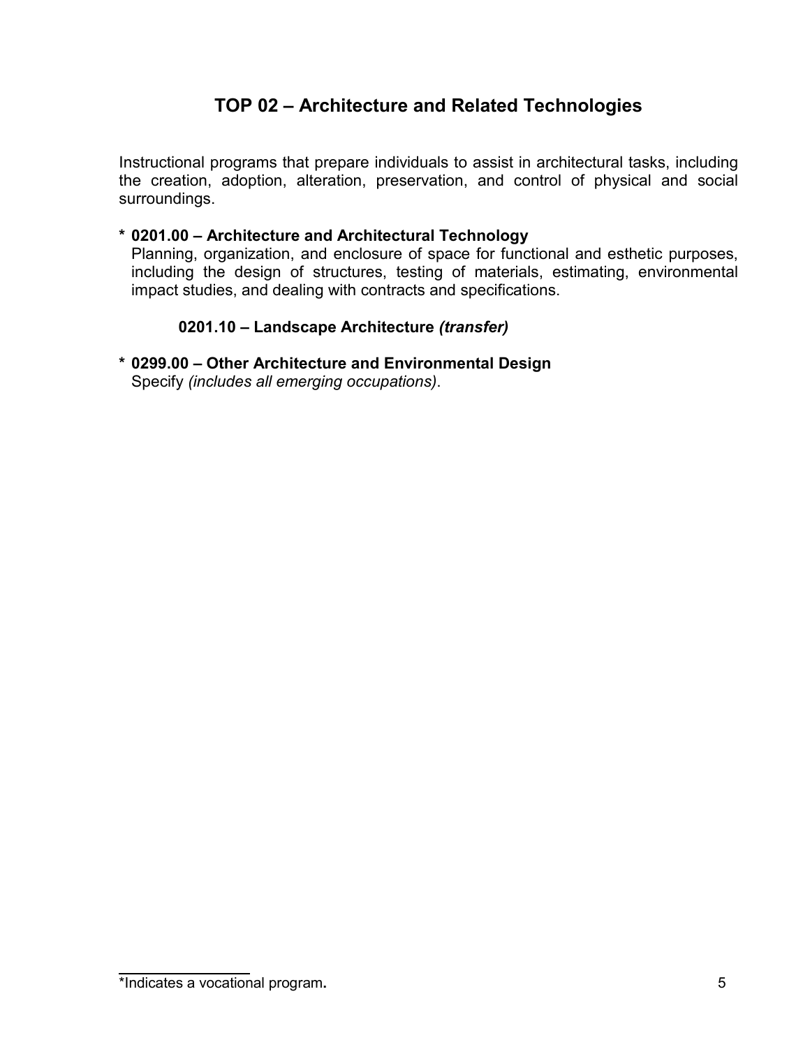# TOP 02 – Architecture and Related Technologies

Instructional programs that prepare individuals to assist in architectural tasks, including the creation, adoption, alteration, preservation, and control of physical and social surroundings.

**\* 0201.00 – Architecture and Architectural Technology**
Planning, organization, and enclosure of space for functional and esthetic purposes, including the design of structures, testing of materials, estimating, environmental impact studies, and dealing with contracts and specifications.

**0201.10 – Landscape Architecture *(transfer)***

**\* 0299.00 – Other Architecture and Environmental Design**
Specify *(includes all emerging occupations)*.

---

*Indicates a vocational program**.**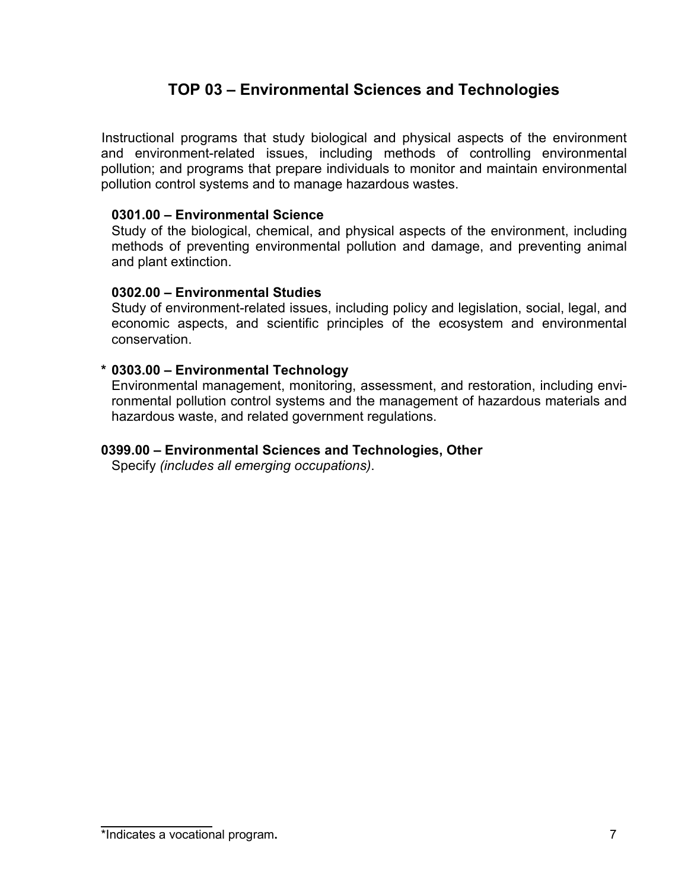# TOP 03 – Environmental Sciences and Technologies

Instructional programs that study biological and physical aspects of the environment and environment-related issues, including methods of controlling environmental pollution; and programs that prepare individuals to monitor and maintain environmental pollution control systems and to manage hazardous wastes.

**0301.00 – Environmental Science**
Study of the biological, chemical, and physical aspects of the environment, including methods of preventing environmental pollution and damage, and preventing animal and plant extinction.

**0302.00 – Environmental Studies**
Study of environment-related issues, including policy and legislation, social, legal, and economic aspects, and scientific principles of the ecosystem and environmental conservation.

**\* 0303.00 – Environmental Technology**
Environmental management, monitoring, assessment, and restoration, including environmental pollution control systems and the management of hazardous materials and hazardous waste, and related government regulations.

**0399.00 – Environmental Sciences and Technologies, Other**
Specify *(includes all emerging occupations)*.

---

*Indicates a vocational program**.**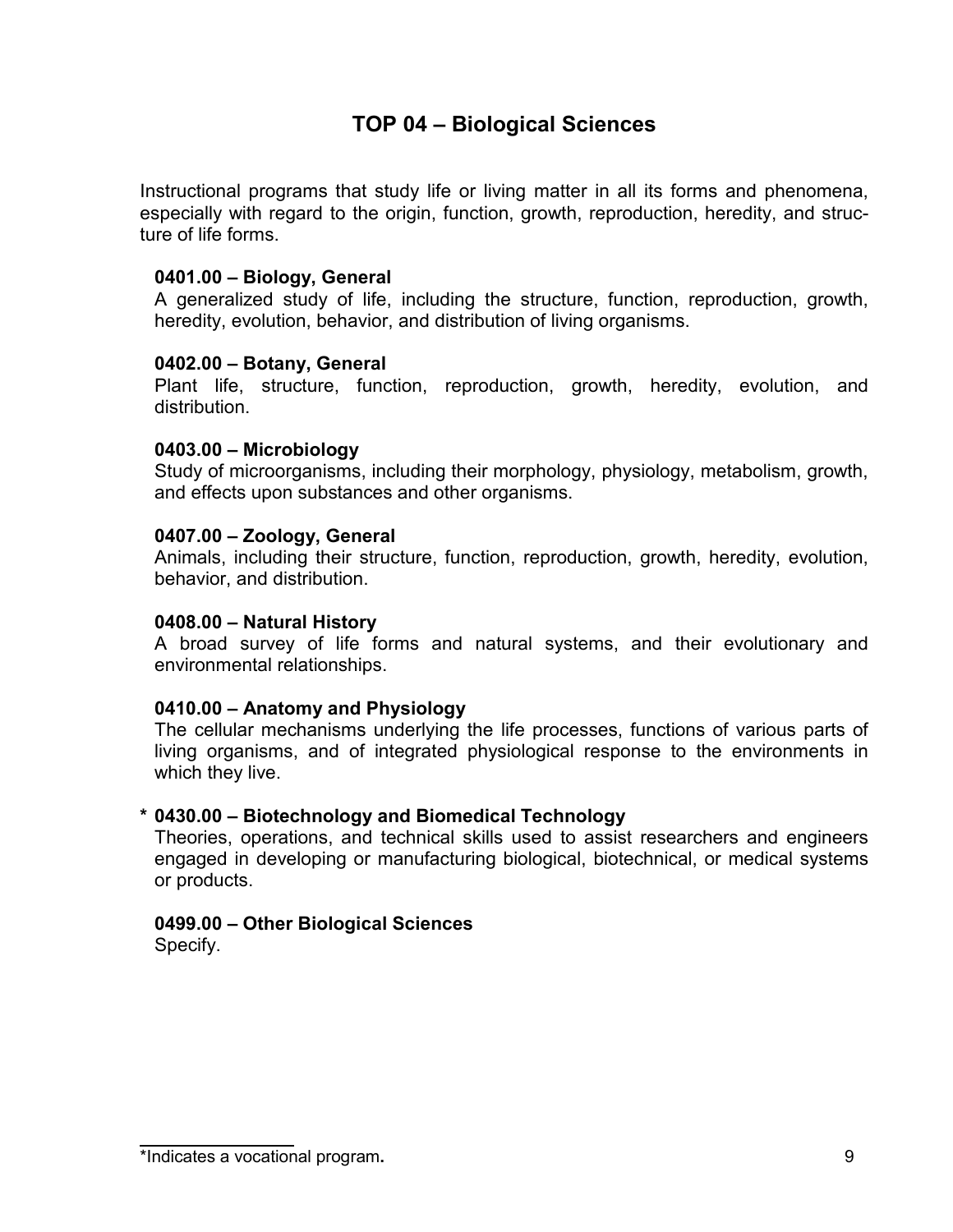# TOP 04 – Biological Sciences

Instructional programs that study life or living matter in all its forms and phenomena, especially with regard to the origin, function, growth, reproduction, heredity, and structure of life forms.

**0401.00 – Biology, General**
A generalized study of life, including the structure, function, reproduction, growth, heredity, evolution, behavior, and distribution of living organisms.

**0402.00 – Botany, General**
Plant life, structure, function, reproduction, growth, heredity, evolution, and distribution.

**0403.00 – Microbiology**
Study of microorganisms, including their morphology, physiology, metabolism, growth, and effects upon substances and other organisms.

**0407.00 – Zoology, General**
Animals, including their structure, function, reproduction, growth, heredity, evolution, behavior, and distribution.

**0408.00 – Natural History**
A broad survey of life forms and natural systems, and their evolutionary and environmental relationships.

**0410.00 – Anatomy and Physiology**
The cellular mechanisms underlying the life processes, functions of various parts of living organisms, and of integrated physiological response to the environments in which they live.

* **0430.00 – Biotechnology and Biomedical Technology**
Theories, operations, and technical skills used to assist researchers and engineers engaged in developing or manufacturing biological, biotechnical, or medical systems or products.

**0499.00 – Other Biological Sciences**
Specify.

*Indicates a vocational program.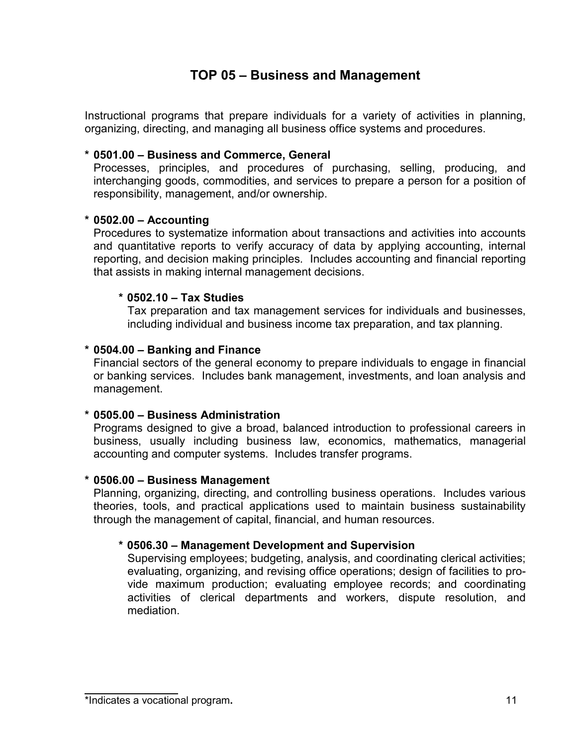# TOP 05 – Business and Management

Instructional programs that prepare individuals for a variety of activities in planning, organizing, directing, and managing all business office systems and procedures.

**\* 0501.00 – Business and Commerce, General**
Processes, principles, and procedures of purchasing, selling, producing, and interchanging goods, commodities, and services to prepare a person for a position of responsibility, management, and/or ownership.

**\* 0502.00 – Accounting**
Procedures to systematize information about transactions and activities into accounts and quantitative reports to verify accuracy of data by applying accounting, internal reporting, and decision making principles. Includes accounting and financial reporting that assists in making internal management decisions.

> **\* 0502.10 – Tax Studies**
> Tax preparation and tax management services for individuals and businesses, including individual and business income tax preparation, and tax planning.

**\* 0504.00 – Banking and Finance**
Financial sectors of the general economy to prepare individuals to engage in financial or banking services. Includes bank management, investments, and loan analysis and management.

**\* 0505.00 – Business Administration**
Programs designed to give a broad, balanced introduction to professional careers in business, usually including business law, economics, mathematics, managerial accounting and computer systems. Includes transfer programs.

**\* 0506.00 – Business Management**
Planning, organizing, directing, and controlling business operations. Includes various theories, tools, and practical applications used to maintain business sustainability through the management of capital, financial, and human resources.

> **\* 0506.30 – Management Development and Supervision**
> Supervising employees; budgeting, analysis, and coordinating clerical activities; evaluating, organizing, and revising office operations; design of facilities to provide maximum production; evaluating employee records; and coordinating activities of clerical departments and workers, dispute resolution, and mediation.

---

\*Indicates a vocational program.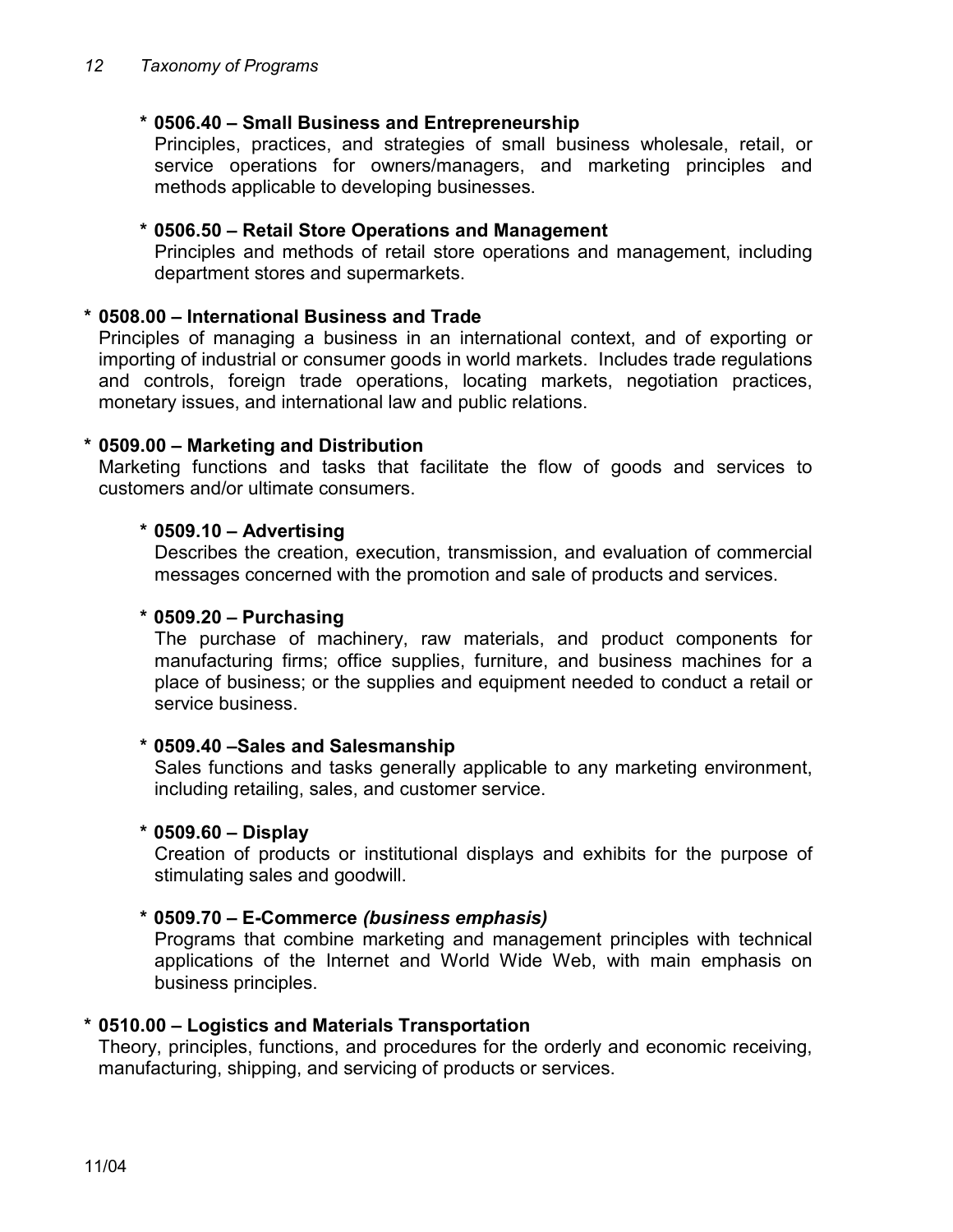**\* 0506.40 – Small Business and Entrepreneurship**

Principles, practices, and strategies of small business wholesale, retail, or service operations for owners/managers, and marketing principles and methods applicable to developing businesses.

**\* 0506.50 – Retail Store Operations and Management**

Principles and methods of retail store operations and management, including department stores and supermarkets.

**\* 0508.00 – International Business and Trade**

Principles of managing a business in an international context, and of exporting or importing of industrial or consumer goods in world markets. Includes trade regulations and controls, foreign trade operations, locating markets, negotiation practices, monetary issues, and international law and public relations.

**\* 0509.00 – Marketing and Distribution**

Marketing functions and tasks that facilitate the flow of goods and services to customers and/or ultimate consumers.

**\* 0509.10 – Advertising**

Describes the creation, execution, transmission, and evaluation of commercial messages concerned with the promotion and sale of products and services.

**\* 0509.20 – Purchasing**

The purchase of machinery, raw materials, and product components for manufacturing firms; office supplies, furniture, and business machines for a place of business; or the supplies and equipment needed to conduct a retail or service business.

**\* 0509.40 –Sales and Salesmanship**

Sales functions and tasks generally applicable to any marketing environment, including retailing, sales, and customer service.

**\* 0509.60 – Display**

Creation of products or institutional displays and exhibits for the purpose of stimulating sales and goodwill.

**\* 0509.70 – E-Commerce *(business emphasis)***

Programs that combine marketing and management principles with technical applications of the Internet and World Wide Web, with main emphasis on business principles.

**\* 0510.00 – Logistics and Materials Transportation**

Theory, principles, functions, and procedures for the orderly and economic receiving, manufacturing, shipping, and servicing of products or services.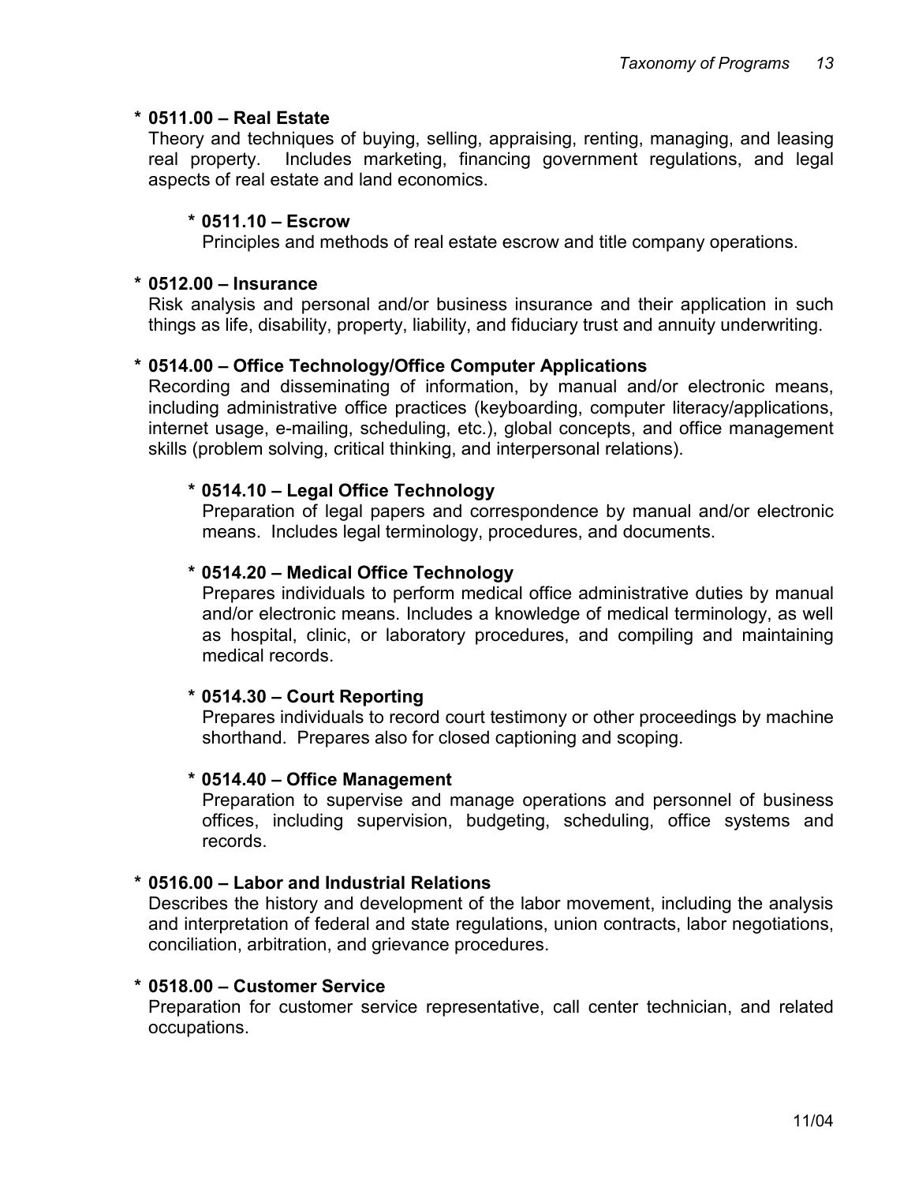**\* 0511.00 – Real Estate**

Theory and techniques of buying, selling, appraising, renting, managing, and leasing real property. Includes marketing, financing government regulations, and legal aspects of real estate and land economics.

> **\* 0511.10 – Escrow**
>
> Principles and methods of real estate escrow and title company operations.

**\* 0512.00 – Insurance**

Risk analysis and personal and/or business insurance and their application in such things as life, disability, property, liability, and fiduciary trust and annuity underwriting.

**\* 0514.00 – Office Technology/Office Computer Applications**

Recording and disseminating of information, by manual and/or electronic means, including administrative office practices (keyboarding, computer literacy/applications, internet usage, e-mailing, scheduling, etc.), global concepts, and office management skills (problem solving, critical thinking, and interpersonal relations).

> **\* 0514.10 – Legal Office Technology**
>
> Preparation of legal papers and correspondence by manual and/or electronic means. Includes legal terminology, procedures, and documents.
>
> **\* 0514.20 – Medical Office Technology**
>
> Prepares individuals to perform medical office administrative duties by manual and/or electronic means. Includes a knowledge of medical terminology, as well as hospital, clinic, or laboratory procedures, and compiling and maintaining medical records.
>
> **\* 0514.30 – Court Reporting**
>
> Prepares individuals to record court testimony or other proceedings by machine shorthand. Prepares also for closed captioning and scoping.
>
> **\* 0514.40 – Office Management**
>
> Preparation to supervise and manage operations and personnel of business offices, including supervision, budgeting, scheduling, office systems and records.

**\* 0516.00 – Labor and Industrial Relations**

Describes the history and development of the labor movement, including the analysis and interpretation of federal and state regulations, union contracts, labor negotiations, conciliation, arbitration, and grievance procedures.

**\* 0518.00 – Customer Service**

Preparation for customer service representative, call center technician, and related occupations.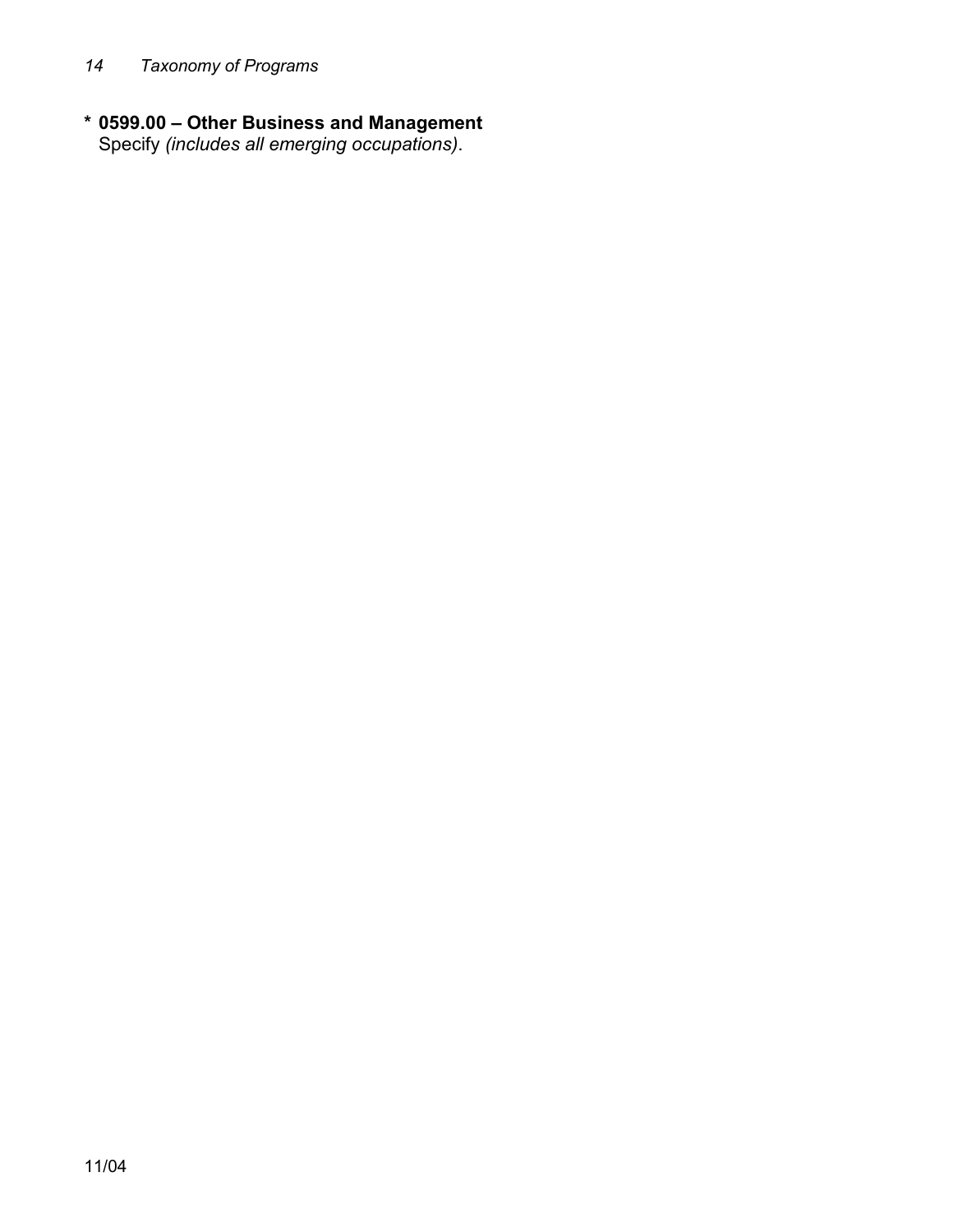**\* 0599.00 – Other Business and Management**
Specify *(includes all emerging occupations)*.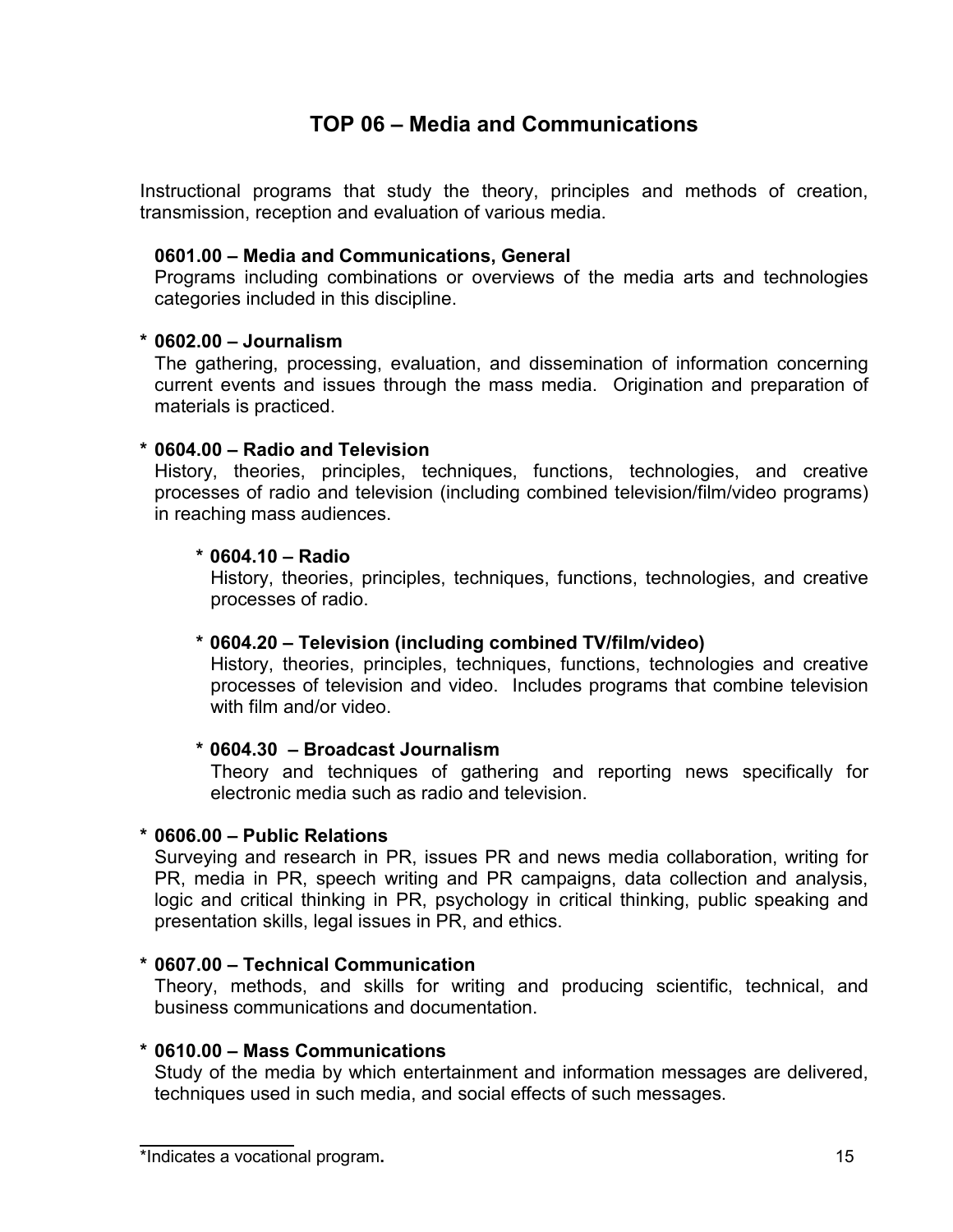# TOP 06 – Media and Communications

Instructional programs that study the theory, principles and methods of creation, transmission, reception and evaluation of various media.

**0601.00 – Media and Communications, General**
Programs including combinations or overviews of the media arts and technologies categories included in this discipline.

**\* 0602.00 – Journalism**
The gathering, processing, evaluation, and dissemination of information concerning current events and issues through the mass media. Origination and preparation of materials is practiced.

**\* 0604.00 – Radio and Television**
History, theories, principles, techniques, functions, technologies, and creative processes of radio and television (including combined television/film/video programs) in reaching mass audiences.

> **\* 0604.10 – Radio**
> History, theories, principles, techniques, functions, technologies, and creative processes of radio.
>
> **\* 0604.20 – Television (including combined TV/film/video)**
> History, theories, principles, techniques, functions, technologies and creative processes of television and video. Includes programs that combine television with film and/or video.
>
> **\* 0604.30 – Broadcast Journalism**
> Theory and techniques of gathering and reporting news specifically for electronic media such as radio and television.

**\* 0606.00 – Public Relations**
Surveying and research in PR, issues PR and news media collaboration, writing for PR, media in PR, speech writing and PR campaigns, data collection and analysis, logic and critical thinking in PR, psychology in critical thinking, public speaking and presentation skills, legal issues in PR, and ethics.

**\* 0607.00 – Technical Communication**
Theory, methods, and skills for writing and producing scientific, technical, and business communications and documentation.

**\* 0610.00 – Mass Communications**
Study of the media by which entertainment and information messages are delivered, techniques used in such media, and social effects of such messages.

---

\*Indicates a vocational program**.**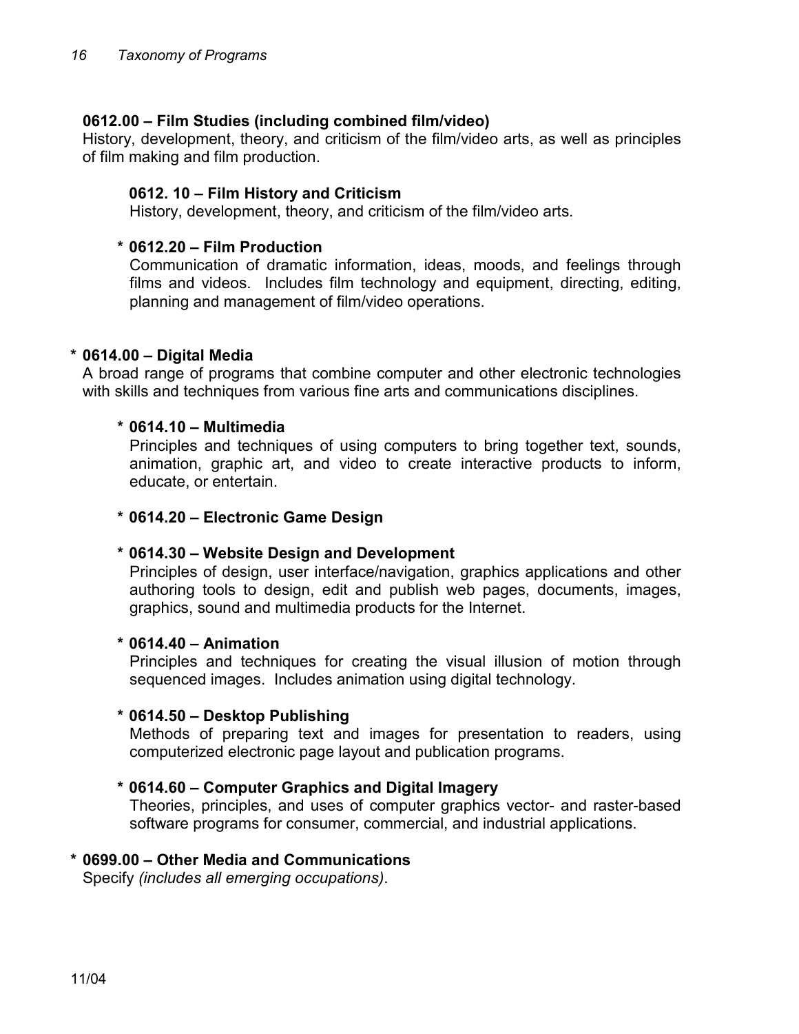**0612.00 – Film Studies (including combined film/video)**
History, development, theory, and criticism of the film/video arts, as well as principles of film making and film production.

**0612. 10 – Film History and Criticism**
History, development, theory, and criticism of the film/video arts.

**\* 0612.20 – Film Production**
Communication of dramatic information, ideas, moods, and feelings through films and videos. Includes film technology and equipment, directing, editing, planning and management of film/video operations.

**\* 0614.00 – Digital Media**
A broad range of programs that combine computer and other electronic technologies with skills and techniques from various fine arts and communications disciplines.

**\* 0614.10 – Multimedia**
Principles and techniques of using computers to bring together text, sounds, animation, graphic art, and video to create interactive products to inform, educate, or entertain.

**\* 0614.20 – Electronic Game Design**

**\* 0614.30 – Website Design and Development**
Principles of design, user interface/navigation, graphics applications and other authoring tools to design, edit and publish web pages, documents, images, graphics, sound and multimedia products for the Internet.

**\* 0614.40 – Animation**
Principles and techniques for creating the visual illusion of motion through sequenced images. Includes animation using digital technology.

**\* 0614.50 – Desktop Publishing**
Methods of preparing text and images for presentation to readers, using computerized electronic page layout and publication programs.

**\* 0614.60 – Computer Graphics and Digital Imagery**
Theories, principles, and uses of computer graphics vector- and raster-based software programs for consumer, commercial, and industrial applications.

**\* 0699.00 – Other Media and Communications**
Specify *(includes all emerging occupations)*.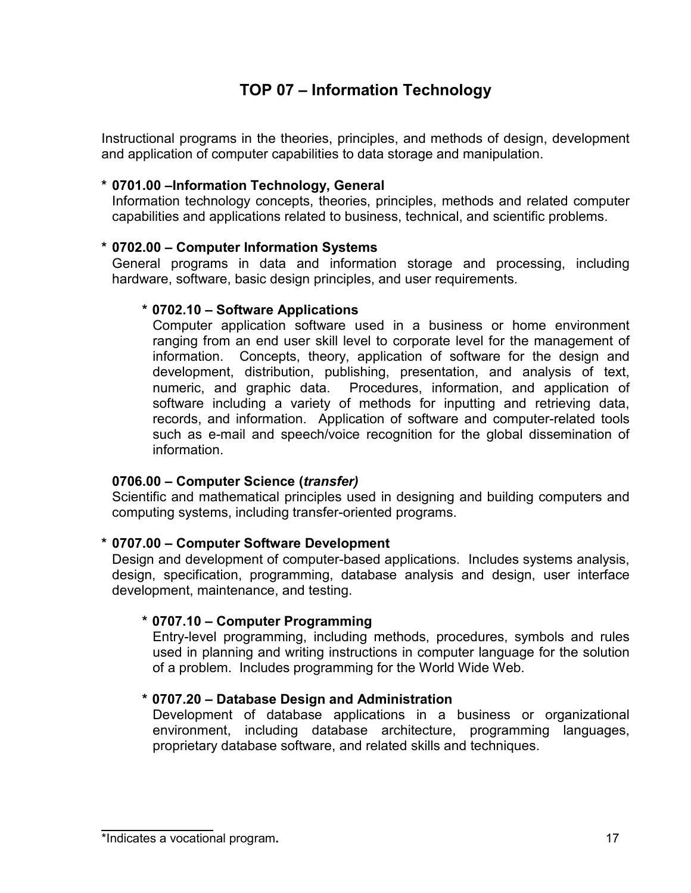# TOP 07 – Information Technology

Instructional programs in the theories, principles, and methods of design, development and application of computer capabilities to data storage and manipulation.

**\* 0701.00 –Information Technology, General**

Information technology concepts, theories, principles, methods and related computer capabilities and applications related to business, technical, and scientific problems.

**\* 0702.00 – Computer Information Systems**

General programs in data and information storage and processing, including hardware, software, basic design principles, and user requirements.

**\* 0702.10 – Software Applications**

Computer application software used in a business or home environment ranging from an end user skill level to corporate level for the management of information. Concepts, theory, application of software for the design and development, distribution, publishing, presentation, and analysis of text, numeric, and graphic data. Procedures, information, and application of software including a variety of methods for inputting and retrieving data, records, and information. Application of software and computer-related tools such as e-mail and speech/voice recognition for the global dissemination of information.

**0706.00 – Computer Science (*transfer)***

Scientific and mathematical principles used in designing and building computers and computing systems, including transfer-oriented programs.

**\* 0707.00 – Computer Software Development**

Design and development of computer-based applications. Includes systems analysis, design, specification, programming, database analysis and design, user interface development, maintenance, and testing.

**\* 0707.10 – Computer Programming**

Entry-level programming, including methods, procedures, symbols and rules used in planning and writing instructions in computer language for the solution of a problem. Includes programming for the World Wide Web.

**\* 0707.20 – Database Design and Administration**

Development of database applications in a business or organizational environment, including database architecture, programming languages, proprietary database software, and related skills and techniques.

---

\*Indicates a vocational program**.**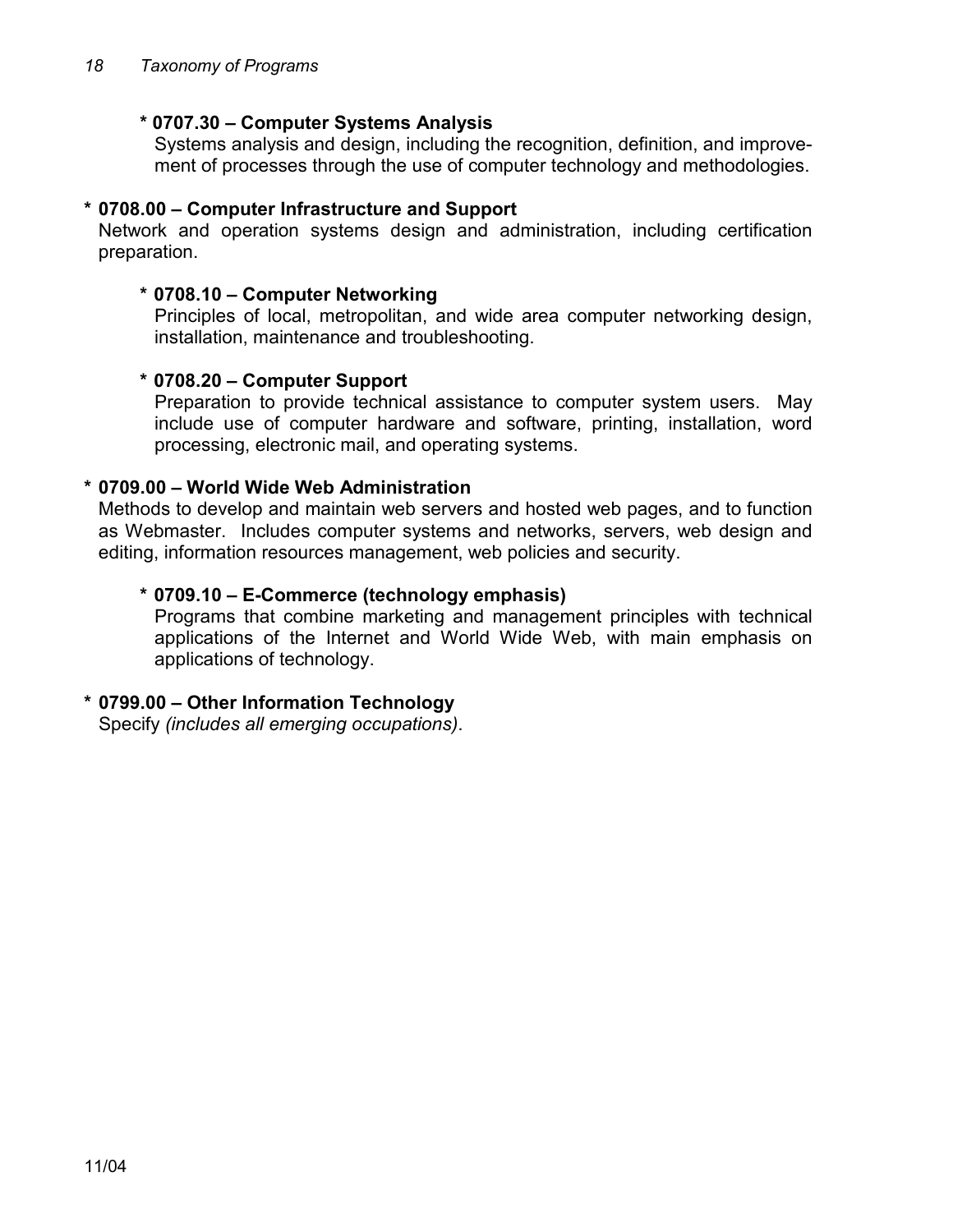**\* 0707.30 – Computer Systems Analysis**
Systems analysis and design, including the recognition, definition, and improvement of processes through the use of computer technology and methodologies.

**\* 0708.00 – Computer Infrastructure and Support**
Network and operation systems design and administration, including certification preparation.

**\* 0708.10 – Computer Networking**
Principles of local, metropolitan, and wide area computer networking design, installation, maintenance and troubleshooting.

**\* 0708.20 – Computer Support**
Preparation to provide technical assistance to computer system users. May include use of computer hardware and software, printing, installation, word processing, electronic mail, and operating systems.

**\* 0709.00 – World Wide Web Administration**
Methods to develop and maintain web servers and hosted web pages, and to function as Webmaster. Includes computer systems and networks, servers, web design and editing, information resources management, web policies and security.

**\* 0709.10 – E-Commerce (technology emphasis)**
Programs that combine marketing and management principles with technical applications of the Internet and World Wide Web, with main emphasis on applications of technology.

**\* 0799.00 – Other Information Technology**
Specify *(includes all emerging occupations)*.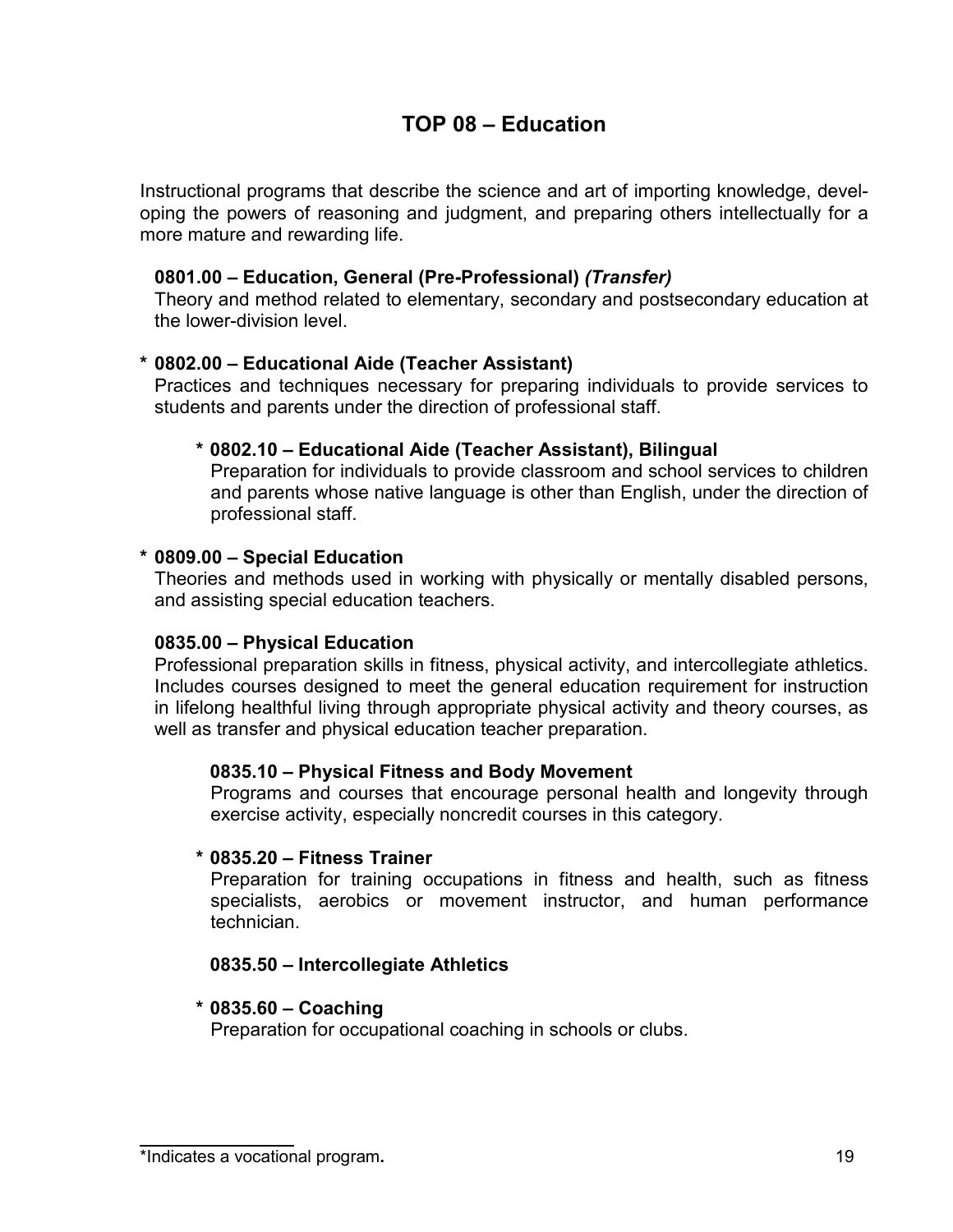# TOP 08 – Education

Instructional programs that describe the science and art of importing knowledge, developing the powers of reasoning and judgment, and preparing others intellectually for a more mature and rewarding life.

**0801.00 – Education, General (Pre-Professional)** ***(Transfer)***
Theory and method related to elementary, secondary and postsecondary education at the lower-division level.

**\* 0802.00 – Educational Aide (Teacher Assistant)**
Practices and techniques necessary for preparing individuals to provide services to students and parents under the direction of professional staff.

**\* 0802.10 – Educational Aide (Teacher Assistant), Bilingual**
Preparation for individuals to provide classroom and school services to children and parents whose native language is other than English, under the direction of professional staff.

**\* 0809.00 – Special Education**
Theories and methods used in working with physically or mentally disabled persons, and assisting special education teachers.

**0835.00 – Physical Education**
Professional preparation skills in fitness, physical activity, and intercollegiate athletics. Includes courses designed to meet the general education requirement for instruction in lifelong healthful living through appropriate physical activity and theory courses, as well as transfer and physical education teacher preparation.

**0835.10 – Physical Fitness and Body Movement**
Programs and courses that encourage personal health and longevity through exercise activity, especially noncredit courses in this category.

**\* 0835.20 – Fitness Trainer**
Preparation for training occupations in fitness and health, such as fitness specialists, aerobics or movement instructor, and human performance technician.

**0835.50 – Intercollegiate Athletics**

**\* 0835.60 – Coaching**
Preparation for occupational coaching in schools or clubs.

*Indicates a vocational program.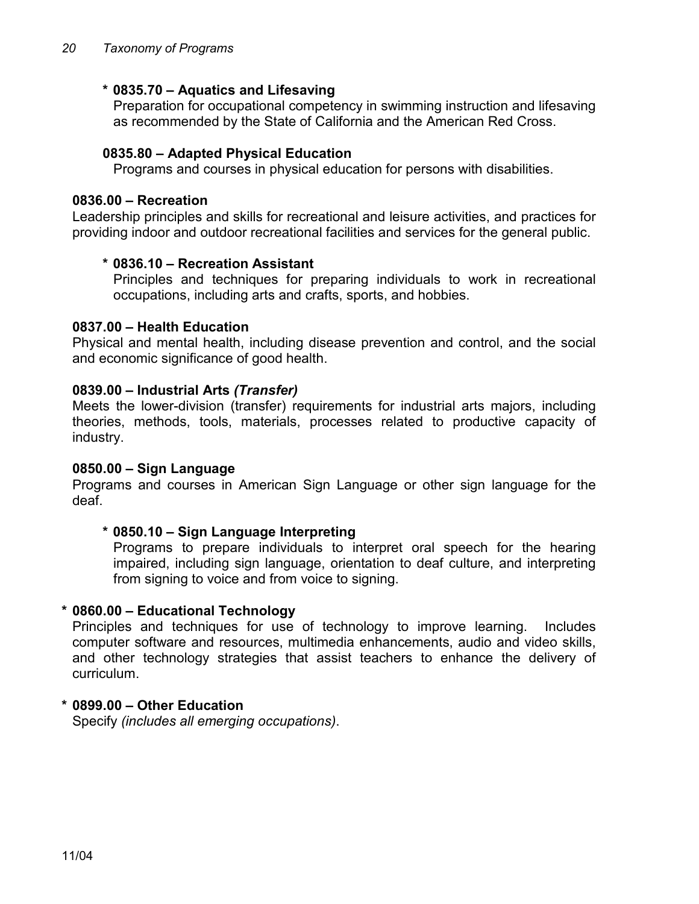**\* 0835.70 – Aquatics and Lifesaving**
Preparation for occupational competency in swimming instruction and lifesaving as recommended by the State of California and the American Red Cross.

**0835.80 – Adapted Physical Education**
Programs and courses in physical education for persons with disabilities.

**0836.00 – Recreation**
Leadership principles and skills for recreational and leisure activities, and practices for providing indoor and outdoor recreational facilities and services for the general public.

**\* 0836.10 – Recreation Assistant**
Principles and techniques for preparing individuals to work in recreational occupations, including arts and crafts, sports, and hobbies.

**0837.00 – Health Education**
Physical and mental health, including disease prevention and control, and the social and economic significance of good health.

**0839.00 – Industrial Arts *(Transfer)***
Meets the lower-division (transfer) requirements for industrial arts majors, including theories, methods, tools, materials, processes related to productive capacity of industry.

**0850.00 – Sign Language**
Programs and courses in American Sign Language or other sign language for the deaf.

**\* 0850.10 – Sign Language Interpreting**
Programs to prepare individuals to interpret oral speech for the hearing impaired, including sign language, orientation to deaf culture, and interpreting from signing to voice and from voice to signing.

**\* 0860.00 – Educational Technology**
Principles and techniques for use of technology to improve learning. Includes computer software and resources, multimedia enhancements, audio and video skills, and other technology strategies that assist teachers to enhance the delivery of curriculum.

**\* 0899.00 – Other Education**
Specify *(includes all emerging occupations)*.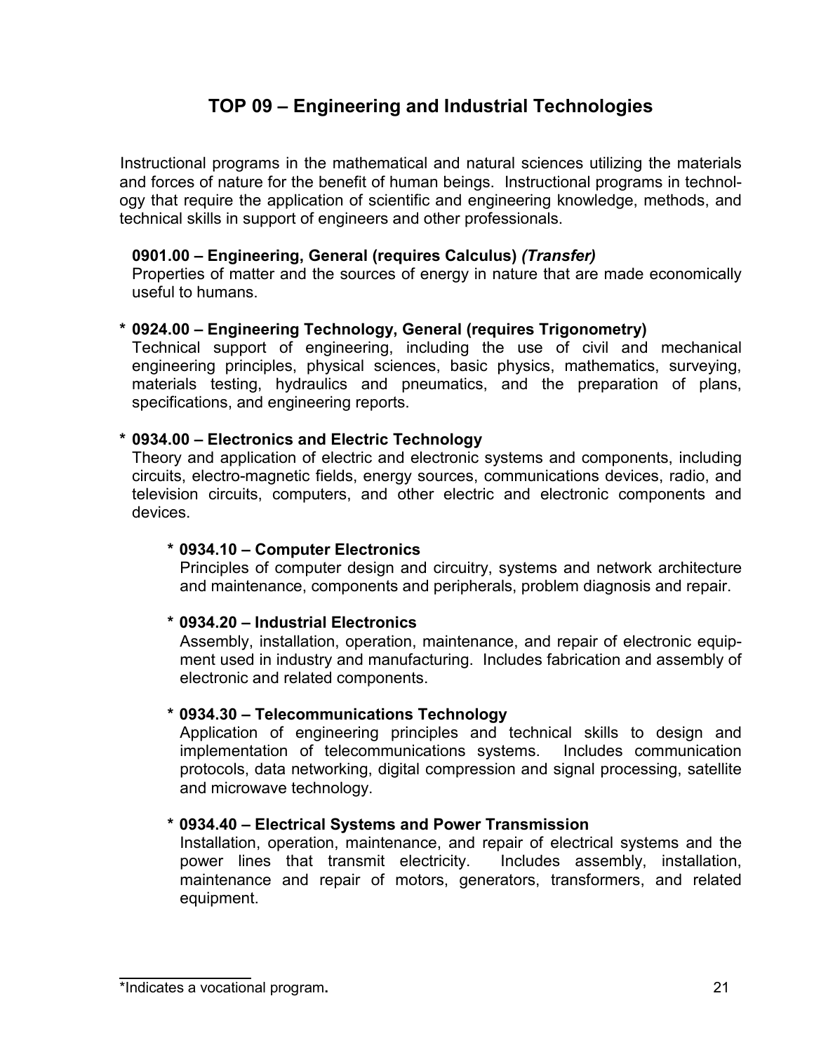# TOP 09 – Engineering and Industrial Technologies

Instructional programs in the mathematical and natural sciences utilizing the materials and forces of nature for the benefit of human beings. Instructional programs in technology that require the application of scientific and engineering knowledge, methods, and technical skills in support of engineers and other professionals.

**0901.00 – Engineering, General (requires Calculus)** ***(Transfer)***
Properties of matter and the sources of energy in nature that are made economically useful to humans.

**\* 0924.00 – Engineering Technology, General (requires Trigonometry)**
Technical support of engineering, including the use of civil and mechanical engineering principles, physical sciences, basic physics, mathematics, surveying, materials testing, hydraulics and pneumatics, and the preparation of plans, specifications, and engineering reports.

**\* 0934.00 – Electronics and Electric Technology**
Theory and application of electric and electronic systems and components, including circuits, electro-magnetic fields, energy sources, communications devices, radio, and television circuits, computers, and other electric and electronic components and devices.

**\* 0934.10 – Computer Electronics**
Principles of computer design and circuitry, systems and network architecture and maintenance, components and peripherals, problem diagnosis and repair.

**\* 0934.20 – Industrial Electronics**
Assembly, installation, operation, maintenance, and repair of electronic equipment used in industry and manufacturing. Includes fabrication and assembly of electronic and related components.

**\* 0934.30 – Telecommunications Technology**
Application of engineering principles and technical skills to design and implementation of telecommunications systems. Includes communication protocols, data networking, digital compression and signal processing, satellite and microwave technology.

**\* 0934.40 – Electrical Systems and Power Transmission**
Installation, operation, maintenance, and repair of electrical systems and the power lines that transmit electricity. Includes assembly, installation, maintenance and repair of motors, generators, transformers, and related equipment.

---

*Indicates a vocational program**.**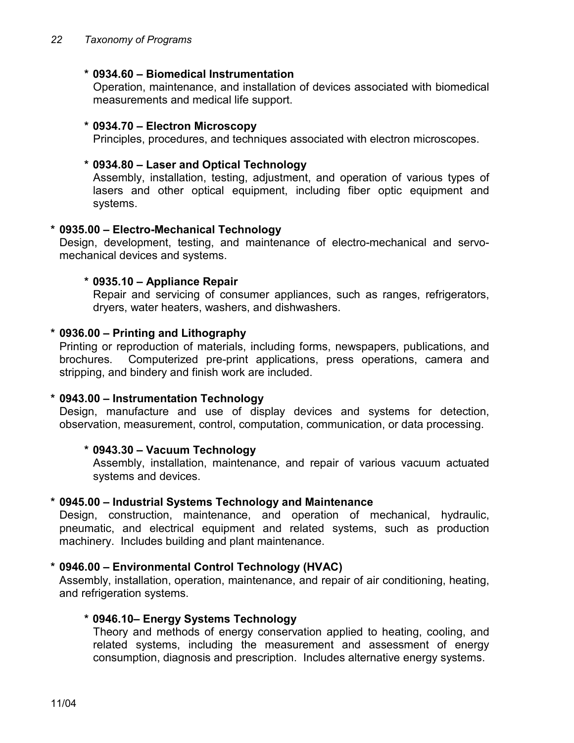* **0934.60 – Biomedical Instrumentation**
  Operation, maintenance, and installation of devices associated with biomedical measurements and medical life support.

* **0934.70 – Electron Microscopy**
  Principles, procedures, and techniques associated with electron microscopes.

* **0934.80 – Laser and Optical Technology**
  Assembly, installation, testing, adjustment, and operation of various types of lasers and other optical equipment, including fiber optic equipment and systems.

* **0935.00 – Electro-Mechanical Technology**
Design, development, testing, and maintenance of electro-mechanical and servo-mechanical devices and systems.

* **0935.10 – Appliance Repair**
  Repair and servicing of consumer appliances, such as ranges, refrigerators, dryers, water heaters, washers, and dishwashers.

* **0936.00 – Printing and Lithography**
Printing or reproduction of materials, including forms, newspapers, publications, and brochures. Computerized pre-print applications, press operations, camera and stripping, and bindery and finish work are included.

* **0943.00 – Instrumentation Technology**
Design, manufacture and use of display devices and systems for detection, observation, measurement, control, computation, communication, or data processing.

* **0943.30 – Vacuum Technology**
  Assembly, installation, maintenance, and repair of various vacuum actuated systems and devices.

* **0945.00 – Industrial Systems Technology and Maintenance**
Design, construction, maintenance, and operation of mechanical, hydraulic, pneumatic, and electrical equipment and related systems, such as production machinery. Includes building and plant maintenance.

* **0946.00 – Environmental Control Technology (HVAC)**
Assembly, installation, operation, maintenance, and repair of air conditioning, heating, and refrigeration systems.

* **0946.10– Energy Systems Technology**
  Theory and methods of energy conservation applied to heating, cooling, and related systems, including the measurement and assessment of energy consumption, diagnosis and prescription. Includes alternative energy systems.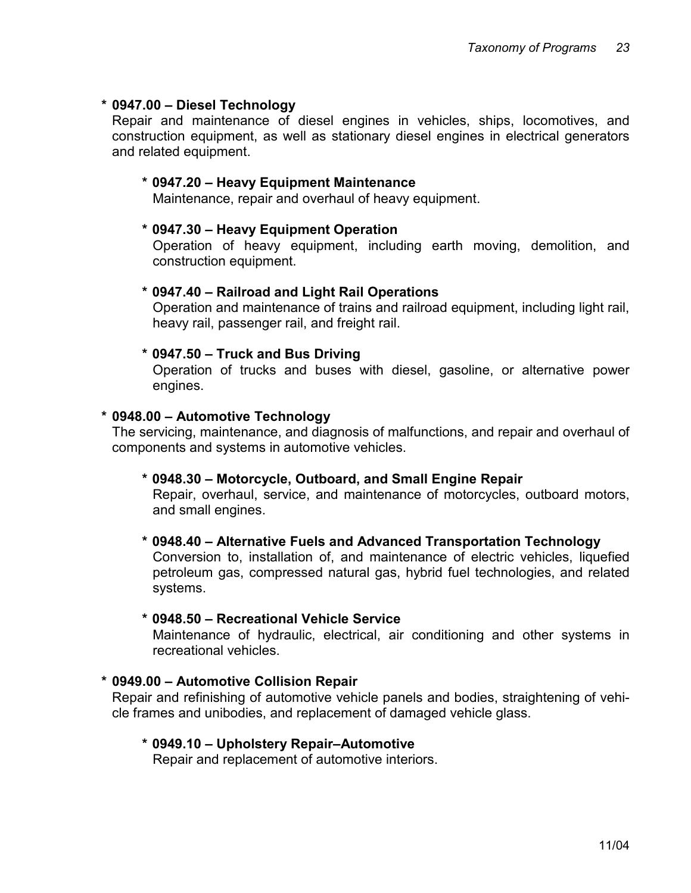**\* 0947.00 – Diesel Technology**

Repair and maintenance of diesel engines in vehicles, ships, locomotives, and construction equipment, as well as stationary diesel engines in electrical generators and related equipment.

> **\* 0947.20 – Heavy Equipment Maintenance**
>
> Maintenance, repair and overhaul of heavy equipment.
>
> **\* 0947.30 – Heavy Equipment Operation**
>
> Operation of heavy equipment, including earth moving, demolition, and construction equipment.
>
> **\* 0947.40 – Railroad and Light Rail Operations**
>
> Operation and maintenance of trains and railroad equipment, including light rail, heavy rail, passenger rail, and freight rail.
>
> **\* 0947.50 – Truck and Bus Driving**
>
> Operation of trucks and buses with diesel, gasoline, or alternative power engines.

**\* 0948.00 – Automotive Technology**

The servicing, maintenance, and diagnosis of malfunctions, and repair and overhaul of components and systems in automotive vehicles.

> **\* 0948.30 – Motorcycle, Outboard, and Small Engine Repair**
>
> Repair, overhaul, service, and maintenance of motorcycles, outboard motors, and small engines.
>
> **\* 0948.40 – Alternative Fuels and Advanced Transportation Technology**
>
> Conversion to, installation of, and maintenance of electric vehicles, liquefied petroleum gas, compressed natural gas, hybrid fuel technologies, and related systems.
>
> **\* 0948.50 – Recreational Vehicle Service**
>
> Maintenance of hydraulic, electrical, air conditioning and other systems in recreational vehicles.

**\* 0949.00 – Automotive Collision Repair**

Repair and refinishing of automotive vehicle panels and bodies, straightening of vehicle frames and unibodies, and replacement of damaged vehicle glass.

> **\* 0949.10 – Upholstery Repair–Automotive**
>
> Repair and replacement of automotive interiors.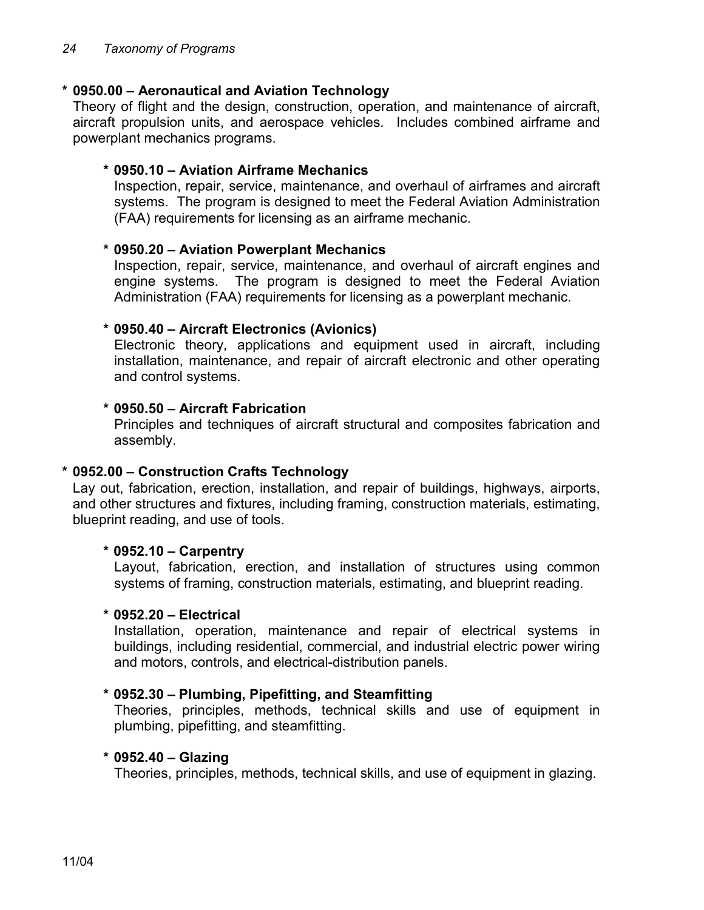**\* 0950.00 – Aeronautical and Aviation Technology**
Theory of flight and the design, construction, operation, and maintenance of aircraft, aircraft propulsion units, and aerospace vehicles. Includes combined airframe and powerplant mechanics programs.

**\* 0950.10 – Aviation Airframe Mechanics**
Inspection, repair, service, maintenance, and overhaul of airframes and aircraft systems. The program is designed to meet the Federal Aviation Administration (FAA) requirements for licensing as an airframe mechanic.

**\* 0950.20 – Aviation Powerplant Mechanics**
Inspection, repair, service, maintenance, and overhaul of aircraft engines and engine systems. The program is designed to meet the Federal Aviation Administration (FAA) requirements for licensing as a powerplant mechanic.

**\* 0950.40 – Aircraft Electronics (Avionics)**
Electronic theory, applications and equipment used in aircraft, including installation, maintenance, and repair of aircraft electronic and other operating and control systems.

**\* 0950.50 – Aircraft Fabrication**
Principles and techniques of aircraft structural and composites fabrication and assembly.

**\* 0952.00 – Construction Crafts Technology**
Lay out, fabrication, erection, installation, and repair of buildings, highways, airports, and other structures and fixtures, including framing, construction materials, estimating, blueprint reading, and use of tools.

**\* 0952.10 – Carpentry**
Layout, fabrication, erection, and installation of structures using common systems of framing, construction materials, estimating, and blueprint reading.

**\* 0952.20 – Electrical**
Installation, operation, maintenance and repair of electrical systems in buildings, including residential, commercial, and industrial electric power wiring and motors, controls, and electrical-distribution panels.

**\* 0952.30 – Plumbing, Pipefitting, and Steamfitting**
Theories, principles, methods, technical skills and use of equipment in plumbing, pipefitting, and steamfitting.

**\* 0952.40 – Glazing**
Theories, principles, methods, technical skills, and use of equipment in glazing.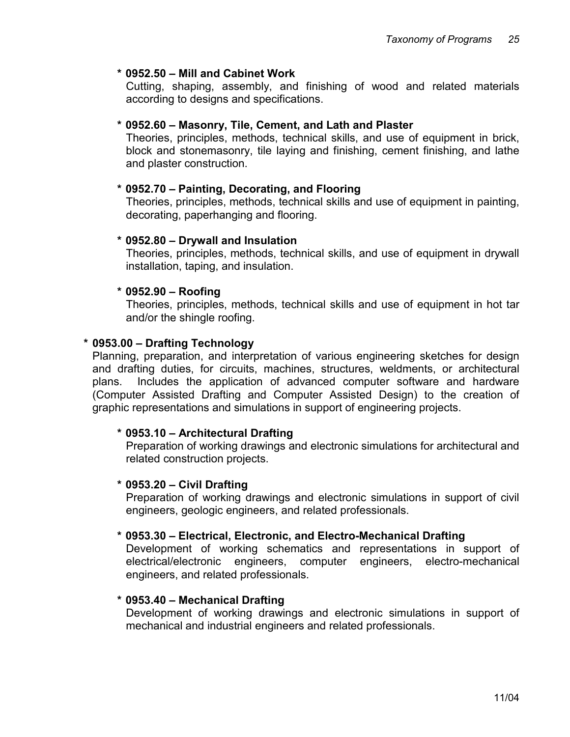**\* 0952.50 – Mill and Cabinet Work**

Cutting, shaping, assembly, and finishing of wood and related materials according to designs and specifications.

**\* 0952.60 – Masonry, Tile, Cement, and Lath and Plaster**

Theories, principles, methods, technical skills, and use of equipment in brick, block and stonemasonry, tile laying and finishing, cement finishing, and lathe and plaster construction.

**\* 0952.70 – Painting, Decorating, and Flooring**

Theories, principles, methods, technical skills and use of equipment in painting, decorating, paperhanging and flooring.

**\* 0952.80 – Drywall and Insulation**

Theories, principles, methods, technical skills, and use of equipment in drywall installation, taping, and insulation.

**\* 0952.90 – Roofing**

Theories, principles, methods, technical skills and use of equipment in hot tar and/or the shingle roofing.

**\* 0953.00 – Drafting Technology**

Planning, preparation, and interpretation of various engineering sketches for design and drafting duties, for circuits, machines, structures, weldments, or architectural plans. Includes the application of advanced computer software and hardware (Computer Assisted Drafting and Computer Assisted Design) to the creation of graphic representations and simulations in support of engineering projects.

**\* 0953.10 – Architectural Drafting**

Preparation of working drawings and electronic simulations for architectural and related construction projects.

**\* 0953.20 – Civil Drafting**

Preparation of working drawings and electronic simulations in support of civil engineers, geologic engineers, and related professionals.

**\* 0953.30 – Electrical, Electronic, and Electro-Mechanical Drafting**

Development of working schematics and representations in support of electrical/electronic engineers, computer engineers, electro-mechanical engineers, and related professionals.

**\* 0953.40 – Mechanical Drafting**

Development of working drawings and electronic simulations in support of mechanical and industrial engineers and related professionals.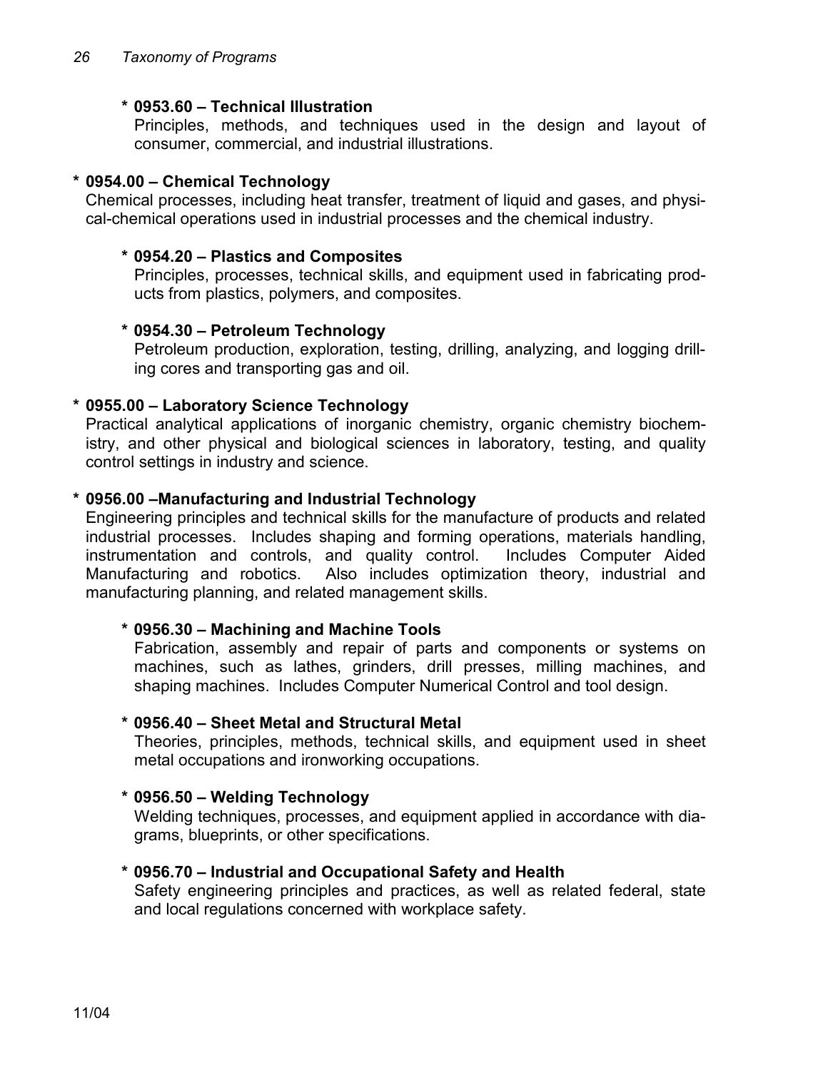**\* 0953.60 – Technical Illustration**

Principles, methods, and techniques used in the design and layout of consumer, commercial, and industrial illustrations.

**\* 0954.00 – Chemical Technology**

Chemical processes, including heat transfer, treatment of liquid and gases, and physical-chemical operations used in industrial processes and the chemical industry.

**\* 0954.20 – Plastics and Composites**

Principles, processes, technical skills, and equipment used in fabricating products from plastics, polymers, and composites.

**\* 0954.30 – Petroleum Technology**

Petroleum production, exploration, testing, drilling, analyzing, and logging drilling cores and transporting gas and oil.

**\* 0955.00 – Laboratory Science Technology**

Practical analytical applications of inorganic chemistry, organic chemistry biochemistry, and other physical and biological sciences in laboratory, testing, and quality control settings in industry and science.

**\* 0956.00 –Manufacturing and Industrial Technology**

Engineering principles and technical skills for the manufacture of products and related industrial processes. Includes shaping and forming operations, materials handling, instrumentation and controls, and quality control. Includes Computer Aided Manufacturing and robotics. Also includes optimization theory, industrial and manufacturing planning, and related management skills.

**\* 0956.30 – Machining and Machine Tools**

Fabrication, assembly and repair of parts and components or systems on machines, such as lathes, grinders, drill presses, milling machines, and shaping machines. Includes Computer Numerical Control and tool design.

**\* 0956.40 – Sheet Metal and Structural Metal**

Theories, principles, methods, technical skills, and equipment used in sheet metal occupations and ironworking occupations.

**\* 0956.50 – Welding Technology**

Welding techniques, processes, and equipment applied in accordance with diagrams, blueprints, or other specifications.

**\* 0956.70 – Industrial and Occupational Safety and Health**

Safety engineering principles and practices, as well as related federal, state and local regulations concerned with workplace safety.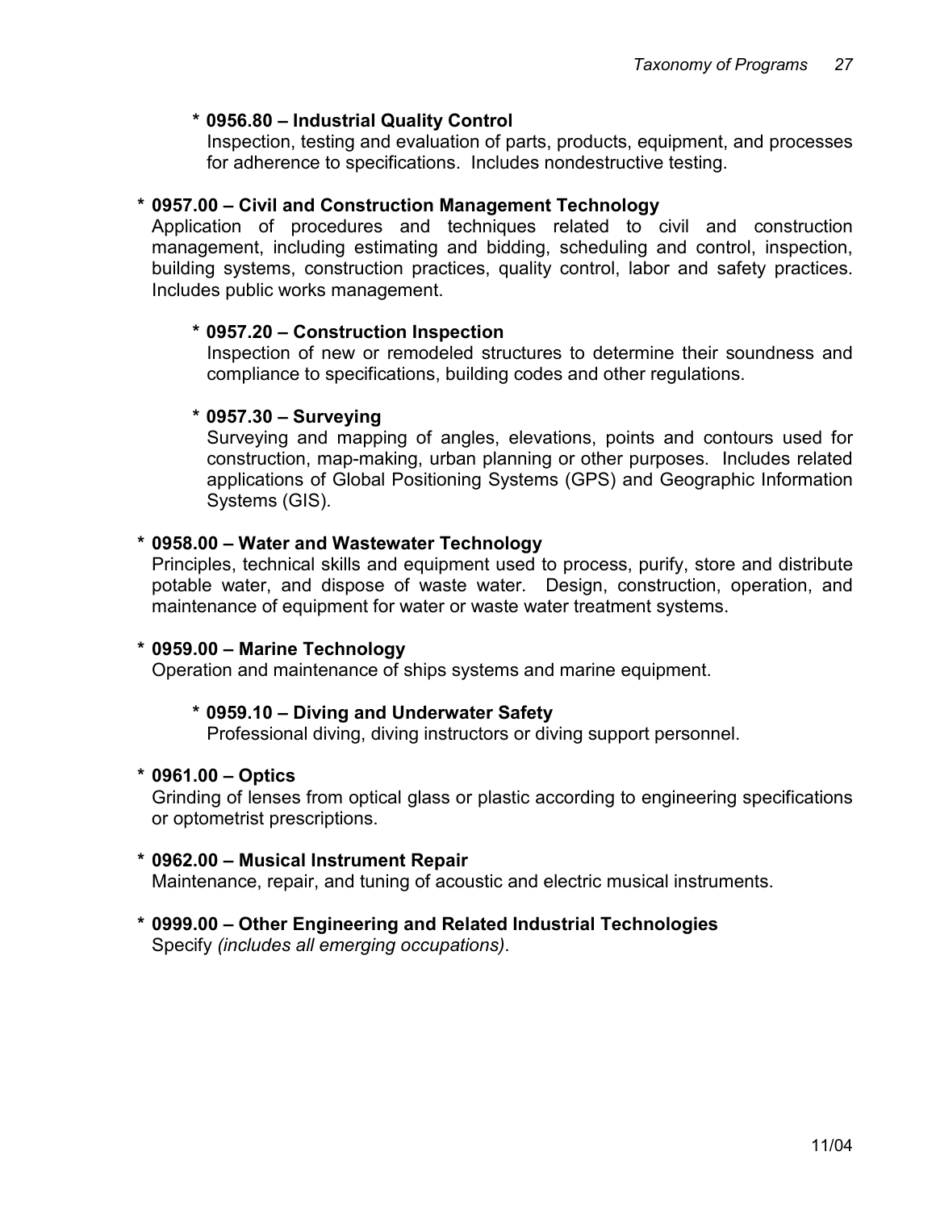**\* 0956.80 – Industrial Quality Control**
Inspection, testing and evaluation of parts, products, equipment, and processes for adherence to specifications. Includes nondestructive testing.

**\* 0957.00 – Civil and Construction Management Technology**
Application of procedures and techniques related to civil and construction management, including estimating and bidding, scheduling and control, inspection, building systems, construction practices, quality control, labor and safety practices. Includes public works management.

**\* 0957.20 – Construction Inspection**
Inspection of new or remodeled structures to determine their soundness and compliance to specifications, building codes and other regulations.

**\* 0957.30 – Surveying**
Surveying and mapping of angles, elevations, points and contours used for construction, map-making, urban planning or other purposes. Includes related applications of Global Positioning Systems (GPS) and Geographic Information Systems (GIS).

**\* 0958.00 – Water and Wastewater Technology**
Principles, technical skills and equipment used to process, purify, store and distribute potable water, and dispose of waste water. Design, construction, operation, and maintenance of equipment for water or waste water treatment systems.

**\* 0959.00 – Marine Technology**
Operation and maintenance of ships systems and marine equipment.

**\* 0959.10 – Diving and Underwater Safety**
Professional diving, diving instructors or diving support personnel.

**\* 0961.00 – Optics**
Grinding of lenses from optical glass or plastic according to engineering specifications or optometrist prescriptions.

**\* 0962.00 – Musical Instrument Repair**
Maintenance, repair, and tuning of acoustic and electric musical instruments.

**\* 0999.00 – Other Engineering and Related Industrial Technologies**
Specify *(includes all emerging occupations)*.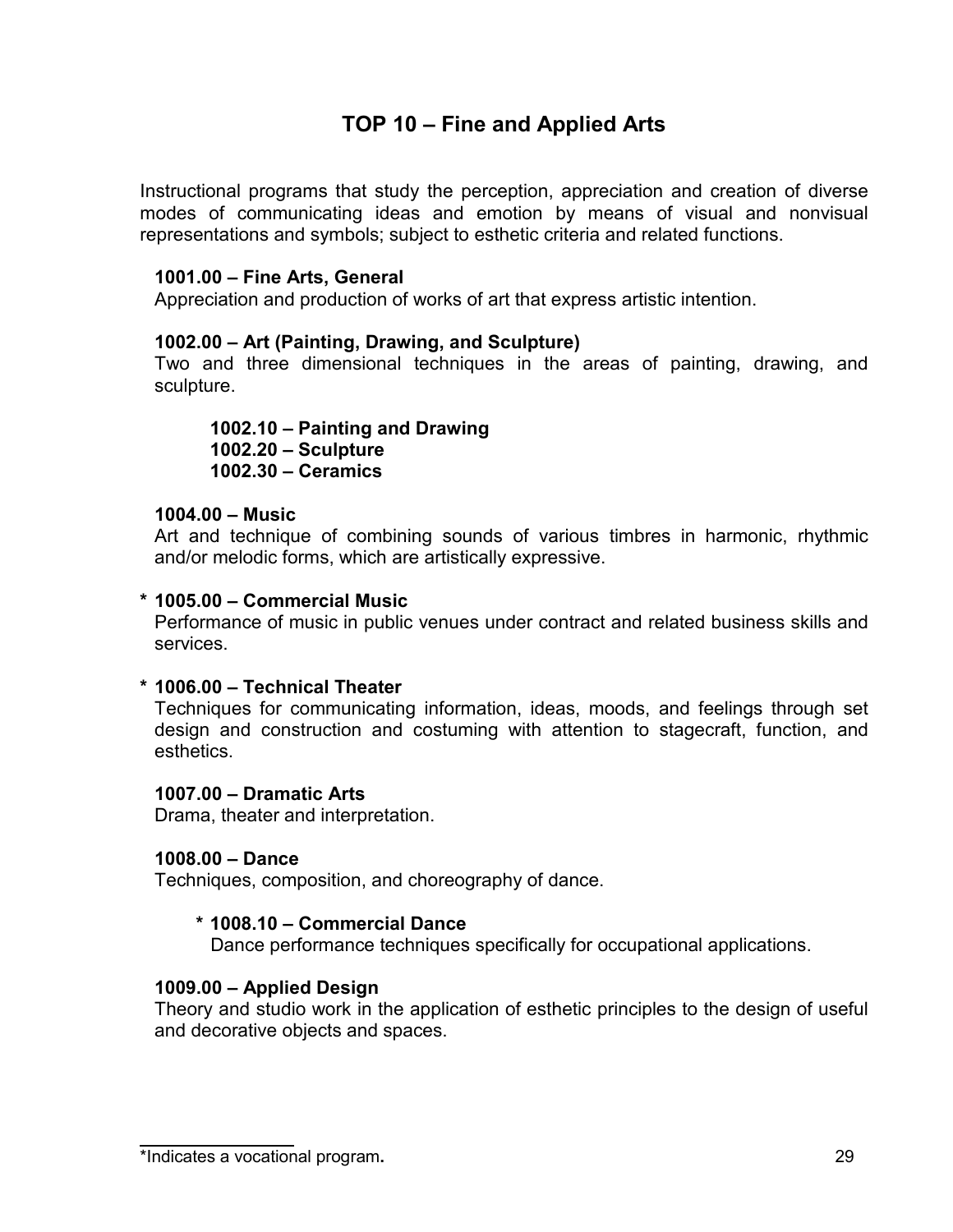# TOP 10 – Fine and Applied Arts

Instructional programs that study the perception, appreciation and creation of diverse modes of communicating ideas and emotion by means of visual and nonvisual representations and symbols; subject to esthetic criteria and related functions.

**1001.00 – Fine Arts, General**
Appreciation and production of works of art that express artistic intention.

**1002.00 – Art (Painting, Drawing, and Sculpture)**
Two and three dimensional techniques in the areas of painting, drawing, and sculpture.

> **1002.10 – Painting and Drawing**
> **1002.20 – Sculpture**
> **1002.30 – Ceramics**

**1004.00 – Music**
Art and technique of combining sounds of various timbres in harmonic, rhythmic and/or melodic forms, which are artistically expressive.

**\* 1005.00 – Commercial Music**
Performance of music in public venues under contract and related business skills and services.

**\* 1006.00 – Technical Theater**
Techniques for communicating information, ideas, moods, and feelings through set design and construction and costuming with attention to stagecraft, function, and esthetics.

**1007.00 – Dramatic Arts**
Drama, theater and interpretation.

**1008.00 – Dance**
Techniques, composition, and choreography of dance.

> **\* 1008.10 – Commercial Dance**
> Dance performance techniques specifically for occupational applications.

**1009.00 – Applied Design**
Theory and studio work in the application of esthetic principles to the design of useful and decorative objects and spaces.

---

\*Indicates a vocational program**.**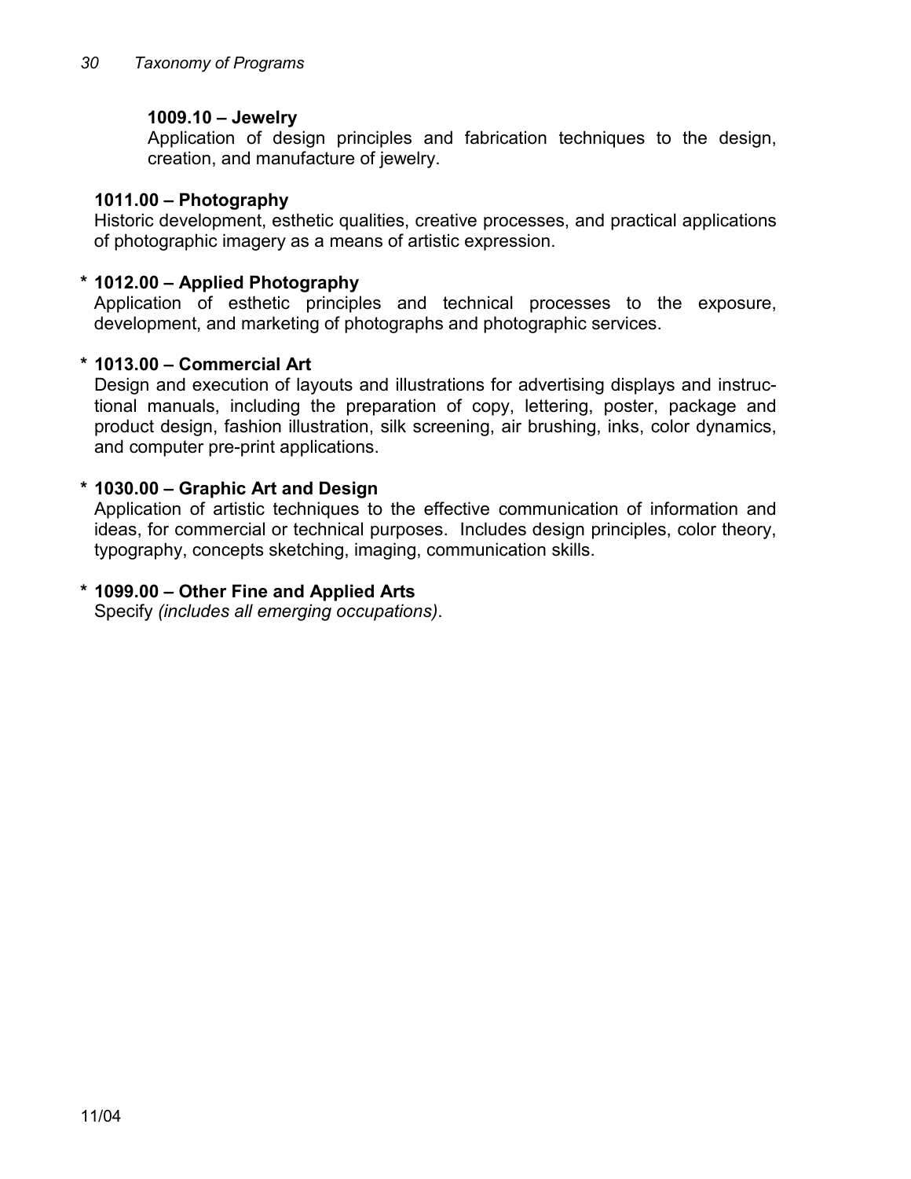**1009.10 – Jewelry**

Application of design principles and fabrication techniques to the design, creation, and manufacture of jewelry.

**1011.00 – Photography**

Historic development, esthetic qualities, creative processes, and practical applications of photographic imagery as a means of artistic expression.

**\* 1012.00 – Applied Photography**

Application of esthetic principles and technical processes to the exposure, development, and marketing of photographs and photographic services.

**\* 1013.00 – Commercial Art**

Design and execution of layouts and illustrations for advertising displays and instructional manuals, including the preparation of copy, lettering, poster, package and product design, fashion illustration, silk screening, air brushing, inks, color dynamics, and computer pre-print applications.

**\* 1030.00 – Graphic Art and Design**

Application of artistic techniques to the effective communication of information and ideas, for commercial or technical purposes. Includes design principles, color theory, typography, concepts sketching, imaging, communication skills.

**\* 1099.00 – Other Fine and Applied Arts**

Specify *(includes all emerging occupations)*.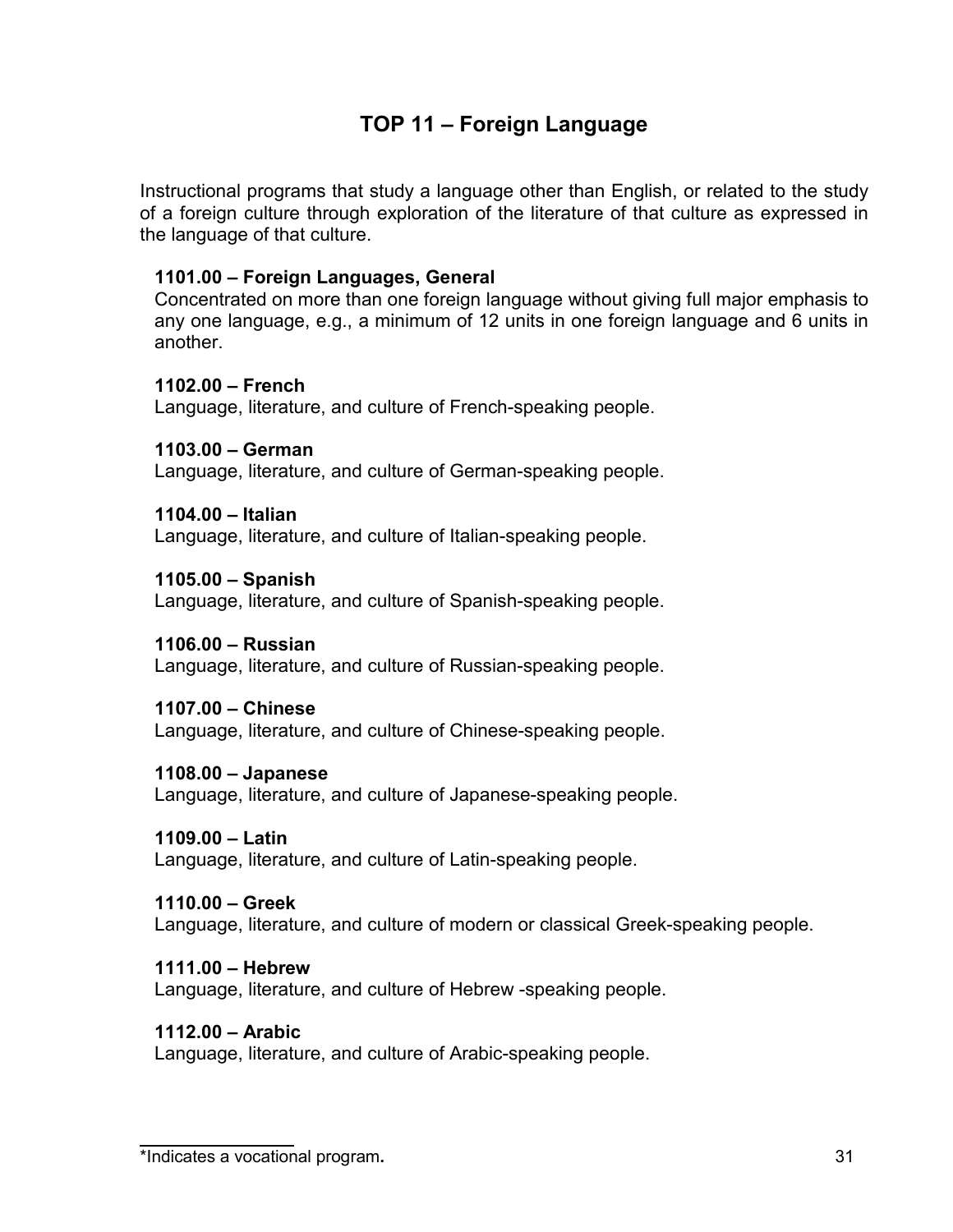# TOP 11 – Foreign Language

Instructional programs that study a language other than English, or related to the study of a foreign culture through exploration of the literature of that culture as expressed in the language of that culture.

**1101.00 – Foreign Languages, General**
Concentrated on more than one foreign language without giving full major emphasis to any one language, e.g., a minimum of 12 units in one foreign language and 6 units in another.

**1102.00 – French**
Language, literature, and culture of French-speaking people.

**1103.00 – German**
Language, literature, and culture of German-speaking people.

**1104.00 – Italian**
Language, literature, and culture of Italian-speaking people.

**1105.00 – Spanish**
Language, literature, and culture of Spanish-speaking people.

**1106.00 – Russian**
Language, literature, and culture of Russian-speaking people.

**1107.00 – Chinese**
Language, literature, and culture of Chinese-speaking people.

**1108.00 – Japanese**
Language, literature, and culture of Japanese-speaking people.

**1109.00 – Latin**
Language, literature, and culture of Latin-speaking people.

**1110.00 – Greek**
Language, literature, and culture of modern or classical Greek-speaking people.

**1111.00 – Hebrew**
Language, literature, and culture of Hebrew -speaking people.

**1112.00 – Arabic**
Language, literature, and culture of Arabic-speaking people.

*Indicates a vocational program**.**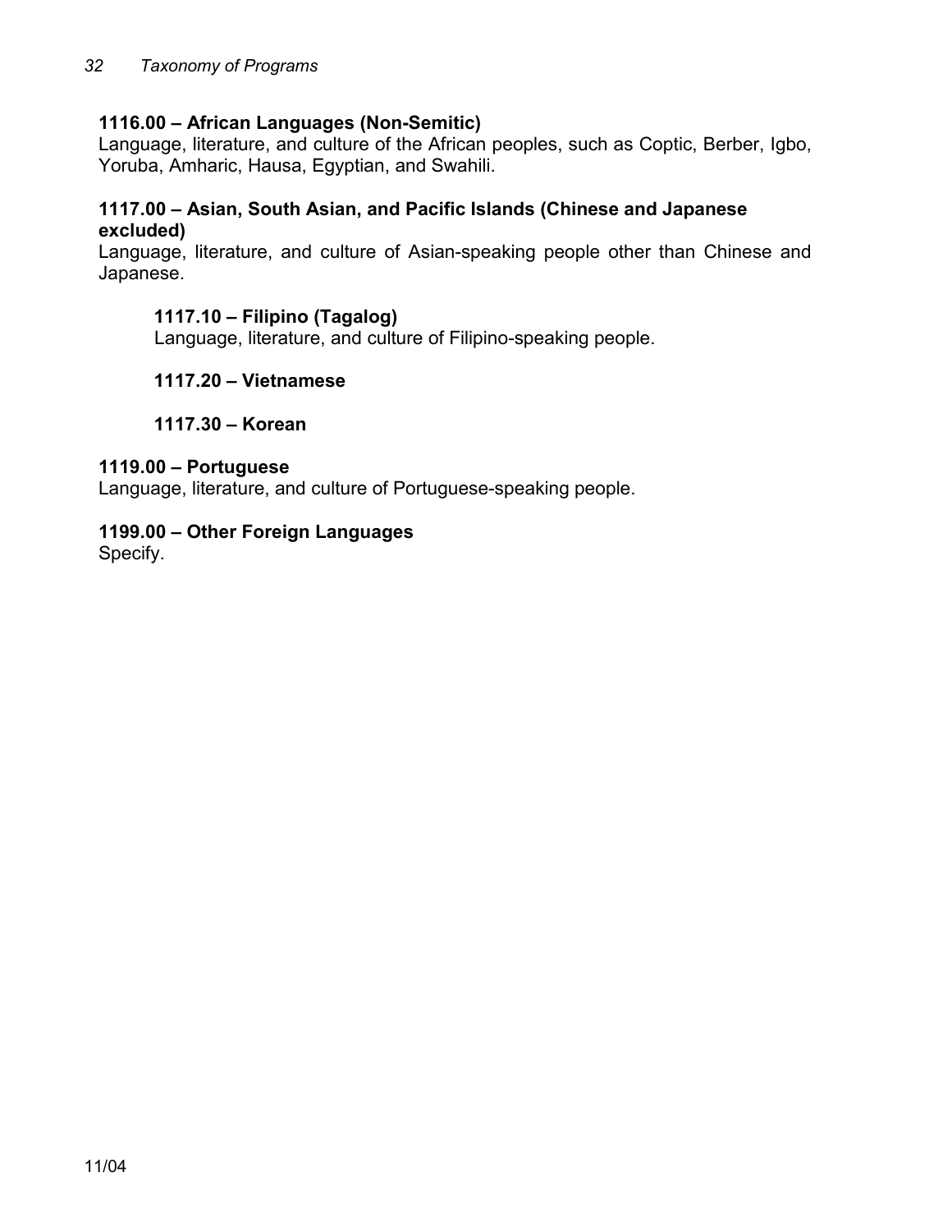**1116.00 – African Languages (Non-Semitic)**
Language, literature, and culture of the African peoples, such as Coptic, Berber, Igbo, Yoruba, Amharic, Hausa, Egyptian, and Swahili.

**1117.00 – Asian, South Asian, and Pacific Islands (Chinese and Japanese excluded)**
Language, literature, and culture of Asian-speaking people other than Chinese and Japanese.

**1117.10 – Filipino (Tagalog)**
Language, literature, and culture of Filipino-speaking people.

**1117.20 – Vietnamese**

**1117.30 – Korean**

**1119.00 – Portuguese**
Language, literature, and culture of Portuguese-speaking people.

**1199.00 – Other Foreign Languages**
Specify.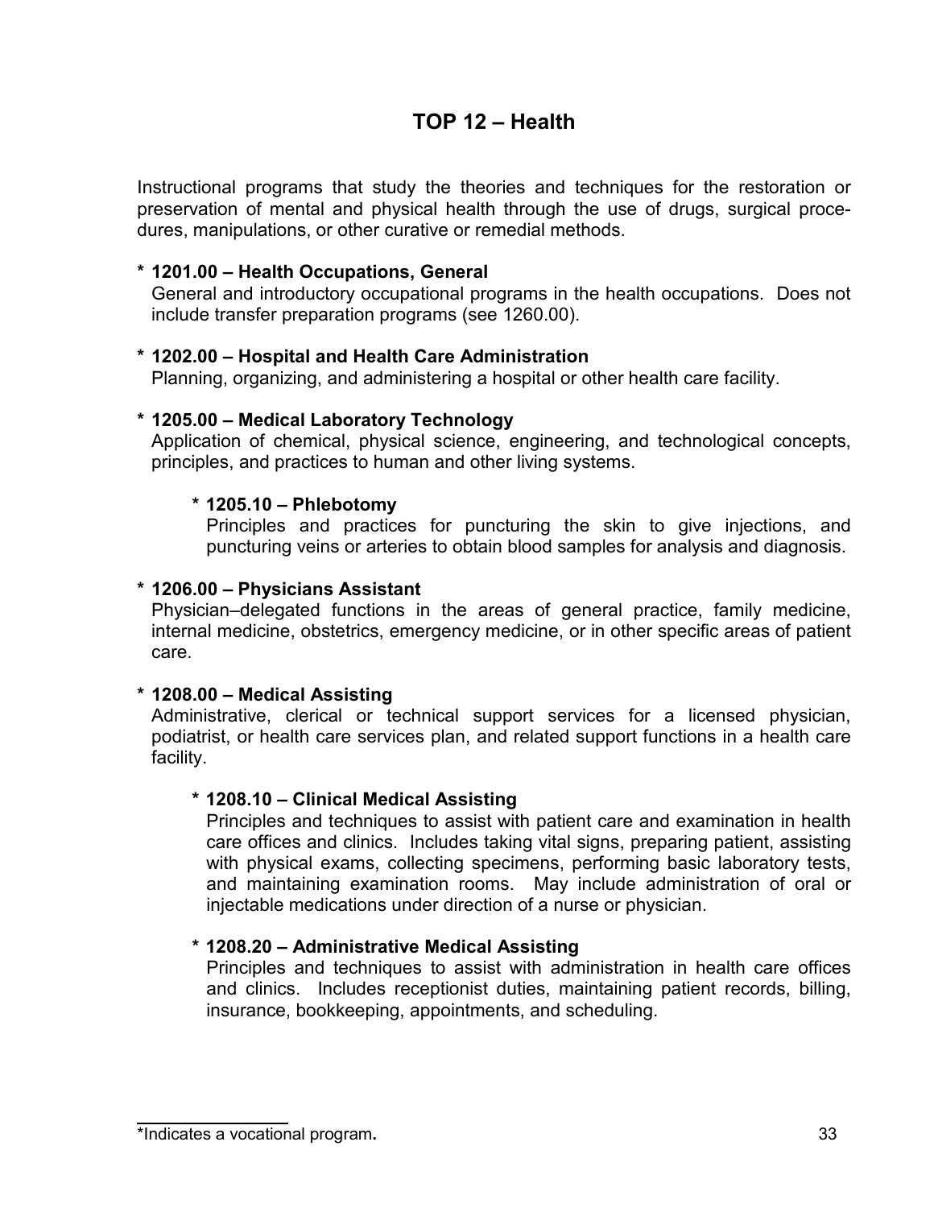# TOP 12 – Health

Instructional programs that study the theories and techniques for the restoration or preservation of mental and physical health through the use of drugs, surgical procedures, manipulations, or other curative or remedial methods.

**\* 1201.00 – Health Occupations, General**
General and introductory occupational programs in the health occupations. Does not include transfer preparation programs (see 1260.00).

**\* 1202.00 – Hospital and Health Care Administration**
Planning, organizing, and administering a hospital or other health care facility.

**\* 1205.00 – Medical Laboratory Technology**
Application of chemical, physical science, engineering, and technological concepts, principles, and practices to human and other living systems.

> **\* 1205.10 – Phlebotomy**
> Principles and practices for puncturing the skin to give injections, and puncturing veins or arteries to obtain blood samples for analysis and diagnosis.

**\* 1206.00 – Physicians Assistant**
Physician–delegated functions in the areas of general practice, family medicine, internal medicine, obstetrics, emergency medicine, or in other specific areas of patient care.

**\* 1208.00 – Medical Assisting**
Administrative, clerical or technical support services for a licensed physician, podiatrist, or health care services plan, and related support functions in a health care facility.

> **\* 1208.10 – Clinical Medical Assisting**
> Principles and techniques to assist with patient care and examination in health care offices and clinics. Includes taking vital signs, preparing patient, assisting with physical exams, collecting specimens, performing basic laboratory tests, and maintaining examination rooms. May include administration of oral or injectable medications under direction of a nurse or physician.

> **\* 1208.20 – Administrative Medical Assisting**
> Principles and techniques to assist with administration in health care offices and clinics. Includes receptionist duties, maintaining patient records, billing, insurance, bookkeeping, appointments, and scheduling.

---

\*Indicates a vocational program**.**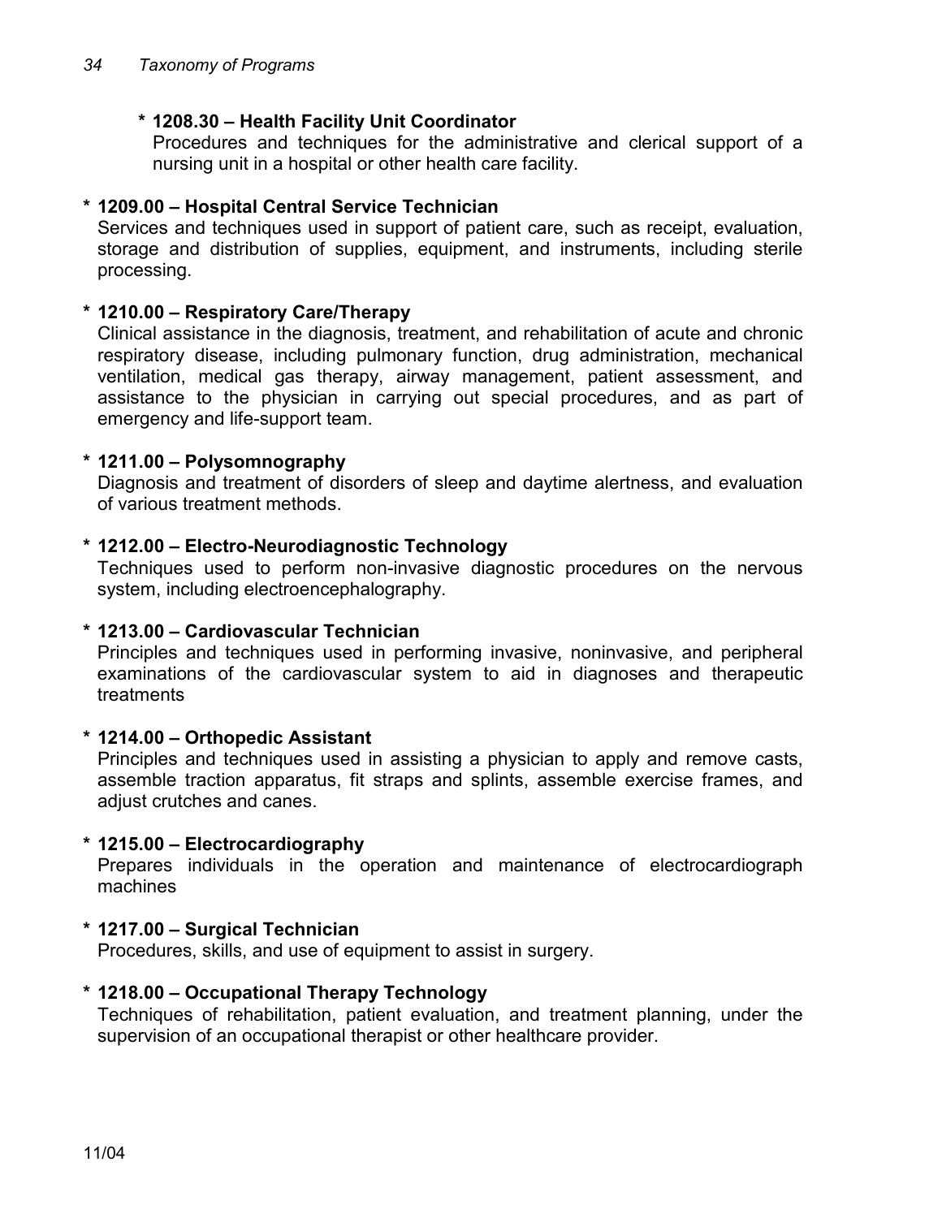**\* 1208.30 – Health Facility Unit Coordinator**
Procedures and techniques for the administrative and clerical support of a nursing unit in a hospital or other health care facility.

**\* 1209.00 – Hospital Central Service Technician**
Services and techniques used in support of patient care, such as receipt, evaluation, storage and distribution of supplies, equipment, and instruments, including sterile processing.

**\* 1210.00 – Respiratory Care/Therapy**
Clinical assistance in the diagnosis, treatment, and rehabilitation of acute and chronic respiratory disease, including pulmonary function, drug administration, mechanical ventilation, medical gas therapy, airway management, patient assessment, and assistance to the physician in carrying out special procedures, and as part of emergency and life-support team.

**\* 1211.00 – Polysomnography**
Diagnosis and treatment of disorders of sleep and daytime alertness, and evaluation of various treatment methods.

**\* 1212.00 – Electro-Neurodiagnostic Technology**
Techniques used to perform non-invasive diagnostic procedures on the nervous system, including electroencephalography.

**\* 1213.00 – Cardiovascular Technician**
Principles and techniques used in performing invasive, noninvasive, and peripheral examinations of the cardiovascular system to aid in diagnoses and therapeutic treatments

**\* 1214.00 – Orthopedic Assistant**
Principles and techniques used in assisting a physician to apply and remove casts, assemble traction apparatus, fit straps and splints, assemble exercise frames, and adjust crutches and canes.

**\* 1215.00 – Electrocardiography**
Prepares individuals in the operation and maintenance of electrocardiograph machines

**\* 1217.00 – Surgical Technician**
Procedures, skills, and use of equipment to assist in surgery.

**\* 1218.00 – Occupational Therapy Technology**
Techniques of rehabilitation, patient evaluation, and treatment planning, under the supervision of an occupational therapist or other healthcare provider.

11/04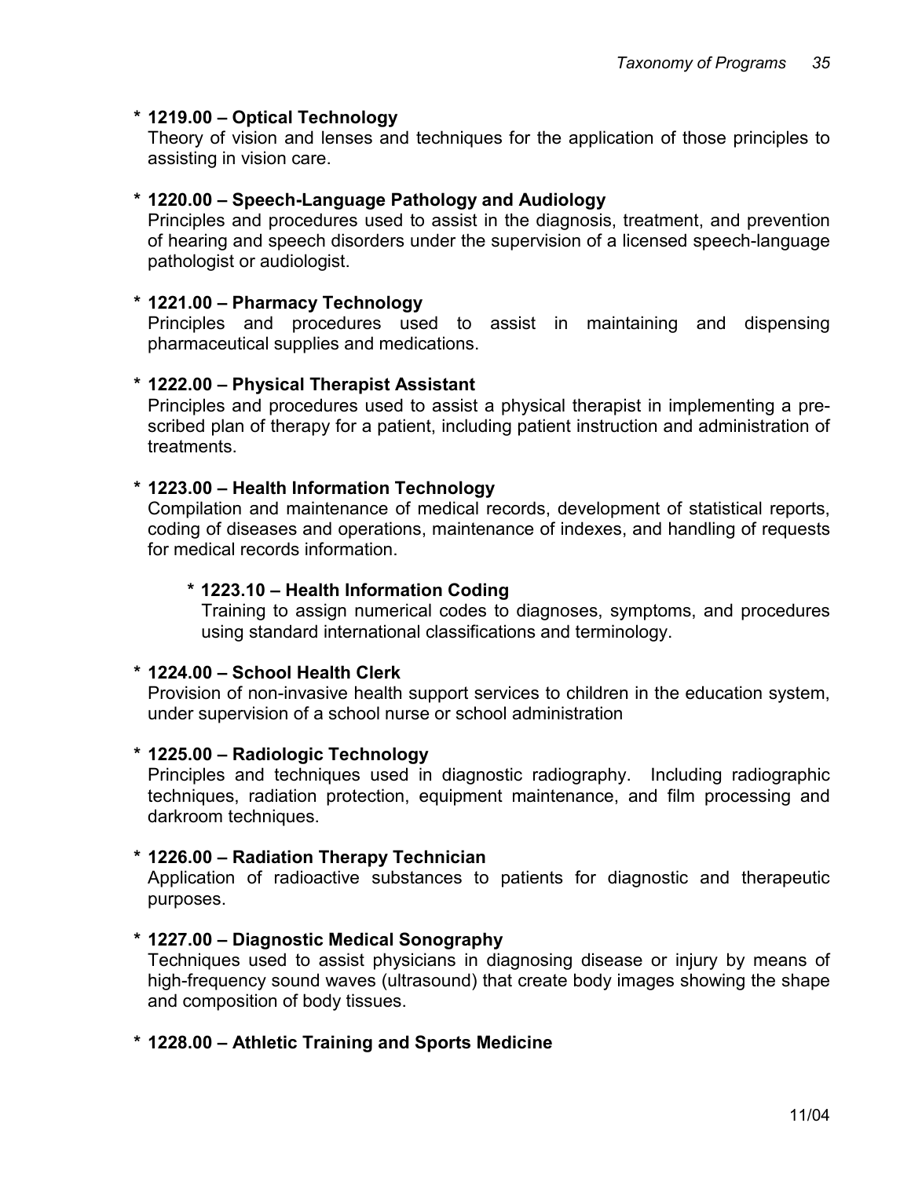* **1219.00 – Optical Technology**

  Theory of vision and lenses and techniques for the application of those principles to assisting in vision care.

* **1220.00 – Speech-Language Pathology and Audiology**

  Principles and procedures used to assist in the diagnosis, treatment, and prevention of hearing and speech disorders under the supervision of a licensed speech-language pathologist or audiologist.

* **1221.00 – Pharmacy Technology**

  Principles and procedures used to assist in maintaining and dispensing pharmaceutical supplies and medications.

* **1222.00 – Physical Therapist Assistant**

  Principles and procedures used to assist a physical therapist in implementing a pre-scribed plan of therapy for a patient, including patient instruction and administration of treatments.

* **1223.00 – Health Information Technology**

  Compilation and maintenance of medical records, development of statistical reports, coding of diseases and operations, maintenance of indexes, and handling of requests for medical records information.

  * **1223.10 – Health Information Coding**

    Training to assign numerical codes to diagnoses, symptoms, and procedures using standard international classifications and terminology.

* **1224.00 – School Health Clerk**

  Provision of non-invasive health support services to children in the education system, under supervision of a school nurse or school administration

* **1225.00 – Radiologic Technology**

  Principles and techniques used in diagnostic radiography. Including radiographic techniques, radiation protection, equipment maintenance, and film processing and darkroom techniques.

* **1226.00 – Radiation Therapy Technician**

  Application of radioactive substances to patients for diagnostic and therapeutic purposes.

* **1227.00 – Diagnostic Medical Sonography**

  Techniques used to assist physicians in diagnosing disease or injury by means of high-frequency sound waves (ultrasound) that create body images showing the shape and composition of body tissues.

* **1228.00 – Athletic Training and Sports Medicine**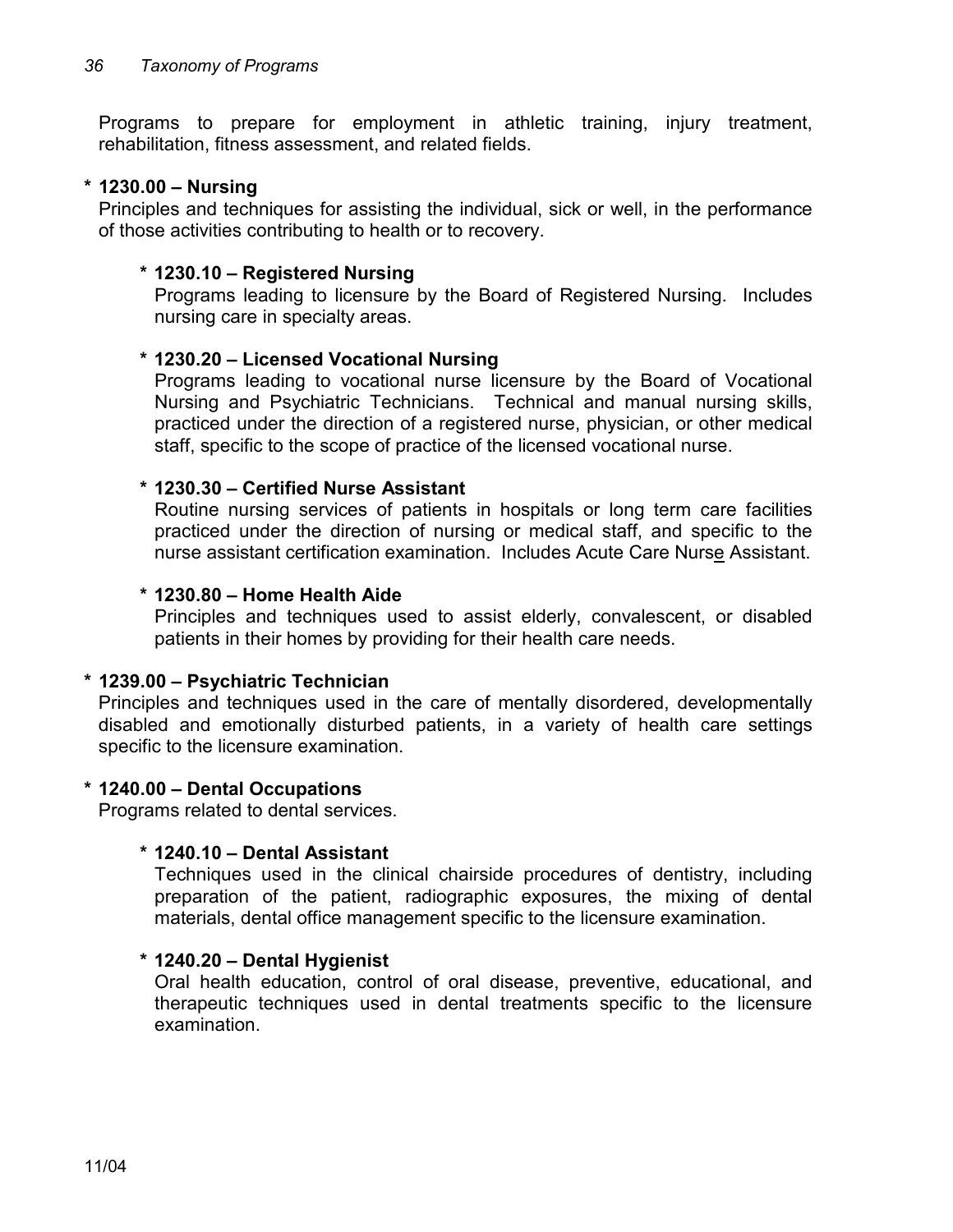Programs to prepare for employment in athletic training, injury treatment, rehabilitation, fitness assessment, and related fields.

**\* 1230.00 – Nursing**

Principles and techniques for assisting the individual, sick or well, in the performance of those activities contributing to health or to recovery.

**\* 1230.10 – Registered Nursing**

Programs leading to licensure by the Board of Registered Nursing. Includes nursing care in specialty areas.

**\* 1230.20 – Licensed Vocational Nursing**

Programs leading to vocational nurse licensure by the Board of Vocational Nursing and Psychiatric Technicians. Technical and manual nursing skills, practiced under the direction of a registered nurse, physician, or other medical staff, specific to the scope of practice of the licensed vocational nurse.

**\* 1230.30 – Certified Nurse Assistant**

Routine nursing services of patients in hospitals or long term care facilities practiced under the direction of nursing or medical staff, and specific to the nurse assistant certification examination. Includes Acute Care Nurse Assistant.

**\* 1230.80 – Home Health Aide**

Principles and techniques used to assist elderly, convalescent, or disabled patients in their homes by providing for their health care needs.

**\* 1239.00 – Psychiatric Technician**

Principles and techniques used in the care of mentally disordered, developmentally disabled and emotionally disturbed patients, in a variety of health care settings specific to the licensure examination.

**\* 1240.00 – Dental Occupations**

Programs related to dental services.

**\* 1240.10 – Dental Assistant**

Techniques used in the clinical chairside procedures of dentistry, including preparation of the patient, radiographic exposures, the mixing of dental materials, dental office management specific to the licensure examination.

**\* 1240.20 – Dental Hygienist**

Oral health education, control of oral disease, preventive, educational, and therapeutic techniques used in dental treatments specific to the licensure examination.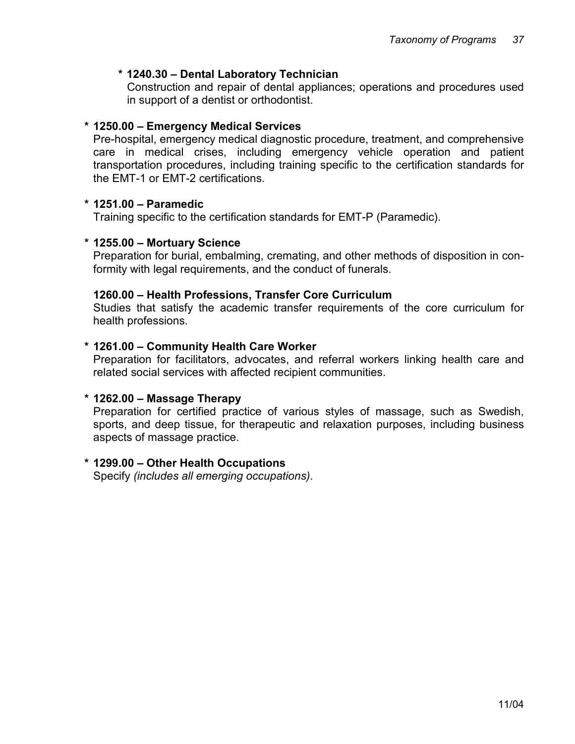**\* 1240.30 – Dental Laboratory Technician**
Construction and repair of dental appliances; operations and procedures used in support of a dentist or orthodontist.

**\* 1250.00 – Emergency Medical Services**
Pre-hospital, emergency medical diagnostic procedure, treatment, and comprehensive care in medical crises, including emergency vehicle operation and patient transportation procedures, including training specific to the certification standards for the EMT-1 or EMT-2 certifications.

**\* 1251.00 – Paramedic**
Training specific to the certification standards for EMT-P (Paramedic).

**\* 1255.00 – Mortuary Science**
Preparation for burial, embalming, cremating, and other methods of disposition in conformity with legal requirements, and the conduct of funerals.

**1260.00 – Health Professions, Transfer Core Curriculum**
Studies that satisfy the academic transfer requirements of the core curriculum for health professions.

**\* 1261.00 – Community Health Care Worker**
Preparation for facilitators, advocates, and referral workers linking health care and related social services with affected recipient communities.

**\* 1262.00 – Massage Therapy**
Preparation for certified practice of various styles of massage, such as Swedish, sports, and deep tissue, for therapeutic and relaxation purposes, including business aspects of massage practice.

**\* 1299.00 – Other Health Occupations**
Specify *(includes all emerging occupations)*.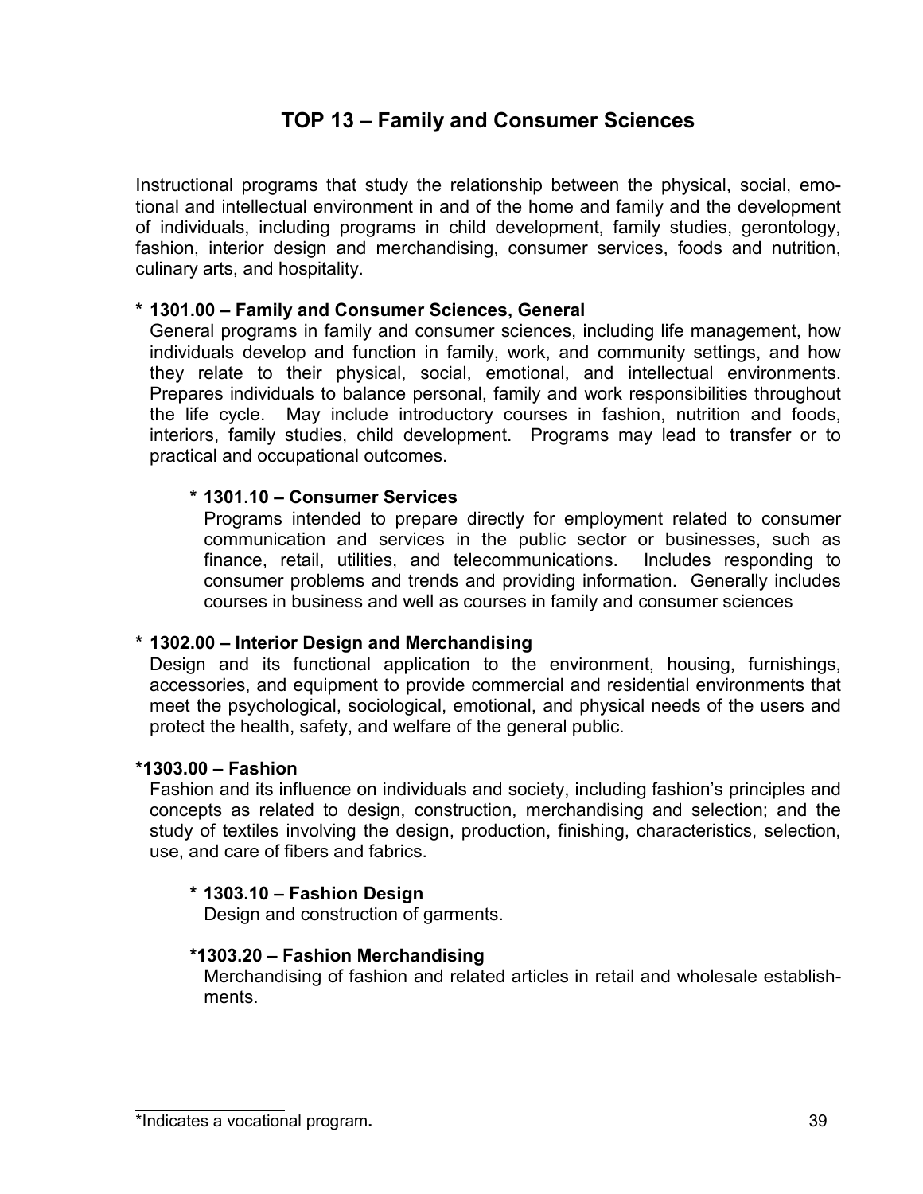## TOP 13 – Family and Consumer Sciences

Instructional programs that study the relationship between the physical, social, emotional and intellectual environment in and of the home and family and the development of individuals, including programs in child development, family studies, gerontology, fashion, interior design and merchandising, consumer services, foods and nutrition, culinary arts, and hospitality.

**\* 1301.00 – Family and Consumer Sciences, General**

General programs in family and consumer sciences, including life management, how individuals develop and function in family, work, and community settings, and how they relate to their physical, social, emotional, and intellectual environments. Prepares individuals to balance personal, family and work responsibilities throughout the life cycle. May include introductory courses in fashion, nutrition and foods, interiors, family studies, child development. Programs may lead to transfer or to practical and occupational outcomes.

> **\* 1301.10 – Consumer Services**
>
> Programs intended to prepare directly for employment related to consumer communication and services in the public sector or businesses, such as finance, retail, utilities, and telecommunications. Includes responding to consumer problems and trends and providing information. Generally includes courses in business and well as courses in family and consumer sciences

**\* 1302.00 – Interior Design and Merchandising**

Design and its functional application to the environment, housing, furnishings, accessories, and equipment to provide commercial and residential environments that meet the psychological, sociological, emotional, and physical needs of the users and protect the health, safety, and welfare of the general public.

**\*1303.00 – Fashion**

Fashion and its influence on individuals and society, including fashion's principles and concepts as related to design, construction, merchandising and selection; and the study of textiles involving the design, production, finishing, characteristics, selection, use, and care of fibers and fabrics.

> **\* 1303.10 – Fashion Design**
>
> Design and construction of garments.
>
> **\*1303.20 – Fashion Merchandising**
>
> Merchandising of fashion and related articles in retail and wholesale establishments.

---

\*Indicates a vocational program**.**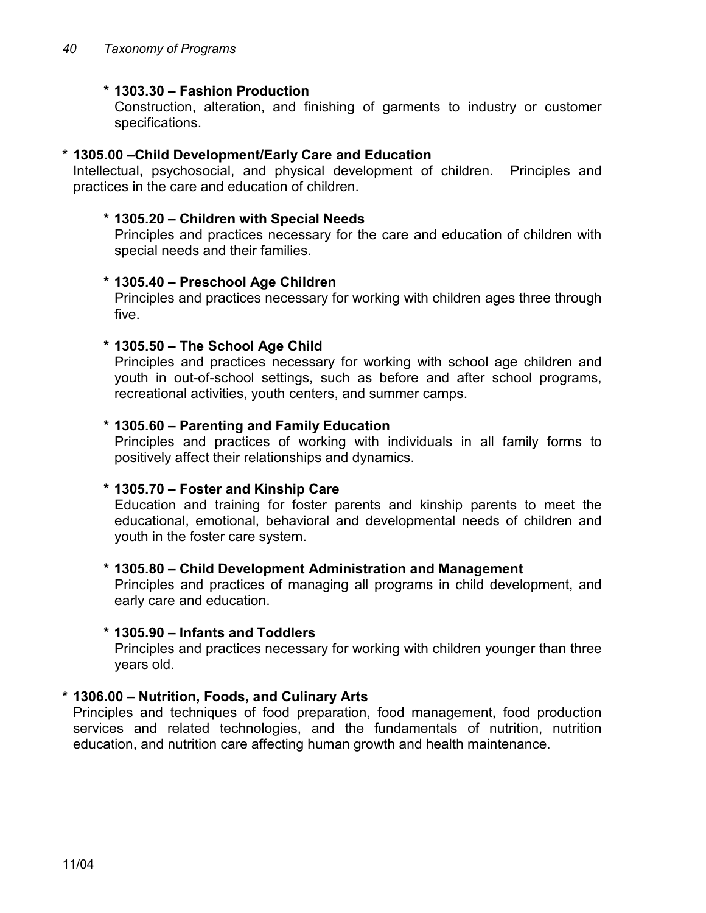**\* 1303.30 – Fashion Production**

Construction, alteration, and finishing of garments to industry or customer specifications.

**\* 1305.00 –Child Development/Early Care and Education**

Intellectual, psychosocial, and physical development of children. Principles and practices in the care and education of children.

**\* 1305.20 – Children with Special Needs**

Principles and practices necessary for the care and education of children with special needs and their families.

**\* 1305.40 – Preschool Age Children**

Principles and practices necessary for working with children ages three through five.

**\* 1305.50 – The School Age Child**

Principles and practices necessary for working with school age children and youth in out-of-school settings, such as before and after school programs, recreational activities, youth centers, and summer camps.

**\* 1305.60 – Parenting and Family Education**

Principles and practices of working with individuals in all family forms to positively affect their relationships and dynamics.

**\* 1305.70 – Foster and Kinship Care**

Education and training for foster parents and kinship parents to meet the educational, emotional, behavioral and developmental needs of children and youth in the foster care system.

**\* 1305.80 – Child Development Administration and Management**

Principles and practices of managing all programs in child development, and early care and education.

**\* 1305.90 – Infants and Toddlers**

Principles and practices necessary for working with children younger than three years old.

**\* 1306.00 – Nutrition, Foods, and Culinary Arts**

Principles and techniques of food preparation, food management, food production services and related technologies, and the fundamentals of nutrition, nutrition education, and nutrition care affecting human growth and health maintenance.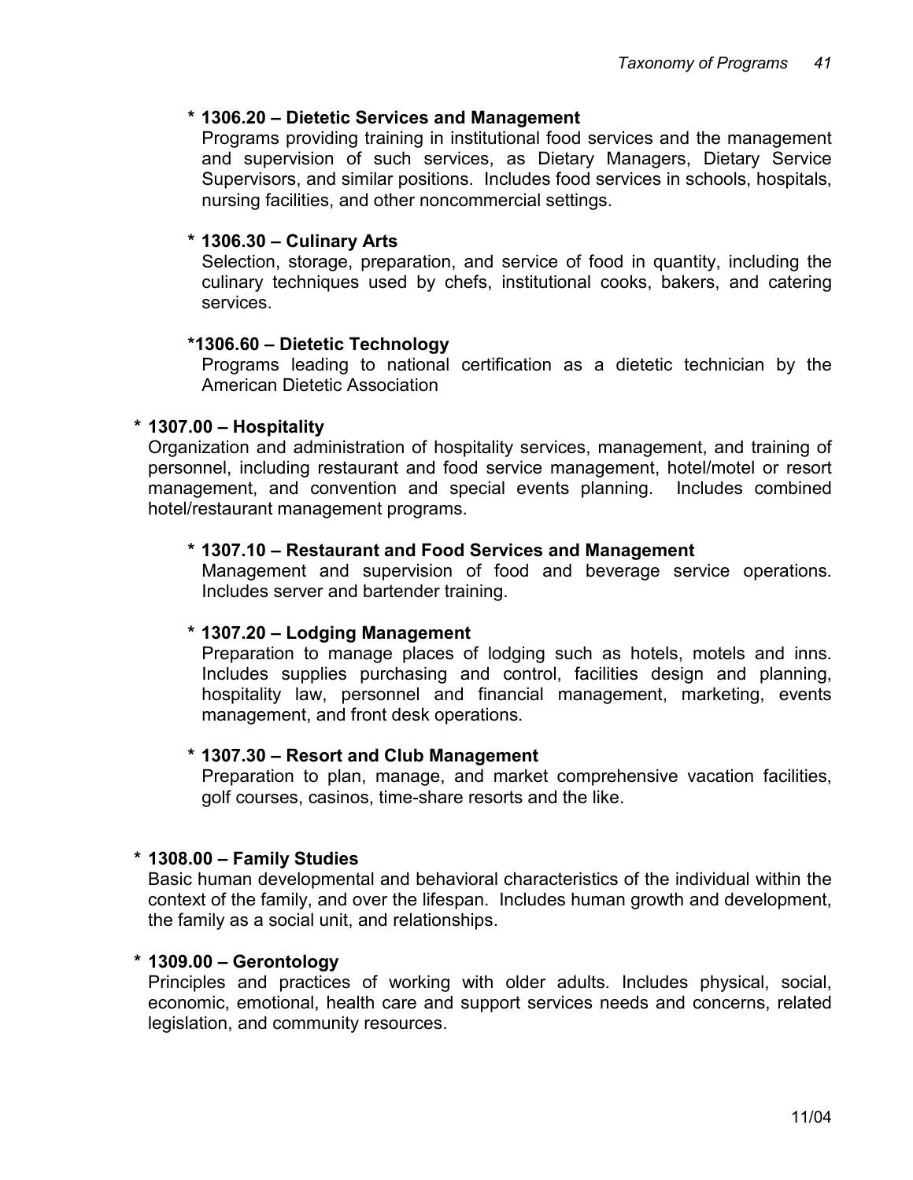**\* 1306.20 – Dietetic Services and Management**

Programs providing training in institutional food services and the management and supervision of such services, as Dietary Managers, Dietary Service Supervisors, and similar positions. Includes food services in schools, hospitals, nursing facilities, and other noncommercial settings.

**\* 1306.30 – Culinary Arts**

Selection, storage, preparation, and service of food in quantity, including the culinary techniques used by chefs, institutional cooks, bakers, and catering services.

**\*1306.60 – Dietetic Technology**

Programs leading to national certification as a dietetic technician by the American Dietetic Association

**\* 1307.00 – Hospitality**

Organization and administration of hospitality services, management, and training of personnel, including restaurant and food service management, hotel/motel or resort management, and convention and special events planning. Includes combined hotel/restaurant management programs.

**\* 1307.10 – Restaurant and Food Services and Management**

Management and supervision of food and beverage service operations. Includes server and bartender training.

**\* 1307.20 – Lodging Management**

Preparation to manage places of lodging such as hotels, motels and inns. Includes supplies purchasing and control, facilities design and planning, hospitality law, personnel and financial management, marketing, events management, and front desk operations.

**\* 1307.30 – Resort and Club Management**

Preparation to plan, manage, and market comprehensive vacation facilities, golf courses, casinos, time-share resorts and the like.

**\* 1308.00 – Family Studies**

Basic human developmental and behavioral characteristics of the individual within the context of the family, and over the lifespan. Includes human growth and development, the family as a social unit, and relationships.

**\* 1309.00 – Gerontology**

Principles and practices of working with older adults. Includes physical, social, economic, emotional, health care and support services needs and concerns, related legislation, and community resources.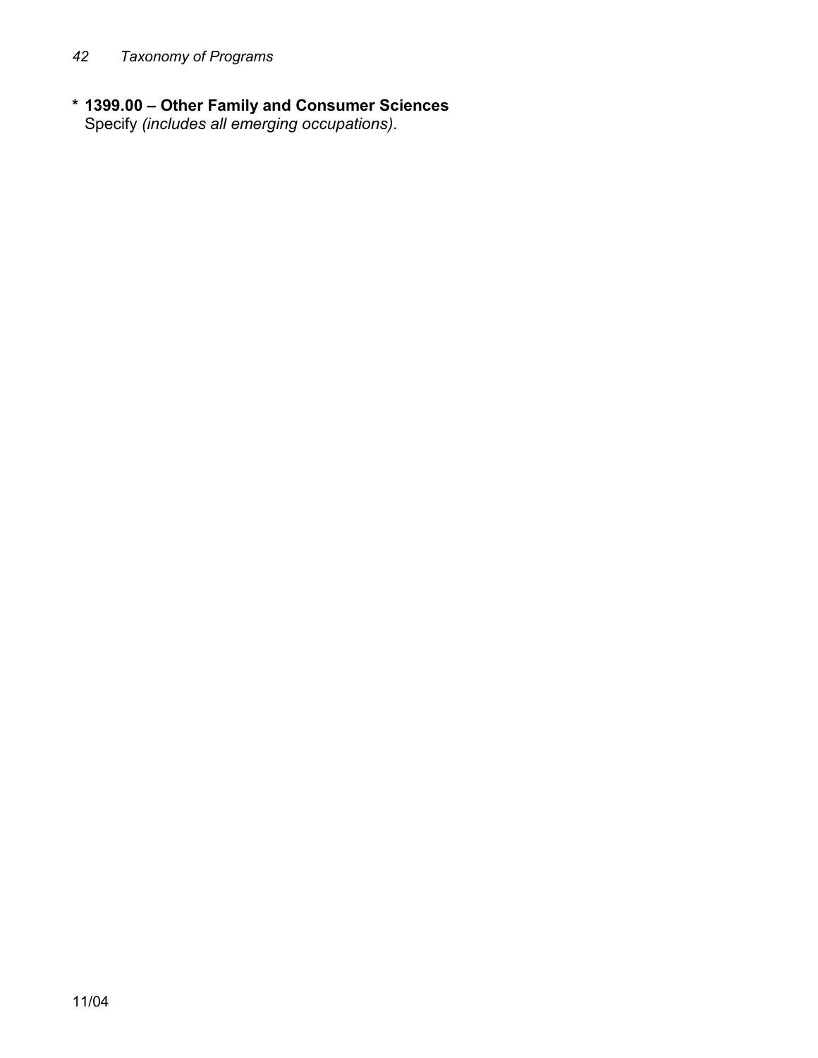**\* 1399.00 – Other Family and Consumer Sciences**
Specify *(includes all emerging occupations)*.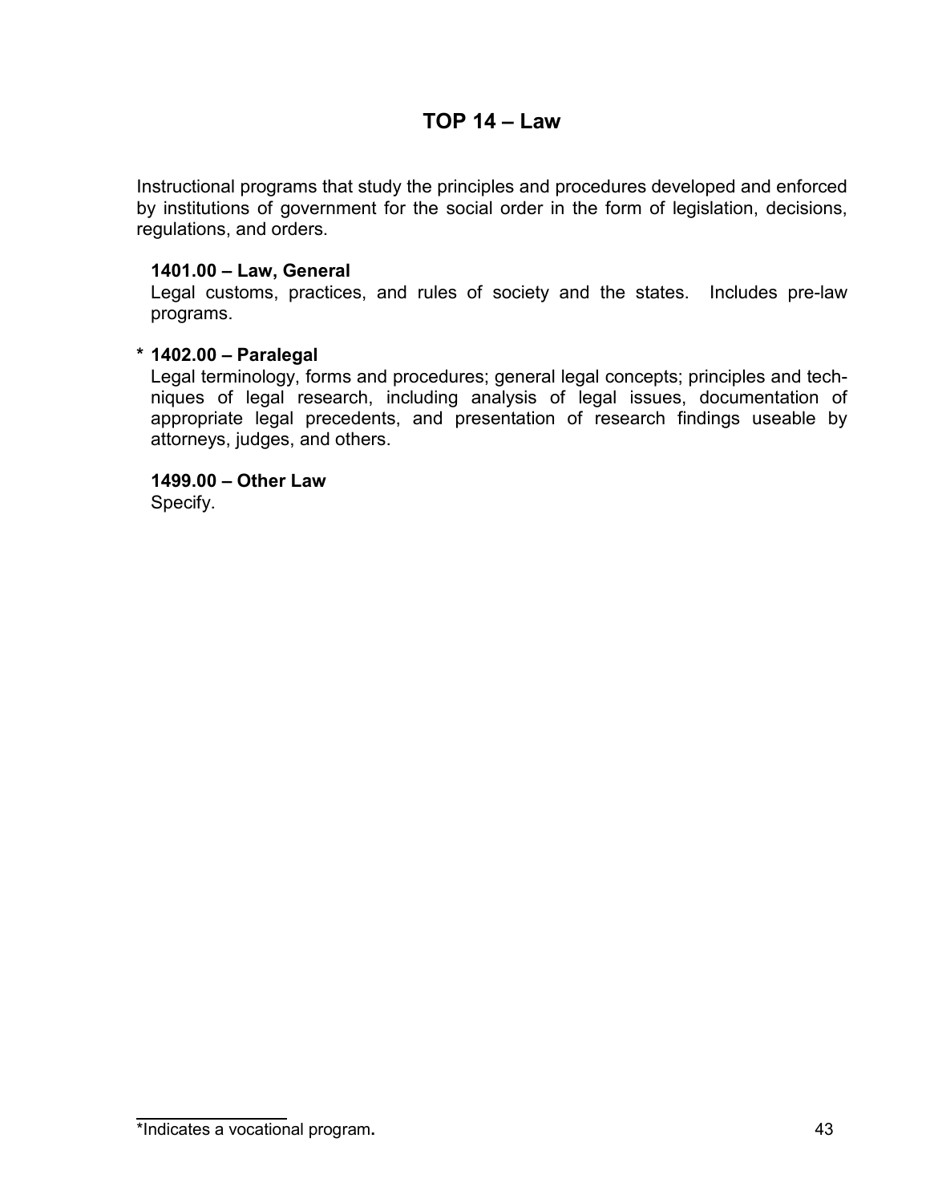# TOP 14 – Law

Instructional programs that study the principles and procedures developed and enforced by institutions of government for the social order in the form of legislation, decisions, regulations, and orders.

**1401.00 – Law, General**
Legal customs, practices, and rules of society and the states. Includes pre-law programs.

**\* 1402.00 – Paralegal**
Legal terminology, forms and procedures; general legal concepts; principles and techniques of legal research, including analysis of legal issues, documentation of appropriate legal precedents, and presentation of research findings useable by attorneys, judges, and others.

**1499.00 – Other Law**
Specify.

---

*Indicates a vocational program**.**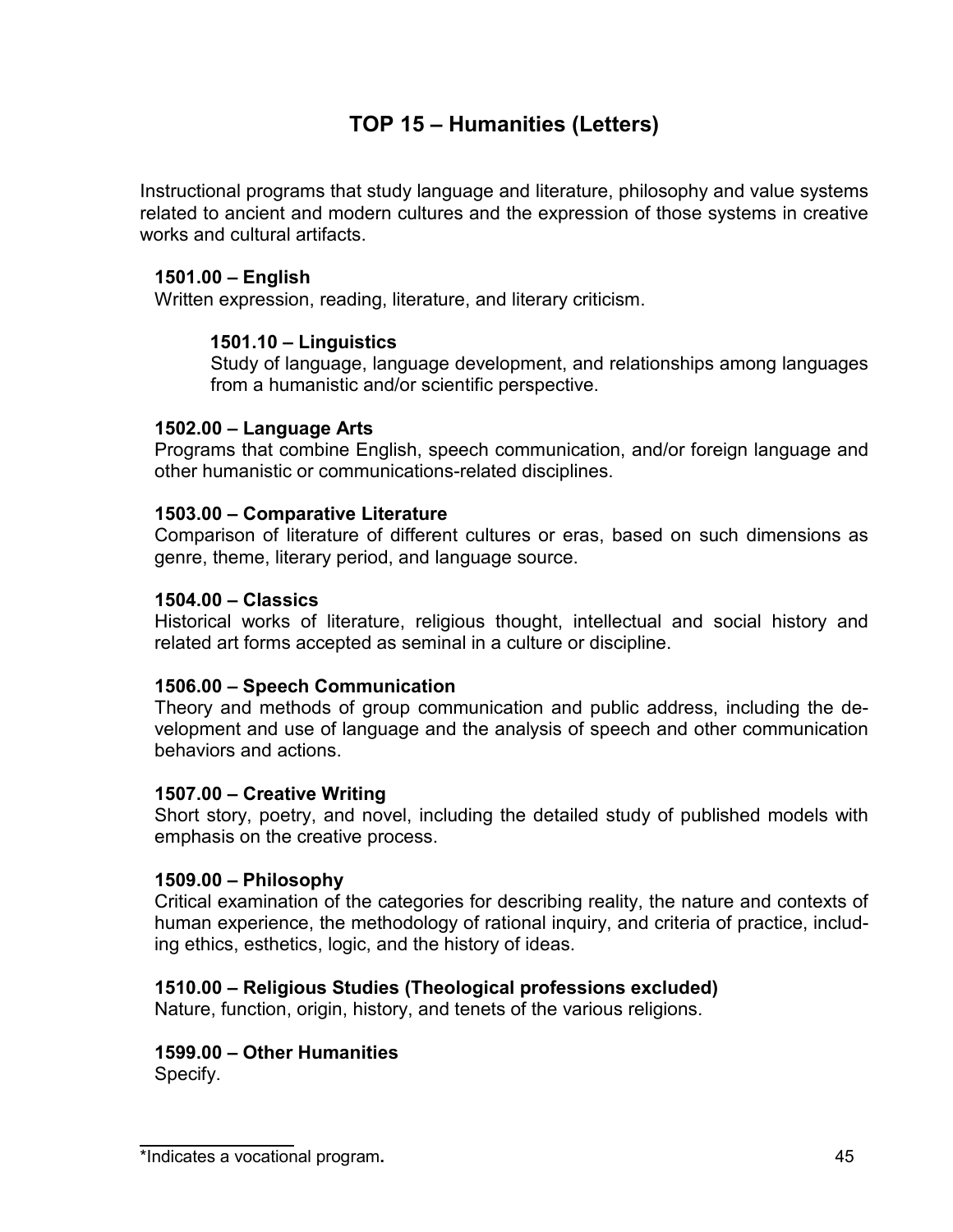# TOP 15 – Humanities (Letters)

Instructional programs that study language and literature, philosophy and value systems related to ancient and modern cultures and the expression of those systems in creative works and cultural artifacts.

**1501.00 – English**
Written expression, reading, literature, and literary criticism.

> **1501.10 – Linguistics**
> Study of language, language development, and relationships among languages from a humanistic and/or scientific perspective.

**1502.00 – Language Arts**
Programs that combine English, speech communication, and/or foreign language and other humanistic or communications-related disciplines.

**1503.00 – Comparative Literature**
Comparison of literature of different cultures or eras, based on such dimensions as genre, theme, literary period, and language source.

**1504.00 – Classics**
Historical works of literature, religious thought, intellectual and social history and related art forms accepted as seminal in a culture or discipline.

**1506.00 – Speech Communication**
Theory and methods of group communication and public address, including the development and use of language and the analysis of speech and other communication behaviors and actions.

**1507.00 – Creative Writing**
Short story, poetry, and novel, including the detailed study of published models with emphasis on the creative process.

**1509.00 – Philosophy**
Critical examination of the categories for describing reality, the nature and contexts of human experience, the methodology of rational inquiry, and criteria of practice, including ethics, esthetics, logic, and the history of ideas.

**1510.00 – Religious Studies (Theological professions excluded)**
Nature, function, origin, history, and tenets of the various religions.

**1599.00 – Other Humanities**
Specify.

---

*Indicates a vocational program**.**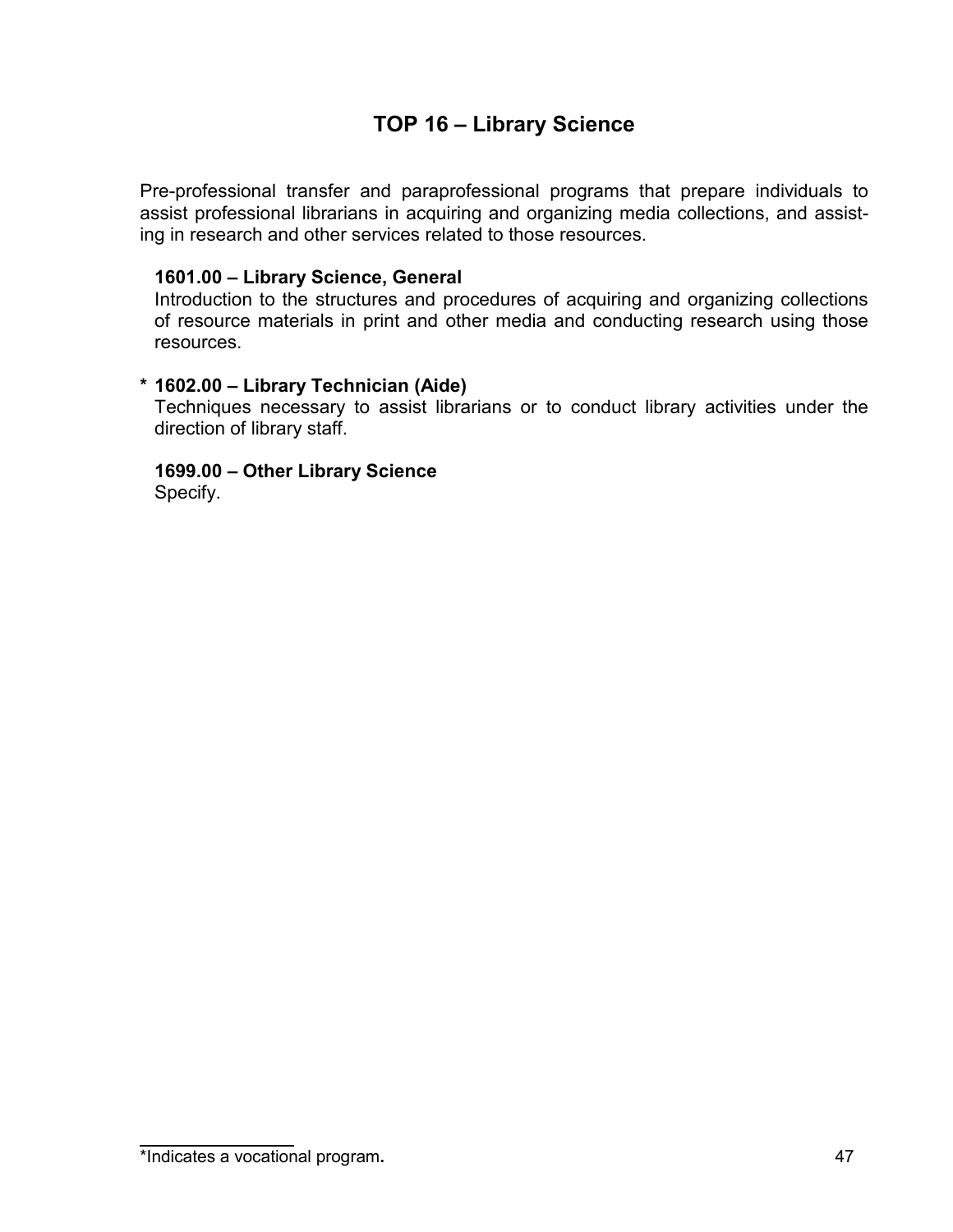# TOP 16 – Library Science

Pre-professional transfer and paraprofessional programs that prepare individuals to assist professional librarians in acquiring and organizing media collections, and assisting in research and other services related to those resources.

**1601.00 – Library Science, General**
Introduction to the structures and procedures of acquiring and organizing collections of resource materials in print and other media and conducting research using those resources.

**\* 1602.00 – Library Technician (Aide)**
Techniques necessary to assist librarians or to conduct library activities under the direction of library staff.

**1699.00 – Other Library Science**
Specify.

---

*Indicates a vocational program**.**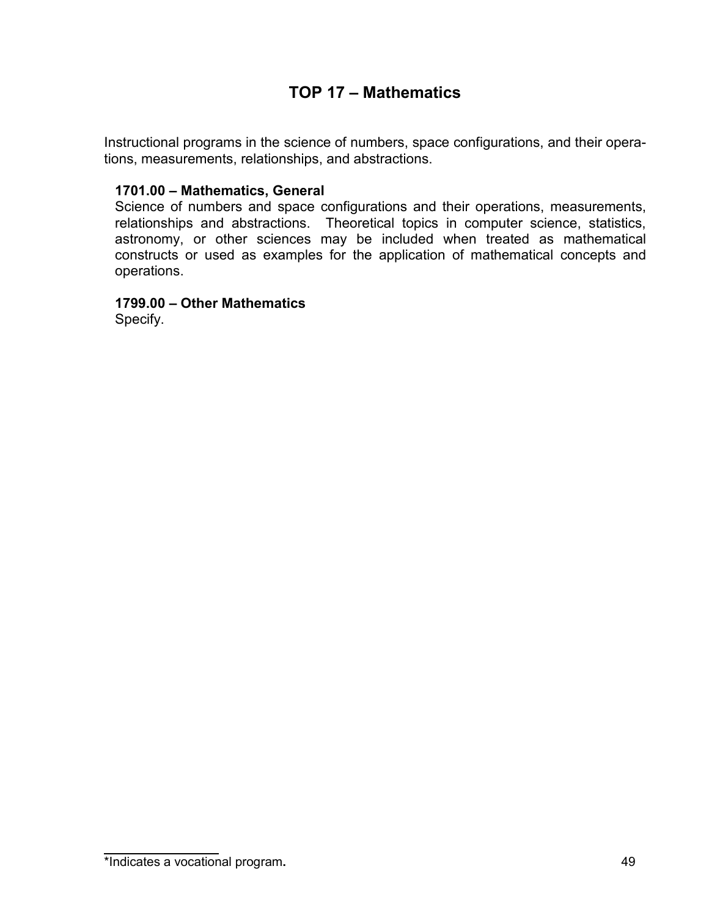# TOP 17 – Mathematics

Instructional programs in the science of numbers, space configurations, and their operations, measurements, relationships, and abstractions.

**1701.00 – Mathematics, General**
Science of numbers and space configurations and their operations, measurements, relationships and abstractions. Theoretical topics in computer science, statistics, astronomy, or other sciences may be included when treated as mathematical constructs or used as examples for the application of mathematical concepts and operations.

**1799.00 – Other Mathematics**
Specify.

*Indicates a vocational program**.**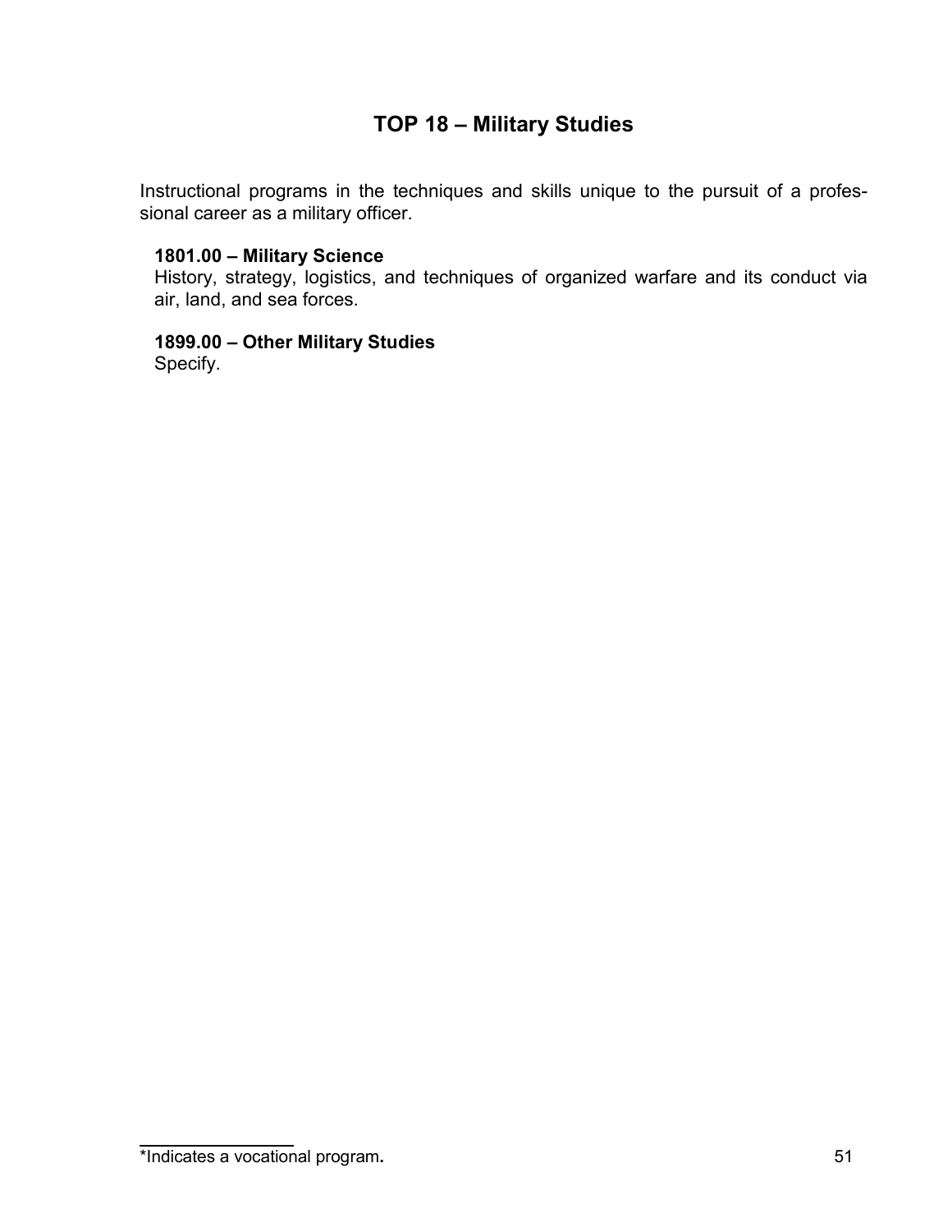## TOP 18 – Military Studies

Instructional programs in the techniques and skills unique to the pursuit of a professional career as a military officer.

**1801.00 – Military Science**
History, strategy, logistics, and techniques of organized warfare and its conduct via air, land, and sea forces.

**1899.00 – Other Military Studies**
Specify.

*Indicates a vocational program**.**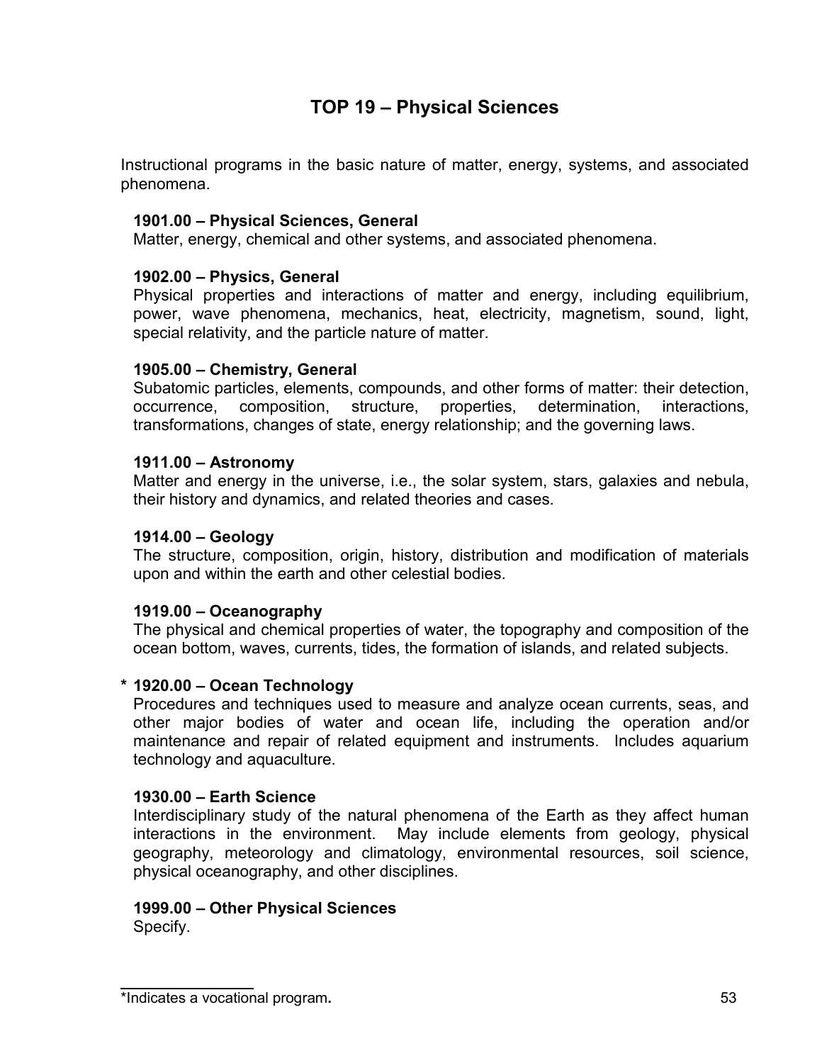# TOP 19 – Physical Sciences

Instructional programs in the basic nature of matter, energy, systems, and associated phenomena.

**1901.00 – Physical Sciences, General**
Matter, energy, chemical and other systems, and associated phenomena.

**1902.00 – Physics, General**
Physical properties and interactions of matter and energy, including equilibrium, power, wave phenomena, mechanics, heat, electricity, magnetism, sound, light, special relativity, and the particle nature of matter.

**1905.00 – Chemistry, General**
Subatomic particles, elements, compounds, and other forms of matter: their detection, occurrence, composition, structure, properties, determination, interactions, transformations, changes of state, energy relationship; and the governing laws.

**1911.00 – Astronomy**
Matter and energy in the universe, i.e., the solar system, stars, galaxies and nebula, their history and dynamics, and related theories and cases.

**1914.00 – Geology**
The structure, composition, origin, history, distribution and modification of materials upon and within the earth and other celestial bodies.

**1919.00 – Oceanography**
The physical and chemical properties of water, the topography and composition of the ocean bottom, waves, currents, tides, the formation of islands, and related subjects.

**\* 1920.00 – Ocean Technology**
Procedures and techniques used to measure and analyze ocean currents, seas, and other major bodies of water and ocean life, including the operation and/or maintenance and repair of related equipment and instruments. Includes aquarium technology and aquaculture.

**1930.00 – Earth Science**
Interdisciplinary study of the natural phenomena of the Earth as they affect human interactions in the environment. May include elements from geology, physical geography, meteorology and climatology, environmental resources, soil science, physical oceanography, and other disciplines.

**1999.00 – Other Physical Sciences**
Specify.

---

*Indicates a vocational program.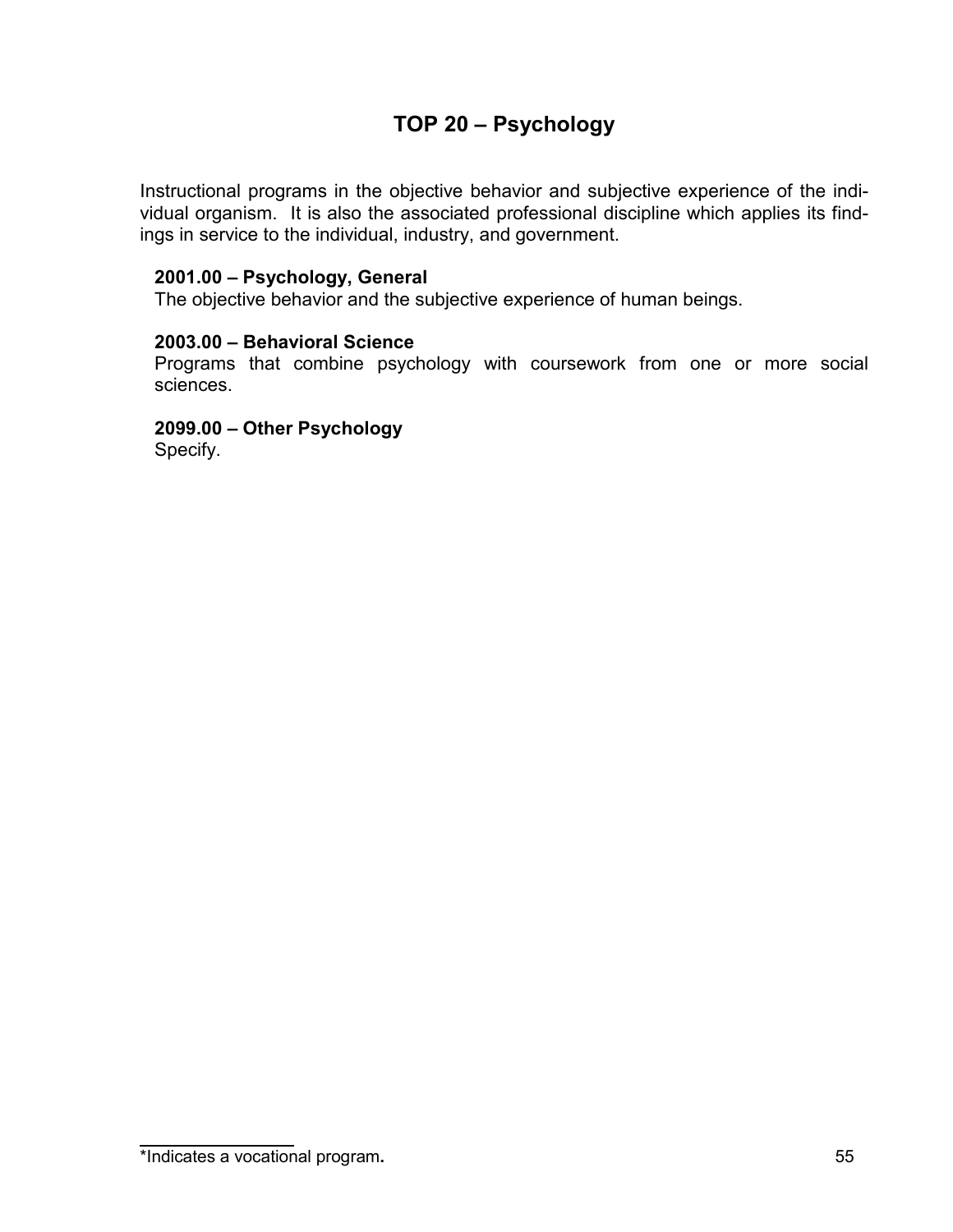# TOP 20 – Psychology

Instructional programs in the objective behavior and subjective experience of the individual organism. It is also the associated professional discipline which applies its findings in service to the individual, industry, and government.

**2001.00 – Psychology, General**
The objective behavior and the subjective experience of human beings.

**2003.00 – Behavioral Science**
Programs that combine psychology with coursework from one or more social sciences.

**2099.00 – Other Psychology**
Specify.

*Indicates a vocational program.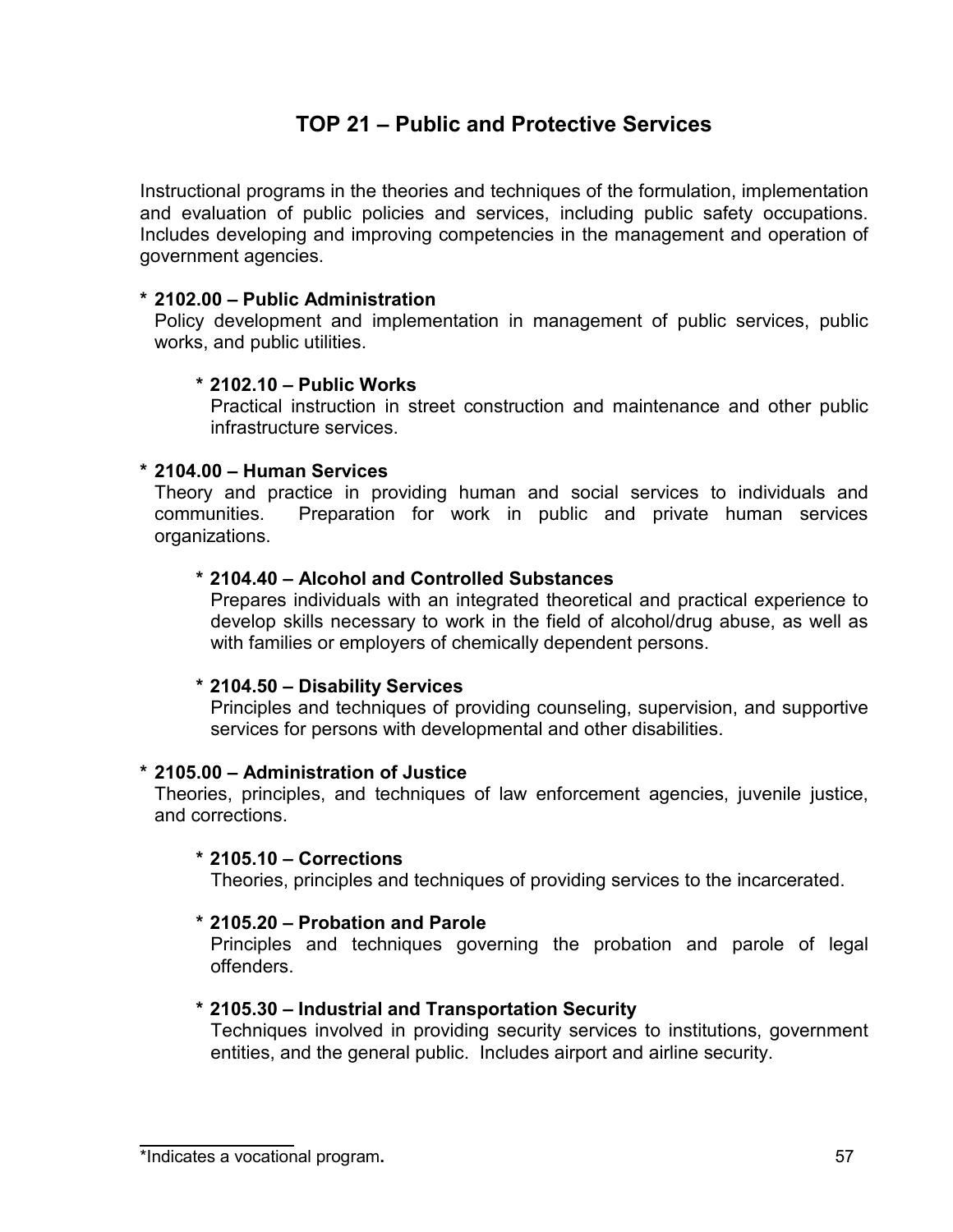# TOP 21 – Public and Protective Services

Instructional programs in the theories and techniques of the formulation, implementation and evaluation of public policies and services, including public safety occupations. Includes developing and improving competencies in the management and operation of government agencies.

**\* 2102.00 – Public Administration**
Policy development and implementation in management of public services, public works, and public utilities.

> **\* 2102.10 – Public Works**
> Practical instruction in street construction and maintenance and other public infrastructure services.

**\* 2104.00 – Human Services**
Theory and practice in providing human and social services to individuals and communities. Preparation for work in public and private human services organizations.

> **\* 2104.40 – Alcohol and Controlled Substances**
> Prepares individuals with an integrated theoretical and practical experience to develop skills necessary to work in the field of alcohol/drug abuse, as well as with families or employers of chemically dependent persons.
>
> **\* 2104.50 – Disability Services**
> Principles and techniques of providing counseling, supervision, and supportive services for persons with developmental and other disabilities.

**\* 2105.00 – Administration of Justice**
Theories, principles, and techniques of law enforcement agencies, juvenile justice, and corrections.

> **\* 2105.10 – Corrections**
> Theories, principles and techniques of providing services to the incarcerated.
>
> **\* 2105.20 – Probation and Parole**
> Principles and techniques governing the probation and parole of legal offenders.
>
> **\* 2105.30 – Industrial and Transportation Security**
> Techniques involved in providing security services to institutions, government entities, and the general public. Includes airport and airline security.

---

\*Indicates a vocational program**.**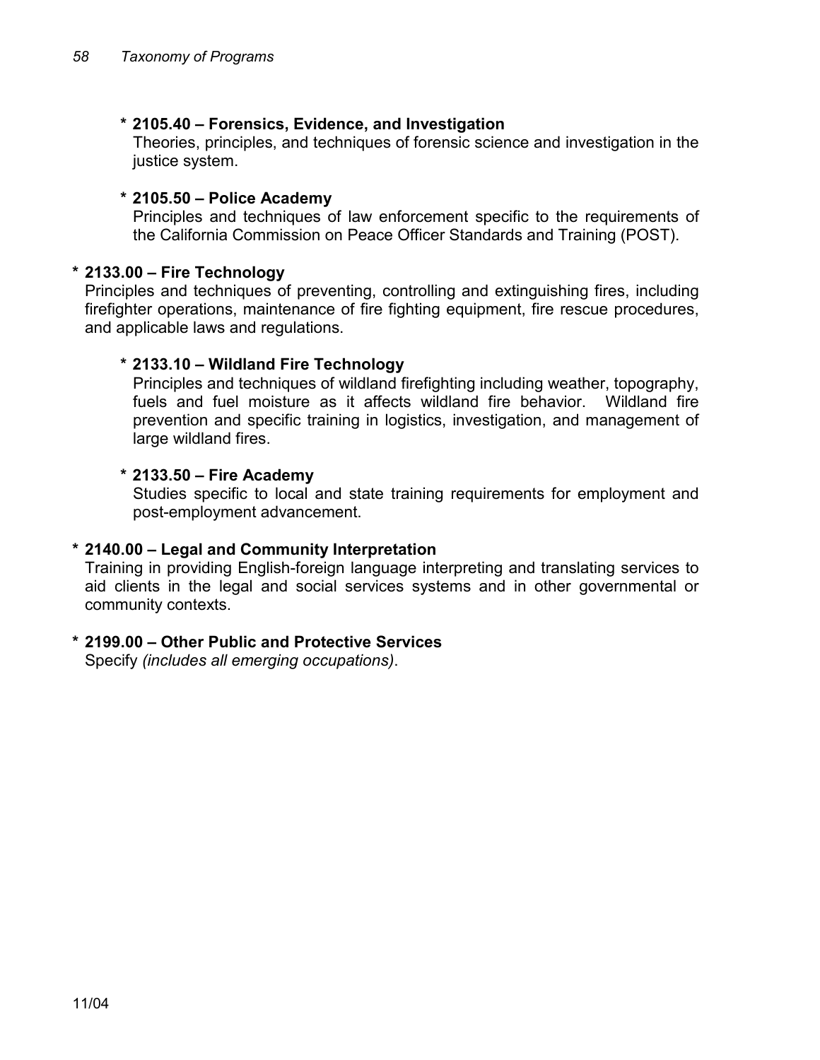**\* 2105.40 – Forensics, Evidence, and Investigation**
Theories, principles, and techniques of forensic science and investigation in the justice system.

**\* 2105.50 – Police Academy**
Principles and techniques of law enforcement specific to the requirements of the California Commission on Peace Officer Standards and Training (POST).

**\* 2133.00 – Fire Technology**
Principles and techniques of preventing, controlling and extinguishing fires, including firefighter operations, maintenance of fire fighting equipment, fire rescue procedures, and applicable laws and regulations.

**\* 2133.10 – Wildland Fire Technology**
Principles and techniques of wildland firefighting including weather, topography, fuels and fuel moisture as it affects wildland fire behavior. Wildland fire prevention and specific training in logistics, investigation, and management of large wildland fires.

**\* 2133.50 – Fire Academy**
Studies specific to local and state training requirements for employment and post-employment advancement.

**\* 2140.00 – Legal and Community Interpretation**
Training in providing English-foreign language interpreting and translating services to aid clients in the legal and social services systems and in other governmental or community contexts.

**\* 2199.00 – Other Public and Protective Services**
Specify *(includes all emerging occupations)*.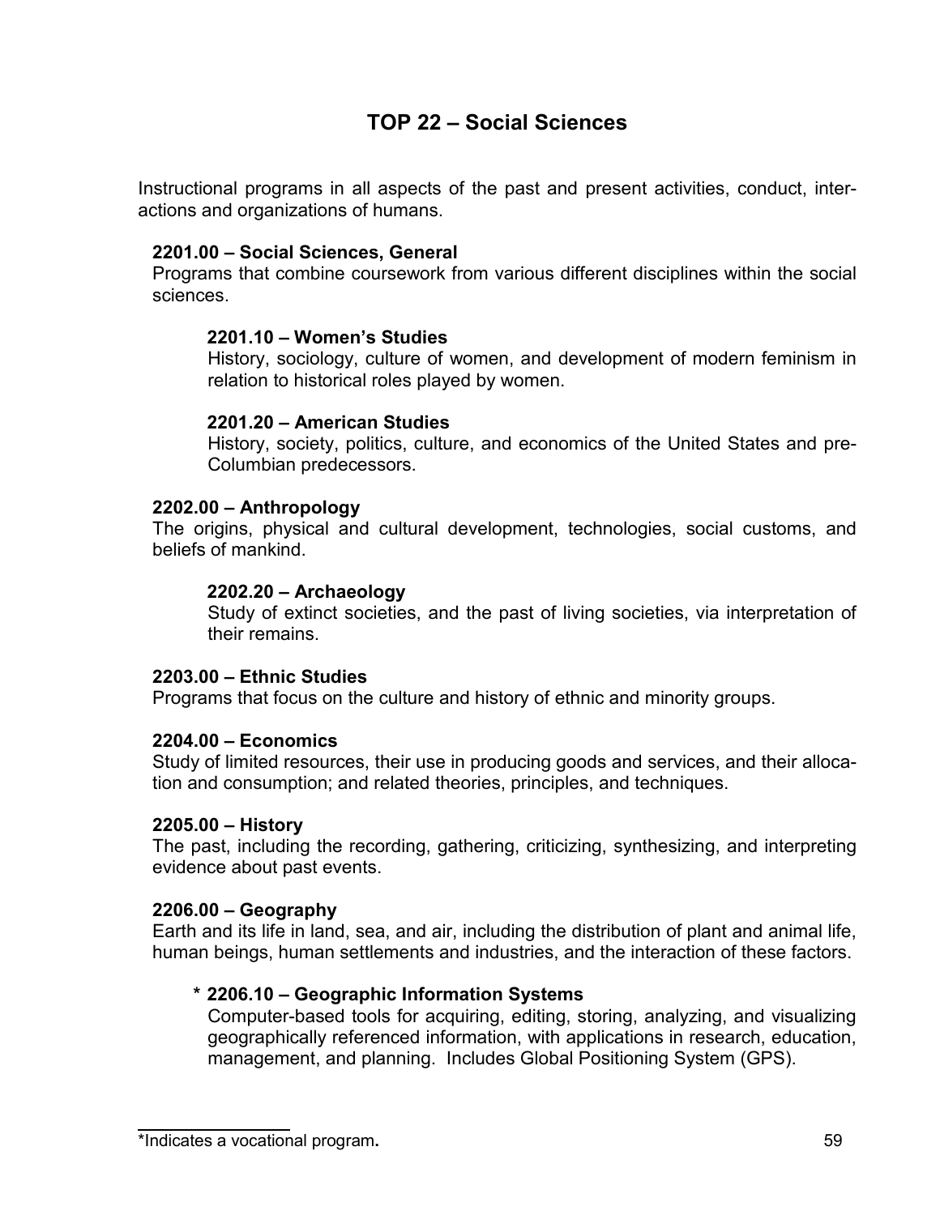# TOP 22 – Social Sciences

Instructional programs in all aspects of the past and present activities, conduct, interactions and organizations of humans.

**2201.00 – Social Sciences, General**
Programs that combine coursework from various different disciplines within the social sciences.

**2201.10 – Women's Studies**
History, sociology, culture of women, and development of modern feminism in relation to historical roles played by women.

**2201.20 – American Studies**
History, society, politics, culture, and economics of the United States and pre-Columbian predecessors.

**2202.00 – Anthropology**
The origins, physical and cultural development, technologies, social customs, and beliefs of mankind.

**2202.20 – Archaeology**
Study of extinct societies, and the past of living societies, via interpretation of their remains.

**2203.00 – Ethnic Studies**
Programs that focus on the culture and history of ethnic and minority groups.

**2204.00 – Economics**
Study of limited resources, their use in producing goods and services, and their allocation and consumption; and related theories, principles, and techniques.

**2205.00 – History**
The past, including the recording, gathering, criticizing, synthesizing, and interpreting evidence about past events.

**2206.00 – Geography**
Earth and its life in land, sea, and air, including the distribution of plant and animal life, human beings, human settlements and industries, and the interaction of these factors.

**\* 2206.10 – Geographic Information Systems**
Computer-based tools for acquiring, editing, storing, analyzing, and visualizing geographically referenced information, with applications in research, education, management, and planning. Includes Global Positioning System (GPS).

---

*Indicates a vocational program.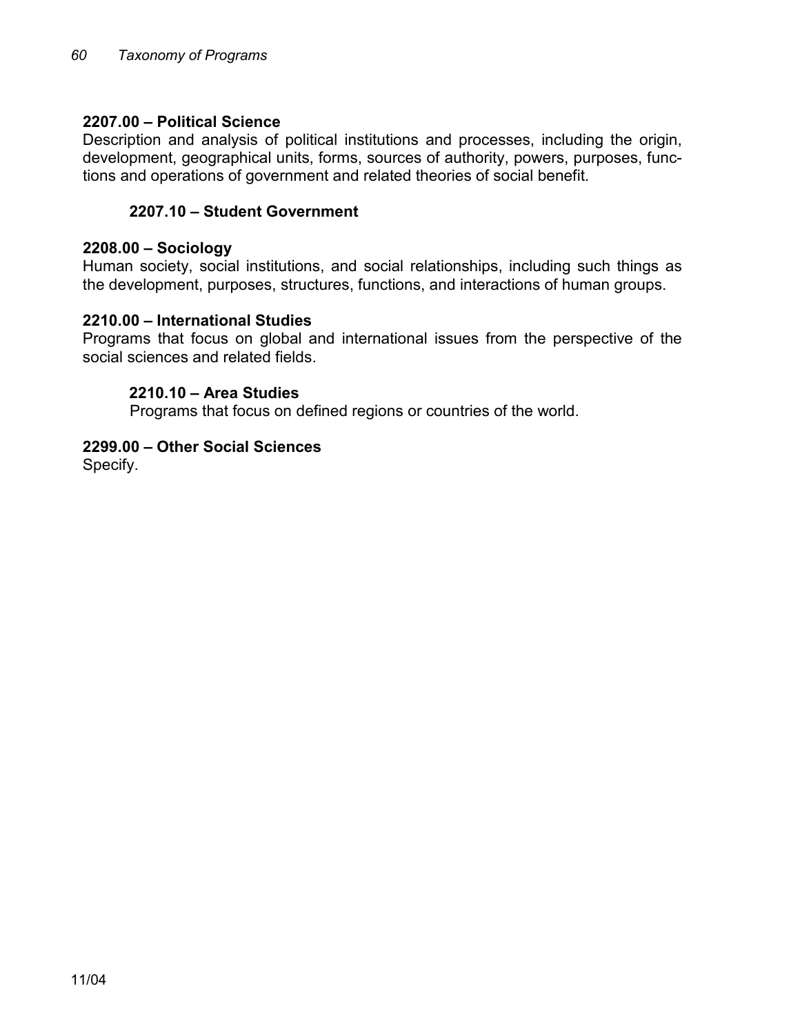**2207.00 – Political Science**
Description and analysis of political institutions and processes, including the origin, development, geographical units, forms, sources of authority, powers, purposes, functions and operations of government and related theories of social benefit.

**2207.10 – Student Government**

**2208.00 – Sociology**
Human society, social institutions, and social relationships, including such things as the development, purposes, structures, functions, and interactions of human groups.

**2210.00 – International Studies**
Programs that focus on global and international issues from the perspective of the social sciences and related fields.

**2210.10 – Area Studies**
Programs that focus on defined regions or countries of the world.

**2299.00 – Other Social Sciences**
Specify.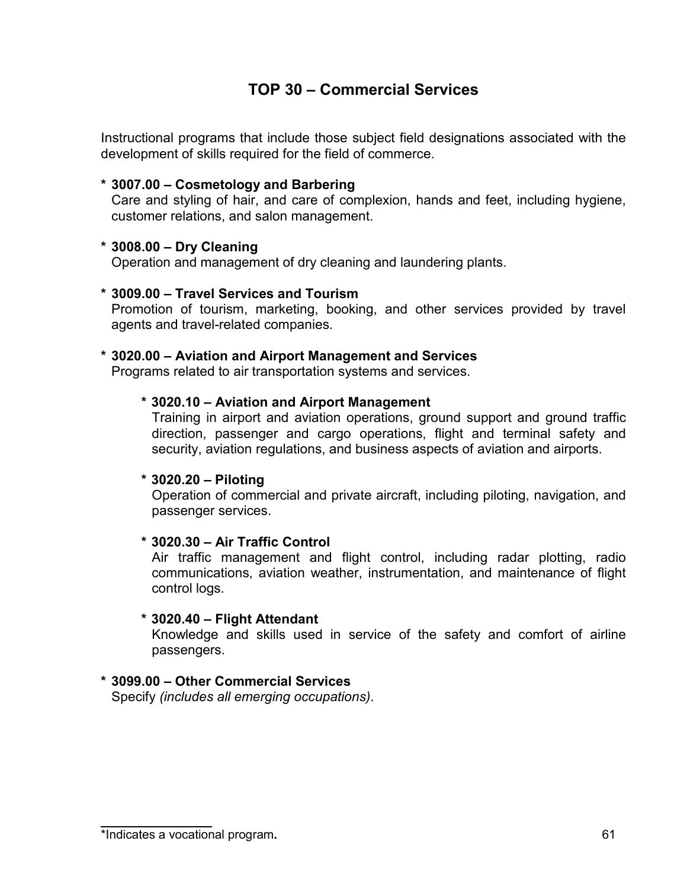## TOP 30 – Commercial Services

Instructional programs that include those subject field designations associated with the development of skills required for the field of commerce.

**\* 3007.00 – Cosmetology and Barbering**
Care and styling of hair, and care of complexion, hands and feet, including hygiene, customer relations, and salon management.

**\* 3008.00 – Dry Cleaning**
Operation and management of dry cleaning and laundering plants.

**\* 3009.00 – Travel Services and Tourism**
Promotion of tourism, marketing, booking, and other services provided by travel agents and travel-related companies.

**\* 3020.00 – Aviation and Airport Management and Services**
Programs related to air transportation systems and services.

> **\* 3020.10 – Aviation and Airport Management**
> Training in airport and aviation operations, ground support and ground traffic direction, passenger and cargo operations, flight and terminal safety and security, aviation regulations, and business aspects of aviation and airports.
>
> **\* 3020.20 – Piloting**
> Operation of commercial and private aircraft, including piloting, navigation, and passenger services.
>
> **\* 3020.30 – Air Traffic Control**
> Air traffic management and flight control, including radar plotting, radio communications, aviation weather, instrumentation, and maintenance of flight control logs.
>
> **\* 3020.40 – Flight Attendant**
> Knowledge and skills used in service of the safety and comfort of airline passengers.

**\* 3099.00 – Other Commercial Services**
Specify *(includes all emerging occupations)*.

---

\*Indicates a vocational program**.**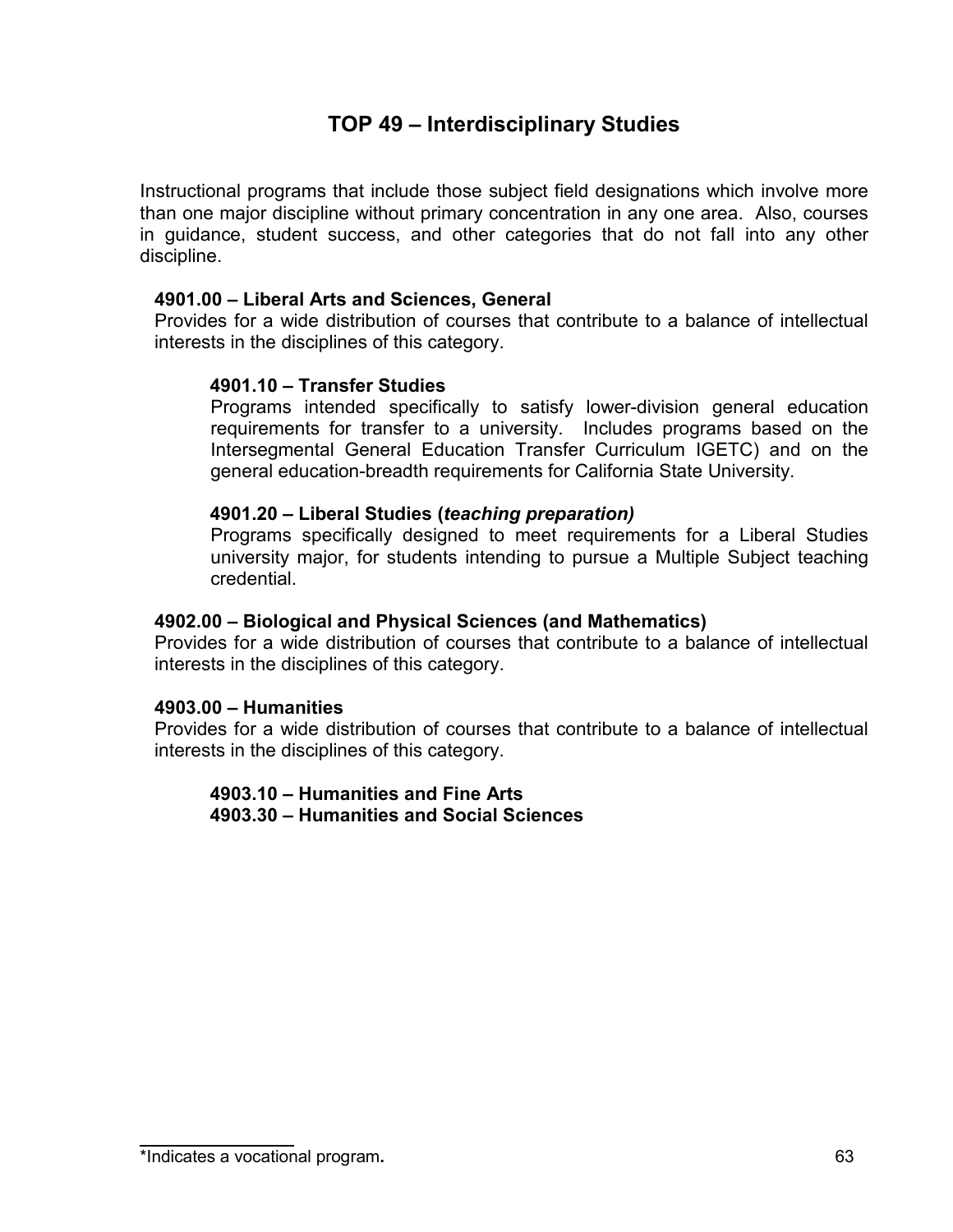# TOP 49 – Interdisciplinary Studies

Instructional programs that include those subject field designations which involve more than one major discipline without primary concentration in any one area. Also, courses in guidance, student success, and other categories that do not fall into any other discipline.

## 4901.00 – Liberal Arts and Sciences, General

Provides for a wide distribution of courses that contribute to a balance of intellectual interests in the disciplines of this category.

### 4901.10 – Transfer Studies

Programs intended specifically to satisfy lower-division general education requirements for transfer to a university. Includes programs based on the Intersegmental General Education Transfer Curriculum IGETC) and on the general education-breadth requirements for California State University.

### 4901.20 – Liberal Studies (*teaching preparation)*

Programs specifically designed to meet requirements for a Liberal Studies university major, for students intending to pursue a Multiple Subject teaching credential.

## 4902.00 – Biological and Physical Sciences (and Mathematics)

Provides for a wide distribution of courses that contribute to a balance of intellectual interests in the disciplines of this category.

## 4903.00 – Humanities

Provides for a wide distribution of courses that contribute to a balance of intellectual interests in the disciplines of this category.

### 4903.10 – Humanities and Fine Arts

### 4903.30 – Humanities and Social Sciences

*Indicates a vocational program**.**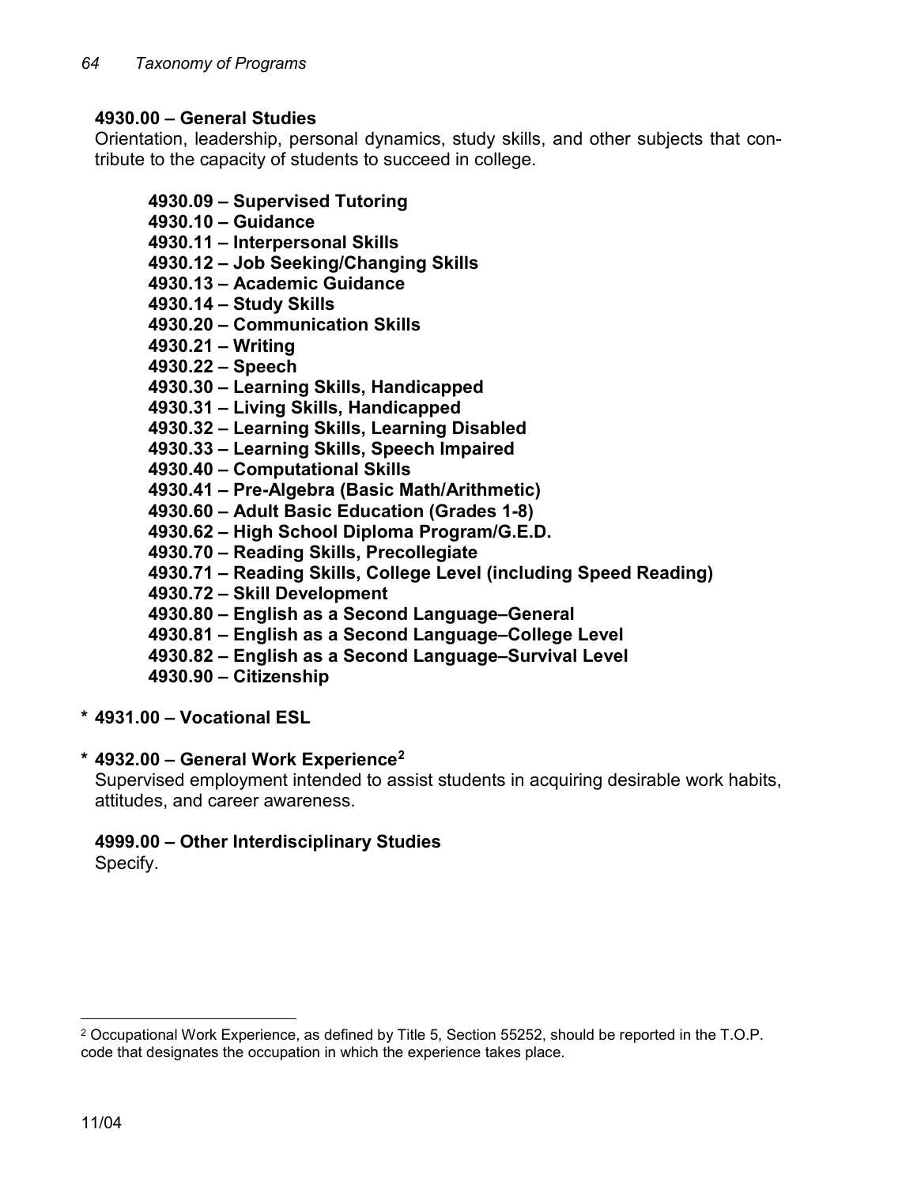**4930.00 – General Studies**
Orientation, leadership, personal dynamics, study skills, and other subjects that contribute to the capacity of students to succeed in college.

- **4930.09 – Supervised Tutoring**
- **4930.10 – Guidance**
- **4930.11 – Interpersonal Skills**
- **4930.12 – Job Seeking/Changing Skills**
- **4930.13 – Academic Guidance**
- **4930.14 – Study Skills**
- **4930.20 – Communication Skills**
- **4930.21 – Writing**
- **4930.22 – Speech**
- **4930.30 – Learning Skills, Handicapped**
- **4930.31 – Living Skills, Handicapped**
- **4930.32 – Learning Skills, Learning Disabled**
- **4930.33 – Learning Skills, Speech Impaired**
- **4930.40 – Computational Skills**
- **4930.41 – Pre-Algebra (Basic Math/Arithmetic)**
- **4930.60 – Adult Basic Education (Grades 1-8)**
- **4930.62 – High School Diploma Program/G.E.D.**
- **4930.70 – Reading Skills, Precollegiate**
- **4930.71 – Reading Skills, College Level (including Speed Reading)**
- **4930.72 – Skill Development**
- **4930.80 – English as a Second Language–General**
- **4930.81 – English as a Second Language–College Level**
- **4930.82 – English as a Second Language–Survival Level**
- **4930.90 – Citizenship**

**\* 4931.00 – Vocational ESL**

**\* 4932.00 – General Work Experience[2]**
Supervised employment intended to assist students in acquiring desirable work habits, attitudes, and career awareness.

**4999.00 – Other Interdisciplinary Studies**
Specify.

---

[2] Occupational Work Experience, as defined by Title 5, Section 55252, should be reported in the T.O.P. code that designates the occupation in which the experience takes place.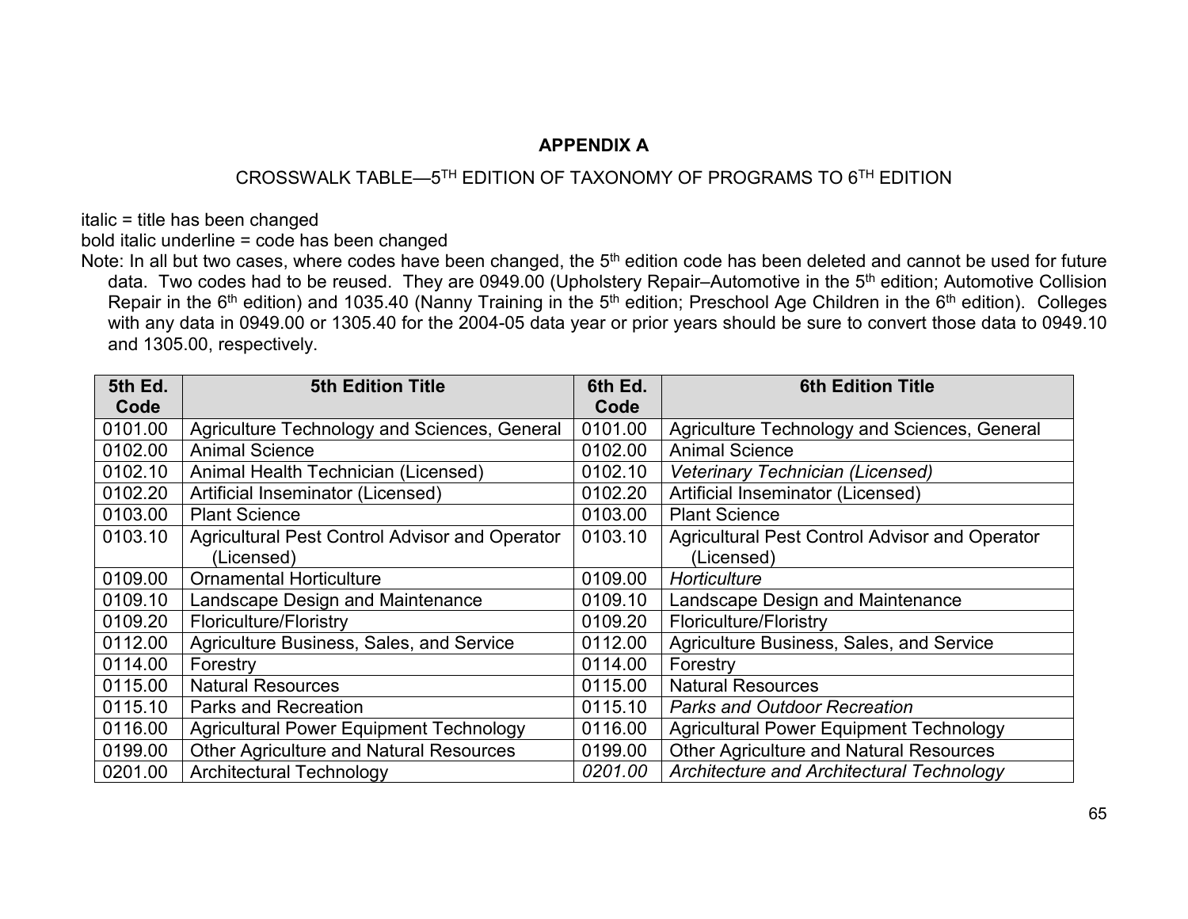**APPENDIX A**

CROSSWALK TABLE—5TH EDITION OF TAXONOMY OF PROGRAMS TO 6TH EDITION

italic = title has been changed

bold italic underline = code has been changed

Note: In all but two cases, where codes have been changed, the 5th edition code has been deleted and cannot be used for future data. Two codes had to be reused. They are 0949.00 (Upholstery Repair–Automotive in the 5th edition; Automotive Collision Repair in the 6th edition) and 1035.40 (Nanny Training in the 5th edition; Preschool Age Children in the 6th edition). Colleges with any data in 0949.00 or 1305.40 for the 2004-05 data year or prior years should be sure to convert those data to 0949.10 and 1305.00, respectively.

| 5th Ed. Code | 5th Edition Title | 6th Ed. Code | 6th Edition Title |
|---|---|---|---|
| 0101.00 | Agriculture Technology and Sciences, General | 0101.00 | Agriculture Technology and Sciences, General |
| 0102.00 | Animal Science | 0102.00 | Animal Science |
| 0102.10 | Animal Health Technician (Licensed) | 0102.10 | *Veterinary Technician (Licensed)* |
| 0102.20 | Artificial Inseminator (Licensed) | 0102.20 | Artificial Inseminator (Licensed) |
| 0103.00 | Plant Science | 0103.00 | Plant Science |
| 0103.10 | Agricultural Pest Control Advisor and Operator (Licensed) | 0103.10 | Agricultural Pest Control Advisor and Operator (Licensed) |
| 0109.00 | Ornamental Horticulture | 0109.00 | *Horticulture* |
| 0109.10 | Landscape Design and Maintenance | 0109.10 | Landscape Design and Maintenance |
| 0109.20 | Floriculture/Floristry | 0109.20 | Floriculture/Floristry |
| 0112.00 | Agriculture Business, Sales, and Service | 0112.00 | Agriculture Business, Sales, and Service |
| 0114.00 | Forestry | 0114.00 | Forestry |
| 0115.00 | Natural Resources | 0115.00 | Natural Resources |
| 0115.10 | Parks and Recreation | 0115.10 | *Parks and Outdoor Recreation* |
| 0116.00 | Agricultural Power Equipment Technology | 0116.00 | Agricultural Power Equipment Technology |
| 0199.00 | Other Agriculture and Natural Resources | 0199.00 | Other Agriculture and Natural Resources |
| 0201.00 | Architectural Technology | *0201.00* | *Architecture and Architectural Technology* |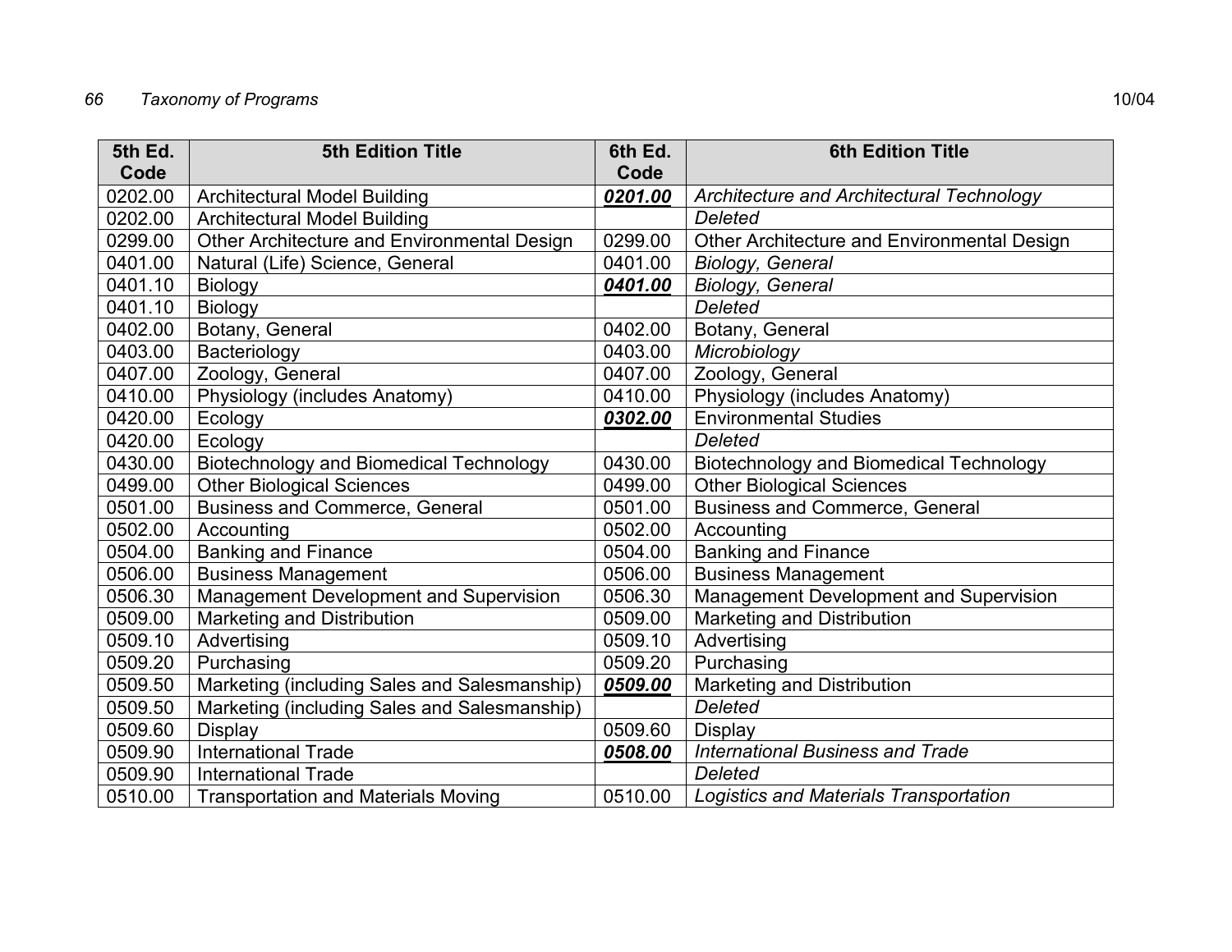| 5th Ed. Code | 5th Edition Title | 6th Ed. Code | 6th Edition Title |
|---|---|---|---|
| 0202.00 | Architectural Model Building | ***0201.00*** | *Architecture and Architectural Technology* |
| 0202.00 | Architectural Model Building | | *Deleted* |
| 0299.00 | Other Architecture and Environmental Design | 0299.00 | Other Architecture and Environmental Design |
| 0401.00 | Natural (Life) Science, General | 0401.00 | *Biology, General* |
| 0401.10 | Biology | ***0401.00*** | *Biology, General* |
| 0401.10 | Biology | | *Deleted* |
| 0402.00 | Botany, General | 0402.00 | Botany, General |
| 0403.00 | Bacteriology | 0403.00 | *Microbiology* |
| 0407.00 | Zoology, General | 0407.00 | Zoology, General |
| 0410.00 | Physiology (includes Anatomy) | 0410.00 | Physiology (includes Anatomy) |
| 0420.00 | Ecology | ***0302.00*** | Environmental Studies |
| 0420.00 | Ecology | | *Deleted* |
| 0430.00 | Biotechnology and Biomedical Technology | 0430.00 | Biotechnology and Biomedical Technology |
| 0499.00 | Other Biological Sciences | 0499.00 | Other Biological Sciences |
| 0501.00 | Business and Commerce, General | 0501.00 | Business and Commerce, General |
| 0502.00 | Accounting | 0502.00 | Accounting |
| 0504.00 | Banking and Finance | 0504.00 | Banking and Finance |
| 0506.00 | Business Management | 0506.00 | Business Management |
| 0506.30 | Management Development and Supervision | 0506.30 | Management Development and Supervision |
| 0509.00 | Marketing and Distribution | 0509.00 | Marketing and Distribution |
| 0509.10 | Advertising | 0509.10 | Advertising |
| 0509.20 | Purchasing | 0509.20 | Purchasing |
| 0509.50 | Marketing (including Sales and Salesmanship) | ***0509.00*** | Marketing and Distribution |
| 0509.50 | Marketing (including Sales and Salesmanship) | | *Deleted* |
| 0509.60 | Display | 0509.60 | Display |
| 0509.90 | International Trade | ***0508.00*** | *International Business and Trade* |
| 0509.90 | International Trade | | *Deleted* |
| 0510.00 | Transportation and Materials Moving | 0510.00 | *Logistics and Materials Transportation* |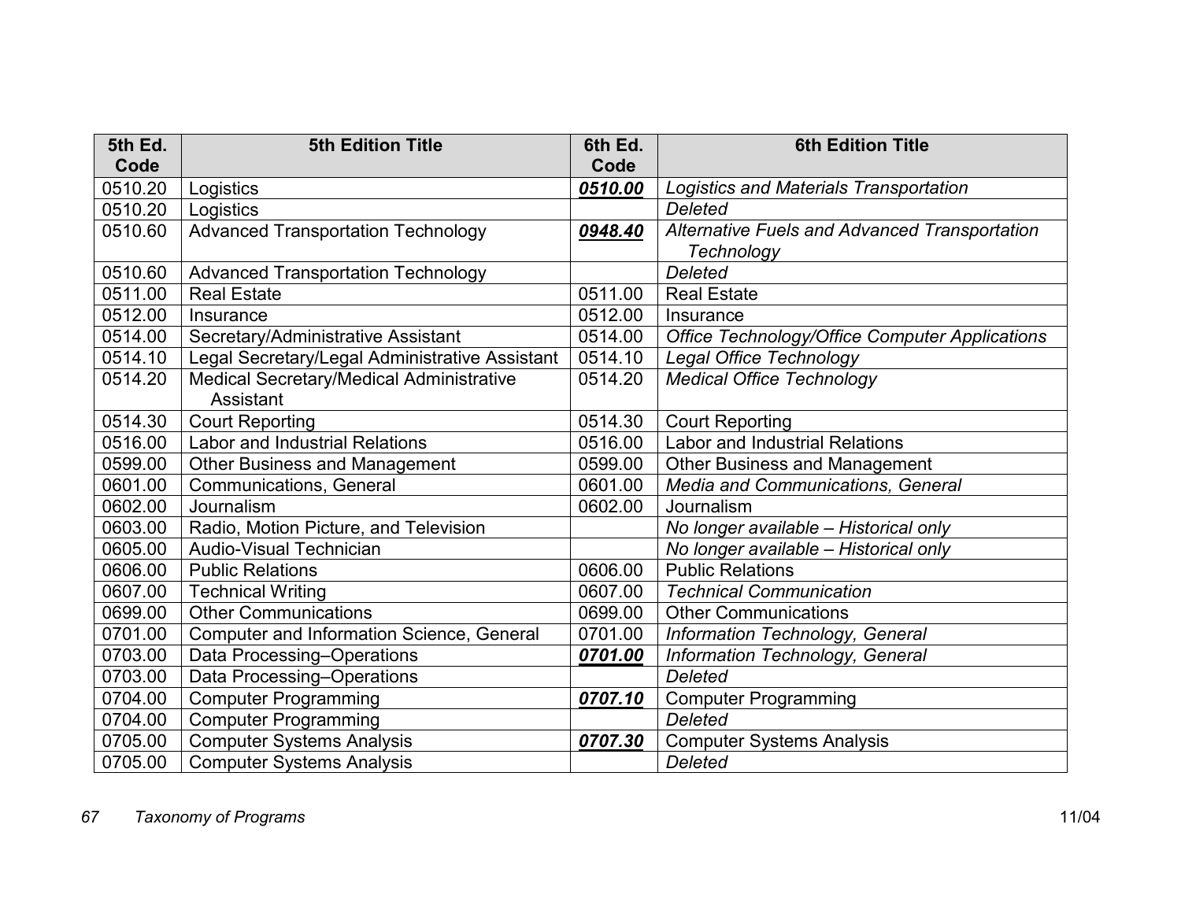| 5th Ed. Code | 5th Edition Title | 6th Ed. Code | 6th Edition Title |
|---|---|---|---|
| 0510.20 | Logistics | ***0510.00*** | *Logistics and Materials Transportation* |
| 0510.20 | Logistics | | *Deleted* |
| 0510.60 | Advanced Transportation Technology | ***0948.40*** | *Alternative Fuels and Advanced Transportation Technology* |
| 0510.60 | Advanced Transportation Technology | | *Deleted* |
| 0511.00 | Real Estate | 0511.00 | Real Estate |
| 0512.00 | Insurance | 0512.00 | Insurance |
| 0514.00 | Secretary/Administrative Assistant | 0514.00 | *Office Technology/Office Computer Applications* |
| 0514.10 | Legal Secretary/Legal Administrative Assistant | 0514.10 | *Legal Office Technology* |
| 0514.20 | Medical Secretary/Medical Administrative Assistant | 0514.20 | *Medical Office Technology* |
| 0514.30 | Court Reporting | 0514.30 | Court Reporting |
| 0516.00 | Labor and Industrial Relations | 0516.00 | Labor and Industrial Relations |
| 0599.00 | Other Business and Management | 0599.00 | Other Business and Management |
| 0601.00 | Communications, General | 0601.00 | *Media and Communications, General* |
| 0602.00 | Journalism | 0602.00 | Journalism |
| 0603.00 | Radio, Motion Picture, and Television | | *No longer available – Historical only* |
| 0605.00 | Audio-Visual Technician | | *No longer available – Historical only* |
| 0606.00 | Public Relations | 0606.00 | Public Relations |
| 0607.00 | Technical Writing | 0607.00 | *Technical Communication* |
| 0699.00 | Other Communications | 0699.00 | Other Communications |
| 0701.00 | Computer and Information Science, General | 0701.00 | *Information Technology, General* |
| 0703.00 | Data Processing–Operations | ***0701.00*** | *Information Technology, General* |
| 0703.00 | Data Processing–Operations | | *Deleted* |
| 0704.00 | Computer Programming | ***0707.10*** | Computer Programming |
| 0704.00 | Computer Programming | | *Deleted* |
| 0705.00 | Computer Systems Analysis | ***0707.30*** | Computer Systems Analysis |
| 0705.00 | Computer Systems Analysis | | *Deleted* |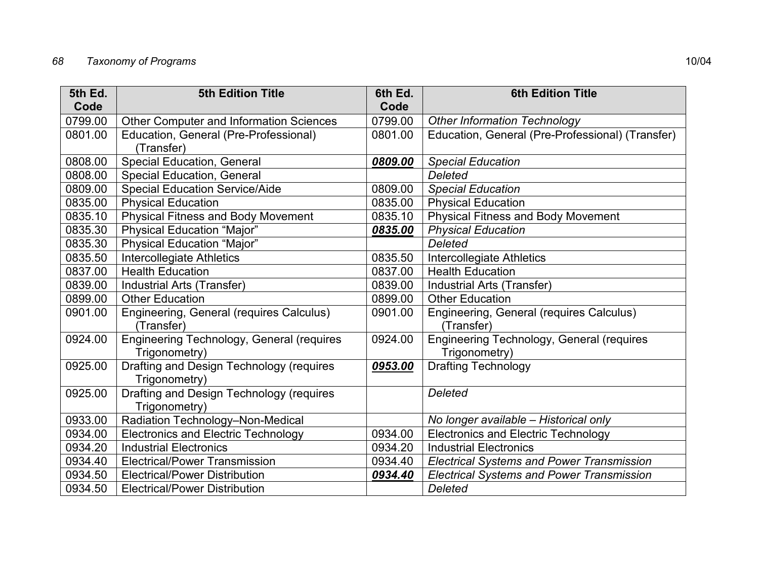| 5th Ed. Code | 5th Edition Title | 6th Ed. Code | 6th Edition Title |
|---|---|---|---|
| 0799.00 | Other Computer and Information Sciences | 0799.00 | *Other Information Technology* |
| 0801.00 | Education, General (Pre-Professional) (Transfer) | 0801.00 | Education, General (Pre-Professional) (Transfer) |
| 0808.00 | Special Education, General | ***0809.00*** | *Special Education* |
| 0808.00 | Special Education, General | | *Deleted* |
| 0809.00 | Special Education Service/Aide | 0809.00 | *Special Education* |
| 0835.00 | Physical Education | 0835.00 | Physical Education |
| 0835.10 | Physical Fitness and Body Movement | 0835.10 | Physical Fitness and Body Movement |
| 0835.30 | Physical Education "Major" | ***0835.00*** | *Physical Education* |
| 0835.30 | Physical Education "Major" | | *Deleted* |
| 0835.50 | Intercollegiate Athletics | 0835.50 | Intercollegiate Athletics |
| 0837.00 | Health Education | 0837.00 | Health Education |
| 0839.00 | Industrial Arts (Transfer) | 0839.00 | Industrial Arts (Transfer) |
| 0899.00 | Other Education | 0899.00 | Other Education |
| 0901.00 | Engineering, General (requires Calculus) (Transfer) | 0901.00 | Engineering, General (requires Calculus) (Transfer) |
| 0924.00 | Engineering Technology, General (requires Trigonometry) | 0924.00 | Engineering Technology, General (requires Trigonometry) |
| 0925.00 | Drafting and Design Technology (requires Trigonometry) | ***0953.00*** | Drafting Technology |
| 0925.00 | Drafting and Design Technology (requires Trigonometry) | | *Deleted* |
| 0933.00 | Radiation Technology–Non-Medical | | *No longer available – Historical only* |
| 0934.00 | Electronics and Electric Technology | 0934.00 | Electronics and Electric Technology |
| 0934.20 | Industrial Electronics | 0934.20 | Industrial Electronics |
| 0934.40 | Electrical/Power Transmission | 0934.40 | *Electrical Systems and Power Transmission* |
| 0934.50 | Electrical/Power Distribution | ***0934.40*** | *Electrical Systems and Power Transmission* |
| 0934.50 | Electrical/Power Distribution | | *Deleted* |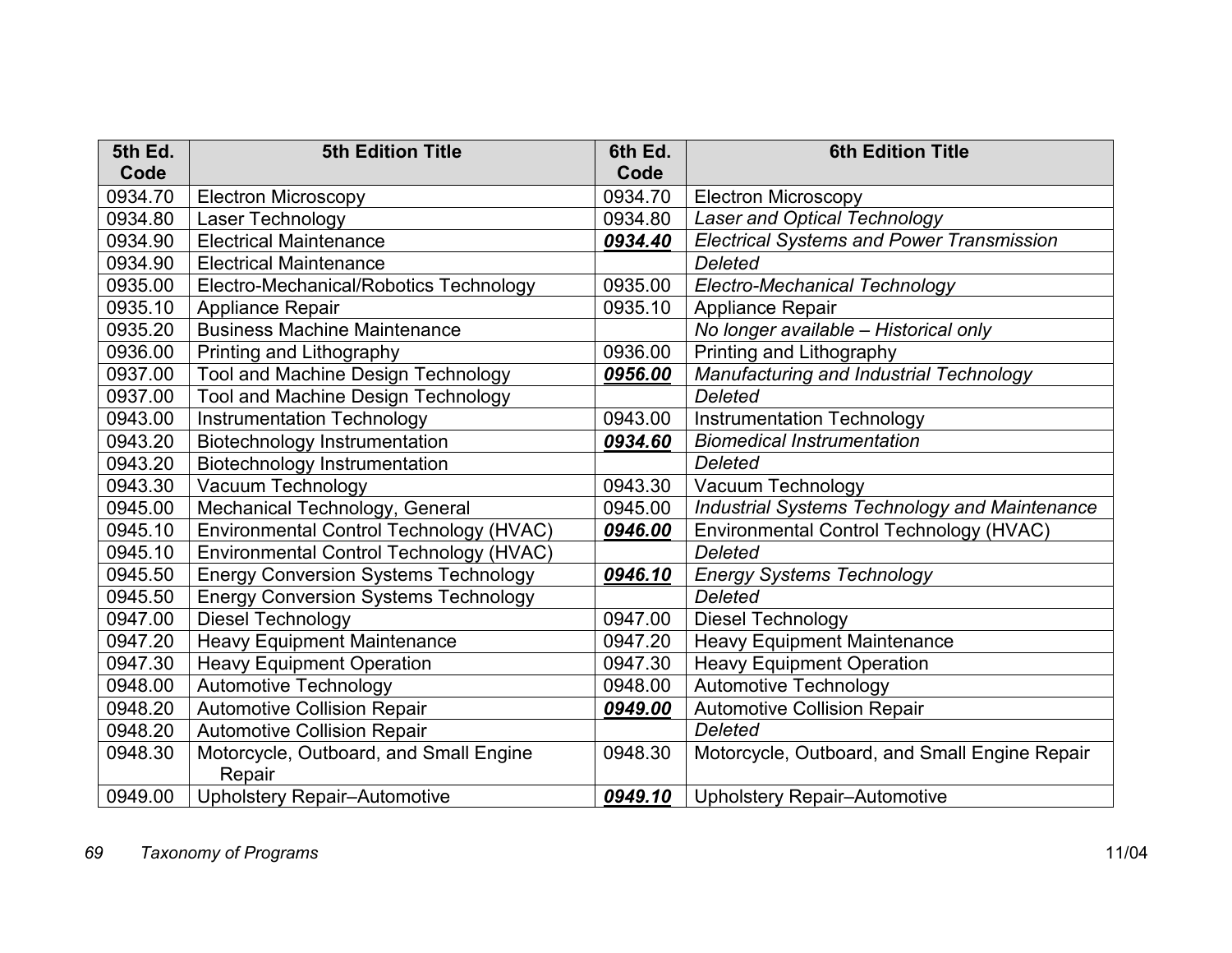| 5th Ed. Code | 5th Edition Title | 6th Ed. Code | 6th Edition Title |
|---|---|---|---|
| 0934.70 | Electron Microscopy | 0934.70 | Electron Microscopy |
| 0934.80 | Laser Technology | 0934.80 | *Laser and Optical Technology* |
| 0934.90 | Electrical Maintenance | ***0934.40*** | *Electrical Systems and Power Transmission* |
| 0934.90 | Electrical Maintenance | | *Deleted* |
| 0935.00 | Electro-Mechanical/Robotics Technology | 0935.00 | *Electro-Mechanical Technology* |
| 0935.10 | Appliance Repair | 0935.10 | Appliance Repair |
| 0935.20 | Business Machine Maintenance | | *No longer available – Historical only* |
| 0936.00 | Printing and Lithography | 0936.00 | Printing and Lithography |
| 0937.00 | Tool and Machine Design Technology | ***0956.00*** | *Manufacturing and Industrial Technology* |
| 0937.00 | Tool and Machine Design Technology | | *Deleted* |
| 0943.00 | Instrumentation Technology | 0943.00 | Instrumentation Technology |
| 0943.20 | Biotechnology Instrumentation | ***0934.60*** | *Biomedical Instrumentation* |
| 0943.20 | Biotechnology Instrumentation | | *Deleted* |
| 0943.30 | Vacuum Technology | 0943.30 | Vacuum Technology |
| 0945.00 | Mechanical Technology, General | 0945.00 | *Industrial Systems Technology and Maintenance* |
| 0945.10 | Environmental Control Technology (HVAC) | ***0946.00*** | Environmental Control Technology (HVAC) |
| 0945.10 | Environmental Control Technology (HVAC) | | *Deleted* |
| 0945.50 | Energy Conversion Systems Technology | ***0946.10*** | *Energy Systems Technology* |
| 0945.50 | Energy Conversion Systems Technology | | *Deleted* |
| 0947.00 | Diesel Technology | 0947.00 | Diesel Technology |
| 0947.20 | Heavy Equipment Maintenance | 0947.20 | Heavy Equipment Maintenance |
| 0947.30 | Heavy Equipment Operation | 0947.30 | Heavy Equipment Operation |
| 0948.00 | Automotive Technology | 0948.00 | Automotive Technology |
| 0948.20 | Automotive Collision Repair | ***0949.00*** | Automotive Collision Repair |
| 0948.20 | Automotive Collision Repair | | *Deleted* |
| 0948.30 | Motorcycle, Outboard, and Small Engine Repair | 0948.30 | Motorcycle, Outboard, and Small Engine Repair |
| 0949.00 | Upholstery Repair–Automotive | ***0949.10*** | Upholstery Repair–Automotive |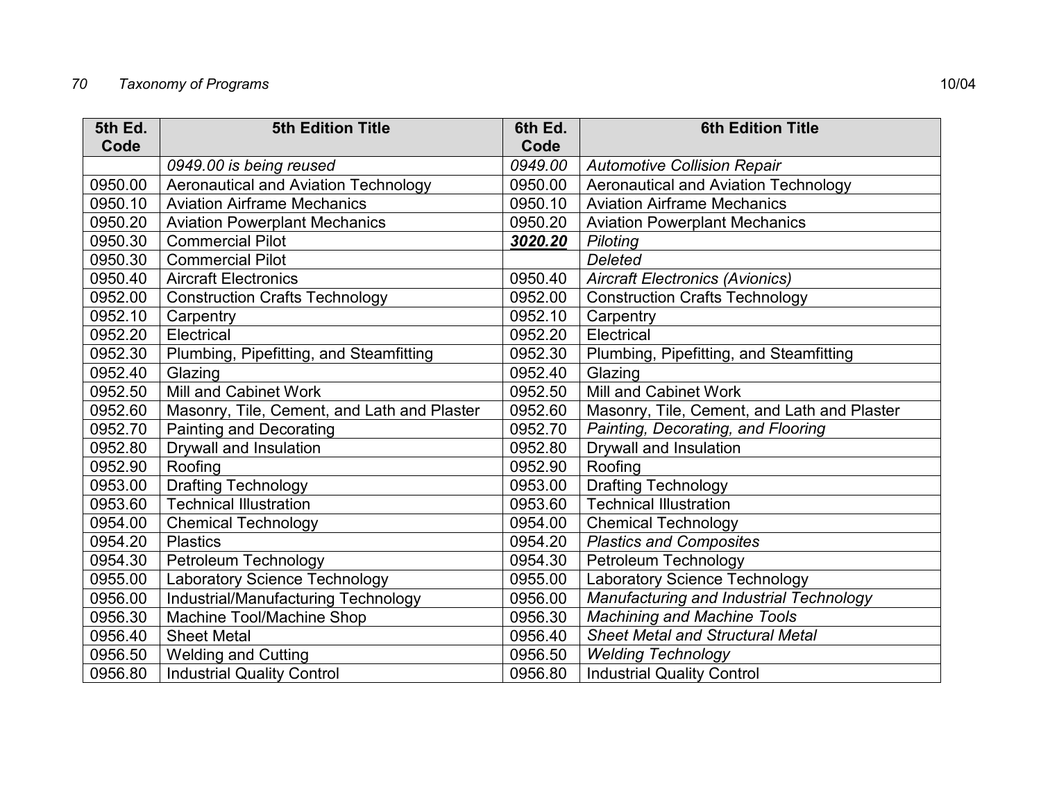| 5th Ed. Code | 5th Edition Title | 6th Ed. Code | 6th Edition Title |
|---|---|---|---|
| | *0949.00 is being reused* | *0949.00* | *Automotive Collision Repair* |
| 0950.00 | Aeronautical and Aviation Technology | 0950.00 | Aeronautical and Aviation Technology |
| 0950.10 | Aviation Airframe Mechanics | 0950.10 | Aviation Airframe Mechanics |
| 0950.20 | Aviation Powerplant Mechanics | 0950.20 | Aviation Powerplant Mechanics |
| 0950.30 | Commercial Pilot | ***3020.20*** | *Piloting* |
| 0950.30 | Commercial Pilot | | *Deleted* |
| 0950.40 | Aircraft Electronics | 0950.40 | *Aircraft Electronics (Avionics)* |
| 0952.00 | Construction Crafts Technology | 0952.00 | Construction Crafts Technology |
| 0952.10 | Carpentry | 0952.10 | Carpentry |
| 0952.20 | Electrical | 0952.20 | Electrical |
| 0952.30 | Plumbing, Pipefitting, and Steamfitting | 0952.30 | Plumbing, Pipefitting, and Steamfitting |
| 0952.40 | Glazing | 0952.40 | Glazing |
| 0952.50 | Mill and Cabinet Work | 0952.50 | Mill and Cabinet Work |
| 0952.60 | Masonry, Tile, Cement, and Lath and Plaster | 0952.60 | Masonry, Tile, Cement, and Lath and Plaster |
| 0952.70 | Painting and Decorating | 0952.70 | *Painting, Decorating, and Flooring* |
| 0952.80 | Drywall and Insulation | 0952.80 | Drywall and Insulation |
| 0952.90 | Roofing | 0952.90 | Roofing |
| 0953.00 | Drafting Technology | 0953.00 | Drafting Technology |
| 0953.60 | Technical Illustration | 0953.60 | Technical Illustration |
| 0954.00 | Chemical Technology | 0954.00 | Chemical Technology |
| 0954.20 | Plastics | 0954.20 | *Plastics and Composites* |
| 0954.30 | Petroleum Technology | 0954.30 | Petroleum Technology |
| 0955.00 | Laboratory Science Technology | 0955.00 | Laboratory Science Technology |
| 0956.00 | Industrial/Manufacturing Technology | 0956.00 | *Manufacturing and Industrial Technology* |
| 0956.30 | Machine Tool/Machine Shop | 0956.30 | *Machining and Machine Tools* |
| 0956.40 | Sheet Metal | 0956.40 | *Sheet Metal and Structural Metal* |
| 0956.50 | Welding and Cutting | 0956.50 | *Welding Technology* |
| 0956.80 | Industrial Quality Control | 0956.80 | Industrial Quality Control |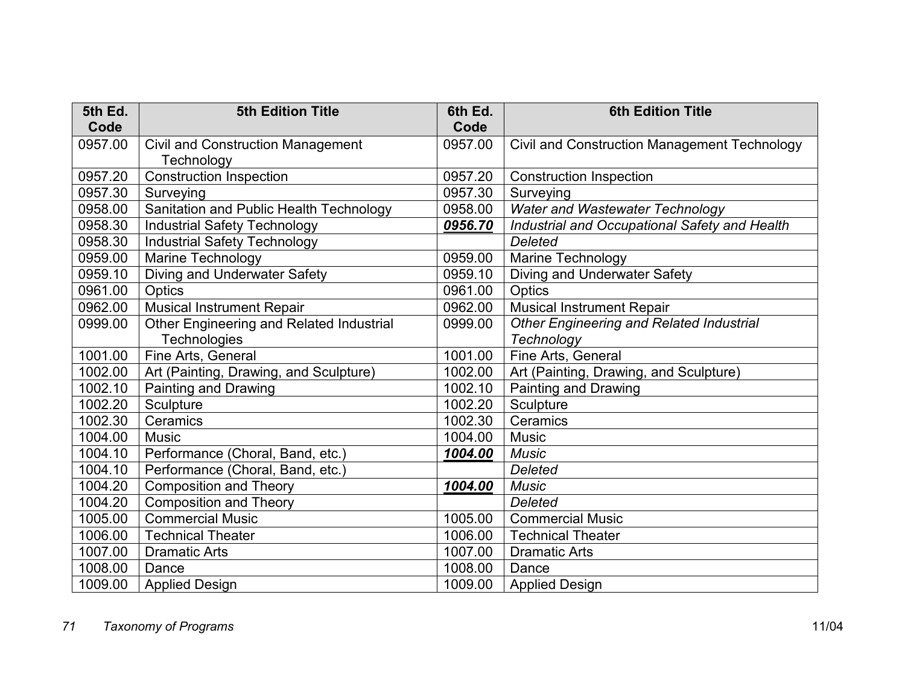| 5th Ed. Code | 5th Edition Title | 6th Ed. Code | 6th Edition Title |
|---|---|---|---|
| 0957.00 | Civil and Construction Management Technology | 0957.00 | Civil and Construction Management Technology |
| 0957.20 | Construction Inspection | 0957.20 | Construction Inspection |
| 0957.30 | Surveying | 0957.30 | Surveying |
| 0958.00 | Sanitation and Public Health Technology | 0958.00 | *Water and Wastewater Technology* |
| 0958.30 | Industrial Safety Technology | ***0956.70*** | *Industrial and Occupational Safety and Health* |
| 0958.30 | Industrial Safety Technology | | *Deleted* |
| 0959.00 | Marine Technology | 0959.00 | Marine Technology |
| 0959.10 | Diving and Underwater Safety | 0959.10 | Diving and Underwater Safety |
| 0961.00 | Optics | 0961.00 | Optics |
| 0962.00 | Musical Instrument Repair | 0962.00 | Musical Instrument Repair |
| 0999.00 | Other Engineering and Related Industrial Technologies | 0999.00 | *Other Engineering and Related Industrial Technology* |
| 1001.00 | Fine Arts, General | 1001.00 | Fine Arts, General |
| 1002.00 | Art (Painting, Drawing, and Sculpture) | 1002.00 | Art (Painting, Drawing, and Sculpture) |
| 1002.10 | Painting and Drawing | 1002.10 | Painting and Drawing |
| 1002.20 | Sculpture | 1002.20 | Sculpture |
| 1002.30 | Ceramics | 1002.30 | Ceramics |
| 1004.00 | Music | 1004.00 | Music |
| 1004.10 | Performance (Choral, Band, etc.) | ***1004.00*** | *Music* |
| 1004.10 | Performance (Choral, Band, etc.) | | *Deleted* |
| 1004.20 | Composition and Theory | ***1004.00*** | *Music* |
| 1004.20 | Composition and Theory | | *Deleted* |
| 1005.00 | Commercial Music | 1005.00 | Commercial Music |
| 1006.00 | Technical Theater | 1006.00 | Technical Theater |
| 1007.00 | Dramatic Arts | 1007.00 | Dramatic Arts |
| 1008.00 | Dance | 1008.00 | Dance |
| 1009.00 | Applied Design | 1009.00 | Applied Design |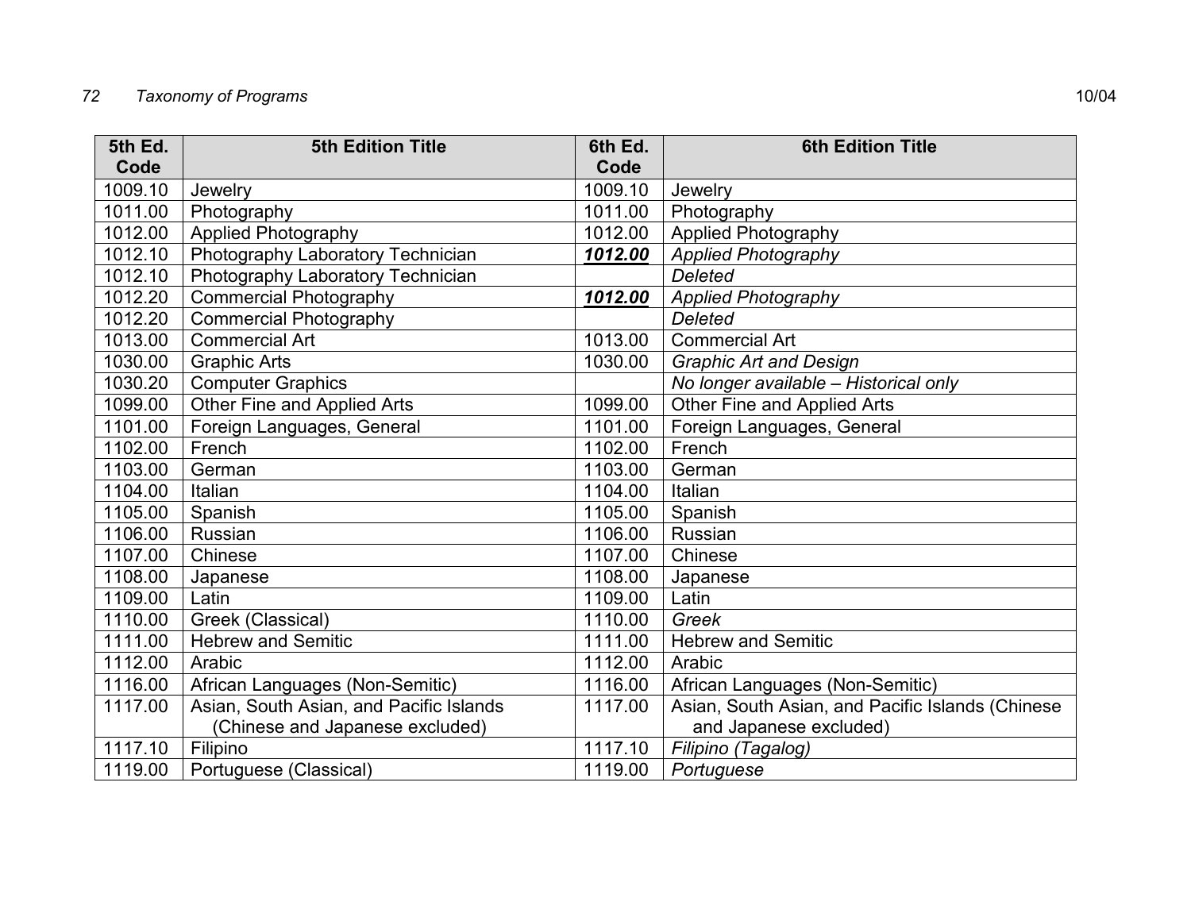| 5th Ed. Code | 5th Edition Title | 6th Ed. Code | 6th Edition Title |
|---|---|---|---|
| 1009.10 | Jewelry | 1009.10 | Jewelry |
| 1011.00 | Photography | 1011.00 | Photography |
| 1012.00 | Applied Photography | 1012.00 | Applied Photography |
| 1012.10 | Photography Laboratory Technician | ***1012.00*** | *Applied Photography* |
| 1012.10 | Photography Laboratory Technician | | *Deleted* |
| 1012.20 | Commercial Photography | ***1012.00*** | *Applied Photography* |
| 1012.20 | Commercial Photography | | *Deleted* |
| 1013.00 | Commercial Art | 1013.00 | Commercial Art |
| 1030.00 | Graphic Arts | 1030.00 | *Graphic Art and Design* |
| 1030.20 | Computer Graphics | | *No longer available – Historical only* |
| 1099.00 | Other Fine and Applied Arts | 1099.00 | Other Fine and Applied Arts |
| 1101.00 | Foreign Languages, General | 1101.00 | Foreign Languages, General |
| 1102.00 | French | 1102.00 | French |
| 1103.00 | German | 1103.00 | German |
| 1104.00 | Italian | 1104.00 | Italian |
| 1105.00 | Spanish | 1105.00 | Spanish |
| 1106.00 | Russian | 1106.00 | Russian |
| 1107.00 | Chinese | 1107.00 | Chinese |
| 1108.00 | Japanese | 1108.00 | Japanese |
| 1109.00 | Latin | 1109.00 | Latin |
| 1110.00 | Greek (Classical) | 1110.00 | *Greek* |
| 1111.00 | Hebrew and Semitic | 1111.00 | Hebrew and Semitic |
| 1112.00 | Arabic | 1112.00 | Arabic |
| 1116.00 | African Languages (Non-Semitic) | 1116.00 | African Languages (Non-Semitic) |
| 1117.00 | Asian, South Asian, and Pacific Islands (Chinese and Japanese excluded) | 1117.00 | Asian, South Asian, and Pacific Islands (Chinese and Japanese excluded) |
| 1117.10 | Filipino | 1117.10 | *Filipino (Tagalog)* |
| 1119.00 | Portuguese (Classical) | 1119.00 | *Portuguese* |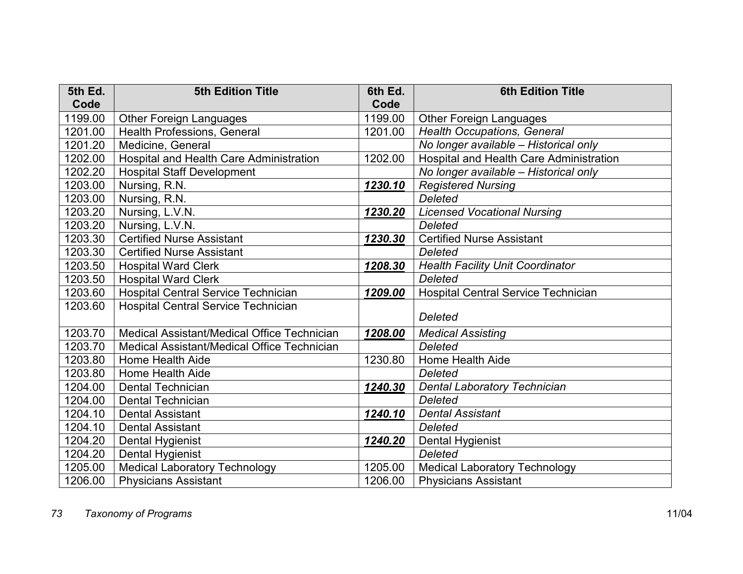| 5th Ed. Code | 5th Edition Title | 6th Ed. Code | 6th Edition Title |
| --- | --- | --- | --- |
| 1199.00 | Other Foreign Languages | 1199.00 | Other Foreign Languages |
| 1201.00 | Health Professions, General | 1201.00 | *Health Occupations, General* |
| 1201.20 | Medicine, General | | *No longer available – Historical only* |
| 1202.00 | Hospital and Health Care Administration | 1202.00 | Hospital and Health Care Administration |
| 1202.20 | Hospital Staff Development | | *No longer available – Historical only* |
| 1203.00 | Nursing, R.N. | ***1230.10*** | *Registered Nursing* |
| 1203.00 | Nursing, R.N. | | *Deleted* |
| 1203.20 | Nursing, L.V.N. | ***1230.20*** | *Licensed Vocational Nursing* |
| 1203.20 | Nursing, L.V.N. | | *Deleted* |
| 1203.30 | Certified Nurse Assistant | ***1230.30*** | Certified Nurse Assistant |
| 1203.30 | Certified Nurse Assistant | | *Deleted* |
| 1203.50 | Hospital Ward Clerk | ***1208.30*** | *Health Facility Unit Coordinator* |
| 1203.50 | Hospital Ward Clerk | | *Deleted* |
| 1203.60 | Hospital Central Service Technician | ***1209.00*** | Hospital Central Service Technician |
| 1203.60 | Hospital Central Service Technician | | *Deleted* |
| 1203.70 | Medical Assistant/Medical Office Technician | ***1208.00*** | *Medical Assisting* |
| 1203.70 | Medical Assistant/Medical Office Technician | | *Deleted* |
| 1203.80 | Home Health Aide | 1230.80 | Home Health Aide |
| 1203.80 | Home Health Aide | | *Deleted* |
| 1204.00 | Dental Technician | ***1240.30*** | *Dental Laboratory Technician* |
| 1204.00 | Dental Technician | | *Deleted* |
| 1204.10 | Dental Assistant | ***1240.10*** | *Dental Assistant* |
| 1204.10 | Dental Assistant | | *Deleted* |
| 1204.20 | Dental Hygienist | ***1240.20*** | Dental Hygienist |
| 1204.20 | Dental Hygienist | | *Deleted* |
| 1205.00 | Medical Laboratory Technology | 1205.00 | Medical Laboratory Technology |
| 1206.00 | Physicians Assistant | 1206.00 | Physicians Assistant |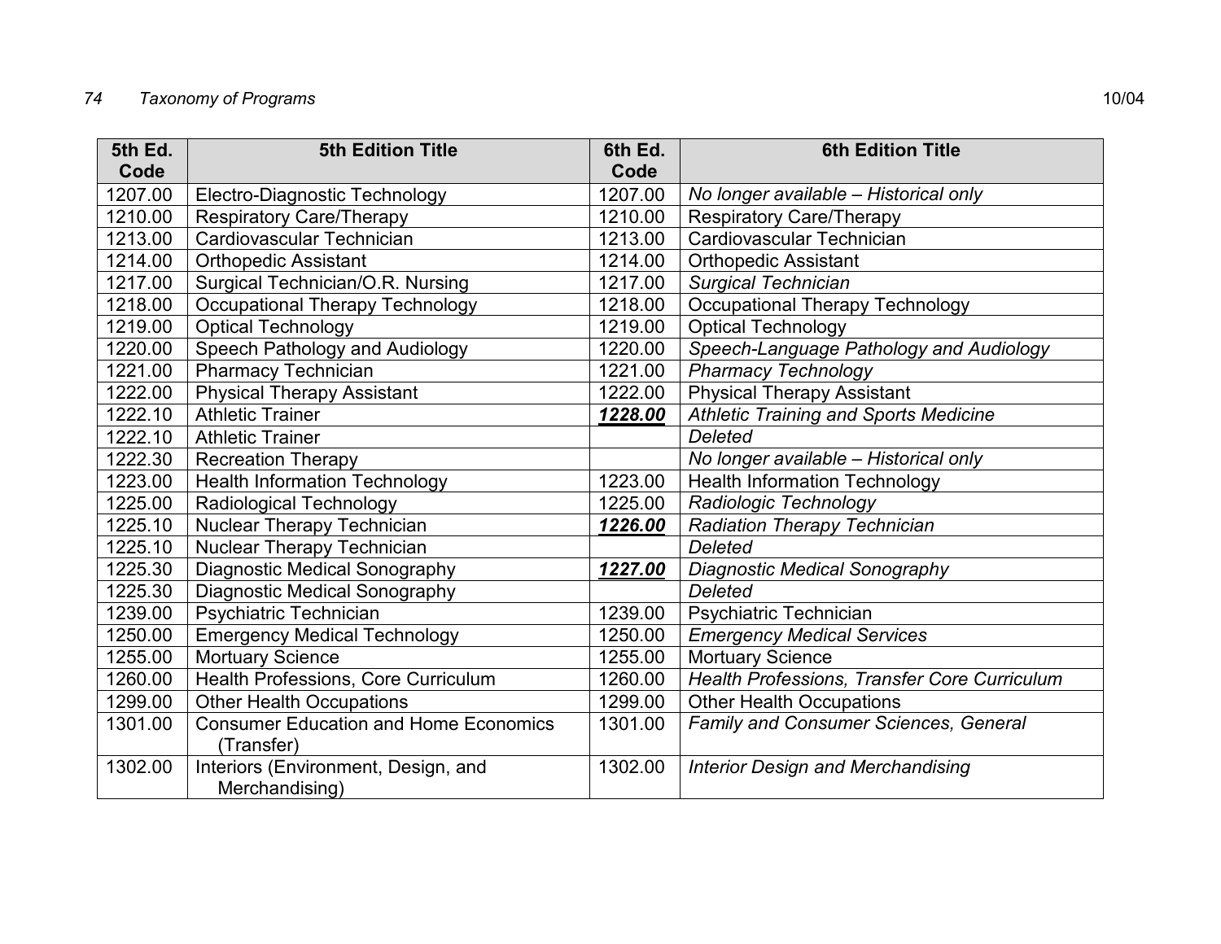| 5th Ed. Code | 5th Edition Title | 6th Ed. Code | 6th Edition Title |
|---|---|---|---|
| 1207.00 | Electro-Diagnostic Technology | 1207.00 | *No longer available – Historical only* |
| 1210.00 | Respiratory Care/Therapy | 1210.00 | Respiratory Care/Therapy |
| 1213.00 | Cardiovascular Technician | 1213.00 | Cardiovascular Technician |
| 1214.00 | Orthopedic Assistant | 1214.00 | Orthopedic Assistant |
| 1217.00 | Surgical Technician/O.R. Nursing | 1217.00 | *Surgical Technician* |
| 1218.00 | Occupational Therapy Technology | 1218.00 | Occupational Therapy Technology |
| 1219.00 | Optical Technology | 1219.00 | Optical Technology |
| 1220.00 | Speech Pathology and Audiology | 1220.00 | *Speech-Language Pathology and Audiology* |
| 1221.00 | Pharmacy Technician | 1221.00 | *Pharmacy Technology* |
| 1222.00 | Physical Therapy Assistant | 1222.00 | Physical Therapy Assistant |
| 1222.10 | Athletic Trainer | ***1228.00*** | *Athletic Training and Sports Medicine* |
| 1222.10 | Athletic Trainer | | *Deleted* |
| 1222.30 | Recreation Therapy | | *No longer available – Historical only* |
| 1223.00 | Health Information Technology | 1223.00 | Health Information Technology |
| 1225.00 | Radiological Technology | 1225.00 | *Radiologic Technology* |
| 1225.10 | Nuclear Therapy Technician | ***1226.00*** | *Radiation Therapy Technician* |
| 1225.10 | Nuclear Therapy Technician | | *Deleted* |
| 1225.30 | Diagnostic Medical Sonography | ***1227.00*** | *Diagnostic Medical Sonography* |
| 1225.30 | Diagnostic Medical Sonography | | *Deleted* |
| 1239.00 | Psychiatric Technician | 1239.00 | Psychiatric Technician |
| 1250.00 | Emergency Medical Technology | 1250.00 | *Emergency Medical Services* |
| 1255.00 | Mortuary Science | 1255.00 | Mortuary Science |
| 1260.00 | Health Professions, Core Curriculum | 1260.00 | *Health Professions, Transfer Core Curriculum* |
| 1299.00 | Other Health Occupations | 1299.00 | Other Health Occupations |
| 1301.00 | Consumer Education and Home Economics (Transfer) | 1301.00 | *Family and Consumer Sciences, General* |
| 1302.00 | Interiors (Environment, Design, and Merchandising) | 1302.00 | *Interior Design and Merchandising* |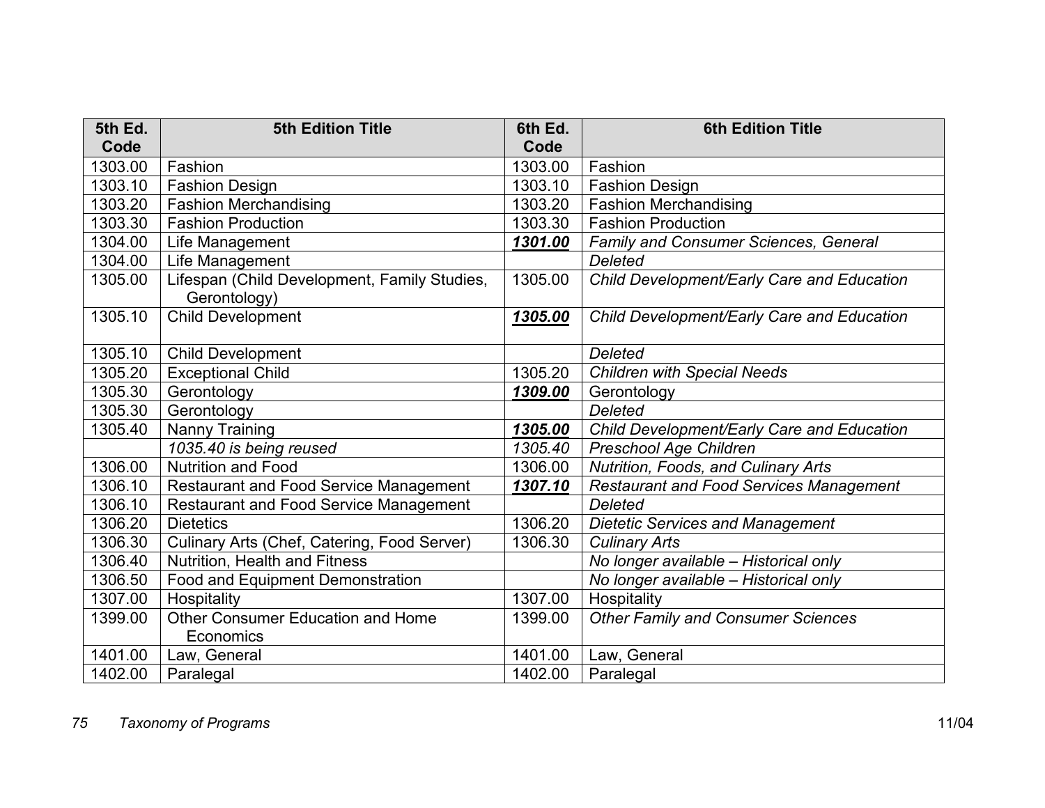| 5th Ed. Code | 5th Edition Title | 6th Ed. Code | 6th Edition Title |
|---|---|---|---|
| 1303.00 | Fashion | 1303.00 | Fashion |
| 1303.10 | Fashion Design | 1303.10 | Fashion Design |
| 1303.20 | Fashion Merchandising | 1303.20 | Fashion Merchandising |
| 1303.30 | Fashion Production | 1303.30 | Fashion Production |
| 1304.00 | Life Management | ***1301.00*** | *Family and Consumer Sciences, General* |
| 1304.00 | Life Management | | *Deleted* |
| 1305.00 | Lifespan (Child Development, Family Studies, Gerontology) | 1305.00 | *Child Development/Early Care and Education* |
| 1305.10 | Child Development | ***1305.00*** | *Child Development/Early Care and Education* |
| 1305.10 | Child Development | | *Deleted* |
| 1305.20 | Exceptional Child | 1305.20 | *Children with Special Needs* |
| 1305.30 | Gerontology | ***1309.00*** | Gerontology |
| 1305.30 | Gerontology | | *Deleted* |
| 1305.40 | Nanny Training | ***1305.00*** | *Child Development/Early Care and Education* |
| | *1035.40 is being reused* | *1305.40* | *Preschool Age Children* |
| 1306.00 | Nutrition and Food | 1306.00 | *Nutrition, Foods, and Culinary Arts* |
| 1306.10 | Restaurant and Food Service Management | ***1307.10*** | *Restaurant and Food Services Management* |
| 1306.10 | Restaurant and Food Service Management | | *Deleted* |
| 1306.20 | Dietetics | 1306.20 | *Dietetic Services and Management* |
| 1306.30 | Culinary Arts (Chef, Catering, Food Server) | 1306.30 | *Culinary Arts* |
| 1306.40 | Nutrition, Health and Fitness | | *No longer available – Historical only* |
| 1306.50 | Food and Equipment Demonstration | | *No longer available – Historical only* |
| 1307.00 | Hospitality | 1307.00 | Hospitality |
| 1399.00 | Other Consumer Education and Home Economics | 1399.00 | *Other Family and Consumer Sciences* |
| 1401.00 | Law, General | 1401.00 | Law, General |
| 1402.00 | Paralegal | 1402.00 | Paralegal |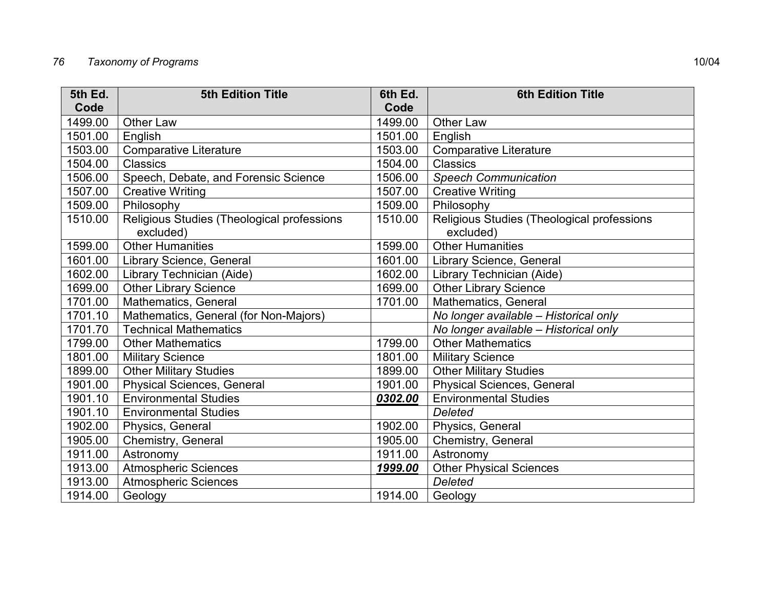| 5th Ed. Code | 5th Edition Title | 6th Ed. Code | 6th Edition Title |
|---|---|---|---|
| 1499.00 | Other Law | 1499.00 | Other Law |
| 1501.00 | English | 1501.00 | English |
| 1503.00 | Comparative Literature | 1503.00 | Comparative Literature |
| 1504.00 | Classics | 1504.00 | Classics |
| 1506.00 | Speech, Debate, and Forensic Science | 1506.00 | *Speech Communication* |
| 1507.00 | Creative Writing | 1507.00 | Creative Writing |
| 1509.00 | Philosophy | 1509.00 | Philosophy |
| 1510.00 | Religious Studies (Theological professions excluded) | 1510.00 | Religious Studies (Theological professions excluded) |
| 1599.00 | Other Humanities | 1599.00 | Other Humanities |
| 1601.00 | Library Science, General | 1601.00 | Library Science, General |
| 1602.00 | Library Technician (Aide) | 1602.00 | Library Technician (Aide) |
| 1699.00 | Other Library Science | 1699.00 | Other Library Science |
| 1701.00 | Mathematics, General | 1701.00 | Mathematics, General |
| 1701.10 | Mathematics, General (for Non-Majors) | | *No longer available – Historical only* |
| 1701.70 | Technical Mathematics | | *No longer available – Historical only* |
| 1799.00 | Other Mathematics | 1799.00 | Other Mathematics |
| 1801.00 | Military Science | 1801.00 | Military Science |
| 1899.00 | Other Military Studies | 1899.00 | Other Military Studies |
| 1901.00 | Physical Sciences, General | 1901.00 | Physical Sciences, General |
| 1901.10 | Environmental Studies | ***0302.00*** | Environmental Studies |
| 1901.10 | Environmental Studies | | *Deleted* |
| 1902.00 | Physics, General | 1902.00 | Physics, General |
| 1905.00 | Chemistry, General | 1905.00 | Chemistry, General |
| 1911.00 | Astronomy | 1911.00 | Astronomy |
| 1913.00 | Atmospheric Sciences | ***1999.00*** | Other Physical Sciences |
| 1913.00 | Atmospheric Sciences | | *Deleted* |
| 1914.00 | Geology | 1914.00 | Geology |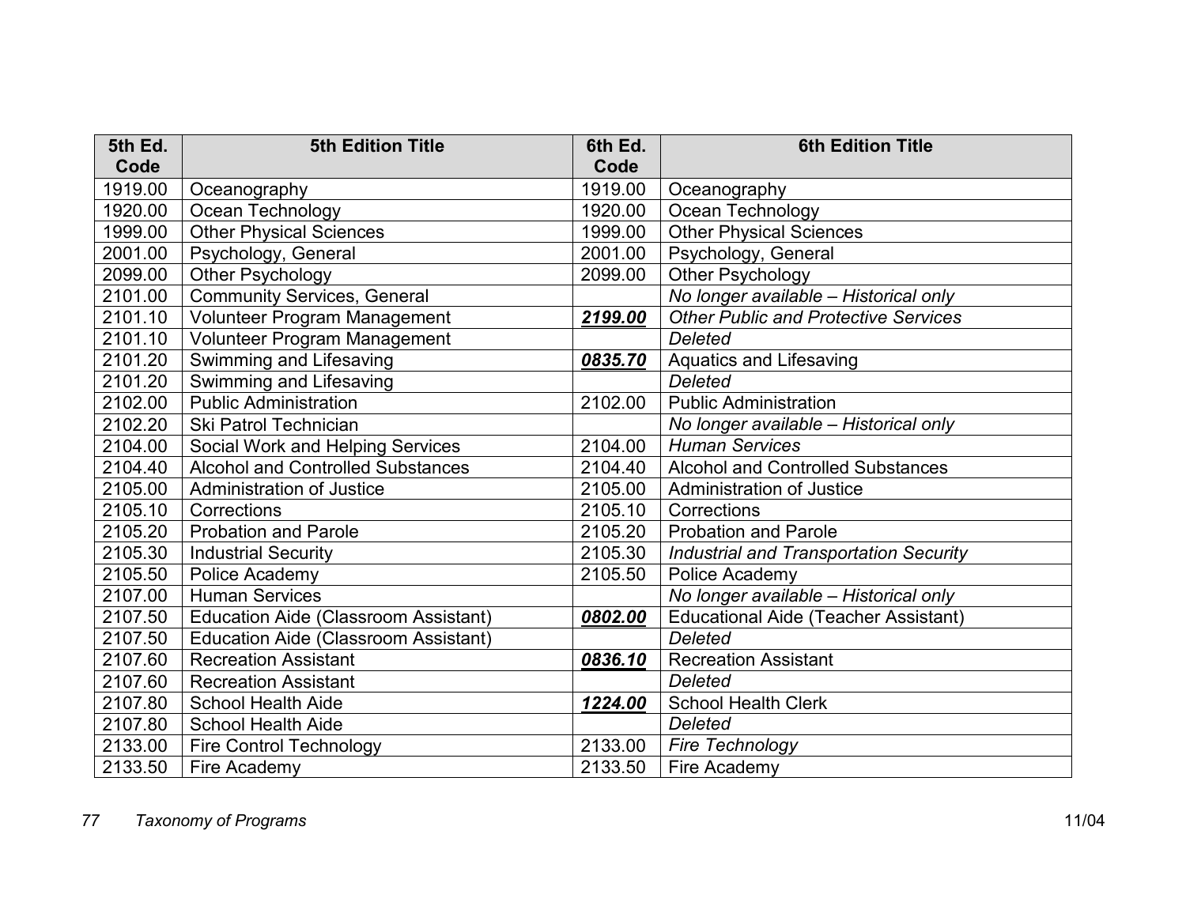| 5th Ed. Code | 5th Edition Title | 6th Ed. Code | 6th Edition Title |
|---|---|---|---|
| 1919.00 | Oceanography | 1919.00 | Oceanography |
| 1920.00 | Ocean Technology | 1920.00 | Ocean Technology |
| 1999.00 | Other Physical Sciences | 1999.00 | Other Physical Sciences |
| 2001.00 | Psychology, General | 2001.00 | Psychology, General |
| 2099.00 | Other Psychology | 2099.00 | Other Psychology |
| 2101.00 | Community Services, General | | *No longer available – Historical only* |
| 2101.10 | Volunteer Program Management | ***2199.00*** | *Other Public and Protective Services* |
| 2101.10 | Volunteer Program Management | | *Deleted* |
| 2101.20 | Swimming and Lifesaving | ***0835.70*** | Aquatics and Lifesaving |
| 2101.20 | Swimming and Lifesaving | | *Deleted* |
| 2102.00 | Public Administration | 2102.00 | Public Administration |
| 2102.20 | Ski Patrol Technician | | *No longer available – Historical only* |
| 2104.00 | Social Work and Helping Services | 2104.00 | *Human Services* |
| 2104.40 | Alcohol and Controlled Substances | 2104.40 | Alcohol and Controlled Substances |
| 2105.00 | Administration of Justice | 2105.00 | Administration of Justice |
| 2105.10 | Corrections | 2105.10 | Corrections |
| 2105.20 | Probation and Parole | 2105.20 | Probation and Parole |
| 2105.30 | Industrial Security | 2105.30 | *Industrial and Transportation Security* |
| 2105.50 | Police Academy | 2105.50 | Police Academy |
| 2107.00 | Human Services | | *No longer available – Historical only* |
| 2107.50 | Education Aide (Classroom Assistant) | ***0802.00*** | Educational Aide (Teacher Assistant) |
| 2107.50 | Education Aide (Classroom Assistant) | | *Deleted* |
| 2107.60 | Recreation Assistant | ***0836.10*** | Recreation Assistant |
| 2107.60 | Recreation Assistant | | *Deleted* |
| 2107.80 | School Health Aide | ***1224.00*** | School Health Clerk |
| 2107.80 | School Health Aide | | *Deleted* |
| 2133.00 | Fire Control Technology | 2133.00 | *Fire Technology* |
| 2133.50 | Fire Academy | 2133.50 | Fire Academy |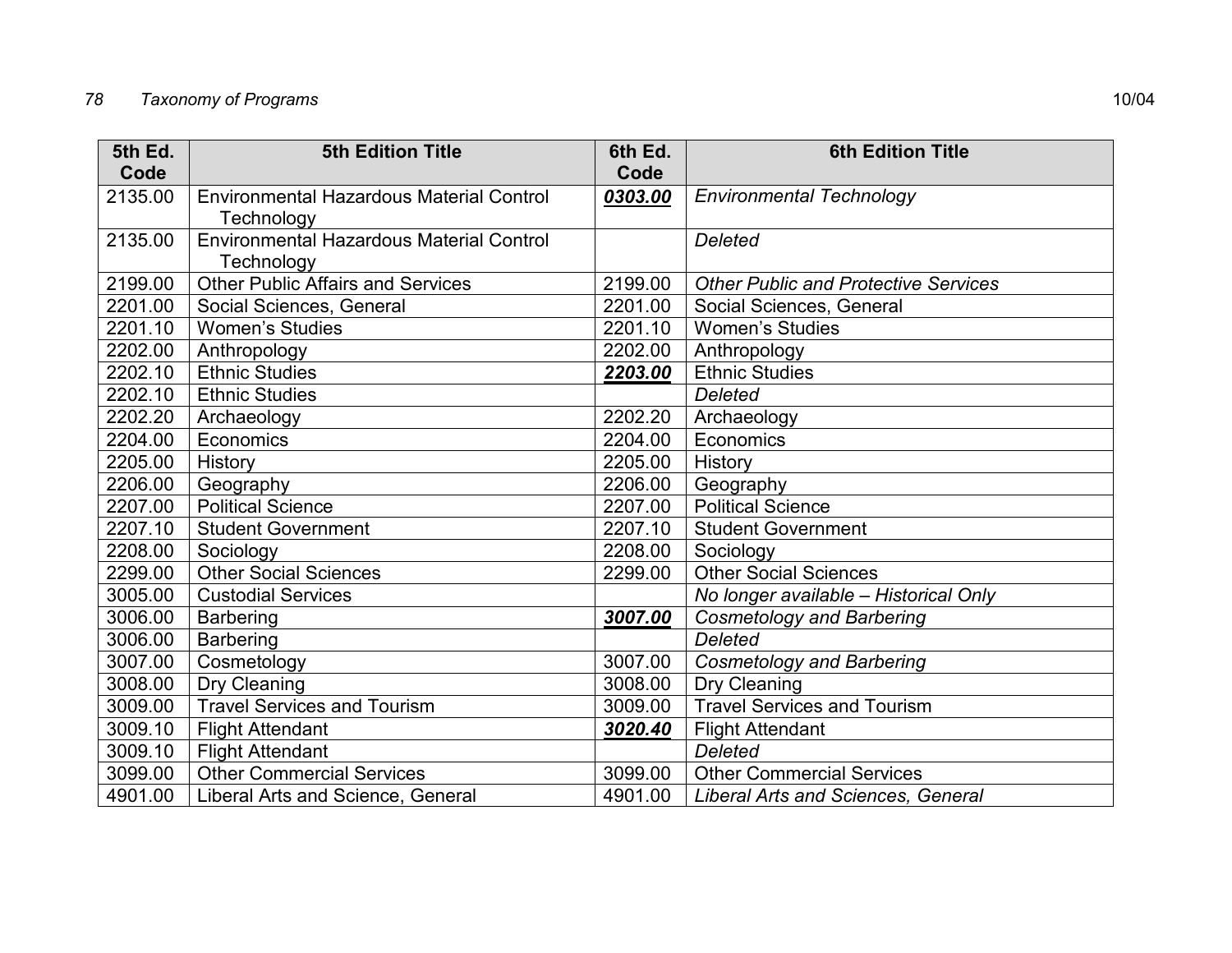| 5th Ed. Code | 5th Edition Title | 6th Ed. Code | 6th Edition Title |
|---|---|---|---|
| 2135.00 | Environmental Hazardous Material Control Technology | ***0303.00*** | *Environmental Technology* |
| 2135.00 | Environmental Hazardous Material Control Technology | | *Deleted* |
| 2199.00 | Other Public Affairs and Services | 2199.00 | *Other Public and Protective Services* |
| 2201.00 | Social Sciences, General | 2201.00 | Social Sciences, General |
| 2201.10 | Women's Studies | 2201.10 | Women's Studies |
| 2202.00 | Anthropology | 2202.00 | Anthropology |
| 2202.10 | Ethnic Studies | ***2203.00*** | Ethnic Studies |
| 2202.10 | Ethnic Studies | | *Deleted* |
| 2202.20 | Archaeology | 2202.20 | Archaeology |
| 2204.00 | Economics | 2204.00 | Economics |
| 2205.00 | History | 2205.00 | History |
| 2206.00 | Geography | 2206.00 | Geography |
| 2207.00 | Political Science | 2207.00 | Political Science |
| 2207.10 | Student Government | 2207.10 | Student Government |
| 2208.00 | Sociology | 2208.00 | Sociology |
| 2299.00 | Other Social Sciences | 2299.00 | Other Social Sciences |
| 3005.00 | Custodial Services | | *No longer available – Historical Only* |
| 3006.00 | Barbering | ***3007.00*** | *Cosmetology and Barbering* |
| 3006.00 | Barbering | | *Deleted* |
| 3007.00 | Cosmetology | 3007.00 | *Cosmetology and Barbering* |
| 3008.00 | Dry Cleaning | 3008.00 | Dry Cleaning |
| 3009.00 | Travel Services and Tourism | 3009.00 | Travel Services and Tourism |
| 3009.10 | Flight Attendant | ***3020.40*** | Flight Attendant |
| 3009.10 | Flight Attendant | | *Deleted* |
| 3099.00 | Other Commercial Services | 3099.00 | Other Commercial Services |
| 4901.00 | Liberal Arts and Science, General | 4901.00 | *Liberal Arts and Sciences, General* |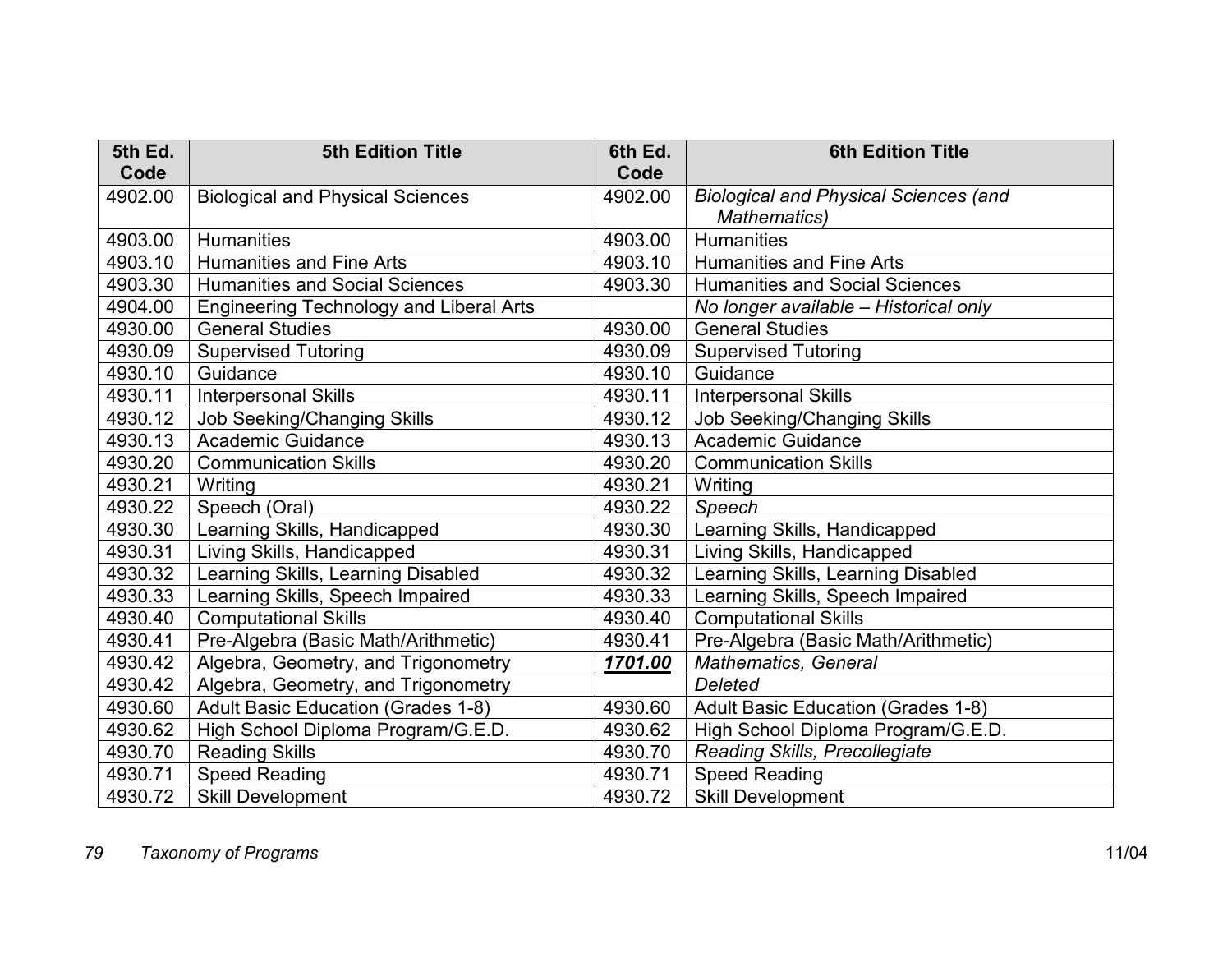| 5th Ed. Code | 5th Edition Title | 6th Ed. Code | 6th Edition Title |
| --- | --- | --- | --- |
| 4902.00 | Biological and Physical Sciences | 4902.00 | *Biological and Physical Sciences (and Mathematics)* |
| 4903.00 | Humanities | 4903.00 | Humanities |
| 4903.10 | Humanities and Fine Arts | 4903.10 | Humanities and Fine Arts |
| 4903.30 | Humanities and Social Sciences | 4903.30 | Humanities and Social Sciences |
| 4904.00 | Engineering Technology and Liberal Arts | | *No longer available – Historical only* |
| 4930.00 | General Studies | 4930.00 | General Studies |
| 4930.09 | Supervised Tutoring | 4930.09 | Supervised Tutoring |
| 4930.10 | Guidance | 4930.10 | Guidance |
| 4930.11 | Interpersonal Skills | 4930.11 | Interpersonal Skills |
| 4930.12 | Job Seeking/Changing Skills | 4930.12 | Job Seeking/Changing Skills |
| 4930.13 | Academic Guidance | 4930.13 | Academic Guidance |
| 4930.20 | Communication Skills | 4930.20 | Communication Skills |
| 4930.21 | Writing | 4930.21 | Writing |
| 4930.22 | Speech (Oral) | 4930.22 | *Speech* |
| 4930.30 | Learning Skills, Handicapped | 4930.30 | Learning Skills, Handicapped |
| 4930.31 | Living Skills, Handicapped | 4930.31 | Living Skills, Handicapped |
| 4930.32 | Learning Skills, Learning Disabled | 4930.32 | Learning Skills, Learning Disabled |
| 4930.33 | Learning Skills, Speech Impaired | 4930.33 | Learning Skills, Speech Impaired |
| 4930.40 | Computational Skills | 4930.40 | Computational Skills |
| 4930.41 | Pre-Algebra (Basic Math/Arithmetic) | 4930.41 | Pre-Algebra (Basic Math/Arithmetic) |
| 4930.42 | Algebra, Geometry, and Trigonometry | ***1701.00*** | *Mathematics, General* |
| 4930.42 | Algebra, Geometry, and Trigonometry | | *Deleted* |
| 4930.60 | Adult Basic Education (Grades 1-8) | 4930.60 | Adult Basic Education (Grades 1-8) |
| 4930.62 | High School Diploma Program/G.E.D. | 4930.62 | High School Diploma Program/G.E.D. |
| 4930.70 | Reading Skills | 4930.70 | *Reading Skills, Precollegiate* |
| 4930.71 | Speed Reading | 4930.71 | Speed Reading |
| 4930.72 | Skill Development | 4930.72 | Skill Development |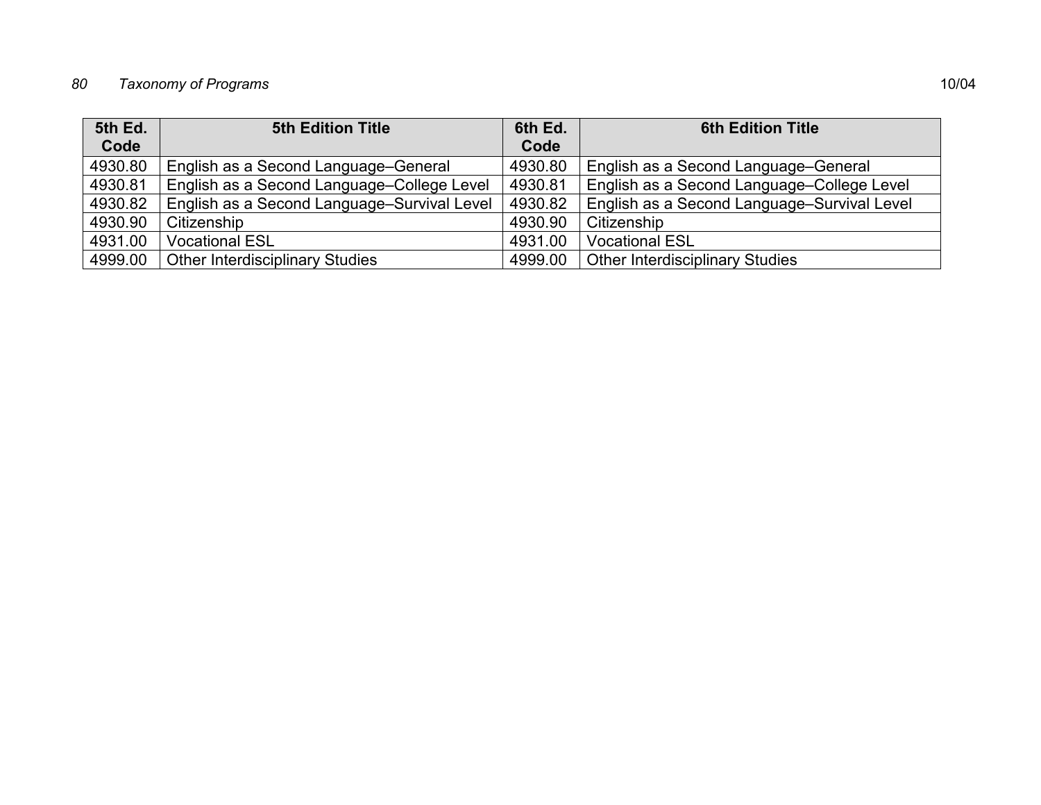| 5th Ed. Code | 5th Edition Title | 6th Ed. Code | 6th Edition Title |
|---|---|---|---|
| 4930.80 | English as a Second Language–General | 4930.80 | English as a Second Language–General |
| 4930.81 | English as a Second Language–College Level | 4930.81 | English as a Second Language–College Level |
| 4930.82 | English as a Second Language–Survival Level | 4930.82 | English as a Second Language–Survival Level |
| 4930.90 | Citizenship | 4930.90 | Citizenship |
| 4931.00 | Vocational ESL | 4931.00 | Vocational ESL |
| 4999.00 | Other Interdisciplinary Studies | 4999.00 | Other Interdisciplinary Studies |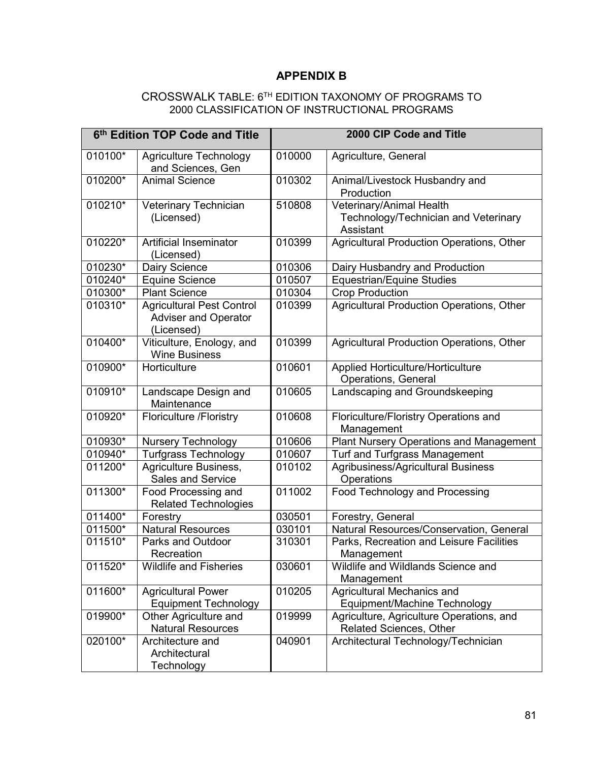# APPENDIX B

CROSSWALK TABLE: 6TH EDITION TAXONOMY OF PROGRAMS TO 2000 CLASSIFICATION OF INSTRUCTIONAL PROGRAMS

| 6th Edition TOP Code and Title | | 2000 CIP Code and Title | |
|---|---|---|---|
| 010100* | Agriculture Technology and Sciences, Gen | 010000 | Agriculture, General |
| 010200* | Animal Science | 010302 | Animal/Livestock Husbandry and Production |
| 010210* | Veterinary Technician (Licensed) | 510808 | Veterinary/Animal Health Technology/Technician and Veterinary Assistant |
| 010220* | Artificial Inseminator (Licensed) | 010399 | Agricultural Production Operations, Other |
| 010230* | Dairy Science | 010306 | Dairy Husbandry and Production |
| 010240* | Equine Science | 010507 | Equestrian/Equine Studies |
| 010300* | Plant Science | 010304 | Crop Production |
| 010310* | Agricultural Pest Control Adviser and Operator (Licensed) | 010399 | Agricultural Production Operations, Other |
| 010400* | Viticulture, Enology, and Wine Business | 010399 | Agricultural Production Operations, Other |
| 010900* | Horticulture | 010601 | Applied Horticulture/Horticulture Operations, General |
| 010910* | Landscape Design and Maintenance | 010605 | Landscaping and Groundskeeping |
| 010920* | Floriculture /Floristry | 010608 | Floriculture/Floristry Operations and Management |
| 010930* | Nursery Technology | 010606 | Plant Nursery Operations and Management |
| 010940* | Turfgrass Technology | 010607 | Turf and Turfgrass Management |
| 011200* | Agriculture Business, Sales and Service | 010102 | Agribusiness/Agricultural Business Operations |
| 011300* | Food Processing and Related Technologies | 011002 | Food Technology and Processing |
| 011400* | Forestry | 030501 | Forestry, General |
| 011500* | Natural Resources | 030101 | Natural Resources/Conservation, General |
| 011510* | Parks and Outdoor Recreation | 310301 | Parks, Recreation and Leisure Facilities Management |
| 011520* | Wildlife and Fisheries | 030601 | Wildlife and Wildlands Science and Management |
| 011600* | Agricultural Power Equipment Technology | 010205 | Agricultural Mechanics and Equipment/Machine Technology |
| 019900* | Other Agriculture and Natural Resources | 019999 | Agriculture, Agriculture Operations, and Related Sciences, Other |
| 020100* | Architecture and Architectural Technology | 040901 | Architectural Technology/Technician |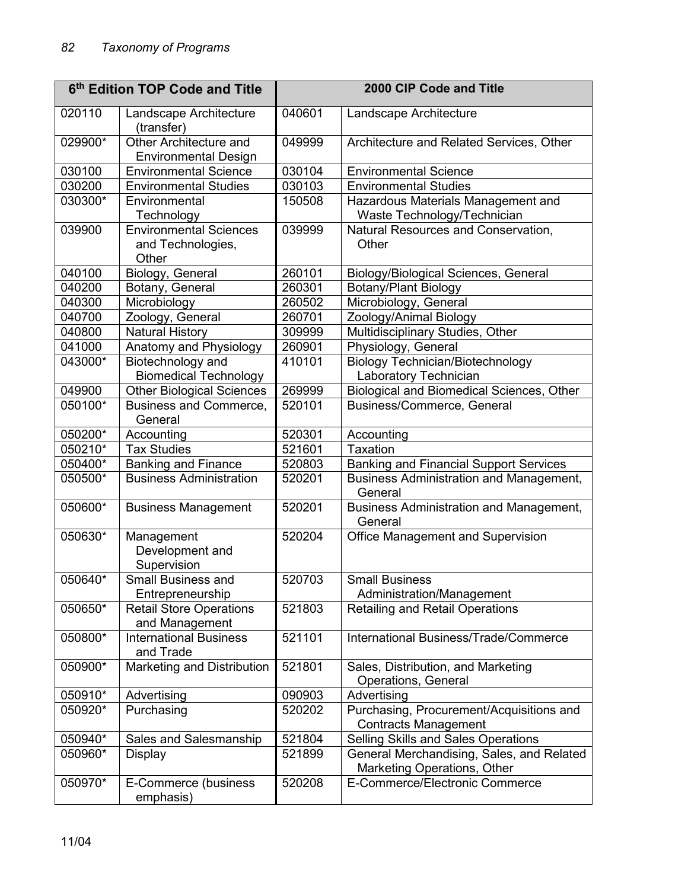| 6th Edition TOP Code and Title | | 2000 CIP Code and Title | |
|---|---|---|---|
| 020110 | Landscape Architecture (transfer) | 040601 | Landscape Architecture |
| 029900* | Other Architecture and Environmental Design | 049999 | Architecture and Related Services, Other |
| 030100 | Environmental Science | 030104 | Environmental Science |
| 030200 | Environmental Studies | 030103 | Environmental Studies |
| 030300* | Environmental Technology | 150508 | Hazardous Materials Management and Waste Technology/Technician |
| 039900 | Environmental Sciences and Technologies, Other | 039999 | Natural Resources and Conservation, Other |
| 040100 | Biology, General | 260101 | Biology/Biological Sciences, General |
| 040200 | Botany, General | 260301 | Botany/Plant Biology |
| 040300 | Microbiology | 260502 | Microbiology, General |
| 040700 | Zoology, General | 260701 | Zoology/Animal Biology |
| 040800 | Natural History | 309999 | Multidisciplinary Studies, Other |
| 041000 | Anatomy and Physiology | 260901 | Physiology, General |
| 043000* | Biotechnology and Biomedical Technology | 410101 | Biology Technician/Biotechnology Laboratory Technician |
| 049900 | Other Biological Sciences | 269999 | Biological and Biomedical Sciences, Other |
| 050100* | Business and Commerce, General | 520101 | Business/Commerce, General |
| 050200* | Accounting | 520301 | Accounting |
| 050210* | Tax Studies | 521601 | Taxation |
| 050400* | Banking and Finance | 520803 | Banking and Financial Support Services |
| 050500* | Business Administration | 520201 | Business Administration and Management, General |
| 050600* | Business Management | 520201 | Business Administration and Management, General |
| 050630* | Management Development and Supervision | 520204 | Office Management and Supervision |
| 050640* | Small Business and Entrepreneurship | 520703 | Small Business Administration/Management |
| 050650* | Retail Store Operations and Management | 521803 | Retailing and Retail Operations |
| 050800* | International Business and Trade | 521101 | International Business/Trade/Commerce |
| 050900* | Marketing and Distribution | 521801 | Sales, Distribution, and Marketing Operations, General |
| 050910* | Advertising | 090903 | Advertising |
| 050920* | Purchasing | 520202 | Purchasing, Procurement/Acquisitions and Contracts Management |
| 050940* | Sales and Salesmanship | 521804 | Selling Skills and Sales Operations |
| 050960* | Display | 521899 | General Merchandising, Sales, and Related Marketing Operations, Other |
| 050970* | E-Commerce (business emphasis) | 520208 | E-Commerce/Electronic Commerce |

11/04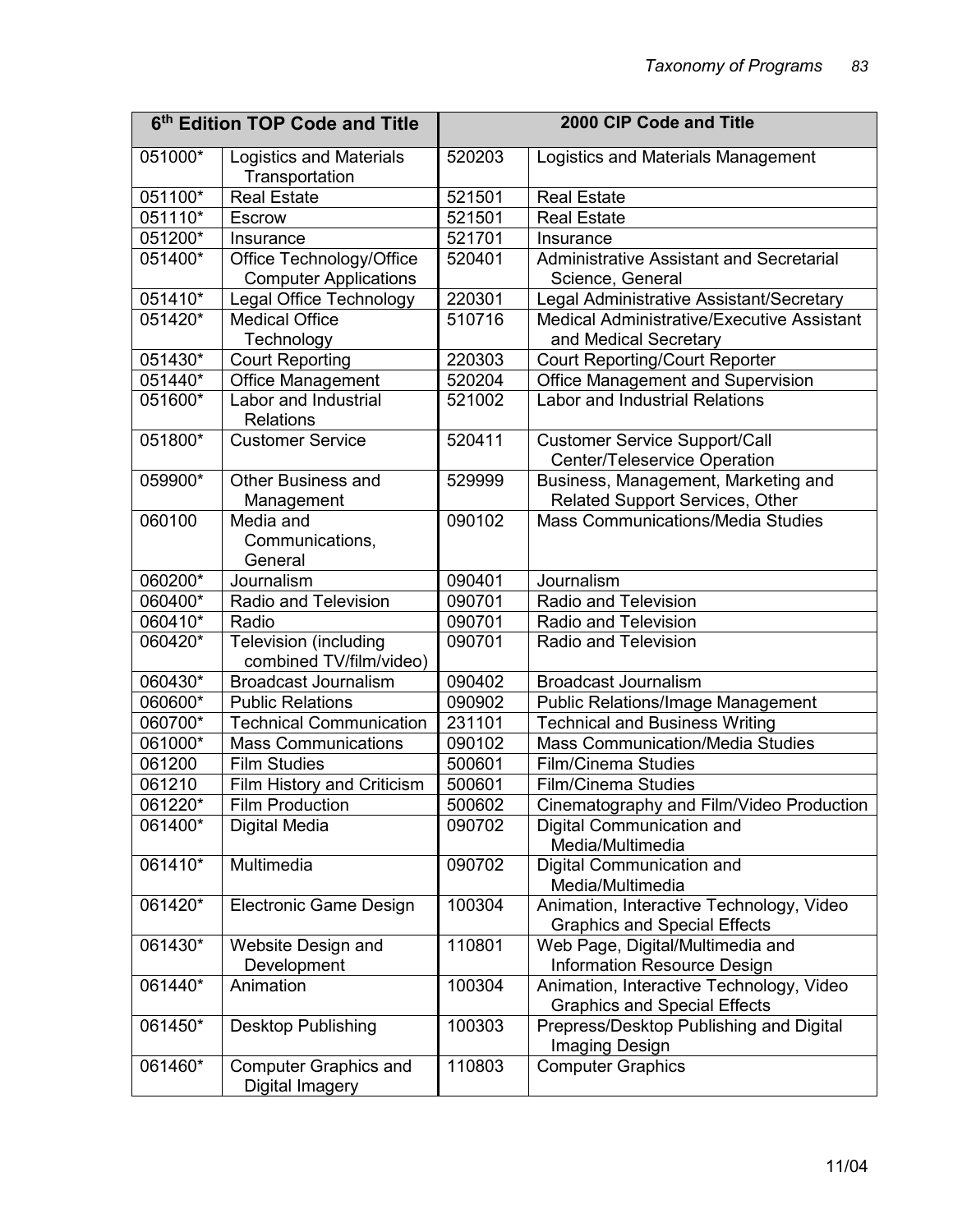| 6th Edition TOP Code and Title | | 2000 CIP Code and Title | |
|---|---|---|---|
| 051000* | Logistics and Materials Transportation | 520203 | Logistics and Materials Management |
| 051100* | Real Estate | 521501 | Real Estate |
| 051110* | Escrow | 521501 | Real Estate |
| 051200* | Insurance | 521701 | Insurance |
| 051400* | Office Technology/Office Computer Applications | 520401 | Administrative Assistant and Secretarial Science, General |
| 051410* | Legal Office Technology | 220301 | Legal Administrative Assistant/Secretary |
| 051420* | Medical Office Technology | 510716 | Medical Administrative/Executive Assistant and Medical Secretary |
| 051430* | Court Reporting | 220303 | Court Reporting/Court Reporter |
| 051440* | Office Management | 520204 | Office Management and Supervision |
| 051600* | Labor and Industrial Relations | 521002 | Labor and Industrial Relations |
| 051800* | Customer Service | 520411 | Customer Service Support/Call Center/Teleservice Operation |
| 059900* | Other Business and Management | 529999 | Business, Management, Marketing and Related Support Services, Other |
| 060100 | Media and Communications, General | 090102 | Mass Communications/Media Studies |
| 060200* | Journalism | 090401 | Journalism |
| 060400* | Radio and Television | 090701 | Radio and Television |
| 060410* | Radio | 090701 | Radio and Television |
| 060420* | Television (including combined TV/film/video) | 090701 | Radio and Television |
| 060430* | Broadcast Journalism | 090402 | Broadcast Journalism |
| 060600* | Public Relations | 090902 | Public Relations/Image Management |
| 060700* | Technical Communication | 231101 | Technical and Business Writing |
| 061000* | Mass Communications | 090102 | Mass Communication/Media Studies |
| 061200 | Film Studies | 500601 | Film/Cinema Studies |
| 061210 | Film History and Criticism | 500601 | Film/Cinema Studies |
| 061220* | Film Production | 500602 | Cinematography and Film/Video Production |
| 061400* | Digital Media | 090702 | Digital Communication and Media/Multimedia |
| 061410* | Multimedia | 090702 | Digital Communication and Media/Multimedia |
| 061420* | Electronic Game Design | 100304 | Animation, Interactive Technology, Video Graphics and Special Effects |
| 061430* | Website Design and Development | 110801 | Web Page, Digital/Multimedia and Information Resource Design |
| 061440* | Animation | 100304 | Animation, Interactive Technology, Video Graphics and Special Effects |
| 061450* | Desktop Publishing | 100303 | Prepress/Desktop Publishing and Digital Imaging Design |
| 061460* | Computer Graphics and Digital Imagery | 110803 | Computer Graphics |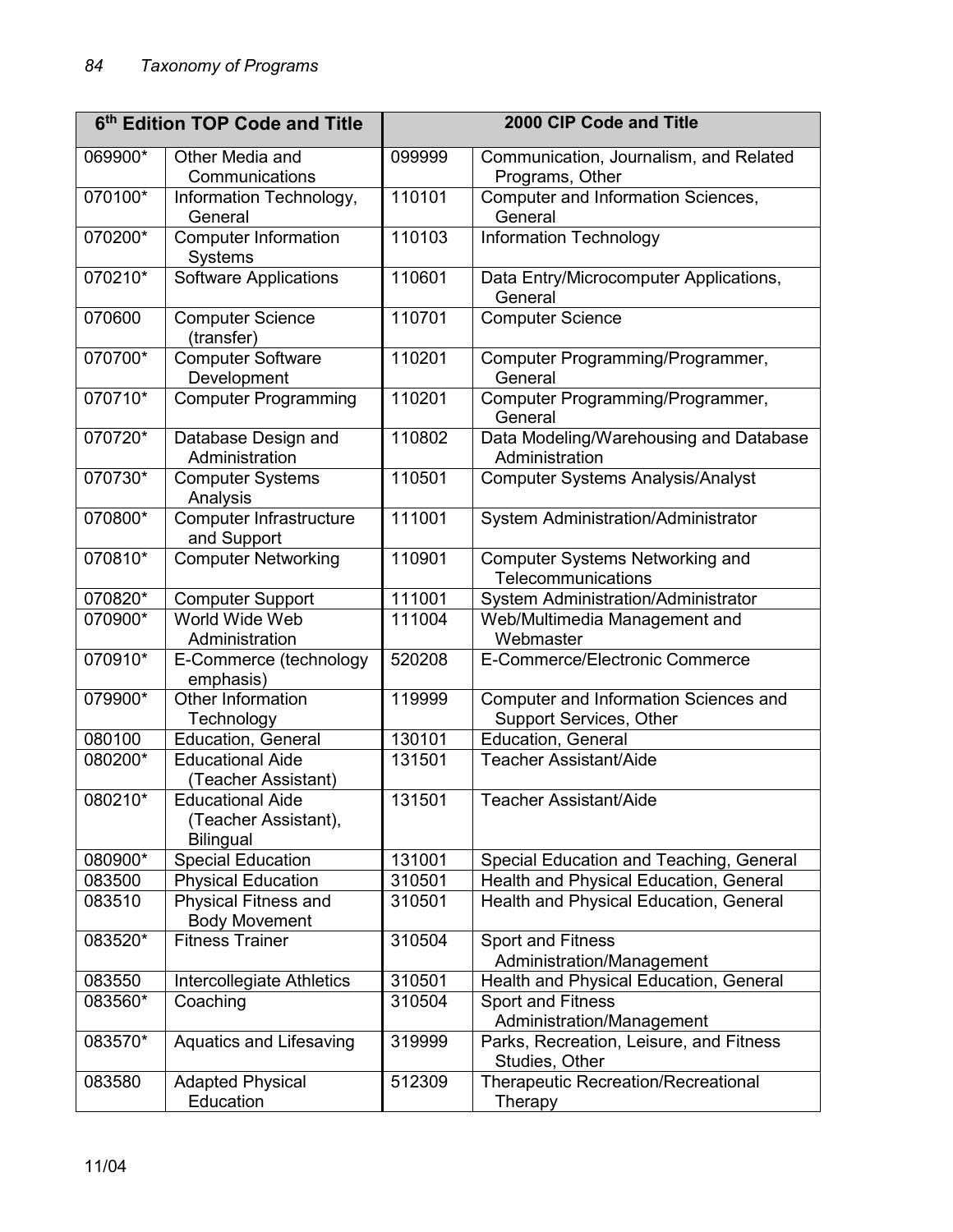| 6th Edition TOP Code and Title | | 2000 CIP Code and Title | |
|---|---|---|---|
| 069900* | Other Media and Communications | 099999 | Communication, Journalism, and Related Programs, Other |
| 070100* | Information Technology, General | 110101 | Computer and Information Sciences, General |
| 070200* | Computer Information Systems | 110103 | Information Technology |
| 070210* | Software Applications | 110601 | Data Entry/Microcomputer Applications, General |
| 070600 | Computer Science (transfer) | 110701 | Computer Science |
| 070700* | Computer Software Development | 110201 | Computer Programming/Programmer, General |
| 070710* | Computer Programming | 110201 | Computer Programming/Programmer, General |
| 070720* | Database Design and Administration | 110802 | Data Modeling/Warehousing and Database Administration |
| 070730* | Computer Systems Analysis | 110501 | Computer Systems Analysis/Analyst |
| 070800* | Computer Infrastructure and Support | 111001 | System Administration/Administrator |
| 070810* | Computer Networking | 110901 | Computer Systems Networking and Telecommunications |
| 070820* | Computer Support | 111001 | System Administration/Administrator |
| 070900* | World Wide Web Administration | 111004 | Web/Multimedia Management and Webmaster |
| 070910* | E-Commerce (technology emphasis) | 520208 | E-Commerce/Electronic Commerce |
| 079900* | Other Information Technology | 119999 | Computer and Information Sciences and Support Services, Other |
| 080100 | Education, General | 130101 | Education, General |
| 080200* | Educational Aide (Teacher Assistant) | 131501 | Teacher Assistant/Aide |
| 080210* | Educational Aide (Teacher Assistant), Bilingual | 131501 | Teacher Assistant/Aide |
| 080900* | Special Education | 131001 | Special Education and Teaching, General |
| 083500 | Physical Education | 310501 | Health and Physical Education, General |
| 083510 | Physical Fitness and Body Movement | 310501 | Health and Physical Education, General |
| 083520* | Fitness Trainer | 310504 | Sport and Fitness Administration/Management |
| 083550 | Intercollegiate Athletics | 310501 | Health and Physical Education, General |
| 083560* | Coaching | 310504 | Sport and Fitness Administration/Management |
| 083570* | Aquatics and Lifesaving | 319999 | Parks, Recreation, Leisure, and Fitness Studies, Other |
| 083580 | Adapted Physical Education | 512309 | Therapeutic Recreation/Recreational Therapy |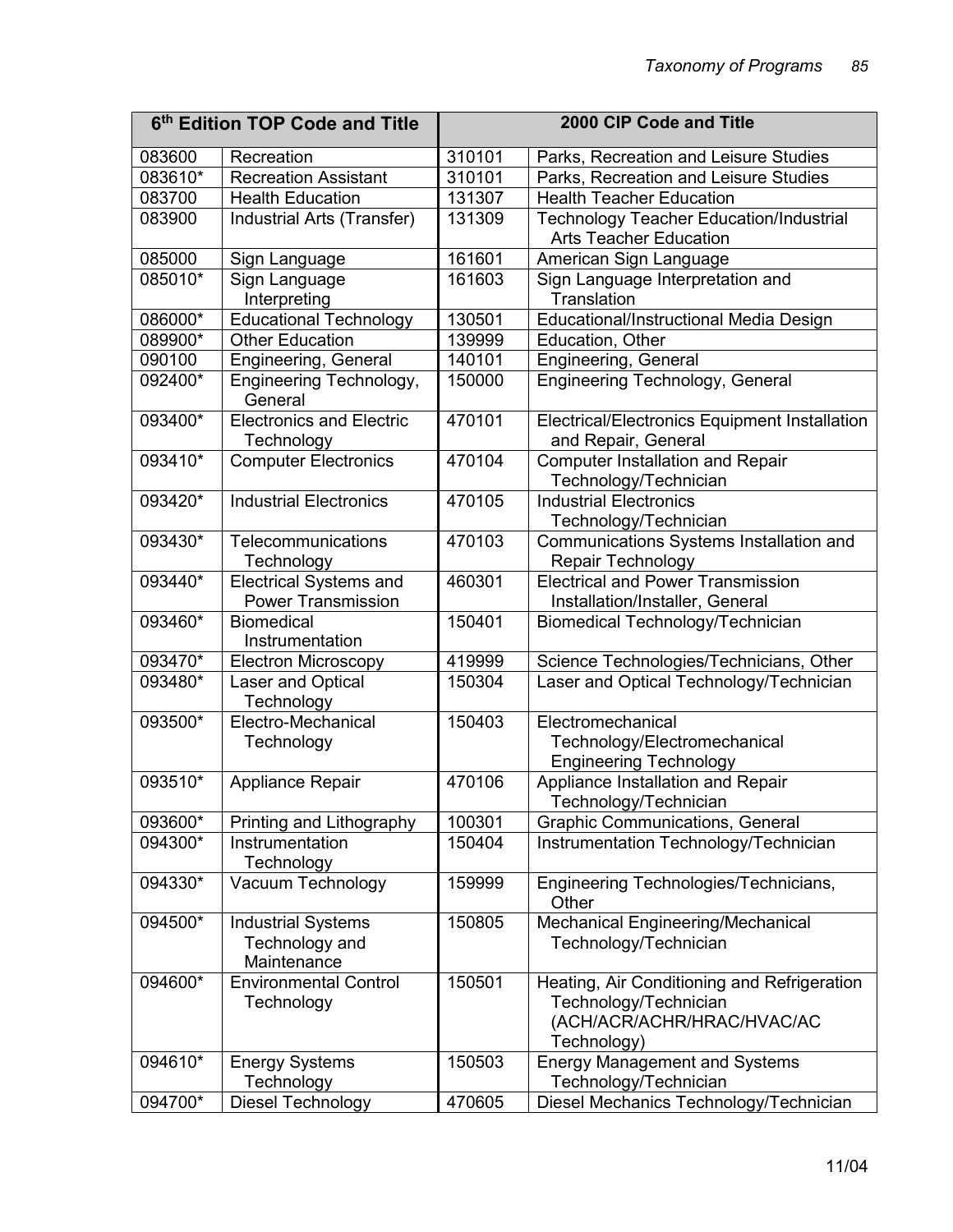| 6th Edition TOP Code and Title | | 2000 CIP Code and Title | |
|---|---|---|---|
| 083600 | Recreation | 310101 | Parks, Recreation and Leisure Studies |
| 083610* | Recreation Assistant | 310101 | Parks, Recreation and Leisure Studies |
| 083700 | Health Education | 131307 | Health Teacher Education |
| 083900 | Industrial Arts (Transfer) | 131309 | Technology Teacher Education/Industrial Arts Teacher Education |
| 085000 | Sign Language | 161601 | American Sign Language |
| 085010* | Sign Language Interpreting | 161603 | Sign Language Interpretation and Translation |
| 086000* | Educational Technology | 130501 | Educational/Instructional Media Design |
| 089900* | Other Education | 139999 | Education, Other |
| 090100 | Engineering, General | 140101 | Engineering, General |
| 092400* | Engineering Technology, General | 150000 | Engineering Technology, General |
| 093400* | Electronics and Electric Technology | 470101 | Electrical/Electronics Equipment Installation and Repair, General |
| 093410* | Computer Electronics | 470104 | Computer Installation and Repair Technology/Technician |
| 093420* | Industrial Electronics | 470105 | Industrial Electronics Technology/Technician |
| 093430* | Telecommunications Technology | 470103 | Communications Systems Installation and Repair Technology |
| 093440* | Electrical Systems and Power Transmission | 460301 | Electrical and Power Transmission Installation/Installer, General |
| 093460* | Biomedical Instrumentation | 150401 | Biomedical Technology/Technician |
| 093470* | Electron Microscopy | 419999 | Science Technologies/Technicians, Other |
| 093480* | Laser and Optical Technology | 150304 | Laser and Optical Technology/Technician |
| 093500* | Electro-Mechanical Technology | 150403 | Electromechanical Technology/Electromechanical Engineering Technology |
| 093510* | Appliance Repair | 470106 | Appliance Installation and Repair Technology/Technician |
| 093600* | Printing and Lithography | 100301 | Graphic Communications, General |
| 094300* | Instrumentation Technology | 150404 | Instrumentation Technology/Technician |
| 094330* | Vacuum Technology | 159999 | Engineering Technologies/Technicians, Other |
| 094500* | Industrial Systems Technology and Maintenance | 150805 | Mechanical Engineering/Mechanical Technology/Technician |
| 094600* | Environmental Control Technology | 150501 | Heating, Air Conditioning and Refrigeration Technology/Technician (ACH/ACR/ACHR/HRAC/HVAC/AC Technology) |
| 094610* | Energy Systems Technology | 150503 | Energy Management and Systems Technology/Technician |
| 094700* | Diesel Technology | 470605 | Diesel Mechanics Technology/Technician |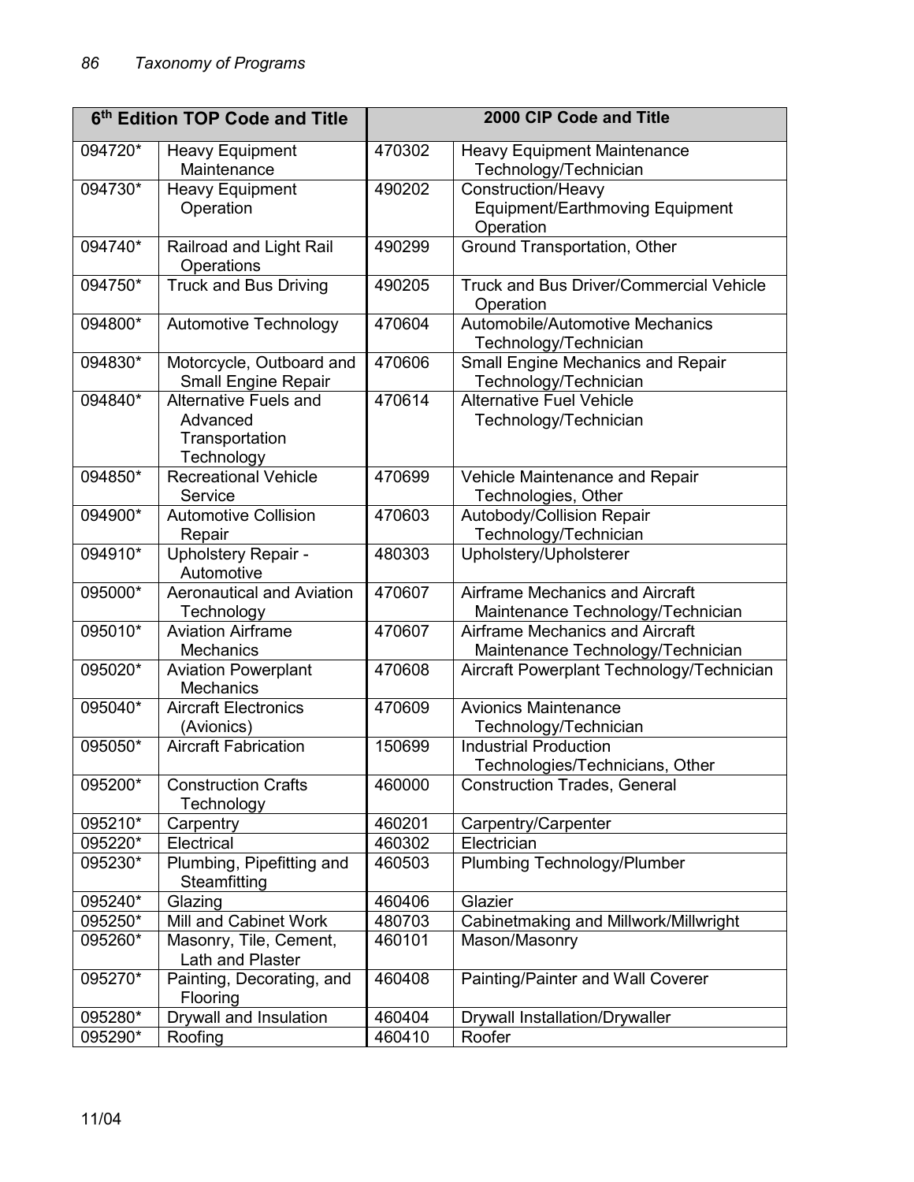| 6th Edition TOP Code and Title | | 2000 CIP Code and Title | |
|---|---|---|---|
| 094720* | Heavy Equipment Maintenance | 470302 | Heavy Equipment Maintenance Technology/Technician |
| 094730* | Heavy Equipment Operation | 490202 | Construction/Heavy Equipment/Earthmoving Equipment Operation |
| 094740* | Railroad and Light Rail Operations | 490299 | Ground Transportation, Other |
| 094750* | Truck and Bus Driving | 490205 | Truck and Bus Driver/Commercial Vehicle Operation |
| 094800* | Automotive Technology | 470604 | Automobile/Automotive Mechanics Technology/Technician |
| 094830* | Motorcycle, Outboard and Small Engine Repair | 470606 | Small Engine Mechanics and Repair Technology/Technician |
| 094840* | Alternative Fuels and Advanced Transportation Technology | 470614 | Alternative Fuel Vehicle Technology/Technician |
| 094850* | Recreational Vehicle Service | 470699 | Vehicle Maintenance and Repair Technologies, Other |
| 094900* | Automotive Collision Repair | 470603 | Autobody/Collision Repair Technology/Technician |
| 094910* | Upholstery Repair - Automotive | 480303 | Upholstery/Upholsterer |
| 095000* | Aeronautical and Aviation Technology | 470607 | Airframe Mechanics and Aircraft Maintenance Technology/Technician |
| 095010* | Aviation Airframe Mechanics | 470607 | Airframe Mechanics and Aircraft Maintenance Technology/Technician |
| 095020* | Aviation Powerplant Mechanics | 470608 | Aircraft Powerplant Technology/Technician |
| 095040* | Aircraft Electronics (Avionics) | 470609 | Avionics Maintenance Technology/Technician |
| 095050* | Aircraft Fabrication | 150699 | Industrial Production Technologies/Technicians, Other |
| 095200* | Construction Crafts Technology | 460000 | Construction Trades, General |
| 095210* | Carpentry | 460201 | Carpentry/Carpenter |
| 095220* | Electrical | 460302 | Electrician |
| 095230* | Plumbing, Pipefitting and Steamfitting | 460503 | Plumbing Technology/Plumber |
| 095240* | Glazing | 460406 | Glazier |
| 095250* | Mill and Cabinet Work | 480703 | Cabinetmaking and Millwork/Millwright |
| 095260* | Masonry, Tile, Cement, Lath and Plaster | 460101 | Mason/Masonry |
| 095270* | Painting, Decorating, and Flooring | 460408 | Painting/Painter and Wall Coverer |
| 095280* | Drywall and Insulation | 460404 | Drywall Installation/Drywaller |
| 095290* | Roofing | 460410 | Roofer |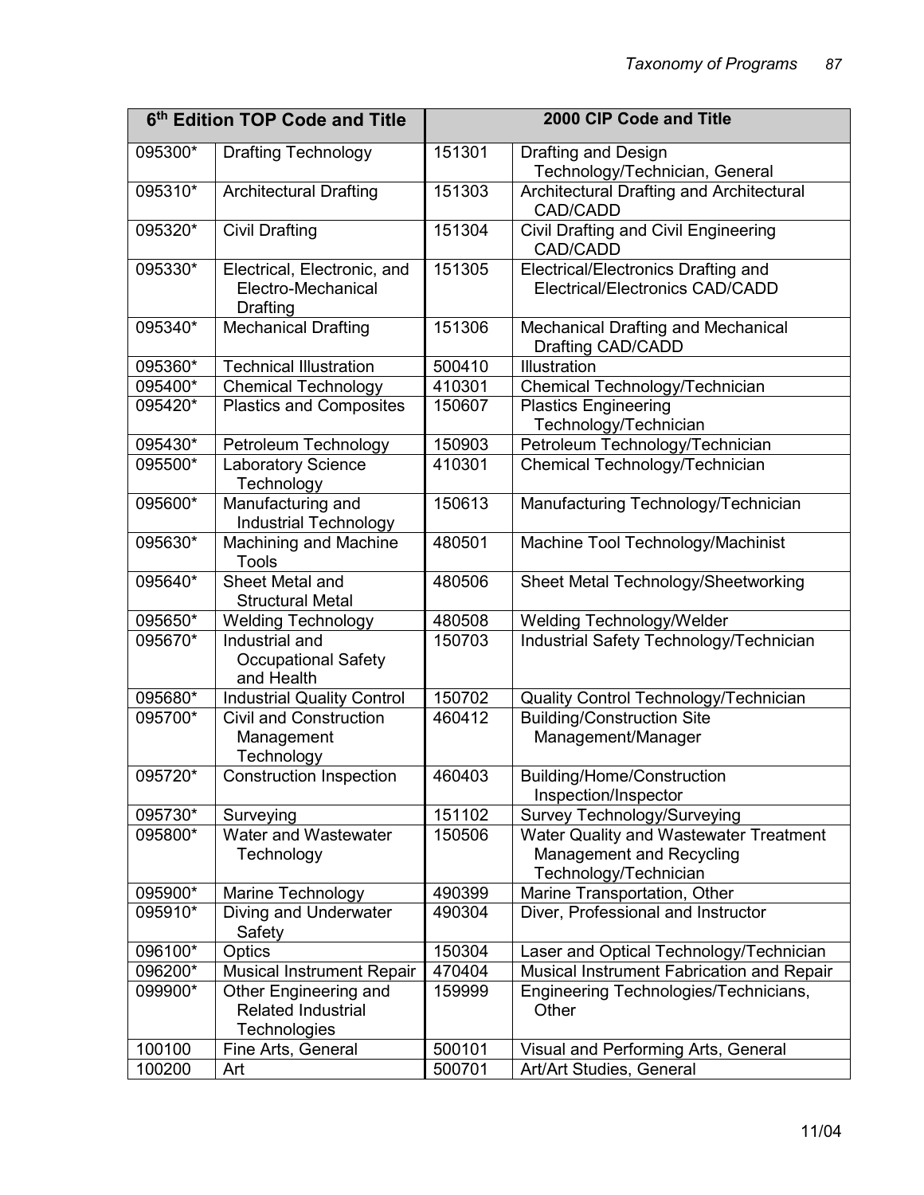| 6th Edition TOP Code and Title | | 2000 CIP Code and Title | |
|---|---|---|---|
| 095300* | Drafting Technology | 151301 | Drafting and Design Technology/Technician, General |
| 095310* | Architectural Drafting | 151303 | Architectural Drafting and Architectural CAD/CADD |
| 095320* | Civil Drafting | 151304 | Civil Drafting and Civil Engineering CAD/CADD |
| 095330* | Electrical, Electronic, and Electro-Mechanical Drafting | 151305 | Electrical/Electronics Drafting and Electrical/Electronics CAD/CADD |
| 095340* | Mechanical Drafting | 151306 | Mechanical Drafting and Mechanical Drafting CAD/CADD |
| 095360* | Technical Illustration | 500410 | Illustration |
| 095400* | Chemical Technology | 410301 | Chemical Technology/Technician |
| 095420* | Plastics and Composites | 150607 | Plastics Engineering Technology/Technician |
| 095430* | Petroleum Technology | 150903 | Petroleum Technology/Technician |
| 095500* | Laboratory Science Technology | 410301 | Chemical Technology/Technician |
| 095600* | Manufacturing and Industrial Technology | 150613 | Manufacturing Technology/Technician |
| 095630* | Machining and Machine Tools | 480501 | Machine Tool Technology/Machinist |
| 095640* | Sheet Metal and Structural Metal | 480506 | Sheet Metal Technology/Sheetworking |
| 095650* | Welding Technology | 480508 | Welding Technology/Welder |
| 095670* | Industrial and Occupational Safety and Health | 150703 | Industrial Safety Technology/Technician |
| 095680* | Industrial Quality Control | 150702 | Quality Control Technology/Technician |
| 095700* | Civil and Construction Management Technology | 460412 | Building/Construction Site Management/Manager |
| 095720* | Construction Inspection | 460403 | Building/Home/Construction Inspection/Inspector |
| 095730* | Surveying | 151102 | Survey Technology/Surveying |
| 095800* | Water and Wastewater Technology | 150506 | Water Quality and Wastewater Treatment Management and Recycling Technology/Technician |
| 095900* | Marine Technology | 490399 | Marine Transportation, Other |
| 095910* | Diving and Underwater Safety | 490304 | Diver, Professional and Instructor |
| 096100* | Optics | 150304 | Laser and Optical Technology/Technician |
| 096200* | Musical Instrument Repair | 470404 | Musical Instrument Fabrication and Repair |
| 099900* | Other Engineering and Related Industrial Technologies | 159999 | Engineering Technologies/Technicians, Other |
| 100100 | Fine Arts, General | 500101 | Visual and Performing Arts, General |
| 100200 | Art | 500701 | Art/Art Studies, General |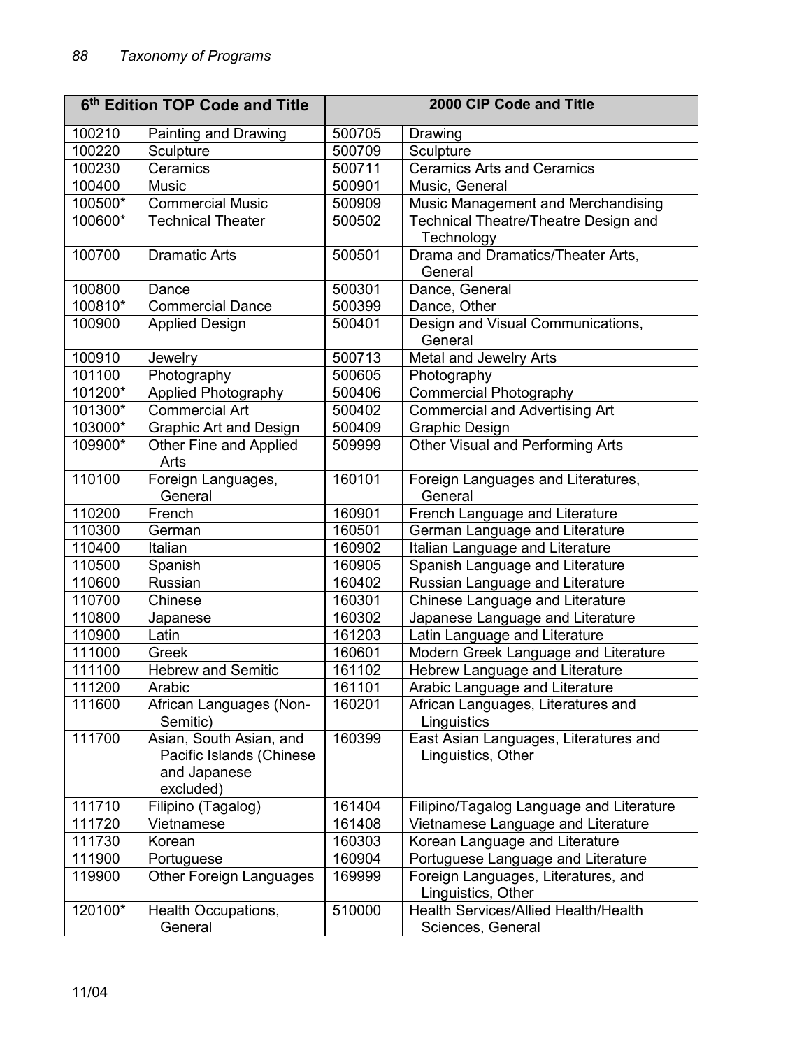| 6th Edition TOP Code and Title | | 2000 CIP Code and Title | |
|---|---|---|---|
| 100210 | Painting and Drawing | 500705 | Drawing |
| 100220 | Sculpture | 500709 | Sculpture |
| 100230 | Ceramics | 500711 | Ceramics Arts and Ceramics |
| 100400 | Music | 500901 | Music, General |
| 100500* | Commercial Music | 500909 | Music Management and Merchandising |
| 100600* | Technical Theater | 500502 | Technical Theatre/Theatre Design and Technology |
| 100700 | Dramatic Arts | 500501 | Drama and Dramatics/Theater Arts, General |
| 100800 | Dance | 500301 | Dance, General |
| 100810* | Commercial Dance | 500399 | Dance, Other |
| 100900 | Applied Design | 500401 | Design and Visual Communications, General |
| 100910 | Jewelry | 500713 | Metal and Jewelry Arts |
| 101100 | Photography | 500605 | Photography |
| 101200* | Applied Photography | 500406 | Commercial Photography |
| 101300* | Commercial Art | 500402 | Commercial and Advertising Art |
| 103000* | Graphic Art and Design | 500409 | Graphic Design |
| 109900* | Other Fine and Applied Arts | 509999 | Other Visual and Performing Arts |
| 110100 | Foreign Languages, General | 160101 | Foreign Languages and Literatures, General |
| 110200 | French | 160901 | French Language and Literature |
| 110300 | German | 160501 | German Language and Literature |
| 110400 | Italian | 160902 | Italian Language and Literature |
| 110500 | Spanish | 160905 | Spanish Language and Literature |
| 110600 | Russian | 160402 | Russian Language and Literature |
| 110700 | Chinese | 160301 | Chinese Language and Literature |
| 110800 | Japanese | 160302 | Japanese Language and Literature |
| 110900 | Latin | 161203 | Latin Language and Literature |
| 111000 | Greek | 160601 | Modern Greek Language and Literature |
| 111100 | Hebrew and Semitic | 161102 | Hebrew Language and Literature |
| 111200 | Arabic | 161101 | Arabic Language and Literature |
| 111600 | African Languages (Non-Semitic) | 160201 | African Languages, Literatures and Linguistics |
| 111700 | Asian, South Asian, and Pacific Islands (Chinese and Japanese excluded) | 160399 | East Asian Languages, Literatures and Linguistics, Other |
| 111710 | Filipino (Tagalog) | 161404 | Filipino/Tagalog Language and Literature |
| 111720 | Vietnamese | 161408 | Vietnamese Language and Literature |
| 111730 | Korean | 160303 | Korean Language and Literature |
| 111900 | Portuguese | 160904 | Portuguese Language and Literature |
| 119900 | Other Foreign Languages | 169999 | Foreign Languages, Literatures, and Linguistics, Other |
| 120100* | Health Occupations, General | 510000 | Health Services/Allied Health/Health Sciences, General |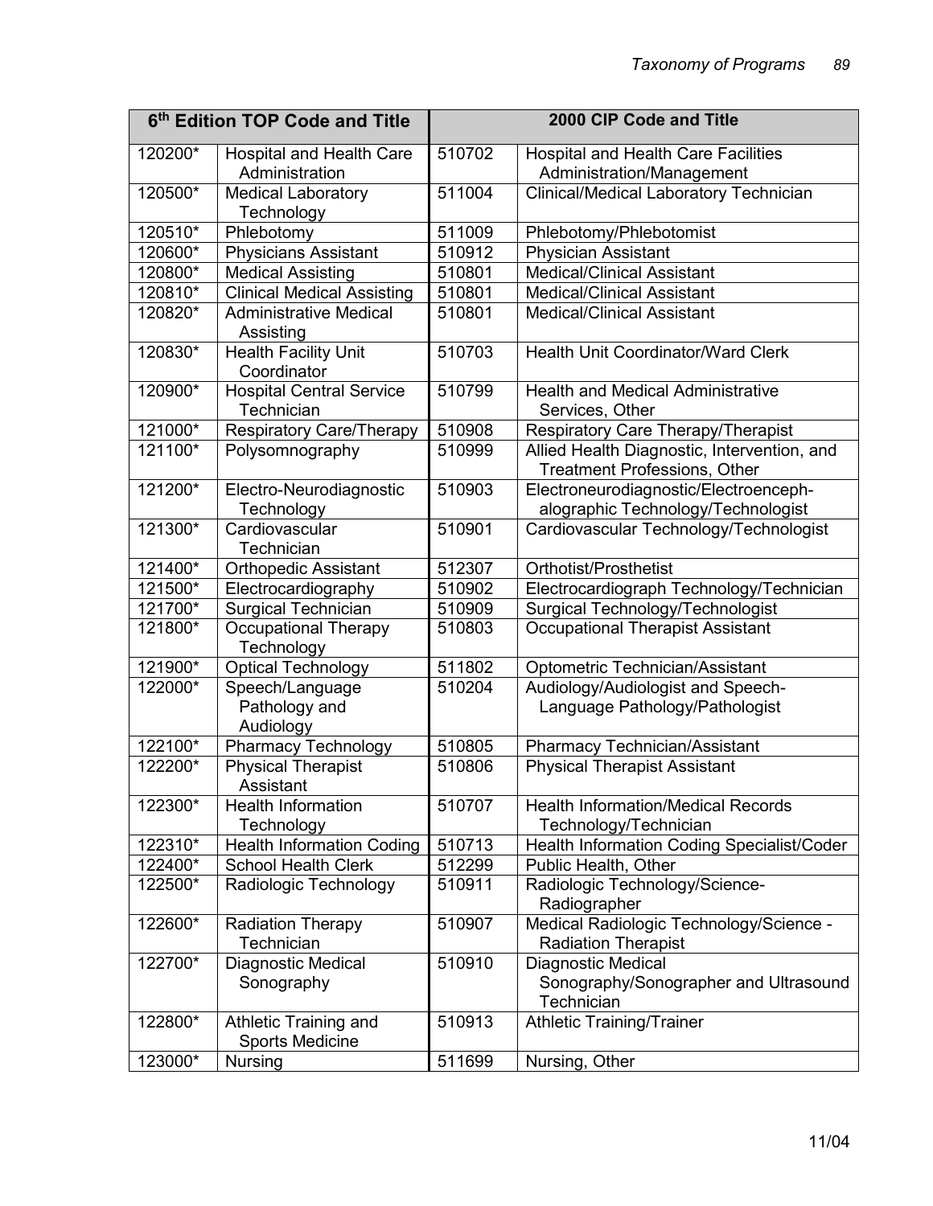| 6th Edition TOP Code and Title | | 2000 CIP Code and Title | |
|---|---|---|---|
| 120200* | Hospital and Health Care Administration | 510702 | Hospital and Health Care Facilities Administration/Management |
| 120500* | Medical Laboratory Technology | 511004 | Clinical/Medical Laboratory Technician |
| 120510* | Phlebotomy | 511009 | Phlebotomy/Phlebotomist |
| 120600* | Physicians Assistant | 510912 | Physician Assistant |
| 120800* | Medical Assisting | 510801 | Medical/Clinical Assistant |
| 120810* | Clinical Medical Assisting | 510801 | Medical/Clinical Assistant |
| 120820* | Administrative Medical Assisting | 510801 | Medical/Clinical Assistant |
| 120830* | Health Facility Unit Coordinator | 510703 | Health Unit Coordinator/Ward Clerk |
| 120900* | Hospital Central Service Technician | 510799 | Health and Medical Administrative Services, Other |
| 121000* | Respiratory Care/Therapy | 510908 | Respiratory Care Therapy/Therapist |
| 121100* | Polysomnography | 510999 | Allied Health Diagnostic, Intervention, and Treatment Professions, Other |
| 121200* | Electro-Neurodiagnostic Technology | 510903 | Electroneurodiagnostic/Electroencephalographic Technology/Technologist |
| 121300* | Cardiovascular Technician | 510901 | Cardiovascular Technology/Technologist |
| 121400* | Orthopedic Assistant | 512307 | Orthotist/Prosthetist |
| 121500* | Electrocardiography | 510902 | Electrocardiograph Technology/Technician |
| 121700* | Surgical Technician | 510909 | Surgical Technology/Technologist |
| 121800* | Occupational Therapy Technology | 510803 | Occupational Therapist Assistant |
| 121900* | Optical Technology | 511802 | Optometric Technician/Assistant |
| 122000* | Speech/Language Pathology and Audiology | 510204 | Audiology/Audiologist and Speech-Language Pathology/Pathologist |
| 122100* | Pharmacy Technology | 510805 | Pharmacy Technician/Assistant |
| 122200* | Physical Therapist Assistant | 510806 | Physical Therapist Assistant |
| 122300* | Health Information Technology | 510707 | Health Information/Medical Records Technology/Technician |
| 122310* | Health Information Coding | 510713 | Health Information Coding Specialist/Coder |
| 122400* | School Health Clerk | 512299 | Public Health, Other |
| 122500* | Radiologic Technology | 510911 | Radiologic Technology/Science-Radiographer |
| 122600* | Radiation Therapy Technician | 510907 | Medical Radiologic Technology/Science - Radiation Therapist |
| 122700* | Diagnostic Medical Sonography | 510910 | Diagnostic Medical Sonography/Sonographer and Ultrasound Technician |
| 122800* | Athletic Training and Sports Medicine | 510913 | Athletic Training/Trainer |
| 123000* | Nursing | 511699 | Nursing, Other |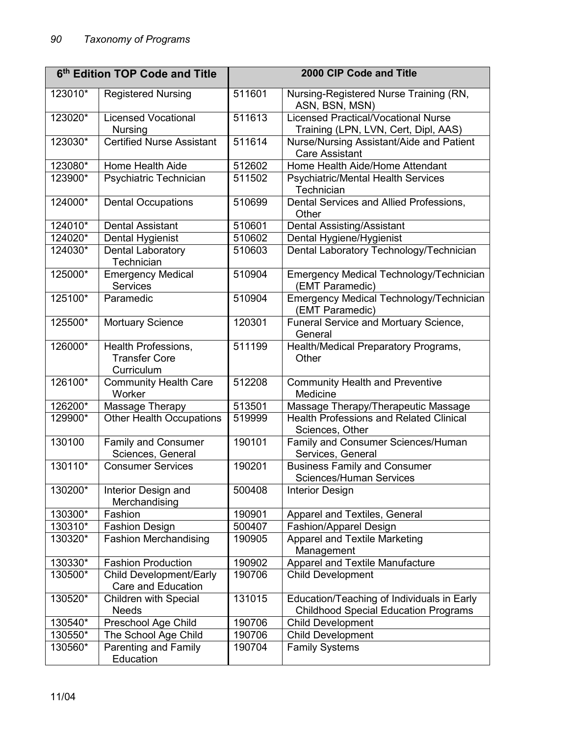| 6th Edition TOP Code and Title | | 2000 CIP Code and Title | |
|---|---|---|---|
| 123010* | Registered Nursing | 511601 | Nursing-Registered Nurse Training (RN, ASN, BSN, MSN) |
| 123020* | Licensed Vocational Nursing | 511613 | Licensed Practical/Vocational Nurse Training (LPN, LVN, Cert, Dipl, AAS) |
| 123030* | Certified Nurse Assistant | 511614 | Nurse/Nursing Assistant/Aide and Patient Care Assistant |
| 123080* | Home Health Aide | 512602 | Home Health Aide/Home Attendant |
| 123900* | Psychiatric Technician | 511502 | Psychiatric/Mental Health Services Technician |
| 124000* | Dental Occupations | 510699 | Dental Services and Allied Professions, Other |
| 124010* | Dental Assistant | 510601 | Dental Assisting/Assistant |
| 124020* | Dental Hygienist | 510602 | Dental Hygiene/Hygienist |
| 124030* | Dental Laboratory Technician | 510603 | Dental Laboratory Technology/Technician |
| 125000* | Emergency Medical Services | 510904 | Emergency Medical Technology/Technician (EMT Paramedic) |
| 125100* | Paramedic | 510904 | Emergency Medical Technology/Technician (EMT Paramedic) |
| 125500* | Mortuary Science | 120301 | Funeral Service and Mortuary Science, General |
| 126000* | Health Professions, Transfer Core Curriculum | 511199 | Health/Medical Preparatory Programs, Other |
| 126100* | Community Health Care Worker | 512208 | Community Health and Preventive Medicine |
| 126200* | Massage Therapy | 513501 | Massage Therapy/Therapeutic Massage |
| 129900* | Other Health Occupations | 519999 | Health Professions and Related Clinical Sciences, Other |
| 130100 | Family and Consumer Sciences, General | 190101 | Family and Consumer Sciences/Human Services, General |
| 130110* | Consumer Services | 190201 | Business Family and Consumer Sciences/Human Services |
| 130200* | Interior Design and Merchandising | 500408 | Interior Design |
| 130300* | Fashion | 190901 | Apparel and Textiles, General |
| 130310* | Fashion Design | 500407 | Fashion/Apparel Design |
| 130320* | Fashion Merchandising | 190905 | Apparel and Textile Marketing Management |
| 130330* | Fashion Production | 190902 | Apparel and Textile Manufacture |
| 130500* | Child Development/Early Care and Education | 190706 | Child Development |
| 130520* | Children with Special Needs | 131015 | Education/Teaching of Individuals in Early Childhood Special Education Programs |
| 130540* | Preschool Age Child | 190706 | Child Development |
| 130550* | The School Age Child | 190706 | Child Development |
| 130560* | Parenting and Family Education | 190704 | Family Systems |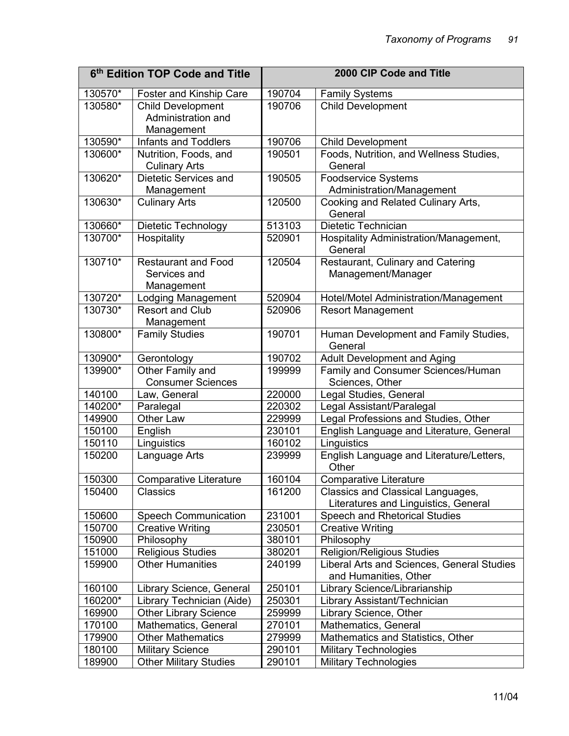| 6th Edition TOP Code and Title | | 2000 CIP Code and Title | |
|---|---|---|---|
| 130570* | Foster and Kinship Care | 190704 | Family Systems |
| 130580* | Child Development Administration and Management | 190706 | Child Development |
| 130590* | Infants and Toddlers | 190706 | Child Development |
| 130600* | Nutrition, Foods, and Culinary Arts | 190501 | Foods, Nutrition, and Wellness Studies, General |
| 130620* | Dietetic Services and Management | 190505 | Foodservice Systems Administration/Management |
| 130630* | Culinary Arts | 120500 | Cooking and Related Culinary Arts, General |
| 130660* | Dietetic Technology | 513103 | Dietetic Technician |
| 130700* | Hospitality | 520901 | Hospitality Administration/Management, General |
| 130710* | Restaurant and Food Services and Management | 120504 | Restaurant, Culinary and Catering Management/Manager |
| 130720* | Lodging Management | 520904 | Hotel/Motel Administration/Management |
| 130730* | Resort and Club Management | 520906 | Resort Management |
| 130800* | Family Studies | 190701 | Human Development and Family Studies, General |
| 130900* | Gerontology | 190702 | Adult Development and Aging |
| 139900* | Other Family and Consumer Sciences | 199999 | Family and Consumer Sciences/Human Sciences, Other |
| 140100 | Law, General | 220000 | Legal Studies, General |
| 140200* | Paralegal | 220302 | Legal Assistant/Paralegal |
| 149900 | Other Law | 229999 | Legal Professions and Studies, Other |
| 150100 | English | 230101 | English Language and Literature, General |
| 150110 | Linguistics | 160102 | Linguistics |
| 150200 | Language Arts | 239999 | English Language and Literature/Letters, Other |
| 150300 | Comparative Literature | 160104 | Comparative Literature |
| 150400 | Classics | 161200 | Classics and Classical Languages, Literatures and Linguistics, General |
| 150600 | Speech Communication | 231001 | Speech and Rhetorical Studies |
| 150700 | Creative Writing | 230501 | Creative Writing |
| 150900 | Philosophy | 380101 | Philosophy |
| 151000 | Religious Studies | 380201 | Religion/Religious Studies |
| 159900 | Other Humanities | 240199 | Liberal Arts and Sciences, General Studies and Humanities, Other |
| 160100 | Library Science, General | 250101 | Library Science/Librarianship |
| 160200* | Library Technician (Aide) | 250301 | Library Assistant/Technician |
| 169900 | Other Library Science | 259999 | Library Science, Other |
| 170100 | Mathematics, General | 270101 | Mathematics, General |
| 179900 | Other Mathematics | 279999 | Mathematics and Statistics, Other |
| 180100 | Military Science | 290101 | Military Technologies |
| 189900 | Other Military Studies | 290101 | Military Technologies |

11/04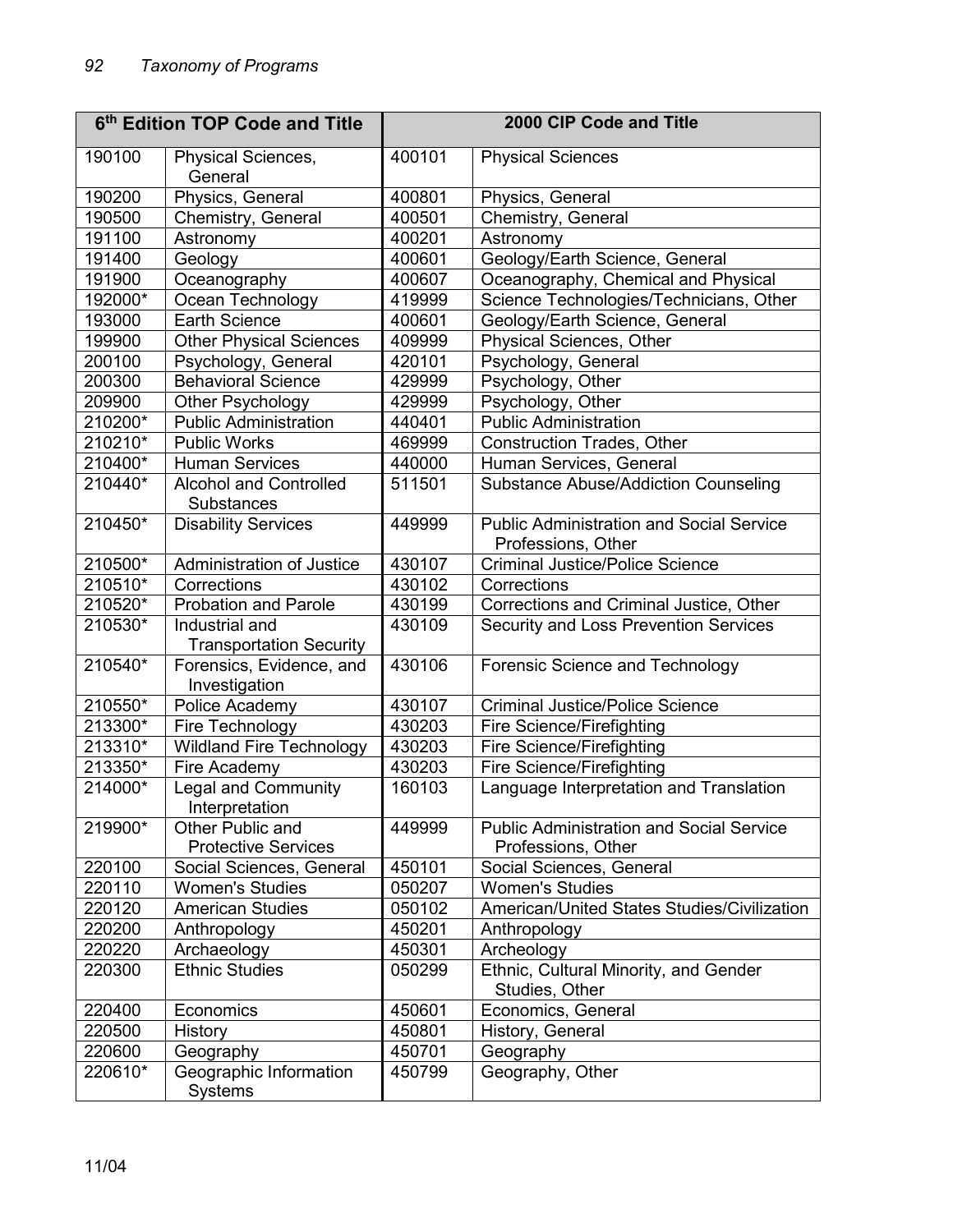| 6th Edition TOP Code and Title | | 2000 CIP Code and Title | |
|---|---|---|---|
| 190100 | Physical Sciences, General | 400101 | Physical Sciences |
| 190200 | Physics, General | 400801 | Physics, General |
| 190500 | Chemistry, General | 400501 | Chemistry, General |
| 191100 | Astronomy | 400201 | Astronomy |
| 191400 | Geology | 400601 | Geology/Earth Science, General |
| 191900 | Oceanography | 400607 | Oceanography, Chemical and Physical |
| 192000* | Ocean Technology | 419999 | Science Technologies/Technicians, Other |
| 193000 | Earth Science | 400601 | Geology/Earth Science, General |
| 199900 | Other Physical Sciences | 409999 | Physical Sciences, Other |
| 200100 | Psychology, General | 420101 | Psychology, General |
| 200300 | Behavioral Science | 429999 | Psychology, Other |
| 209900 | Other Psychology | 429999 | Psychology, Other |
| 210200* | Public Administration | 440401 | Public Administration |
| 210210* | Public Works | 469999 | Construction Trades, Other |
| 210400* | Human Services | 440000 | Human Services, General |
| 210440* | Alcohol and Controlled Substances | 511501 | Substance Abuse/Addiction Counseling |
| 210450* | Disability Services | 449999 | Public Administration and Social Service Professions, Other |
| 210500* | Administration of Justice | 430107 | Criminal Justice/Police Science |
| 210510* | Corrections | 430102 | Corrections |
| 210520* | Probation and Parole | 430199 | Corrections and Criminal Justice, Other |
| 210530* | Industrial and Transportation Security | 430109 | Security and Loss Prevention Services |
| 210540* | Forensics, Evidence, and Investigation | 430106 | Forensic Science and Technology |
| 210550* | Police Academy | 430107 | Criminal Justice/Police Science |
| 213300* | Fire Technology | 430203 | Fire Science/Firefighting |
| 213310* | Wildland Fire Technology | 430203 | Fire Science/Firefighting |
| 213350* | Fire Academy | 430203 | Fire Science/Firefighting |
| 214000* | Legal and Community Interpretation | 160103 | Language Interpretation and Translation |
| 219900* | Other Public and Protective Services | 449999 | Public Administration and Social Service Professions, Other |
| 220100 | Social Sciences, General | 450101 | Social Sciences, General |
| 220110 | Women's Studies | 050207 | Women's Studies |
| 220120 | American Studies | 050102 | American/United States Studies/Civilization |
| 220200 | Anthropology | 450201 | Anthropology |
| 220220 | Archaeology | 450301 | Archeology |
| 220300 | Ethnic Studies | 050299 | Ethnic, Cultural Minority, and Gender Studies, Other |
| 220400 | Economics | 450601 | Economics, General |
| 220500 | History | 450801 | History, General |
| 220600 | Geography | 450701 | Geography |
| 220610* | Geographic Information Systems | 450799 | Geography, Other |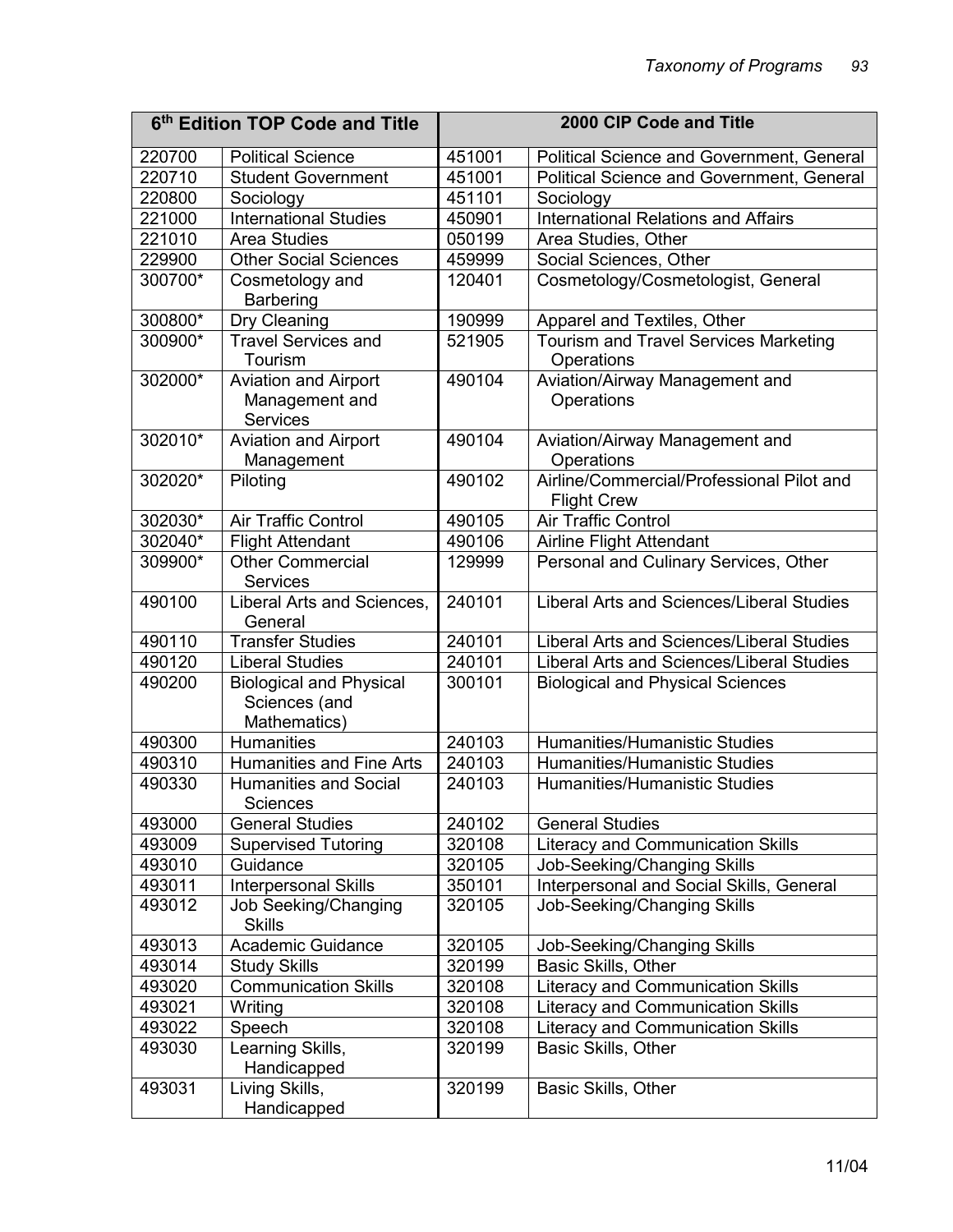| 6th Edition TOP Code and Title | | 2000 CIP Code and Title | |
|---|---|---|---|
| 220700 | Political Science | 451001 | Political Science and Government, General |
| 220710 | Student Government | 451001 | Political Science and Government, General |
| 220800 | Sociology | 451101 | Sociology |
| 221000 | International Studies | 450901 | International Relations and Affairs |
| 221010 | Area Studies | 050199 | Area Studies, Other |
| 229900 | Other Social Sciences | 459999 | Social Sciences, Other |
| 300700* | Cosmetology and Barbering | 120401 | Cosmetology/Cosmetologist, General |
| 300800* | Dry Cleaning | 190999 | Apparel and Textiles, Other |
| 300900* | Travel Services and Tourism | 521905 | Tourism and Travel Services Marketing Operations |
| 302000* | Aviation and Airport Management and Services | 490104 | Aviation/Airway Management and Operations |
| 302010* | Aviation and Airport Management | 490104 | Aviation/Airway Management and Operations |
| 302020* | Piloting | 490102 | Airline/Commercial/Professional Pilot and Flight Crew |
| 302030* | Air Traffic Control | 490105 | Air Traffic Control |
| 302040* | Flight Attendant | 490106 | Airline Flight Attendant |
| 309900* | Other Commercial Services | 129999 | Personal and Culinary Services, Other |
| 490100 | Liberal Arts and Sciences, General | 240101 | Liberal Arts and Sciences/Liberal Studies |
| 490110 | Transfer Studies | 240101 | Liberal Arts and Sciences/Liberal Studies |
| 490120 | Liberal Studies | 240101 | Liberal Arts and Sciences/Liberal Studies |
| 490200 | Biological and Physical Sciences (and Mathematics) | 300101 | Biological and Physical Sciences |
| 490300 | Humanities | 240103 | Humanities/Humanistic Studies |
| 490310 | Humanities and Fine Arts | 240103 | Humanities/Humanistic Studies |
| 490330 | Humanities and Social Sciences | 240103 | Humanities/Humanistic Studies |
| 493000 | General Studies | 240102 | General Studies |
| 493009 | Supervised Tutoring | 320108 | Literacy and Communication Skills |
| 493010 | Guidance | 320105 | Job-Seeking/Changing Skills |
| 493011 | Interpersonal Skills | 350101 | Interpersonal and Social Skills, General |
| 493012 | Job Seeking/Changing Skills | 320105 | Job-Seeking/Changing Skills |
| 493013 | Academic Guidance | 320105 | Job-Seeking/Changing Skills |
| 493014 | Study Skills | 320199 | Basic Skills, Other |
| 493020 | Communication Skills | 320108 | Literacy and Communication Skills |
| 493021 | Writing | 320108 | Literacy and Communication Skills |
| 493022 | Speech | 320108 | Literacy and Communication Skills |
| 493030 | Learning Skills, Handicapped | 320199 | Basic Skills, Other |
| 493031 | Living Skills, Handicapped | 320199 | Basic Skills, Other |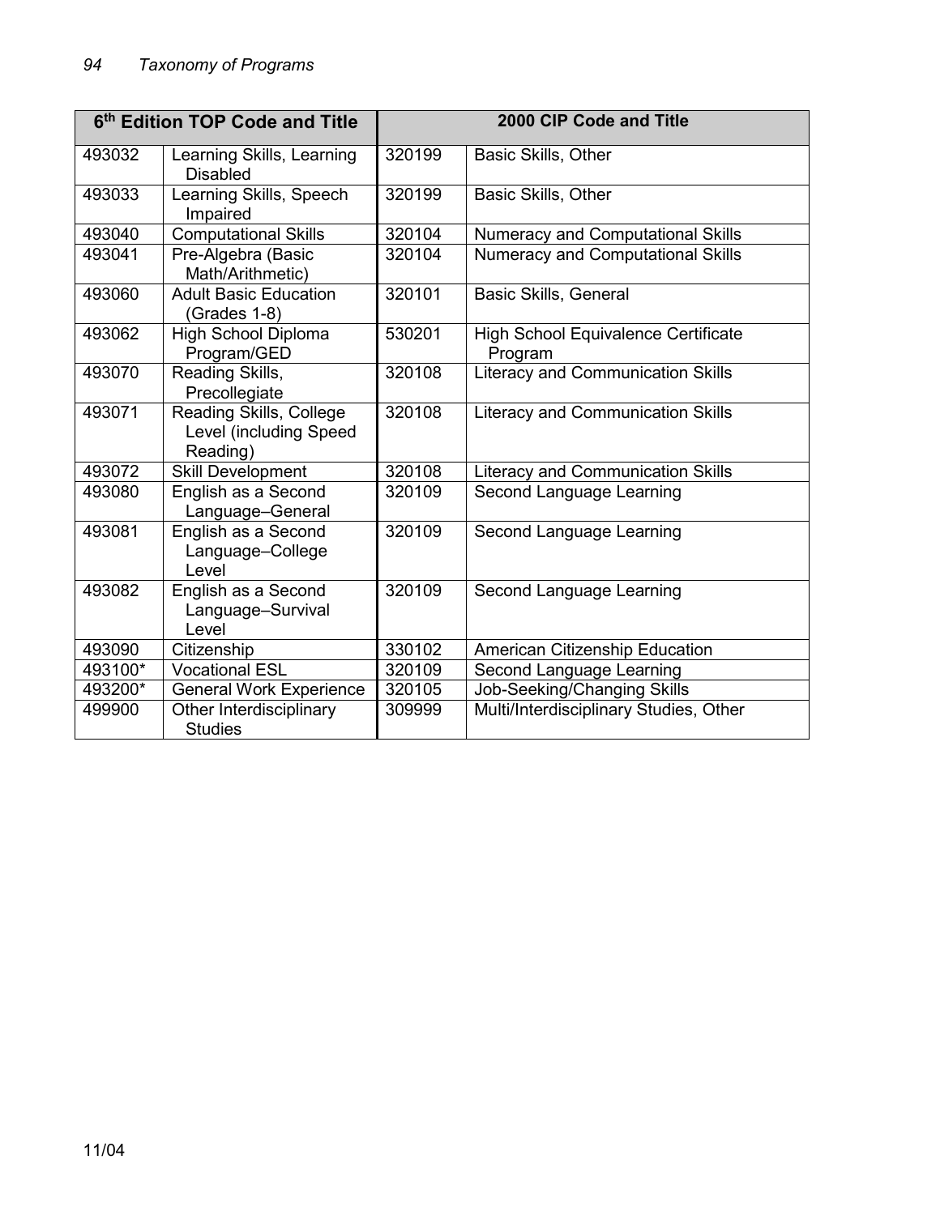| 6th Edition TOP Code and Title | | 2000 CIP Code and Title | |
|---|---|---|---|
| 493032 | Learning Skills, Learning Disabled | 320199 | Basic Skills, Other |
| 493033 | Learning Skills, Speech Impaired | 320199 | Basic Skills, Other |
| 493040 | Computational Skills | 320104 | Numeracy and Computational Skills |
| 493041 | Pre-Algebra (Basic Math/Arithmetic) | 320104 | Numeracy and Computational Skills |
| 493060 | Adult Basic Education (Grades 1-8) | 320101 | Basic Skills, General |
| 493062 | High School Diploma Program/GED | 530201 | High School Equivalence Certificate Program |
| 493070 | Reading Skills, Precollegiate | 320108 | Literacy and Communication Skills |
| 493071 | Reading Skills, College Level (including Speed Reading) | 320108 | Literacy and Communication Skills |
| 493072 | Skill Development | 320108 | Literacy and Communication Skills |
| 493080 | English as a Second Language–General | 320109 | Second Language Learning |
| 493081 | English as a Second Language–College Level | 320109 | Second Language Learning |
| 493082 | English as a Second Language–Survival Level | 320109 | Second Language Learning |
| 493090 | Citizenship | 330102 | American Citizenship Education |
| 493100* | Vocational ESL | 320109 | Second Language Learning |
| 493200* | General Work Experience | 320105 | Job-Seeking/Changing Skills |
| 499900 | Other Interdisciplinary Studies | 309999 | Multi/Interdisciplinary Studies, Other |

11/04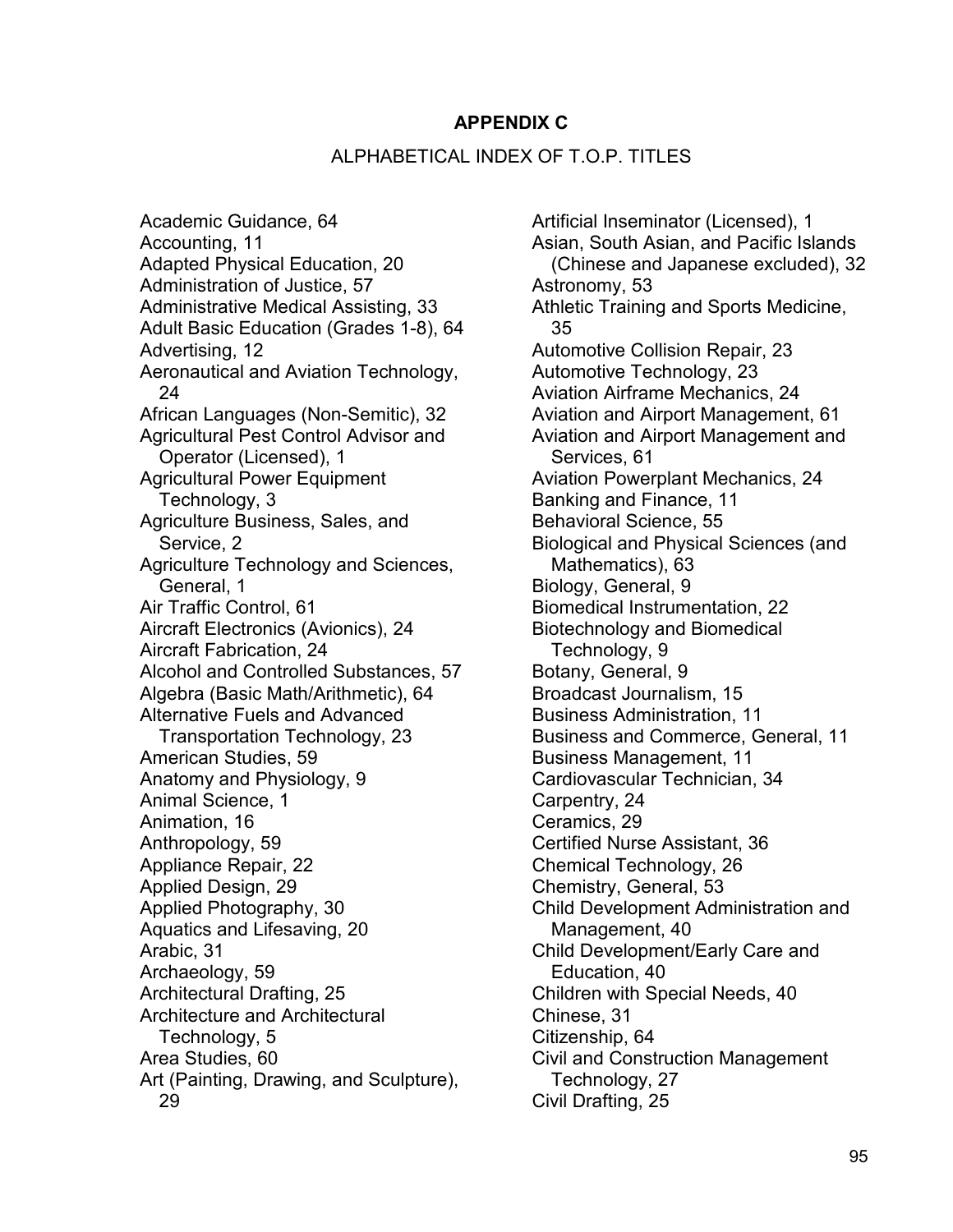# APPENDIX C

## ALPHABETICAL INDEX OF T.O.P. TITLES

Academic Guidance, 64
Accounting, 11
Adapted Physical Education, 20
Administration of Justice, 57
Administrative Medical Assisting, 33
Adult Basic Education (Grades 1-8), 64
Advertising, 12
Aeronautical and Aviation Technology, 24
African Languages (Non-Semitic), 32
Agricultural Pest Control Advisor and Operator (Licensed), 1
Agricultural Power Equipment Technology, 3
Agriculture Business, Sales, and Service, 2
Agriculture Technology and Sciences, General, 1
Air Traffic Control, 61
Aircraft Electronics (Avionics), 24
Aircraft Fabrication, 24
Alcohol and Controlled Substances, 57
Algebra (Basic Math/Arithmetic), 64
Alternative Fuels and Advanced Transportation Technology, 23
American Studies, 59
Anatomy and Physiology, 9
Animal Science, 1
Animation, 16
Anthropology, 59
Appliance Repair, 22
Applied Design, 29
Applied Photography, 30
Aquatics and Lifesaving, 20
Arabic, 31
Archaeology, 59
Architectural Drafting, 25
Architecture and Architectural Technology, 5
Area Studies, 60
Art (Painting, Drawing, and Sculpture), 29
Artificial Inseminator (Licensed), 1
Asian, South Asian, and Pacific Islands (Chinese and Japanese excluded), 32
Astronomy, 53
Athletic Training and Sports Medicine, 35
Automotive Collision Repair, 23
Automotive Technology, 23
Aviation Airframe Mechanics, 24
Aviation and Airport Management, 61
Aviation and Airport Management and Services, 61
Aviation Powerplant Mechanics, 24
Banking and Finance, 11
Behavioral Science, 55
Biological and Physical Sciences (and Mathematics), 63
Biology, General, 9
Biomedical Instrumentation, 22
Biotechnology and Biomedical Technology, 9
Botany, General, 9
Broadcast Journalism, 15
Business Administration, 11
Business and Commerce, General, 11
Business Management, 11
Cardiovascular Technician, 34
Carpentry, 24
Ceramics, 29
Certified Nurse Assistant, 36
Chemical Technology, 26
Chemistry, General, 53
Child Development Administration and Management, 40
Child Development/Early Care and Education, 40
Children with Special Needs, 40
Chinese, 31
Citizenship, 64
Civil and Construction Management Technology, 27
Civil Drafting, 25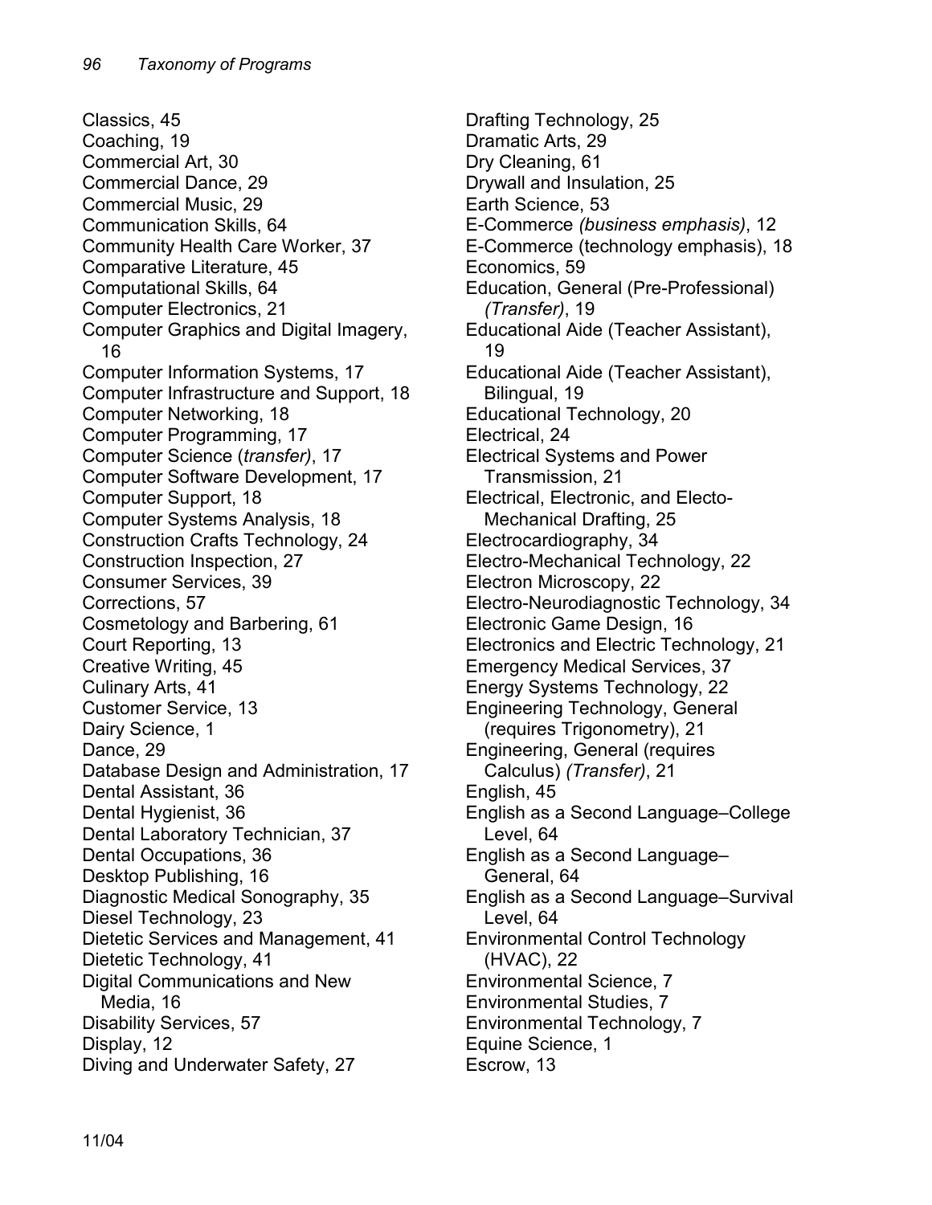Classics, 45
Coaching, 19
Commercial Art, 30
Commercial Dance, 29
Commercial Music, 29
Communication Skills, 64
Community Health Care Worker, 37
Comparative Literature, 45
Computational Skills, 64
Computer Electronics, 21
Computer Graphics and Digital Imagery, 16
Computer Information Systems, 17
Computer Infrastructure and Support, 18
Computer Networking, 18
Computer Programming, 17
Computer Science (*transfer)*, 17
Computer Software Development, 17
Computer Support, 18
Computer Systems Analysis, 18
Construction Crafts Technology, 24
Construction Inspection, 27
Consumer Services, 39
Corrections, 57
Cosmetology and Barbering, 61
Court Reporting, 13
Creative Writing, 45
Culinary Arts, 41
Customer Service, 13
Dairy Science, 1
Dance, 29
Database Design and Administration, 17
Dental Assistant, 36
Dental Hygienist, 36
Dental Laboratory Technician, 37
Dental Occupations, 36
Desktop Publishing, 16
Diagnostic Medical Sonography, 35
Diesel Technology, 23
Dietetic Services and Management, 41
Dietetic Technology, 41
Digital Communications and New Media, 16
Disability Services, 57
Display, 12
Diving and Underwater Safety, 27
Drafting Technology, 25
Dramatic Arts, 29
Dry Cleaning, 61
Drywall and Insulation, 25
Earth Science, 53
E-Commerce *(business emphasis)*, 12
E-Commerce (technology emphasis), 18
Economics, 59
Education, General (Pre-Professional) *(Transfer)*, 19
Educational Aide (Teacher Assistant), 19
Educational Aide (Teacher Assistant), Bilingual, 19
Educational Technology, 20
Electrical, 24
Electrical Systems and Power Transmission, 21
Electrical, Electronic, and Electo-Mechanical Drafting, 25
Electrocardiography, 34
Electro-Mechanical Technology, 22
Electron Microscopy, 22
Electro-Neurodiagnostic Technology, 34
Electronic Game Design, 16
Electronics and Electric Technology, 21
Emergency Medical Services, 37
Energy Systems Technology, 22
Engineering Technology, General (requires Trigonometry), 21
Engineering, General (requires Calculus) *(Transfer)*, 21
English, 45
English as a Second Language–College Level, 64
English as a Second Language–General, 64
English as a Second Language–Survival Level, 64
Environmental Control Technology (HVAC), 22
Environmental Science, 7
Environmental Studies, 7
Environmental Technology, 7
Equine Science, 1
Escrow, 13

11/04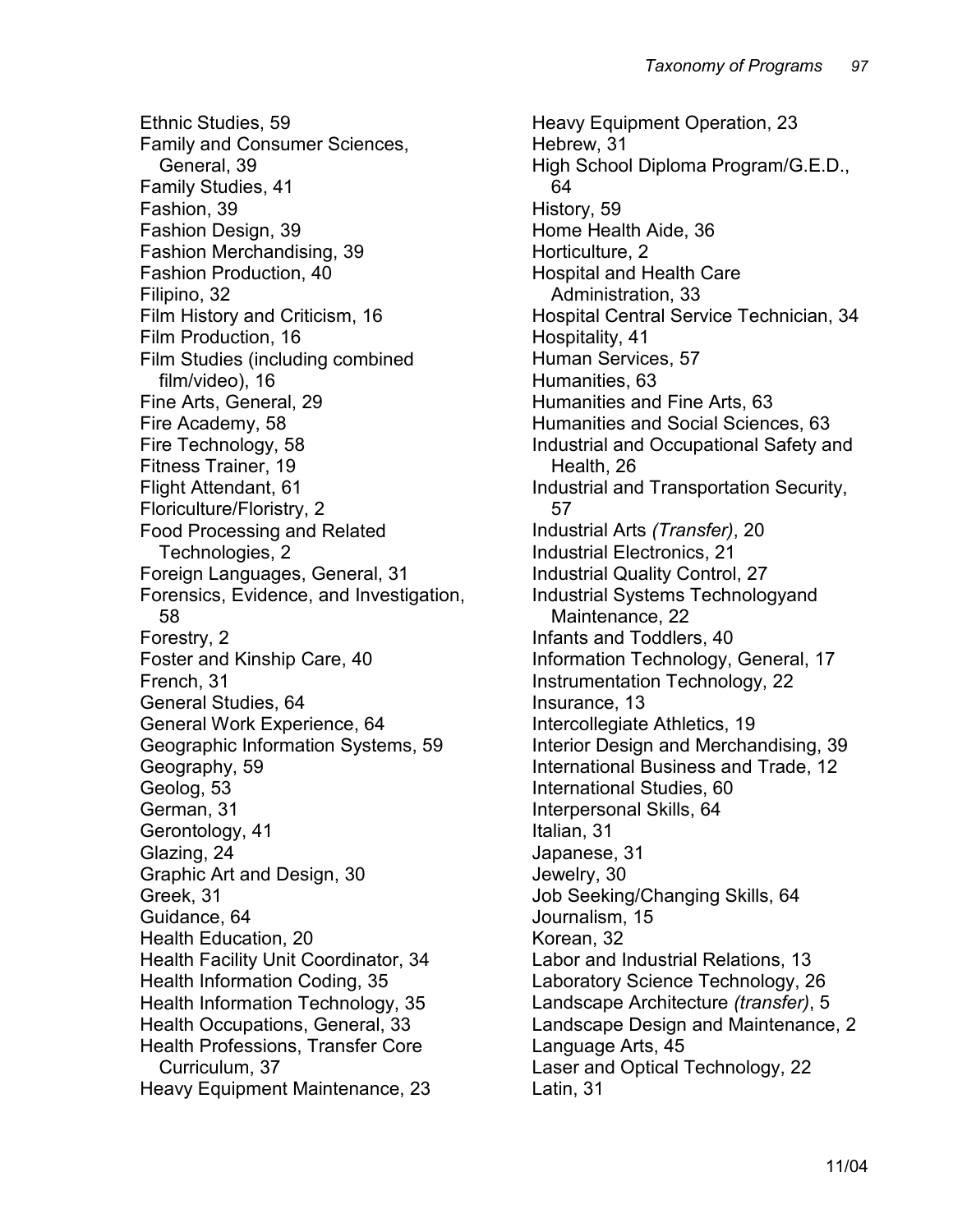Ethnic Studies, 59
Family and Consumer Sciences, General, 39
Family Studies, 41
Fashion, 39
Fashion Design, 39
Fashion Merchandising, 39
Fashion Production, 40
Filipino, 32
Film History and Criticism, 16
Film Production, 16
Film Studies (including combined film/video), 16
Fine Arts, General, 29
Fire Academy, 58
Fire Technology, 58
Fitness Trainer, 19
Flight Attendant, 61
Floriculture/Floristry, 2
Food Processing and Related Technologies, 2
Foreign Languages, General, 31
Forensics, Evidence, and Investigation, 58
Forestry, 2
Foster and Kinship Care, 40
French, 31
General Studies, 64
General Work Experience, 64
Geographic Information Systems, 59
Geography, 59
Geolog, 53
German, 31
Gerontology, 41
Glazing, 24
Graphic Art and Design, 30
Greek, 31
Guidance, 64
Health Education, 20
Health Facility Unit Coordinator, 34
Health Information Coding, 35
Health Information Technology, 35
Health Occupations, General, 33
Health Professions, Transfer Core Curriculum, 37
Heavy Equipment Maintenance, 23
Heavy Equipment Operation, 23
Hebrew, 31
High School Diploma Program/G.E.D., 64
History, 59
Home Health Aide, 36
Horticulture, 2
Hospital and Health Care Administration, 33
Hospital Central Service Technician, 34
Hospitality, 41
Human Services, 57
Humanities, 63
Humanities and Fine Arts, 63
Humanities and Social Sciences, 63
Industrial and Occupational Safety and Health, 26
Industrial and Transportation Security, 57
Industrial Arts *(Transfer)*, 20
Industrial Electronics, 21
Industrial Quality Control, 27
Industrial Systems Technologyand Maintenance, 22
Infants and Toddlers, 40
Information Technology, General, 17
Instrumentation Technology, 22
Insurance, 13
Intercollegiate Athletics, 19
Interior Design and Merchandising, 39
International Business and Trade, 12
International Studies, 60
Interpersonal Skills, 64
Italian, 31
Japanese, 31
Jewelry, 30
Job Seeking/Changing Skills, 64
Journalism, 15
Korean, 32
Labor and Industrial Relations, 13
Laboratory Science Technology, 26
Landscape Architecture *(transfer)*, 5
Landscape Design and Maintenance, 2
Language Arts, 45
Laser and Optical Technology, 22
Latin, 31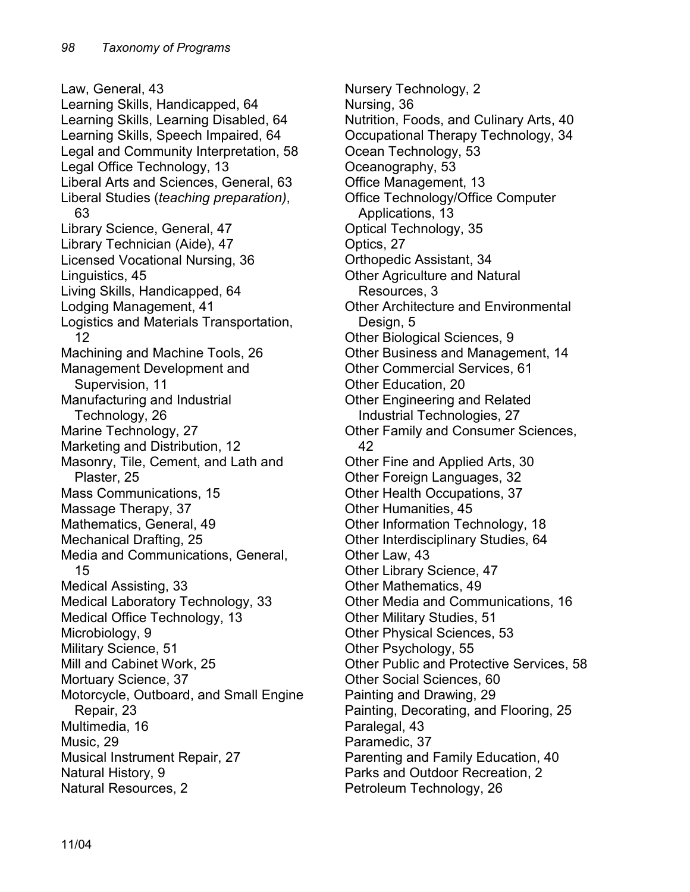Law, General, 43
Learning Skills, Handicapped, 64
Learning Skills, Learning Disabled, 64
Learning Skills, Speech Impaired, 64
Legal and Community Interpretation, 58
Legal Office Technology, 13
Liberal Arts and Sciences, General, 63
Liberal Studies (*teaching preparation)*, 63
Library Science, General, 47
Library Technician (Aide), 47
Licensed Vocational Nursing, 36
Linguistics, 45
Living Skills, Handicapped, 64
Lodging Management, 41
Logistics and Materials Transportation, 12
Machining and Machine Tools, 26
Management Development and Supervision, 11
Manufacturing and Industrial Technology, 26
Marine Technology, 27
Marketing and Distribution, 12
Masonry, Tile, Cement, and Lath and Plaster, 25
Mass Communications, 15
Massage Therapy, 37
Mathematics, General, 49
Mechanical Drafting, 25
Media and Communications, General, 15
Medical Assisting, 33
Medical Laboratory Technology, 33
Medical Office Technology, 13
Microbiology, 9
Military Science, 51
Mill and Cabinet Work, 25
Mortuary Science, 37
Motorcycle, Outboard, and Small Engine Repair, 23
Multimedia, 16
Music, 29
Musical Instrument Repair, 27
Natural History, 9
Natural Resources, 2
Nursery Technology, 2
Nursing, 36
Nutrition, Foods, and Culinary Arts, 40
Occupational Therapy Technology, 34
Ocean Technology, 53
Oceanography, 53
Office Management, 13
Office Technology/Office Computer Applications, 13
Optical Technology, 35
Optics, 27
Orthopedic Assistant, 34
Other Agriculture and Natural Resources, 3
Other Architecture and Environmental Design, 5
Other Biological Sciences, 9
Other Business and Management, 14
Other Commercial Services, 61
Other Education, 20
Other Engineering and Related Industrial Technologies, 27
Other Family and Consumer Sciences, 42
Other Fine and Applied Arts, 30
Other Foreign Languages, 32
Other Health Occupations, 37
Other Humanities, 45
Other Information Technology, 18
Other Interdisciplinary Studies, 64
Other Law, 43
Other Library Science, 47
Other Mathematics, 49
Other Media and Communications, 16
Other Military Studies, 51
Other Physical Sciences, 53
Other Psychology, 55
Other Public and Protective Services, 58
Other Social Sciences, 60
Painting and Drawing, 29
Painting, Decorating, and Flooring, 25
Paralegal, 43
Paramedic, 37
Parenting and Family Education, 40
Parks and Outdoor Recreation, 2
Petroleum Technology, 26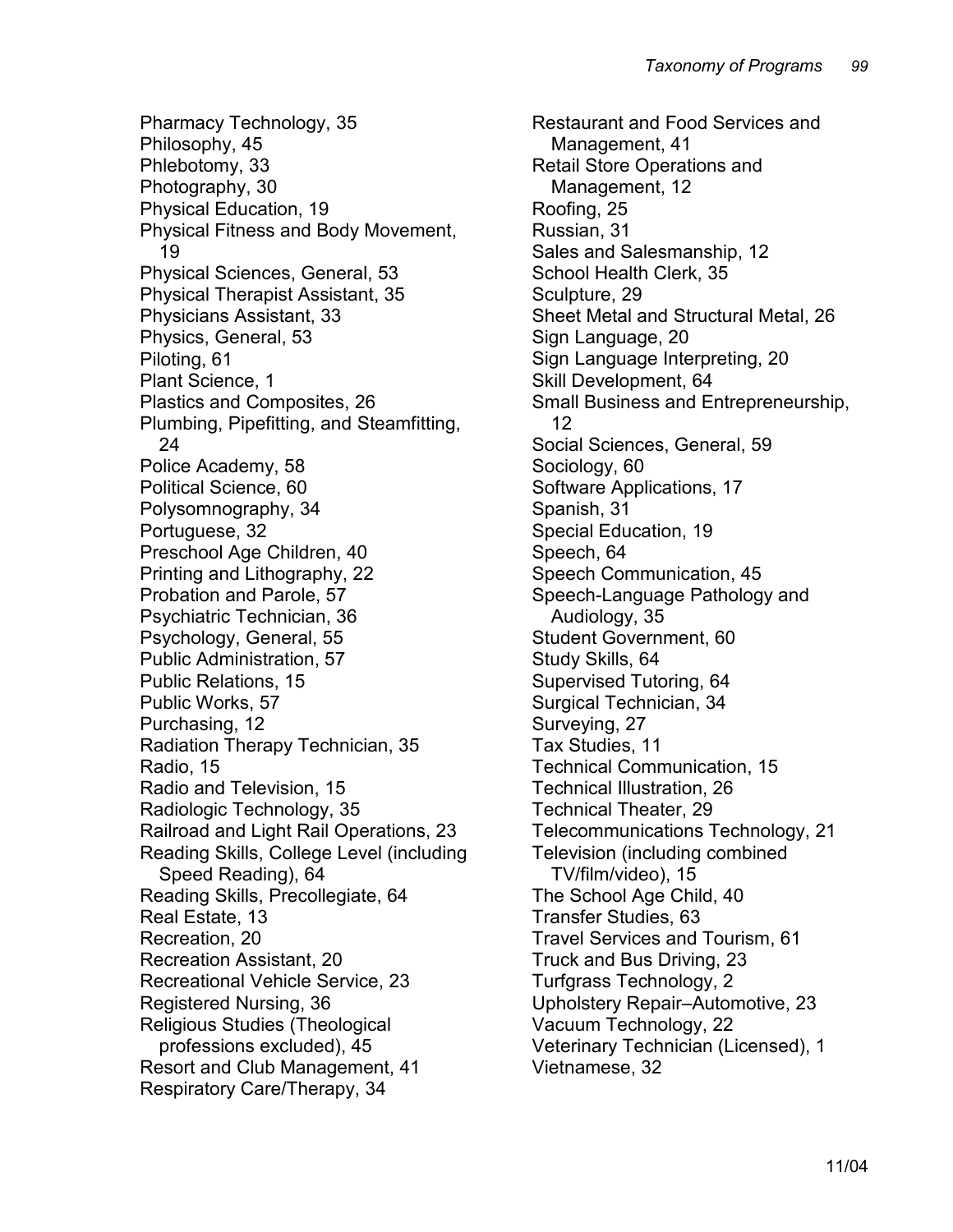Pharmacy Technology, 35
Philosophy, 45
Phlebotomy, 33
Photography, 30
Physical Education, 19
Physical Fitness and Body Movement, 19
Physical Sciences, General, 53
Physical Therapist Assistant, 35
Physicians Assistant, 33
Physics, General, 53
Piloting, 61
Plant Science, 1
Plastics and Composites, 26
Plumbing, Pipefitting, and Steamfitting, 24
Police Academy, 58
Political Science, 60
Polysomnography, 34
Portuguese, 32
Preschool Age Children, 40
Printing and Lithography, 22
Probation and Parole, 57
Psychiatric Technician, 36
Psychology, General, 55
Public Administration, 57
Public Relations, 15
Public Works, 57
Purchasing, 12
Radiation Therapy Technician, 35
Radio, 15
Radio and Television, 15
Radiologic Technology, 35
Railroad and Light Rail Operations, 23
Reading Skills, College Level (including Speed Reading), 64
Reading Skills, Precollegiate, 64
Real Estate, 13
Recreation, 20
Recreation Assistant, 20
Recreational Vehicle Service, 23
Registered Nursing, 36
Religious Studies (Theological professions excluded), 45
Resort and Club Management, 41
Respiratory Care/Therapy, 34
Restaurant and Food Services and Management, 41
Retail Store Operations and Management, 12
Roofing, 25
Russian, 31
Sales and Salesmanship, 12
School Health Clerk, 35
Sculpture, 29
Sheet Metal and Structural Metal, 26
Sign Language, 20
Sign Language Interpreting, 20
Skill Development, 64
Small Business and Entrepreneurship, 12
Social Sciences, General, 59
Sociology, 60
Software Applications, 17
Spanish, 31
Special Education, 19
Speech, 64
Speech Communication, 45
Speech-Language Pathology and Audiology, 35
Student Government, 60
Study Skills, 64
Supervised Tutoring, 64
Surgical Technician, 34
Surveying, 27
Tax Studies, 11
Technical Communication, 15
Technical Illustration, 26
Technical Theater, 29
Telecommunications Technology, 21
Television (including combined TV/film/video), 15
The School Age Child, 40
Transfer Studies, 63
Travel Services and Tourism, 61
Truck and Bus Driving, 23
Turfgrass Technology, 2
Upholstery Repair–Automotive, 23
Vacuum Technology, 22
Veterinary Technician (Licensed), 1
Vietnamese, 32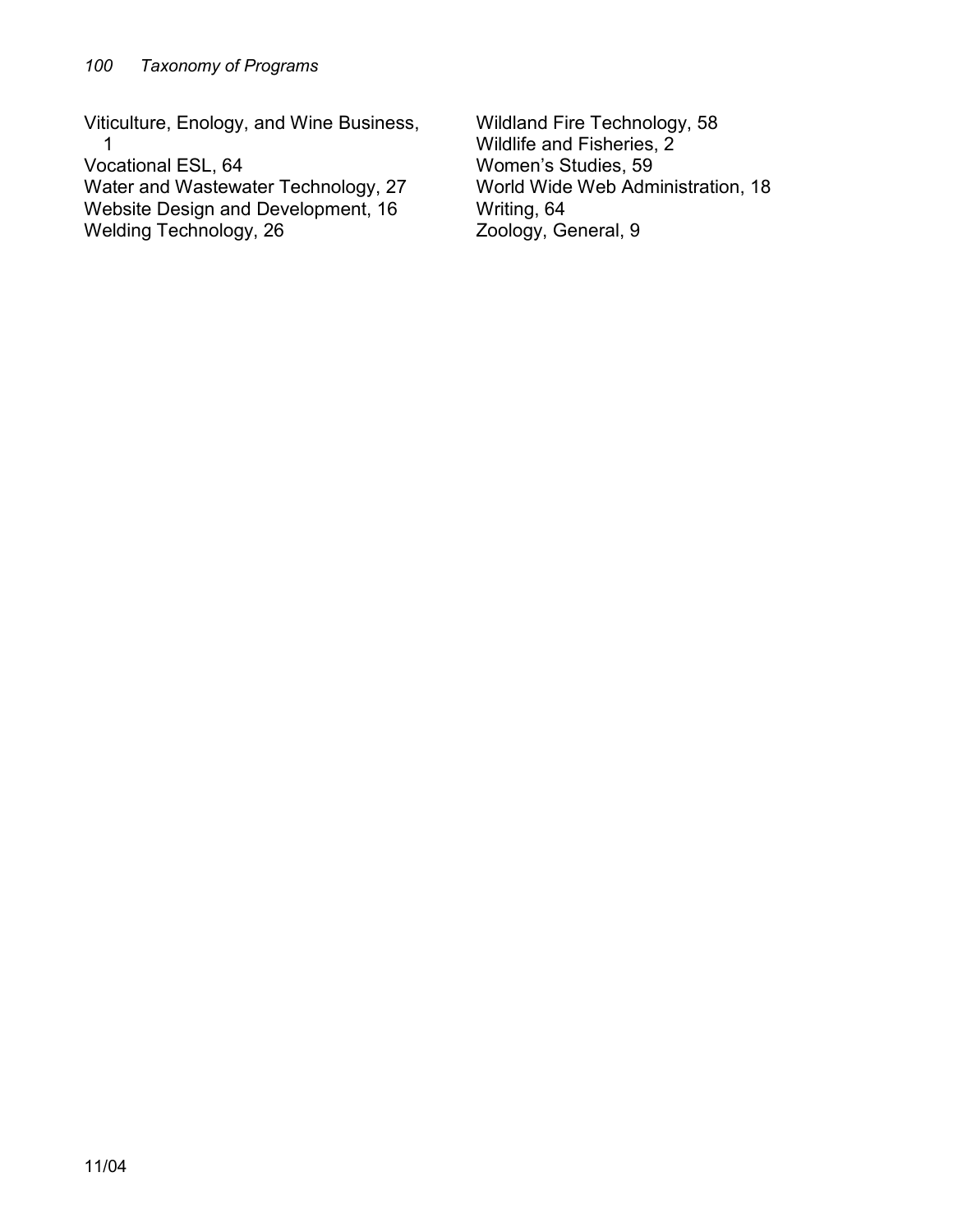Viticulture, Enology, and Wine Business, 1
Vocational ESL, 64
Water and Wastewater Technology, 27
Website Design and Development, 16
Welding Technology, 26
Wildland Fire Technology, 58
Wildlife and Fisheries, 2
Women's Studies, 59
World Wide Web Administration, 18
Writing, 64
Zoology, General, 9